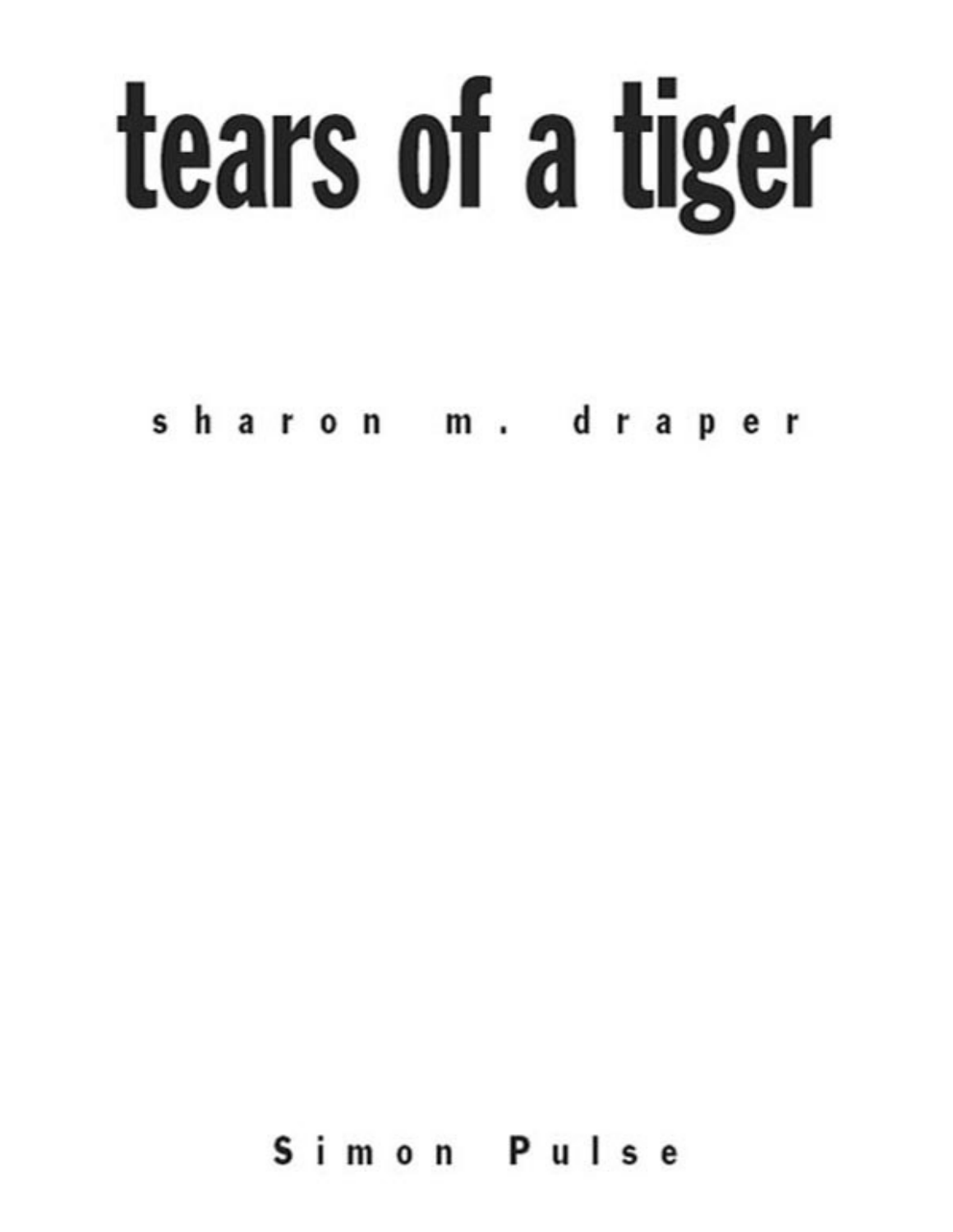# tears of a tiger

sharon m. draper

Simon Pulse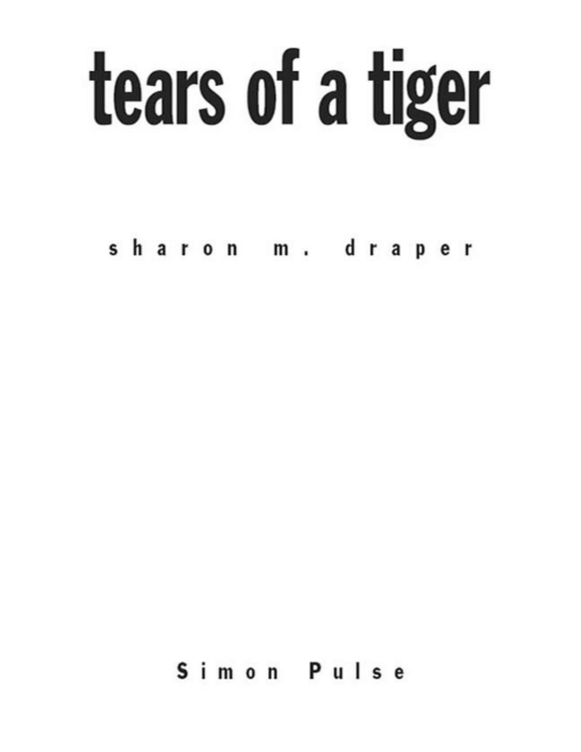# tears of a tiger

sharon m. draper

Simon Pulse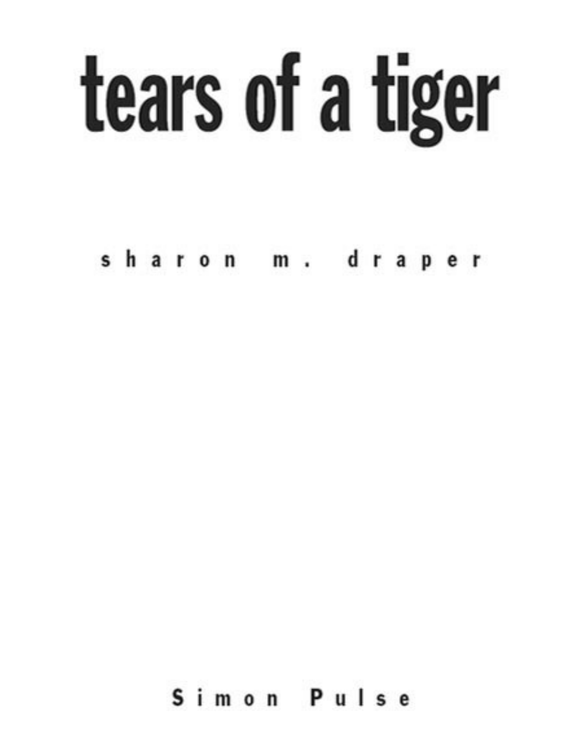# tears of a tiger

sharon m. draper

Simon Pulse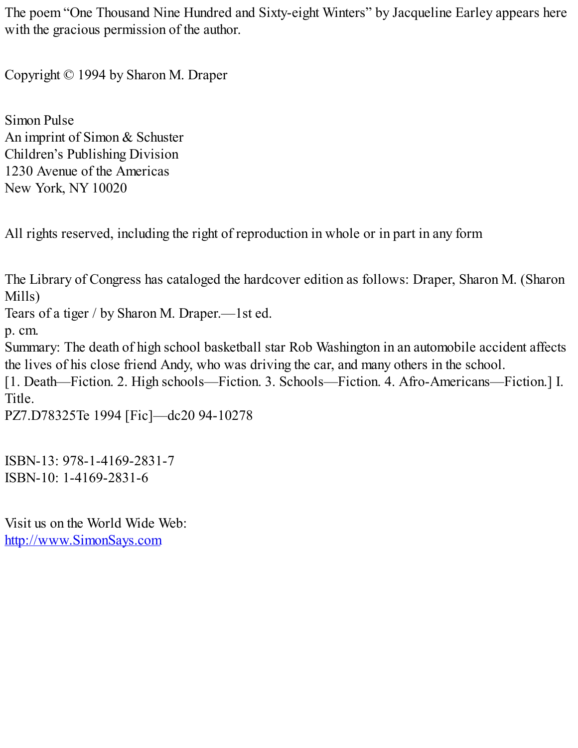The poem "One Thousand Nine Hundred and Sixty-eight Winters" by Jacqueline Earley appears here with the gracious permission of the author.

Copyright © 1994 by Sharon M. Draper

Simon Pulse
An imprint of Simon & Schuster
Children's Publishing Division
1230 Avenue of the Americas
New York, NY 10020

All rights reserved, including the right of reproduction in whole or in part in any form

The Library of Congress has cataloged the hardcover edition as follows: Draper, Sharon M. (Sharon Mills)
Tears of a tiger / by Sharon M. Draper.—1st ed.
p. cm.
Summary: The death of high school basketball star Rob Washington in an automobile accident affects the lives of his close friend Andy, who was driving the car, and many others in the school.
[1. Death—Fiction. 2. High schools—Fiction. 3. Schools—Fiction. 4. Afro-Americans—Fiction.] I. Title.
PZ7.D78325Te 1994 [Fic]—dc20 94-10278

ISBN-13: 978-1-4169-2831-7
ISBN-10: 1-4169-2831-6

Visit us on the World Wide Web:
http://www.SimonSays.com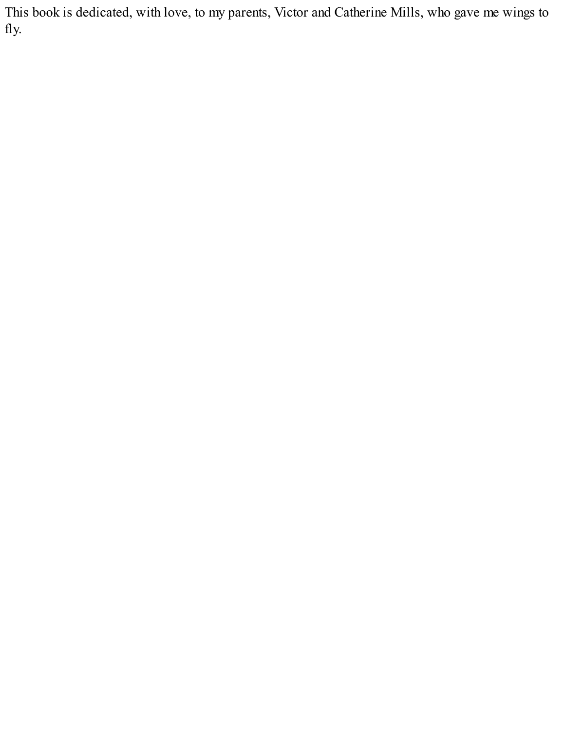This book is dedicated, with love, to my parents, Victor and Catherine Mills, who gave me wings to fly.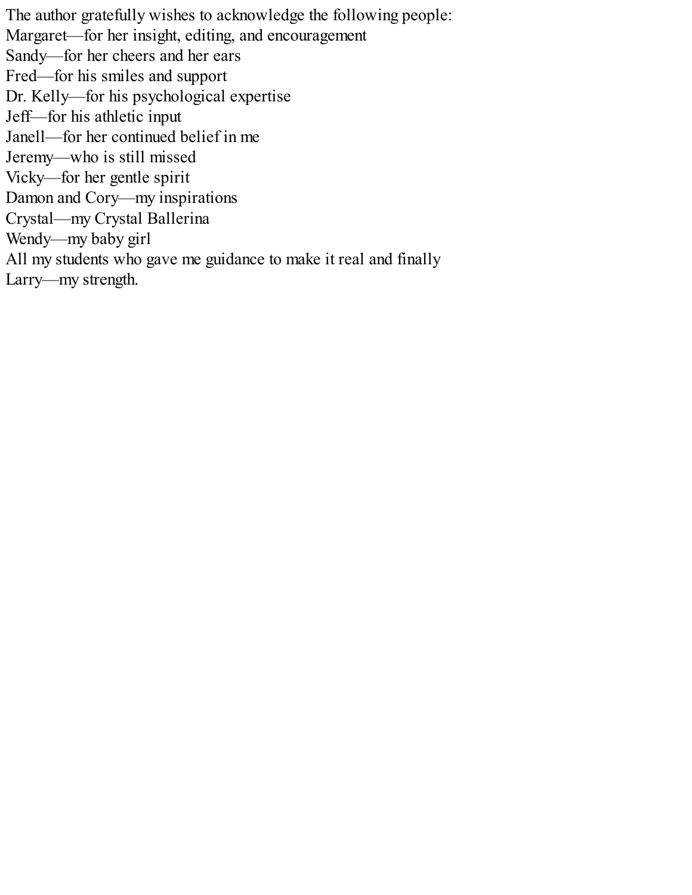The author gratefully wishes to acknowledge the following people:

Margaret—for her insight, editing, and encouragement

Sandy—for her cheers and her ears

Fred—for his smiles and support

Dr. Kelly—for his psychological expertise

Jeff—for his athletic input

Janell—for her continued belief in me

Jeremy—who is still missed

Vicky—for her gentle spirit

Damon and Cory—my inspirations

Crystal—my Crystal Ballerina

Wendy—my baby girl

All my students who gave me guidance to make it real and finally

Larry—my strength.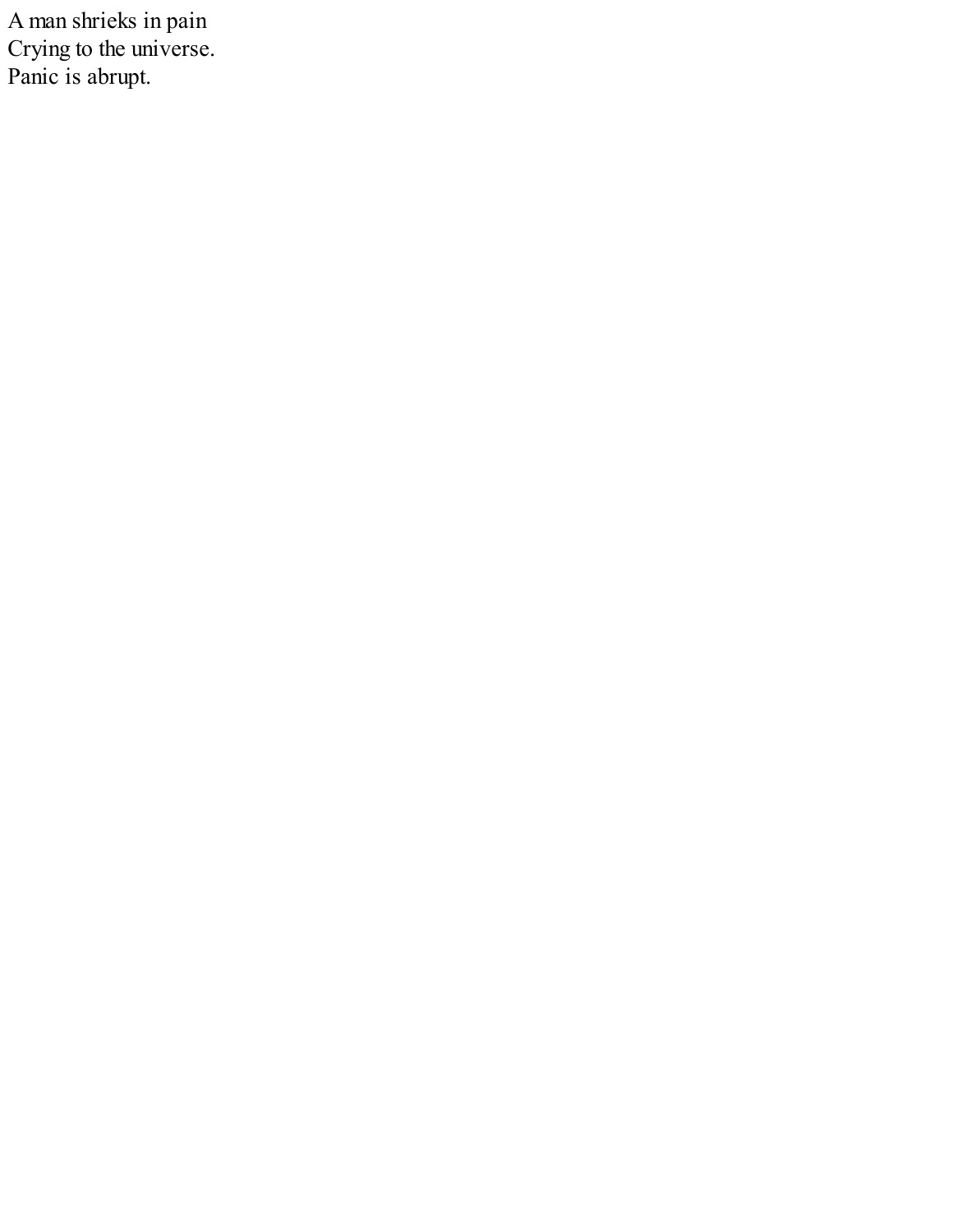A man shrieks in pain
Crying to the universe.
Panic is abrupt.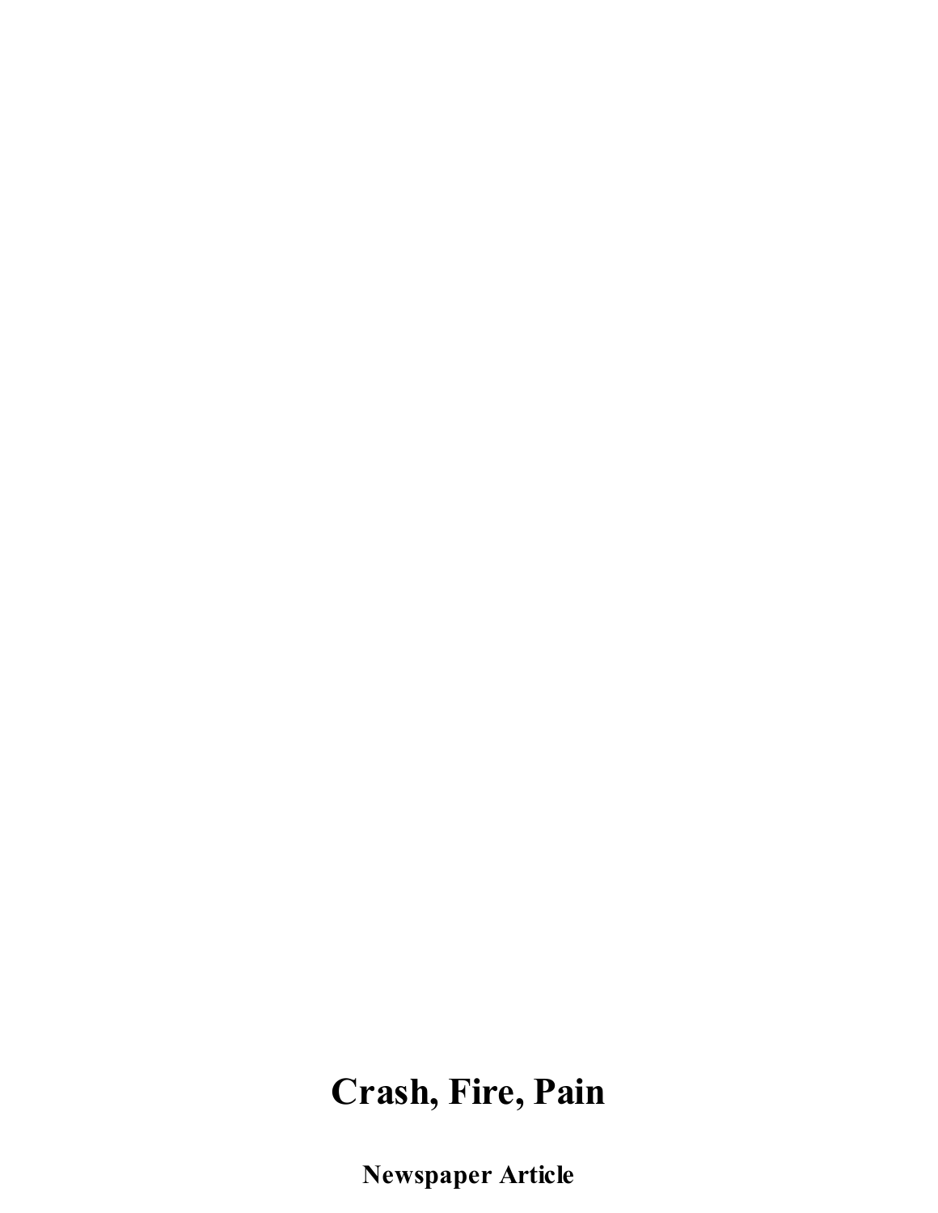# Crash, Fire, Pain

**Newspaper Article**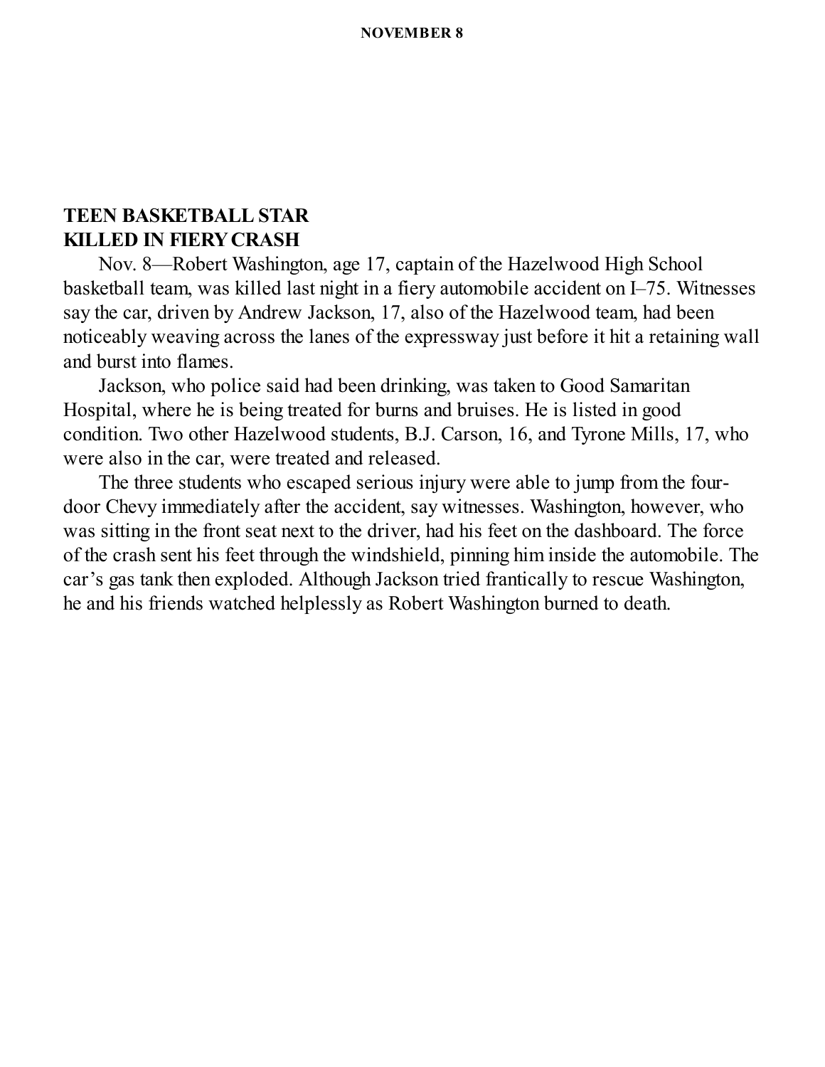## NOVEMBER 8

**TEEN BASKETBALL STAR**
**KILLED IN FIERY CRASH**

Nov. 8—Robert Washington, age 17, captain of the Hazelwood High School basketball team, was killed last night in a fiery automobile accident on I–75. Witnesses say the car, driven by Andrew Jackson, 17, also of the Hazelwood team, had been noticeably weaving across the lanes of the expressway just before it hit a retaining wall and burst into flames.

Jackson, who police said had been drinking, was taken to Good Samaritan Hospital, where he is being treated for burns and bruises. He is listed in good condition. Two other Hazelwood students, B.J. Carson, 16, and Tyrone Mills, 17, who were also in the car, were treated and released.

The three students who escaped serious injury were able to jump from the four-door Chevy immediately after the accident, say witnesses. Washington, however, who was sitting in the front seat next to the driver, had his feet on the dashboard. The force of the crash sent his feet through the windshield, pinning him inside the automobile. The car's gas tank then exploded. Although Jackson tried frantically to rescue Washington, he and his friends watched helplessly as Robert Washington burned to death.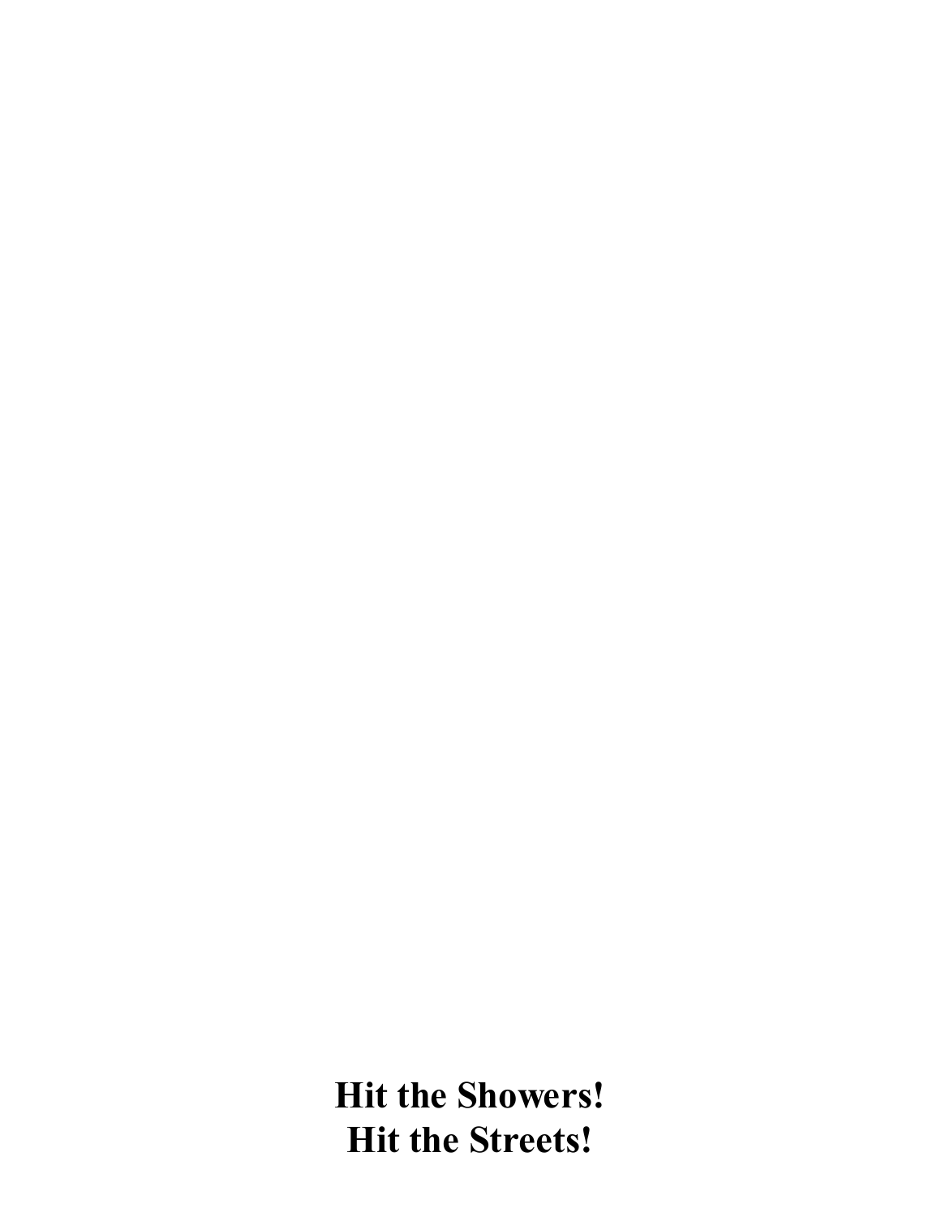**Hit the Showers!**
**Hit the Streets!**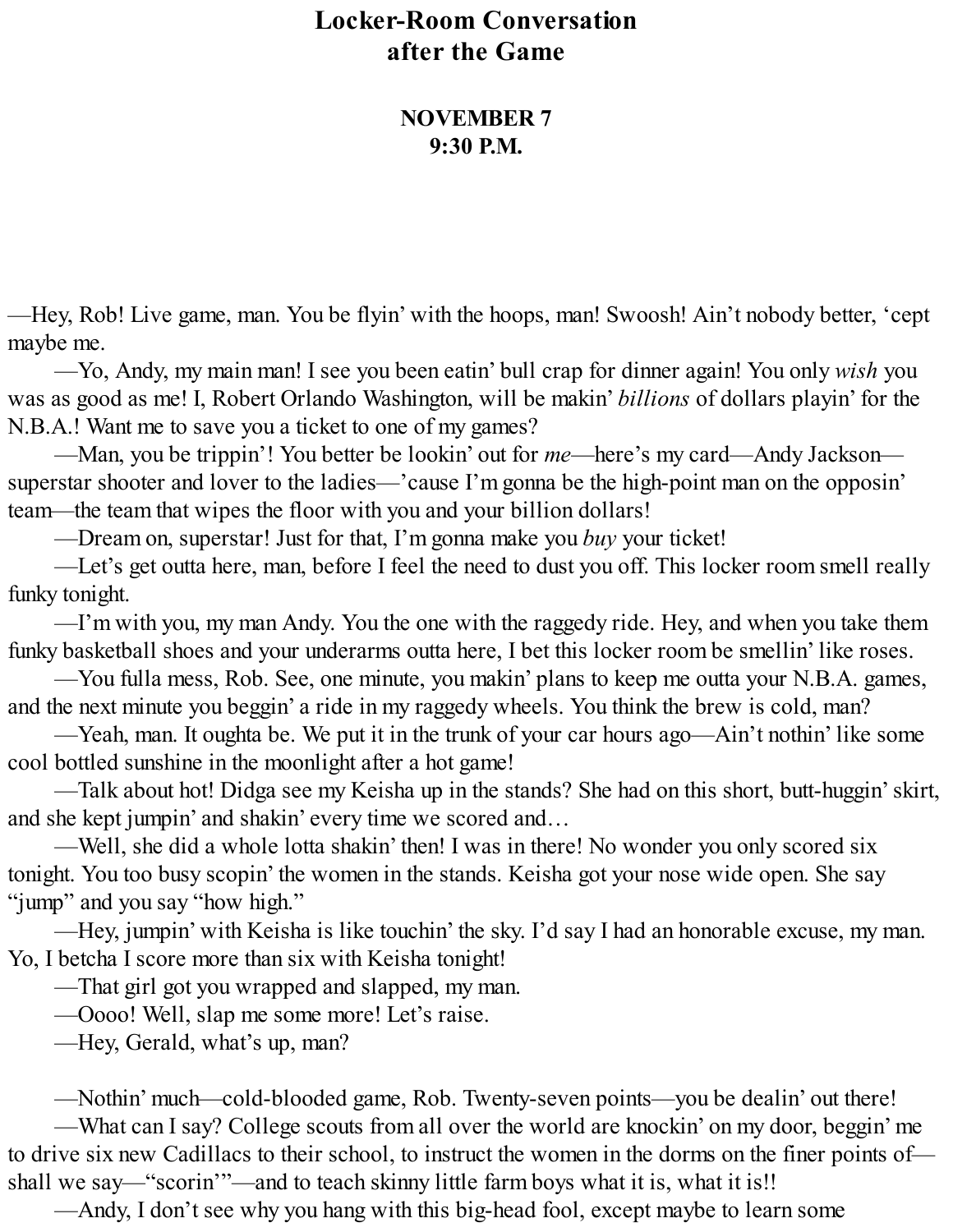# Locker-Room Conversation after the Game

## NOVEMBER 7
## 9:30 P.M.

—Hey, Rob! Live game, man. You be flyin' with the hoops, man! Swoosh! Ain't nobody better, 'cept maybe me.

—Yo, Andy, my main man! I see you been eatin' bull crap for dinner again! You only *wish* you was as good as me! I, Robert Orlando Washington, will be makin' *billions* of dollars playin' for the N.B.A.! Want me to save you a ticket to one of my games?

—Man, you be trippin'! You better be lookin' out for *me*—here's my card—Andy Jackson—superstar shooter and lover to the ladies—'cause I'm gonna be the high-point man on the opposin' team—the team that wipes the floor with you and your billion dollars!

—Dream on, superstar! Just for that, I'm gonna make you *buy* your ticket!

—Let's get outta here, man, before I feel the need to dust you off. This locker room smell really funky tonight.

—I'm with you, my man Andy. You the one with the raggedy ride. Hey, and when you take them funky basketball shoes and your underarms outta here, I bet this locker room be smellin' like roses.

—You fulla mess, Rob. See, one minute, you makin' plans to keep me outta your N.B.A. games, and the next minute you beggin' a ride in my raggedy wheels. You think the brew is cold, man?

—Yeah, man. It oughta be. We put it in the trunk of your car hours ago—Ain't nothin' like some cool bottled sunshine in the moonlight after a hot game!

—Talk about hot! Didga see my Keisha up in the stands? She had on this short, butt-huggin' skirt, and she kept jumpin' and shakin' every time we scored and…

—Well, she did a whole lotta shakin' then! I was in there! No wonder you only scored six tonight. You too busy scopin' the women in the stands. Keisha got your nose wide open. She say "jump" and you say "how high."

—Hey, jumpin' with Keisha is like touchin' the sky. I'd say I had an honorable excuse, my man. Yo, I betcha I score more than six with Keisha tonight!

—That girl got you wrapped and slapped, my man.

—Oooo! Well, slap me some more! Let's raise.

—Hey, Gerald, what's up, man?

—Nothin' much—cold-blooded game, Rob. Twenty-seven points—you be dealin' out there!

—What can I say? College scouts from all over the world are knockin' on my door, beggin' me to drive six new Cadillacs to their school, to instruct the women in the dorms on the finer points of—shall we say—"scorin'"—and to teach skinny little farm boys what it is, what it is!!

—Andy, I don't see why you hang with this big-head fool, except maybe to learn some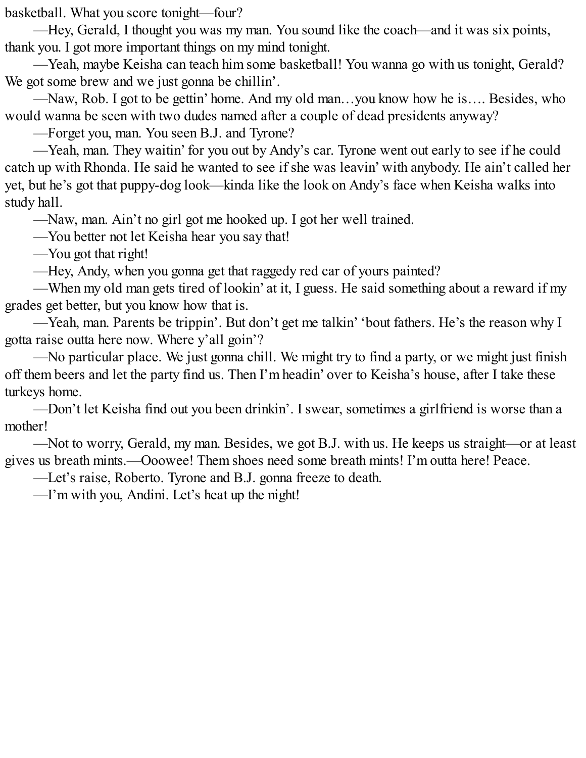basketball. What you score tonight—four?

—Hey, Gerald, I thought you was my man. You sound like the coach—and it was six points, thank you. I got more important things on my mind tonight.

—Yeah, maybe Keisha can teach him some basketball! You wanna go with us tonight, Gerald? We got some brew and we just gonna be chillin'.

—Naw, Rob. I got to be gettin' home. And my old man…you know how he is…. Besides, who would wanna be seen with two dudes named after a couple of dead presidents anyway?

—Forget you, man. You seen B.J. and Tyrone?

—Yeah, man. They waitin' for you out by Andy's car. Tyrone went out early to see if he could catch up with Rhonda. He said he wanted to see if she was leavin' with anybody. He ain't called her yet, but he's got that puppy-dog look—kinda like the look on Andy's face when Keisha walks into study hall.

—Naw, man. Ain't no girl got me hooked up. I got her well trained.

—You better not let Keisha hear you say that!

—You got that right!

—Hey, Andy, when you gonna get that raggedy red car of yours painted?

—When my old man gets tired of lookin' at it, I guess. He said something about a reward if my grades get better, but you know how that is.

—Yeah, man. Parents be trippin'. But don't get me talkin' 'bout fathers. He's the reason why I gotta raise outta here now. Where y'all goin'?

—No particular place. We just gonna chill. We might try to find a party, or we might just finish off them beers and let the party find us. Then I'm headin' over to Keisha's house, after I take these turkeys home.

—Don't let Keisha find out you been drinkin'. I swear, sometimes a girlfriend is worse than a mother!

—Not to worry, Gerald, my man. Besides, we got B.J. with us. He keeps us straight—or at least gives us breath mints.—Ooowee! Them shoes need some breath mints! I'm outta here! Peace.

—Let's raise, Roberto. Tyrone and B.J. gonna freeze to death.

—I'm with you, Andini. Let's heat up the night!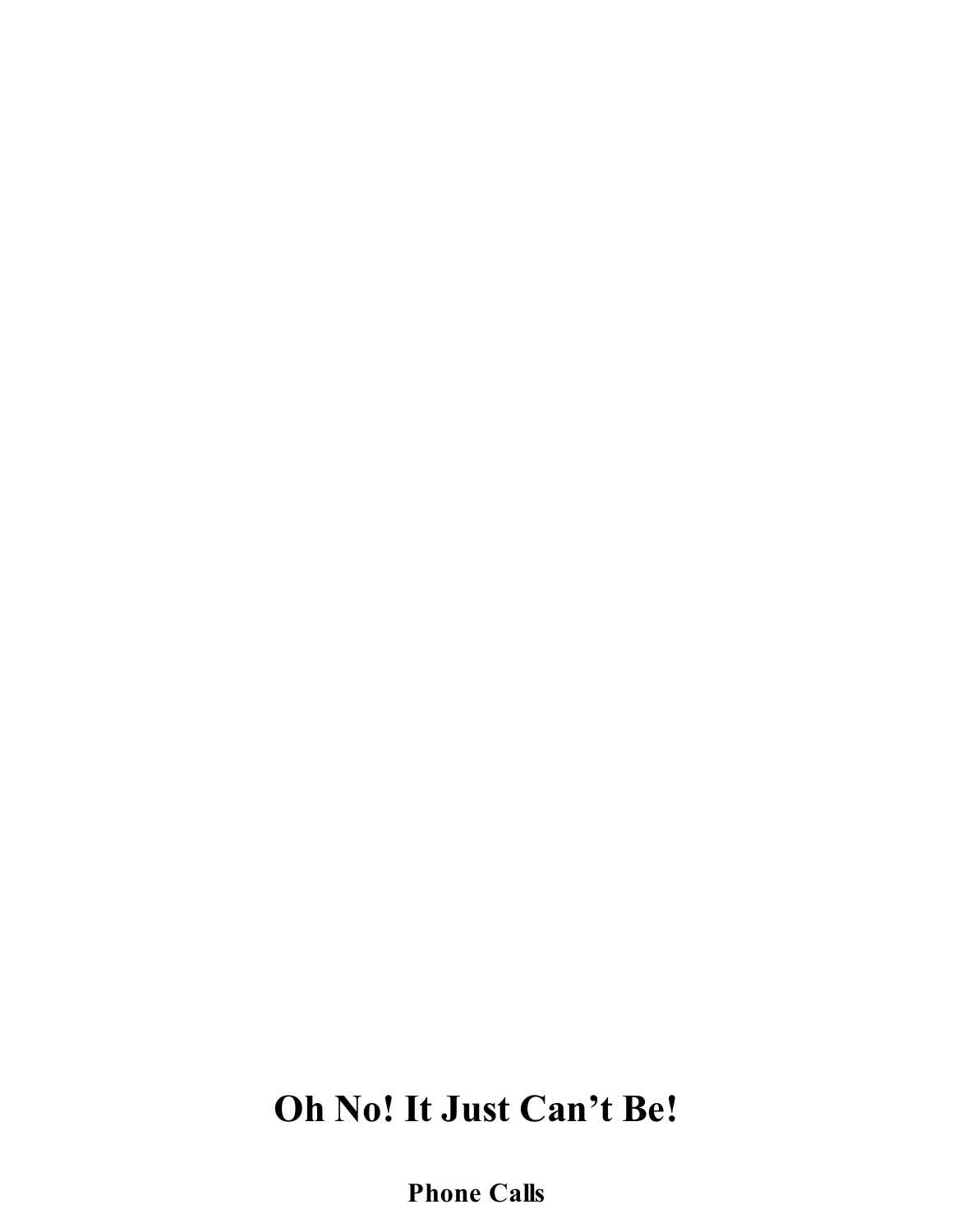# Oh No! It Just Can't Be!

**Phone Calls**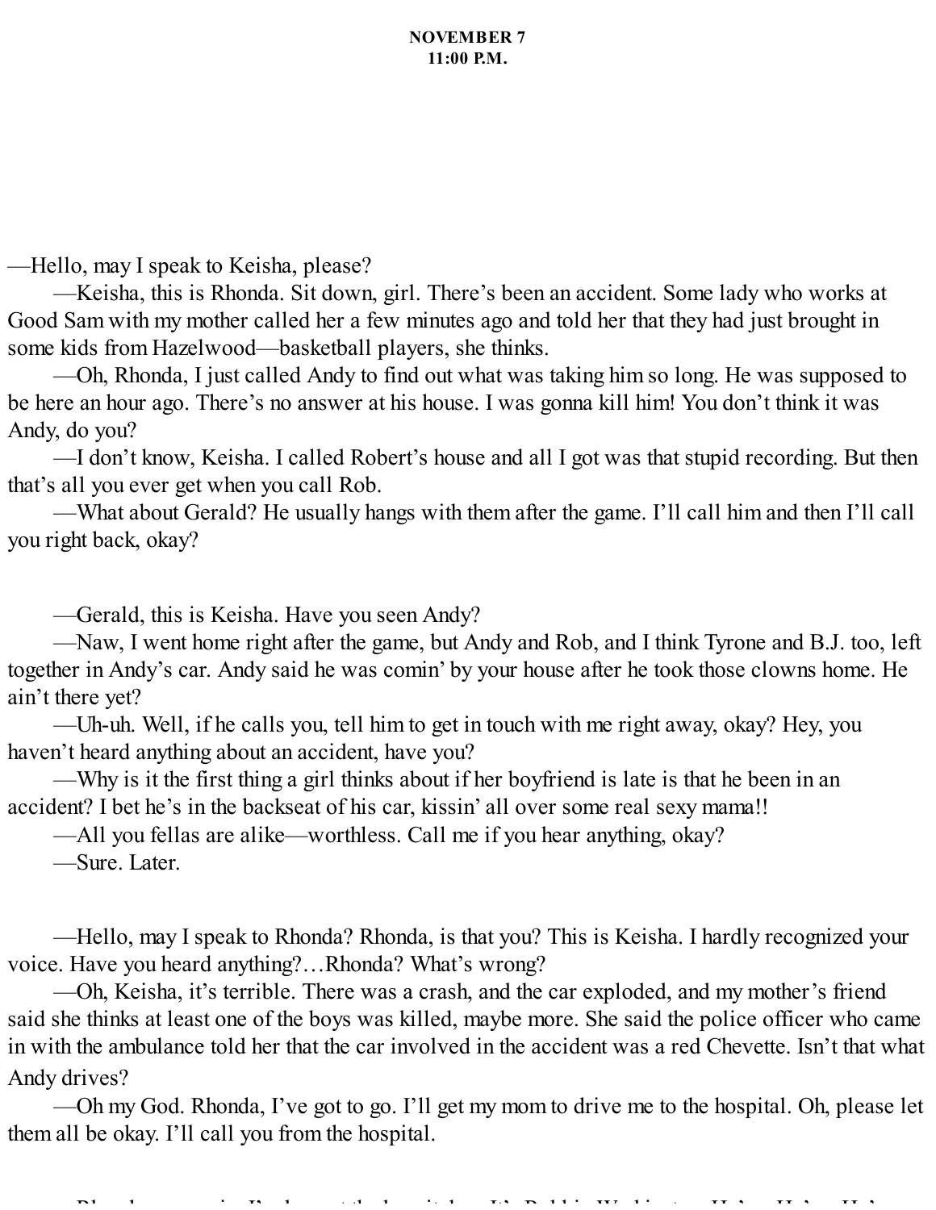**NOVEMBER 7**
**11:00 P.M.**

—Hello, may I speak to Keisha, please?

—Keisha, this is Rhonda. Sit down, girl. There's been an accident. Some lady who works at Good Sam with my mother called her a few minutes ago and told her that they had just brought in some kids from Hazelwood—basketball players, she thinks.

—Oh, Rhonda, I just called Andy to find out what was taking him so long. He was supposed to be here an hour ago. There's no answer at his house. I was gonna kill him! You don't think it was Andy, do you?

—I don't know, Keisha. I called Robert's house and all I got was that stupid recording. But then that's all you ever get when you call Rob.

—What about Gerald? He usually hangs with them after the game. I'll call him and then I'll call you right back, okay?

—Gerald, this is Keisha. Have you seen Andy?

—Naw, I went home right after the game, but Andy and Rob, and I think Tyrone and B.J. too, left together in Andy's car. Andy said he was comin' by your house after he took those clowns home. He ain't there yet?

—Uh-uh. Well, if he calls you, tell him to get in touch with me right away, okay? Hey, you haven't heard anything about an accident, have you?

—Why is it the first thing a girl thinks about if her boyfriend is late is that he been in an accident? I bet he's in the backseat of his car, kissin' all over some real sexy mama!!

—All you fellas are alike—worthless. Call me if you hear anything, okay?

—Sure. Later.

—Hello, may I speak to Rhonda? Rhonda, is that you? This is Keisha. I hardly recognized your voice. Have you heard anything?…Rhonda? What's wrong?

—Oh, Keisha, it's terrible. There was a crash, and the car exploded, and my mother's friend said she thinks at least one of the boys was killed, maybe more. She said the police officer who came in with the ambulance told her that the car involved in the accident was a red Chevette. Isn't that what Andy drives?

—Oh my God. Rhonda, I've got to go. I'll get my mom to drive me to the hospital. Oh, please let them all be okay. I'll call you from the hospital.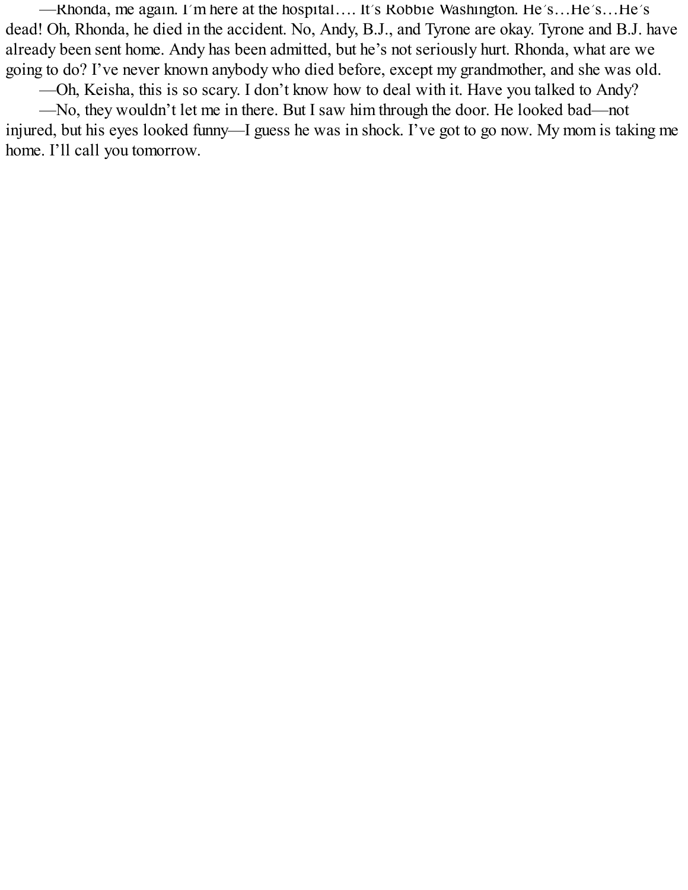—Rhonda, me again. I´m here at the hospital…. It´s Robbie Washington. He´s…He´s…He´s dead! Oh, Rhonda, he died in the accident. No, Andy, B.J., and Tyrone are okay. Tyrone and B.J. have already been sent home. Andy has been admitted, but he's not seriously hurt. Rhonda, what are we going to do? I've never known anybody who died before, except my grandmother, and she was old.

—Oh, Keisha, this is so scary. I don't know how to deal with it. Have you talked to Andy?

—No, they wouldn't let me in there. But I saw him through the door. He looked bad—not injured, but his eyes looked funny—I guess he was in shock. I've got to go now. My mom is taking me home. I'll call you tomorrow.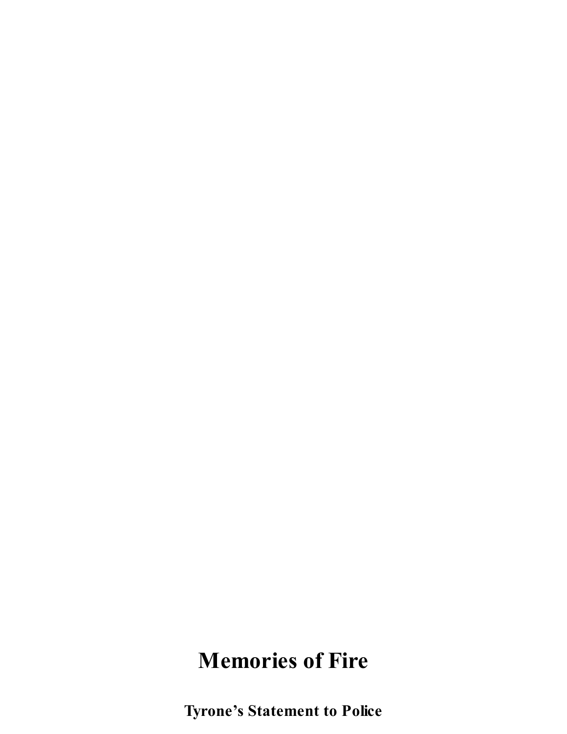# Memories of Fire

## Tyrone's Statement to Police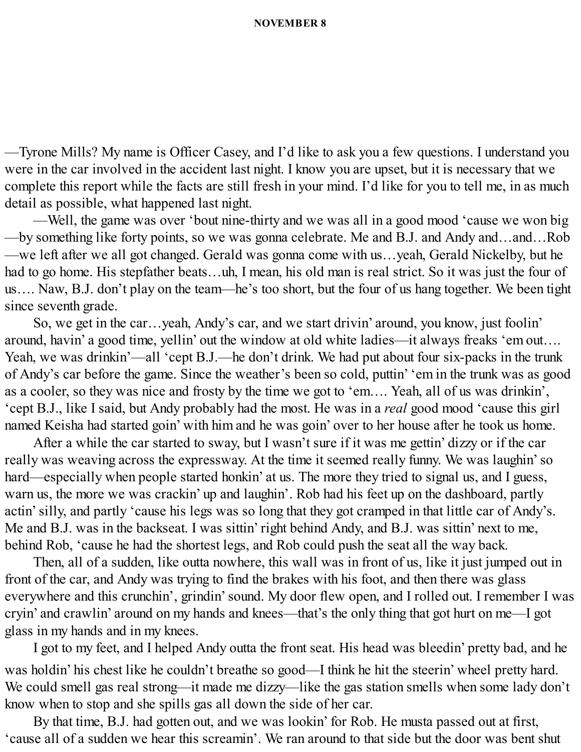## NOVEMBER 8

—Tyrone Mills? My name is Officer Casey, and I'd like to ask you a few questions. I understand you were in the car involved in the accident last night. I know you are upset, but it is necessary that we complete this report while the facts are still fresh in your mind. I'd like for you to tell me, in as much detail as possible, what happened last night.

—Well, the game was over 'bout nine-thirty and we was all in a good mood 'cause we won big—by something like forty points, so we was gonna celebrate. Me and B.J. and Andy and…and…Rob—we left after we all got changed. Gerald was gonna come with us…yeah, Gerald Nickelby, but he had to go home. His stepfather beats…uh, I mean, his old man is real strict. So it was just the four of us…. Naw, B.J. don't play on the team—he's too short, but the four of us hang together. We been tight since seventh grade.

So, we get in the car…yeah, Andy's car, and we start drivin' around, you know, just foolin' around, havin' a good time, yellin' out the window at old white ladies—it always freaks 'em out…. Yeah, we was drinkin'—all 'cept B.J.—he don't drink. We had put about four six-packs in the trunk of Andy's car before the game. Since the weather's been so cold, puttin' 'em in the trunk was as good as a cooler, so they was nice and frosty by the time we got to 'em…. Yeah, all of us was drinkin', 'cept B.J., like I said, but Andy probably had the most. He was in a *real* good mood 'cause this girl named Keisha had started goin' with him and he was goin' over to her house after he took us home.

After a while the car started to sway, but I wasn't sure if it was me gettin' dizzy or if the car really was weaving across the expressway. At the time it seemed really funny. We was laughin' so hard—especially when people started honkin' at us. The more they tried to signal us, and I guess, warn us, the more we was crackin' up and laughin'. Rob had his feet up on the dashboard, partly actin' silly, and partly 'cause his legs was so long that they got cramped in that little car of Andy's. Me and B.J. was in the backseat. I was sittin' right behind Andy, and B.J. was sittin' next to me, behind Rob, 'cause he had the shortest legs, and Rob could push the seat all the way back.

Then, all of a sudden, like outta nowhere, this wall was in front of us, like it just jumped out in front of the car, and Andy was trying to find the brakes with his foot, and then there was glass everywhere and this crunchin', grindin' sound. My door flew open, and I rolled out. I remember I was cryin' and crawlin' around on my hands and knees—that's the only thing that got hurt on me—I got glass in my hands and in my knees.

I got to my feet, and I helped Andy outta the front seat. His head was bleedin' pretty bad, and he was holdin' his chest like he couldn't breathe so good—I think he hit the steerin' wheel pretty hard. We could smell gas real strong—it made me dizzy—like the gas station smells when some lady don't know when to stop and she spills gas all down the side of her car.

By that time, B.J. had gotten out, and we was lookin' for Rob. He musta passed out at first, 'cause all of a sudden we hear this screamin'. We ran around to that side but the door was bent shut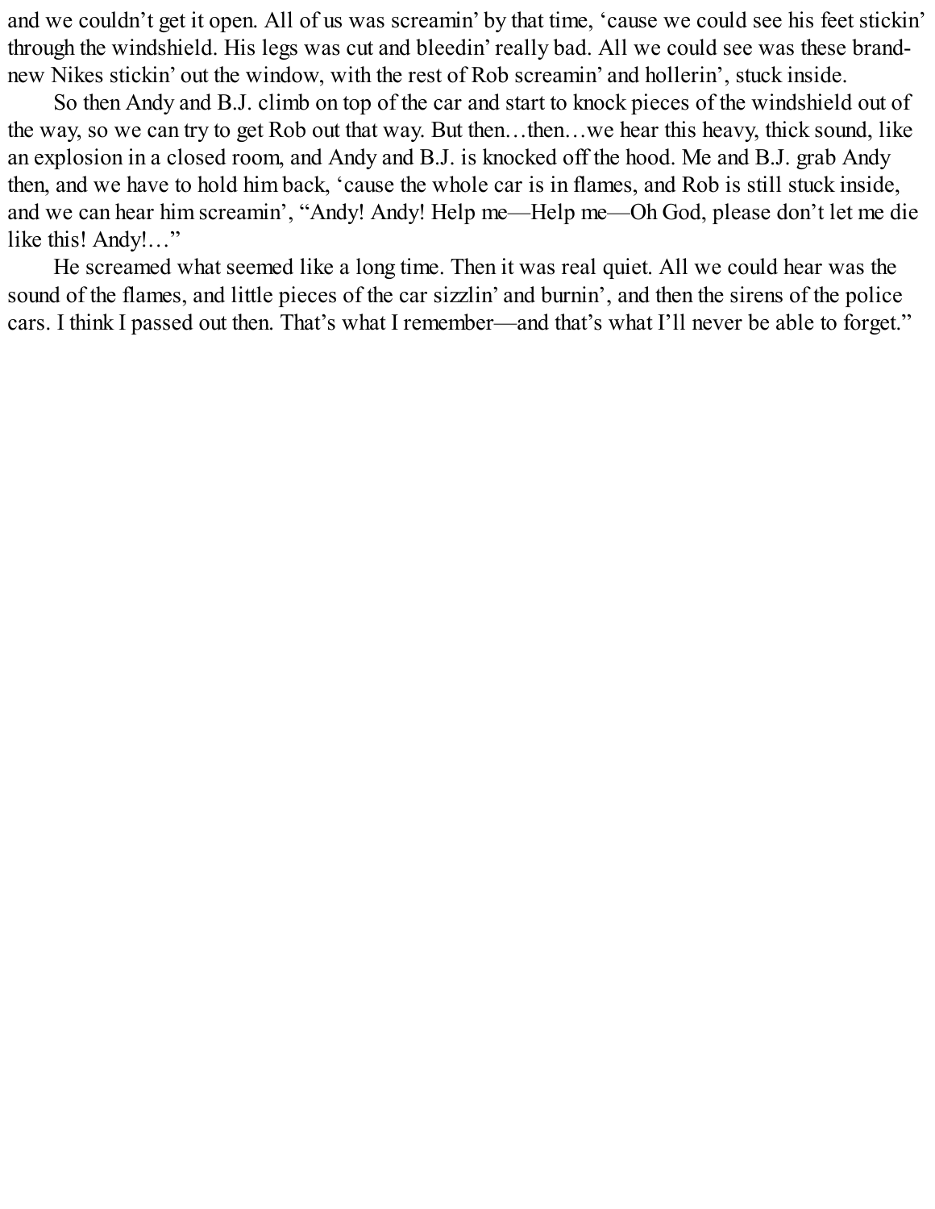and we couldn't get it open. All of us was screamin' by that time, 'cause we could see his feet stickin' through the windshield. His legs was cut and bleedin' really bad. All we could see was these brand-new Nikes stickin' out the window, with the rest of Rob screamin' and hollerin', stuck inside.

So then Andy and B.J. climb on top of the car and start to knock pieces of the windshield out of the way, so we can try to get Rob out that way. But then…then…we hear this heavy, thick sound, like an explosion in a closed room, and Andy and B.J. is knocked off the hood. Me and B.J. grab Andy then, and we have to hold him back, 'cause the whole car is in flames, and Rob is still stuck inside, and we can hear him screamin', "Andy! Andy! Help me—Help me—Oh God, please don't let me die like this! Andy!…"

He screamed what seemed like a long time. Then it was real quiet. All we could hear was the sound of the flames, and little pieces of the car sizzlin' and burnin', and then the sirens of the police cars. I think I passed out then. That's what I remember—and that's what I'll never be able to forget."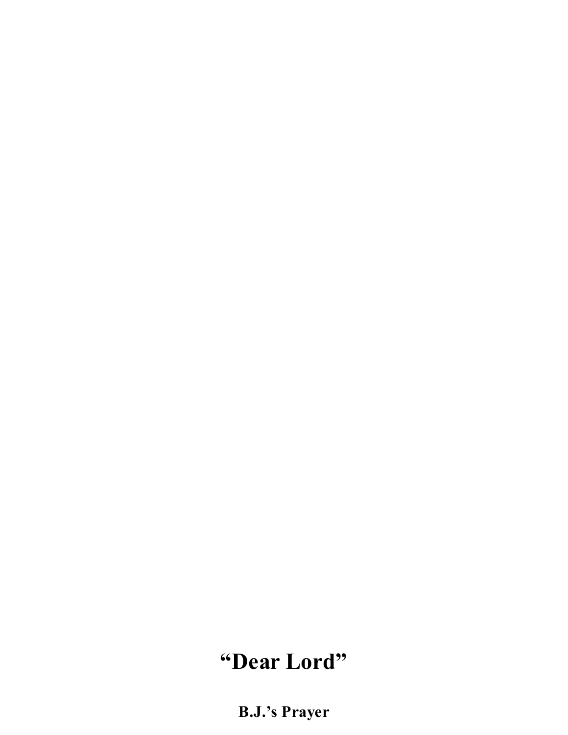# “Dear Lord”

**B.J.’s Prayer**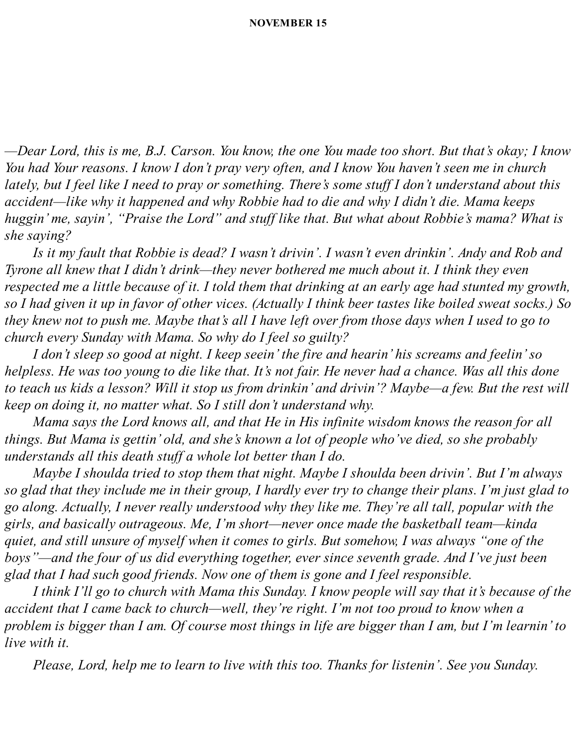## NOVEMBER 15

*—Dear Lord, this is me, B.J. Carson. You know, the one You made too short. But that's okay; I know You had Your reasons. I know I don't pray very often, and I know You haven't seen me in church lately, but I feel like I need to pray or something. There's some stuff I don't understand about this accident—like why it happened and why Robbie had to die and why I didn't die. Mama keeps huggin' me, sayin', "Praise the Lord" and stuff like that. But what about Robbie's mama? What is she saying?*

*Is it my fault that Robbie is dead? I wasn't drivin'. I wasn't even drinkin'. Andy and Rob and Tyrone all knew that I didn't drink—they never bothered me much about it. I think they even respected me a little because of it. I told them that drinking at an early age had stunted my growth, so I had given it up in favor of other vices. (Actually I think beer tastes like boiled sweat socks.) So they knew not to push me. Maybe that's all I have left over from those days when I used to go to church every Sunday with Mama. So why do I feel so guilty?*

*I don't sleep so good at night. I keep seein' the fire and hearin' his screams and feelin' so helpless. He was too young to die like that. It's not fair. He never had a chance. Was all this done to teach us kids a lesson? Will it stop us from drinkin' and drivin'? Maybe—a few. But the rest will keep on doing it, no matter what. So I still don't understand why.*

*Mama says the Lord knows all, and that He in His infinite wisdom knows the reason for all things. But Mama is gettin' old, and she's known a lot of people who've died, so she probably understands all this death stuff a whole lot better than I do.*

*Maybe I shoulda tried to stop them that night. Maybe I shoulda been drivin'. But I'm always so glad that they include me in their group, I hardly ever try to change their plans. I'm just glad to go along. Actually, I never really understood why they like me. They're all tall, popular with the girls, and basically outrageous. Me, I'm short—never once made the basketball team—kinda quiet, and still unsure of myself when it comes to girls. But somehow, I was always "one of the boys"—and the four of us did everything together, ever since seventh grade. And I've just been glad that I had such good friends. Now one of them is gone and I feel responsible.*

*I think I'll go to church with Mama this Sunday. I know people will say that it's because of the accident that I came back to church—well, they're right. I'm not too proud to know when a problem is bigger than I am. Of course most things in life are bigger than I am, but I'm learnin' to live with it.*

*Please, Lord, help me to learn to live with this too. Thanks for listenin'. See you Sunday.*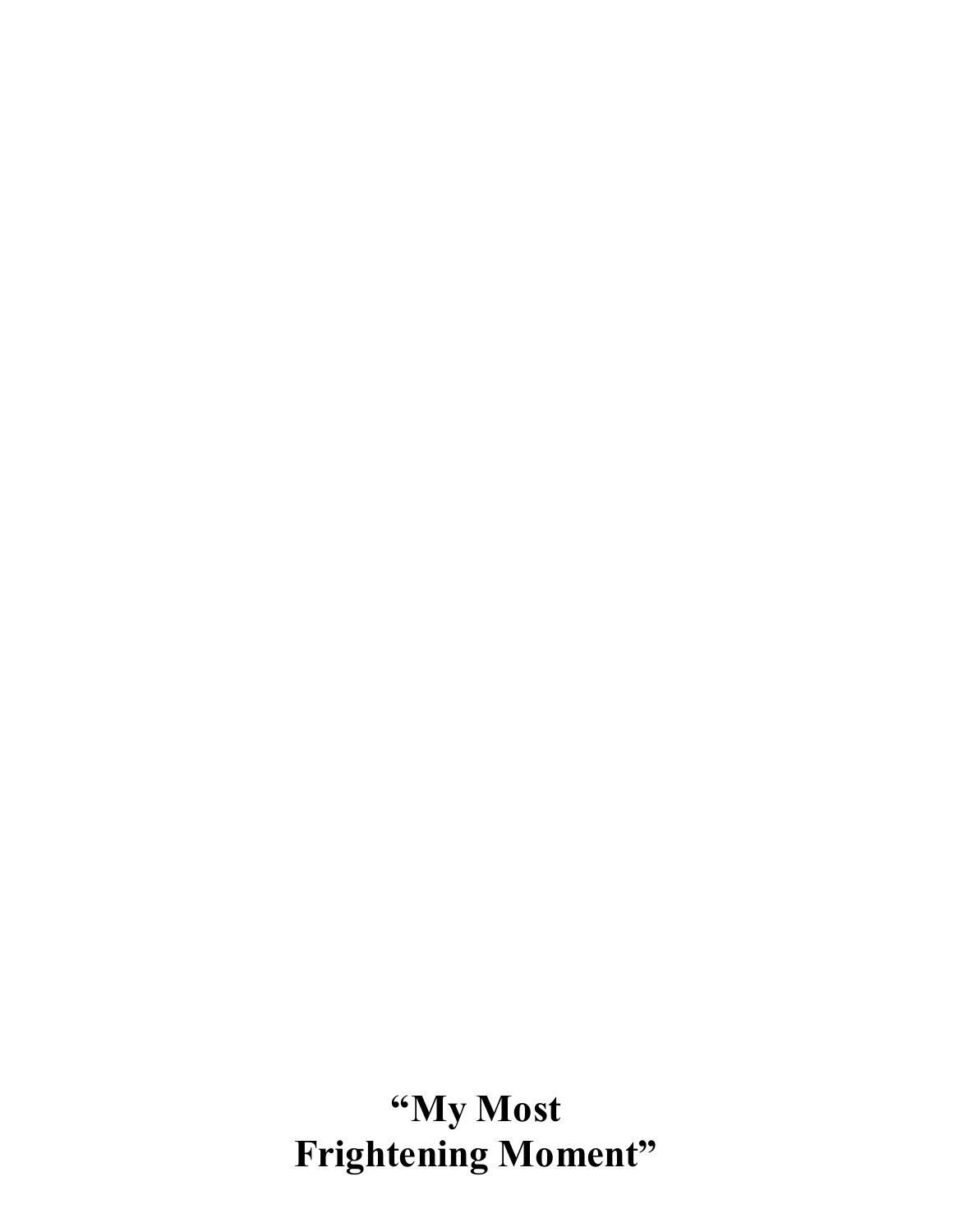# “My Most Frightening Moment”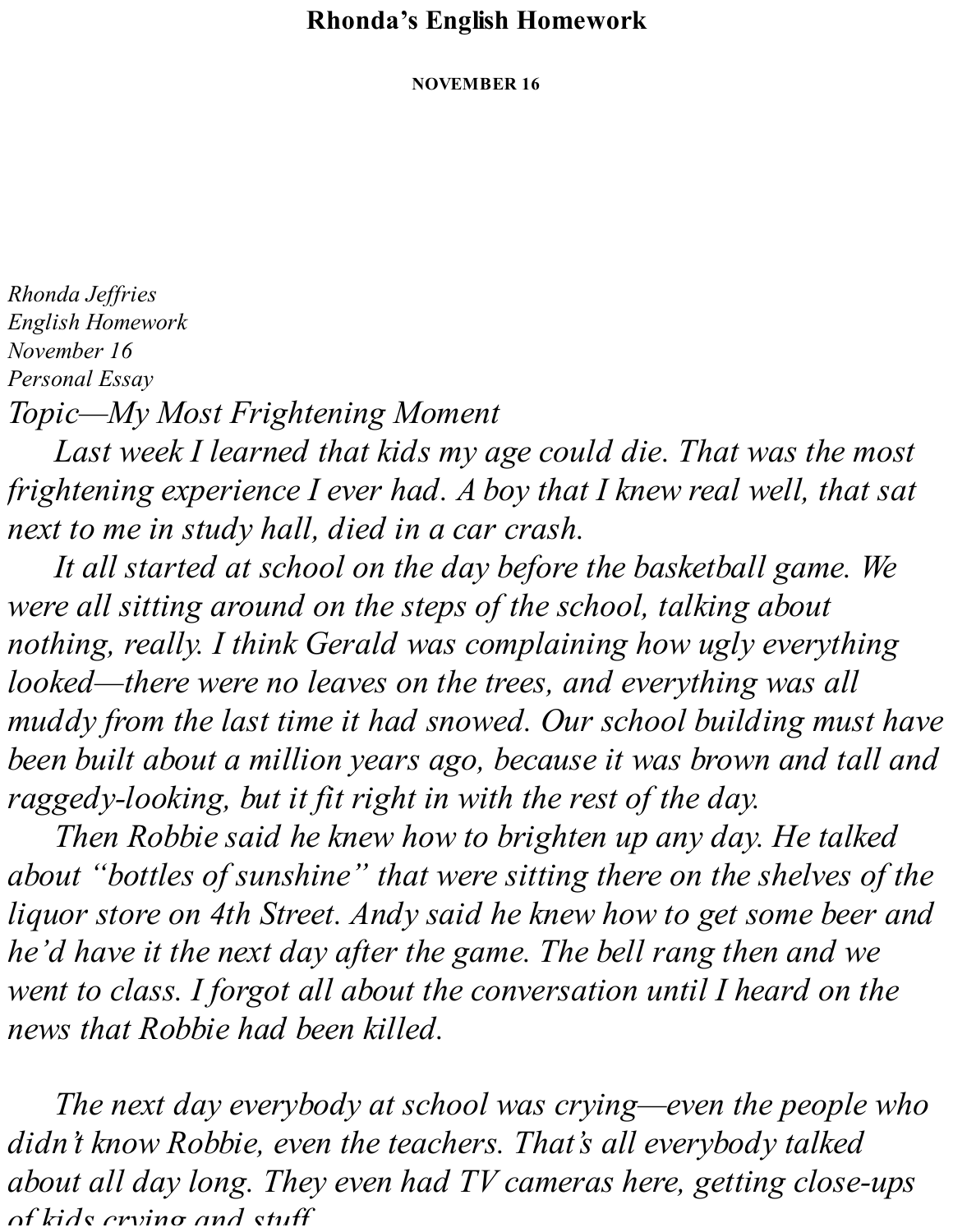# Rhonda's English Homework

**NOVEMBER 16**

*Rhonda Jeffries*
*English Homework*
*November 16*
*Personal Essay*

*Topic—My Most Frightening Moment*

*Last week I learned that kids my age could die. That was the most frightening experience I ever had. A boy that I knew real well, that sat next to me in study hall, died in a car crash.*

*It all started at school on the day before the basketball game. We were all sitting around on the steps of the school, talking about nothing, really. I think Gerald was complaining how ugly everything looked—there were no leaves on the trees, and everything was all muddy from the last time it had snowed. Our school building must have been built about a million years ago, because it was brown and tall and raggedy-looking, but it fit right in with the rest of the day.*

*Then Robbie said he knew how to brighten up any day. He talked about "bottles of sunshine" that were sitting there on the shelves of the liquor store on 4th Street. Andy said he knew how to get some beer and he'd have it the next day after the game. The bell rang then and we went to class. I forgot all about the conversation until I heard on the news that Robbie had been killed.*

*The next day everybody at school was crying—even the people who didn't know Robbie, even the teachers. That's all everybody talked about all day long. They even had TV cameras here, getting close-ups of kids crying and stuff.*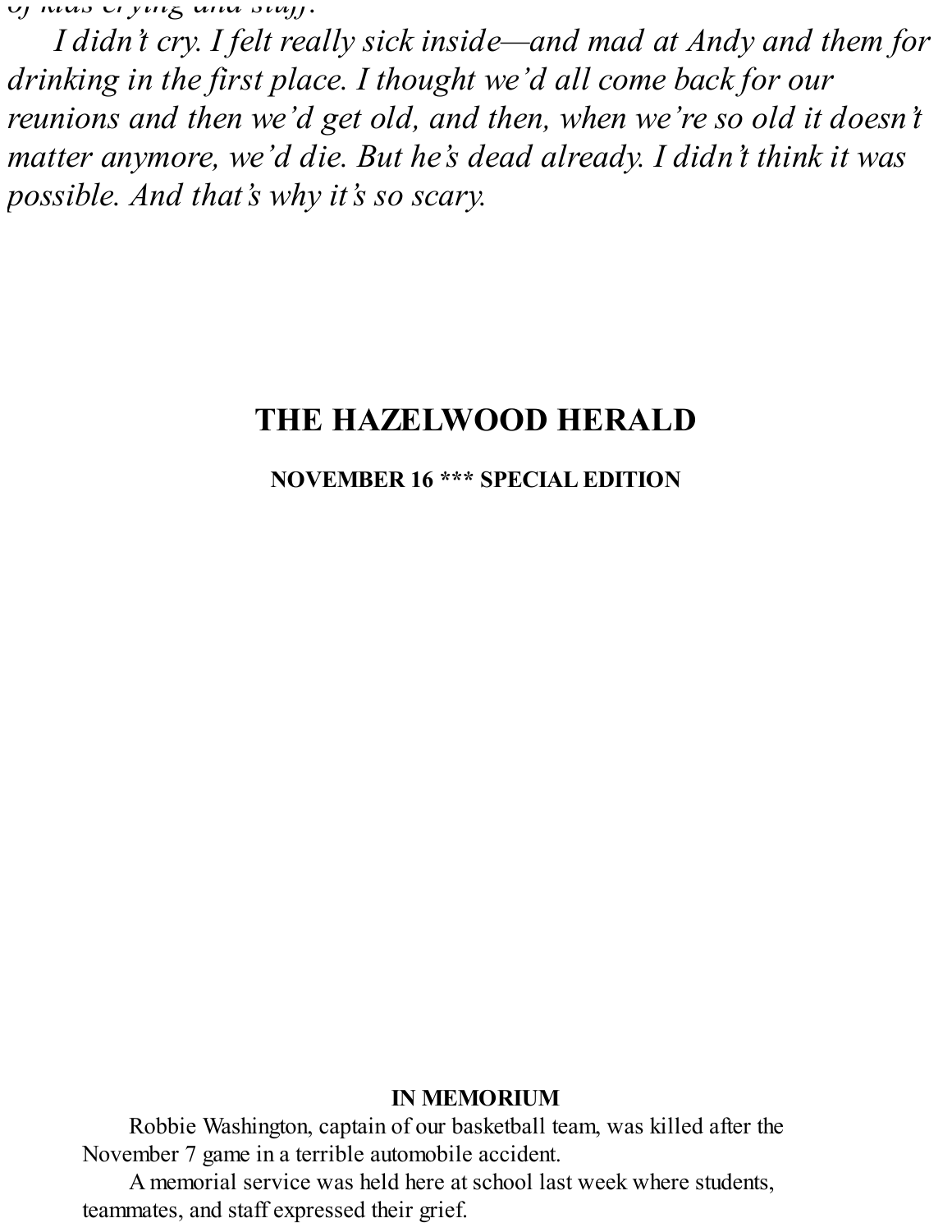*of kids crying and stuff.*

*I didn't cry. I felt really sick inside—and mad at Andy and them for drinking in the first place. I thought we'd all come back for our reunions and then we'd get old, and then, when we're so old it doesn't matter anymore, we'd die. But he's dead already. I didn't think it was possible. And that's why it's so scary.*

# THE HAZELWOOD HERALD

**NOVEMBER 16 \*\*\* SPECIAL EDITION**

**IN MEMORIUM**

Robbie Washington, captain of our basketball team, was killed after the November 7 game in a terrible automobile accident.

A memorial service was held here at school last week where students, teammates, and staff expressed their grief.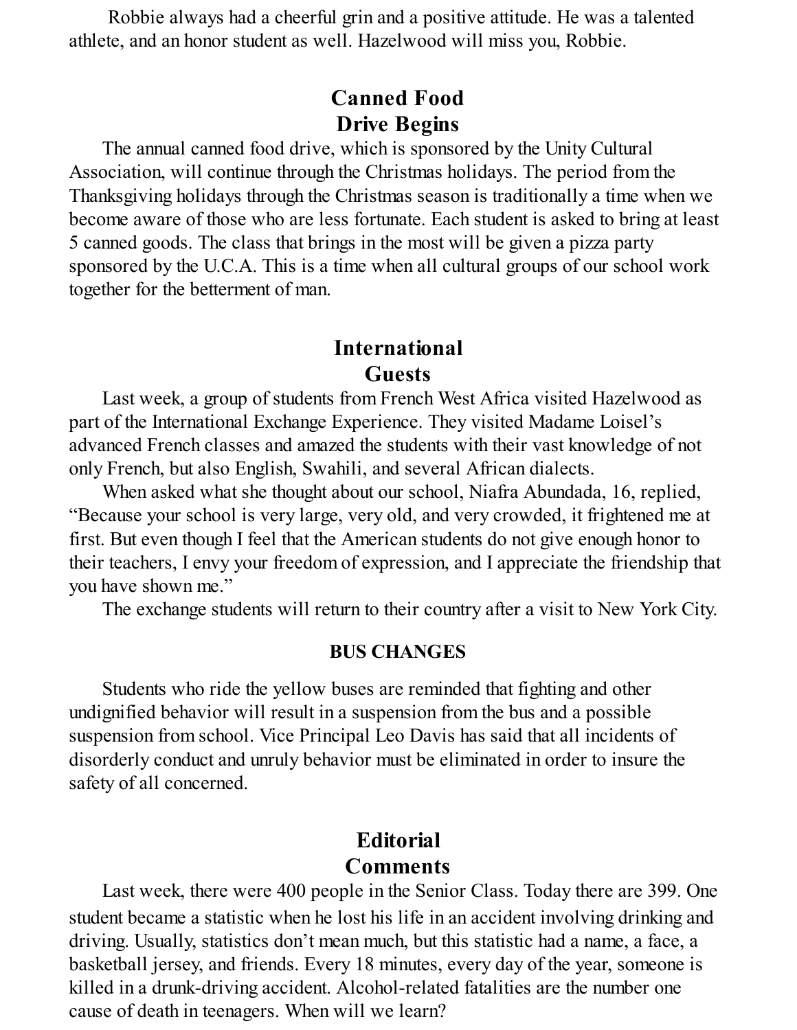Robbie always had a cheerful grin and a positive attitude. He was a talented athlete, and an honor student as well. Hazelwood will miss you, Robbie.

## Canned Food Drive Begins

The annual canned food drive, which is sponsored by the Unity Cultural Association, will continue through the Christmas holidays. The period from the Thanksgiving holidays through the Christmas season is traditionally a time when we become aware of those who are less fortunate. Each student is asked to bring at least 5 canned goods. The class that brings in the most will be given a pizza party sponsored by the U.C.A. This is a time when all cultural groups of our school work together for the betterment of man.

## International Guests

Last week, a group of students from French West Africa visited Hazelwood as part of the International Exchange Experience. They visited Madame Loisel's advanced French classes and amazed the students with their vast knowledge of not only French, but also English, Swahili, and several African dialects.

When asked what she thought about our school, Niafra Abundada, 16, replied, "Because your school is very large, very old, and very crowded, it frightened me at first. But even though I feel that the American students do not give enough honor to their teachers, I envy your freedom of expression, and I appreciate the friendship that you have shown me."

The exchange students will return to their country after a visit to New York City.

### BUS CHANGES

Students who ride the yellow buses are reminded that fighting and other undignified behavior will result in a suspension from the bus and a possible suspension from school. Vice Principal Leo Davis has said that all incidents of disorderly conduct and unruly behavior must be eliminated in order to insure the safety of all concerned.

## Editorial Comments

Last week, there were 400 people in the Senior Class. Today there are 399. One student became a statistic when he lost his life in an accident involving drinking and driving. Usually, statistics don't mean much, but this statistic had a name, a face, a basketball jersey, and friends. Every 18 minutes, every day of the year, someone is killed in a drunk-driving accident. Alcohol-related fatalities are the number one cause of death in teenagers. When will we learn?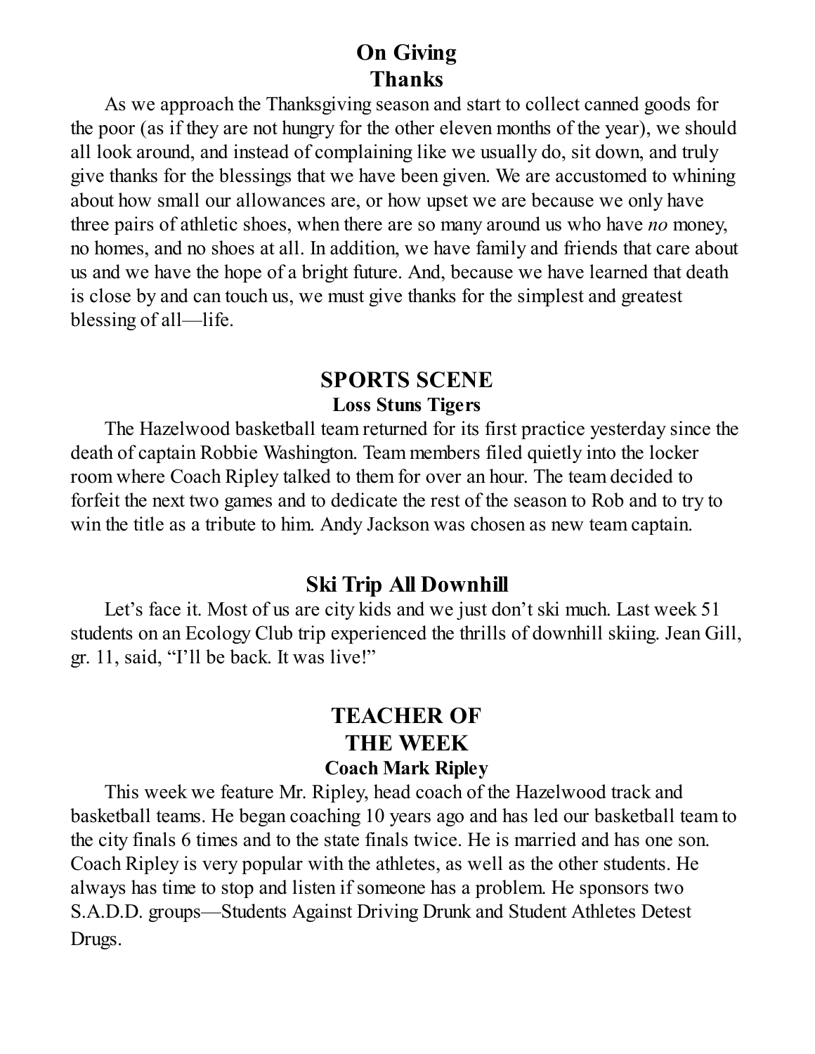## On Giving Thanks

As we approach the Thanksgiving season and start to collect canned goods for the poor (as if they are not hungry for the other eleven months of the year), we should all look around, and instead of complaining like we usually do, sit down, and truly give thanks for the blessings that we have been given. We are accustomed to whining about how small our allowances are, or how upset we are because we only have three pairs of athletic shoes, when there are so many around us who have *no* money, no homes, and no shoes at all. In addition, we have family and friends that care about us and we have the hope of a bright future. And, because we have learned that death is close by and can touch us, we must give thanks for the simplest and greatest blessing of all—life.

## SPORTS SCENE

### Loss Stuns Tigers

The Hazelwood basketball team returned for its first practice yesterday since the death of captain Robbie Washington. Team members filed quietly into the locker room where Coach Ripley talked to them for over an hour. The team decided to forfeit the next two games and to dedicate the rest of the season to Rob and to try to win the title as a tribute to him. Andy Jackson was chosen as new team captain.

### Ski Trip All Downhill

Let's face it. Most of us are city kids and we just don't ski much. Last week 51 students on an Ecology Club trip experienced the thrills of downhill skiing. Jean Gill, gr. 11, said, "I'll be back. It was live!"

## TEACHER OF THE WEEK

### Coach Mark Ripley

This week we feature Mr. Ripley, head coach of the Hazelwood track and basketball teams. He began coaching 10 years ago and has led our basketball team to the city finals 6 times and to the state finals twice. He is married and has one son. Coach Ripley is very popular with the athletes, as well as the other students. He always has time to stop and listen if someone has a problem. He sponsors two S.A.D.D. groups—Students Against Driving Drunk and Student Athletes Detest Drugs.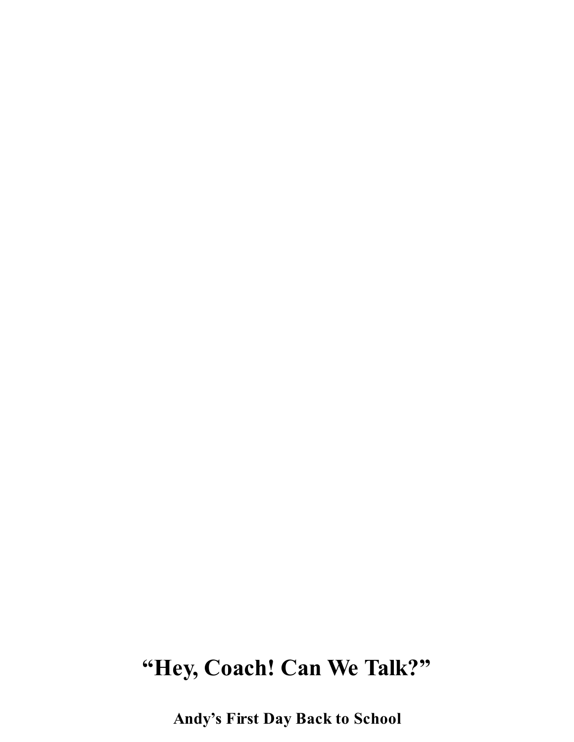# “Hey, Coach! Can We Talk?”

## Andy’s First Day Back to School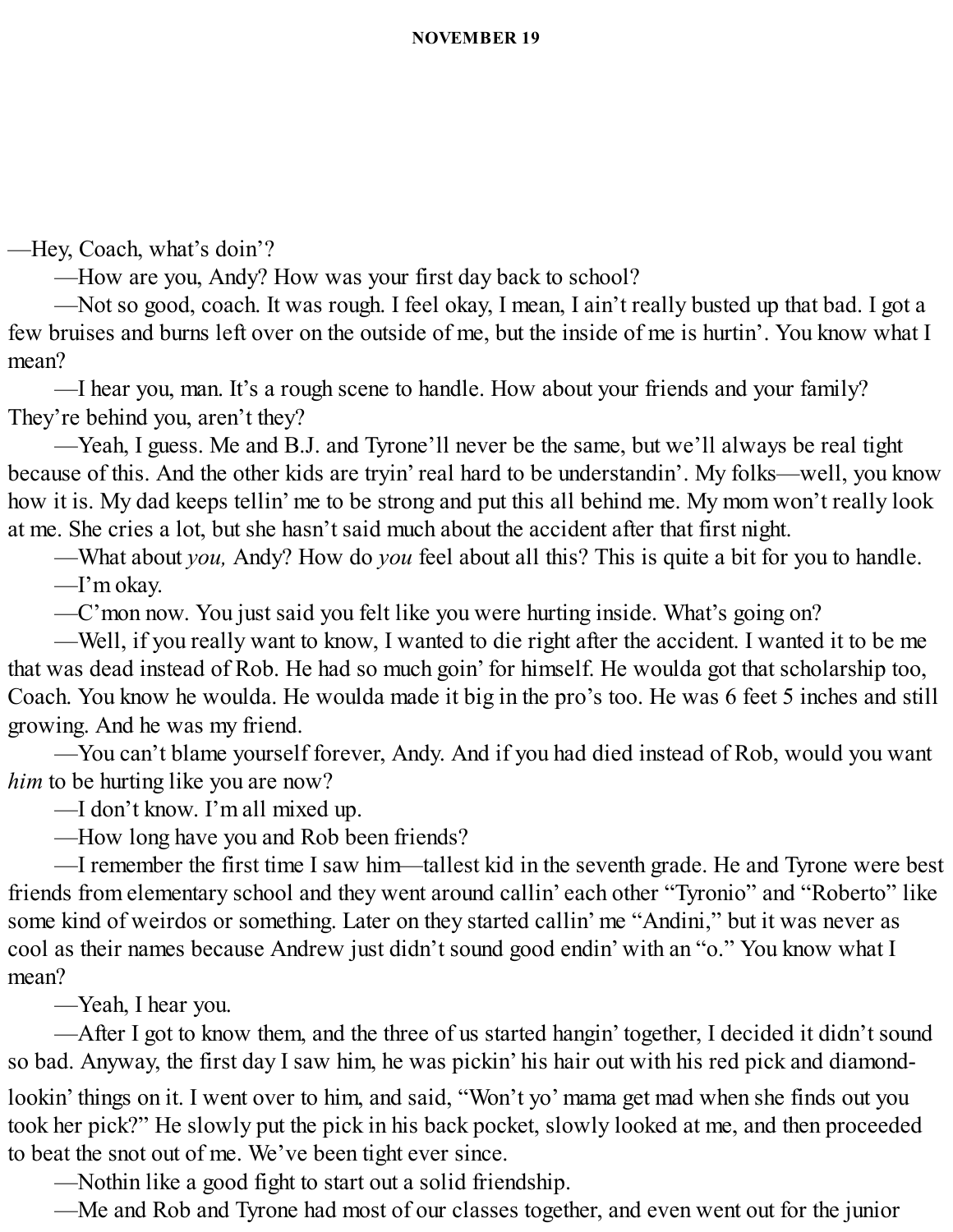**NOVEMBER 19**

—Hey, Coach, what's doin'?

—How are you, Andy? How was your first day back to school?

—Not so good, coach. It was rough. I feel okay, I mean, I ain't really busted up that bad. I got a few bruises and burns left over on the outside of me, but the inside of me is hurtin'. You know what I mean?

—I hear you, man. It's a rough scene to handle. How about your friends and your family? They're behind you, aren't they?

—Yeah, I guess. Me and B.J. and Tyrone'll never be the same, but we'll always be real tight because of this. And the other kids are tryin' real hard to be understandin'. My folks—well, you know how it is. My dad keeps tellin' me to be strong and put this all behind me. My mom won't really look at me. She cries a lot, but she hasn't said much about the accident after that first night.

—What about *you,* Andy? How do *you* feel about all this? This is quite a bit for you to handle.

—I'm okay.

—C'mon now. You just said you felt like you were hurting inside. What's going on?

—Well, if you really want to know, I wanted to die right after the accident. I wanted it to be me that was dead instead of Rob. He had so much goin' for himself. He woulda got that scholarship too, Coach. You know he woulda. He woulda made it big in the pro's too. He was 6 feet 5 inches and still growing. And he was my friend.

—You can't blame yourself forever, Andy. And if you had died instead of Rob, would you want *him* to be hurting like you are now?

—I don't know. I'm all mixed up.

—How long have you and Rob been friends?

—I remember the first time I saw him—tallest kid in the seventh grade. He and Tyrone were best friends from elementary school and they went around callin' each other "Tyronio" and "Roberto" like some kind of weirdos or something. Later on they started callin' me "Andini," but it was never as cool as their names because Andrew just didn't sound good endin' with an "o." You know what I mean?

—Yeah, I hear you.

—After I got to know them, and the three of us started hangin' together, I decided it didn't sound so bad. Anyway, the first day I saw him, he was pickin' his hair out with his red pick and diamond-lookin' things on it. I went over to him, and said, "Won't yo' mama get mad when she finds out you took her pick?" He slowly put the pick in his back pocket, slowly looked at me, and then proceeded to beat the snot out of me. We've been tight ever since.

—Nothin like a good fight to start out a solid friendship.

—Me and Rob and Tyrone had most of our classes together, and even went out for the junior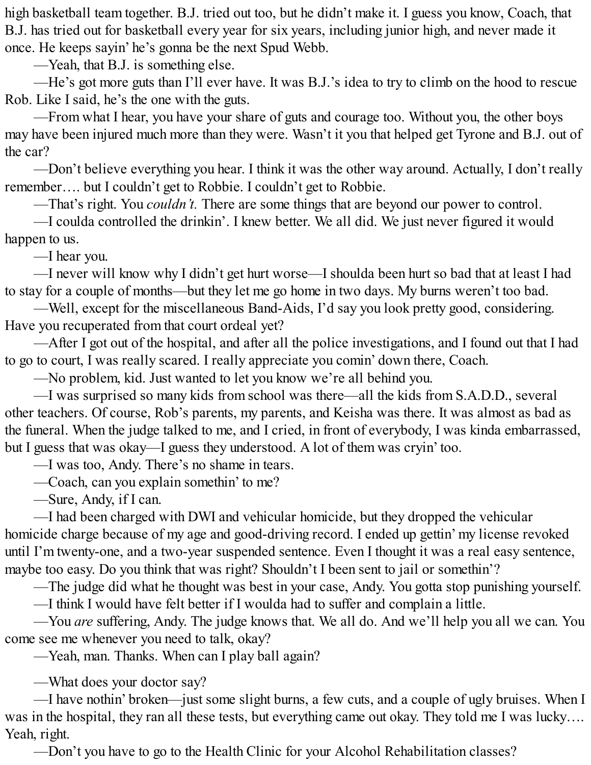high basketball team together. B.J. tried out too, but he didn't make it. I guess you know, Coach, that B.J. has tried out for basketball every year for six years, including junior high, and never made it once. He keeps sayin' he's gonna be the next Spud Webb.

—Yeah, that B.J. is something else.

—He's got more guts than I'll ever have. It was B.J.'s idea to try to climb on the hood to rescue Rob. Like I said, he's the one with the guts.

—From what I hear, you have your share of guts and courage too. Without you, the other boys may have been injured much more than they were. Wasn't it you that helped get Tyrone and B.J. out of the car?

—Don't believe everything you hear. I think it was the other way around. Actually, I don't really remember…. but I couldn't get to Robbie. I couldn't get to Robbie.

—That's right. You *couldn't.* There are some things that are beyond our power to control.

—I coulda controlled the drinkin'. I knew better. We all did. We just never figured it would happen to us.

—I hear you.

—I never will know why I didn't get hurt worse—I shoulda been hurt so bad that at least I had to stay for a couple of months—but they let me go home in two days. My burns weren't too bad.

—Well, except for the miscellaneous Band-Aids, I'd say you look pretty good, considering. Have you recuperated from that court ordeal yet?

—After I got out of the hospital, and after all the police investigations, and I found out that I had to go to court, I was really scared. I really appreciate you comin' down there, Coach.

—No problem, kid. Just wanted to let you know we're all behind you.

—I was surprised so many kids from school was there—all the kids from S.A.D.D., several other teachers. Of course, Rob's parents, my parents, and Keisha was there. It was almost as bad as the funeral. When the judge talked to me, and I cried, in front of everybody, I was kinda embarrassed, but I guess that was okay—I guess they understood. A lot of them was cryin' too.

—I was too, Andy. There's no shame in tears.

—Coach, can you explain somethin' to me?

—Sure, Andy, if I can.

—I had been charged with DWI and vehicular homicide, but they dropped the vehicular homicide charge because of my age and good-driving record. I ended up gettin' my license revoked until I'm twenty-one, and a two-year suspended sentence. Even I thought it was a real easy sentence, maybe too easy. Do you think that was right? Shouldn't I been sent to jail or somethin'?

—The judge did what he thought was best in your case, Andy. You gotta stop punishing yourself.

—I think I would have felt better if I woulda had to suffer and complain a little.

—You *are* suffering, Andy. The judge knows that. We all do. And we'll help you all we can. You come see me whenever you need to talk, okay?

—Yeah, man. Thanks. When can I play ball again?

—What does your doctor say?

—I have nothin' broken—just some slight burns, a few cuts, and a couple of ugly bruises. When I was in the hospital, they ran all these tests, but everything came out okay. They told me I was lucky…. Yeah, right.

—Don't you have to go to the Health Clinic for your Alcohol Rehabilitation classes?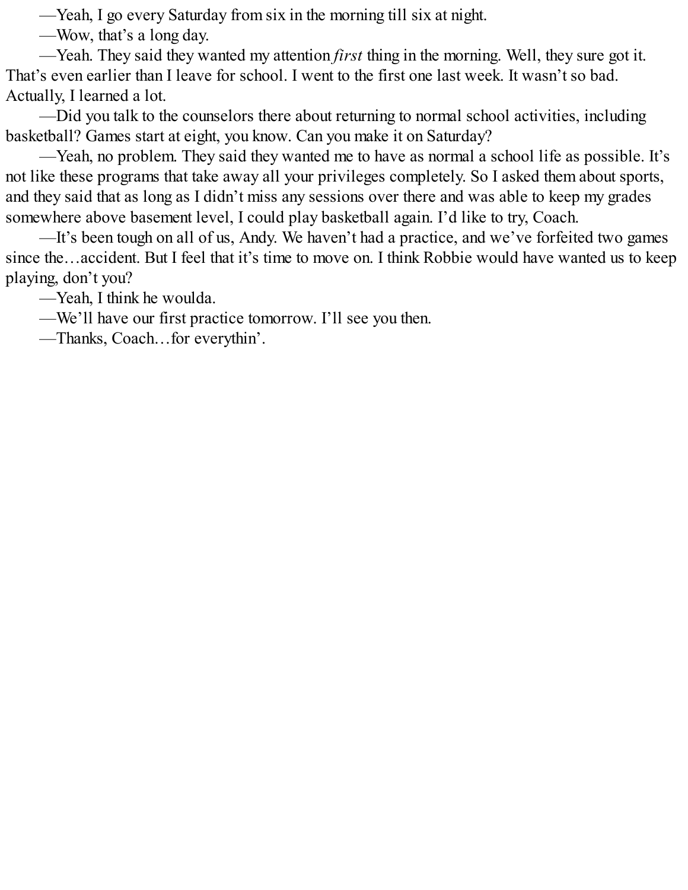—Yeah, I go every Saturday from six in the morning till six at night.

—Wow, that's a long day.

—Yeah. They said they wanted my attention *first* thing in the morning. Well, they sure got it. That's even earlier than I leave for school. I went to the first one last week. It wasn't so bad. Actually, I learned a lot.

—Did you talk to the counselors there about returning to normal school activities, including basketball? Games start at eight, you know. Can you make it on Saturday?

—Yeah, no problem. They said they wanted me to have as normal a school life as possible. It's not like these programs that take away all your privileges completely. So I asked them about sports, and they said that as long as I didn't miss any sessions over there and was able to keep my grades somewhere above basement level, I could play basketball again. I'd like to try, Coach.

—It's been tough on all of us, Andy. We haven't had a practice, and we've forfeited two games since the…accident. But I feel that it's time to move on. I think Robbie would have wanted us to keep playing, don't you?

—Yeah, I think he woulda.

—We'll have our first practice tomorrow. I'll see you then.

—Thanks, Coach…for everythin'.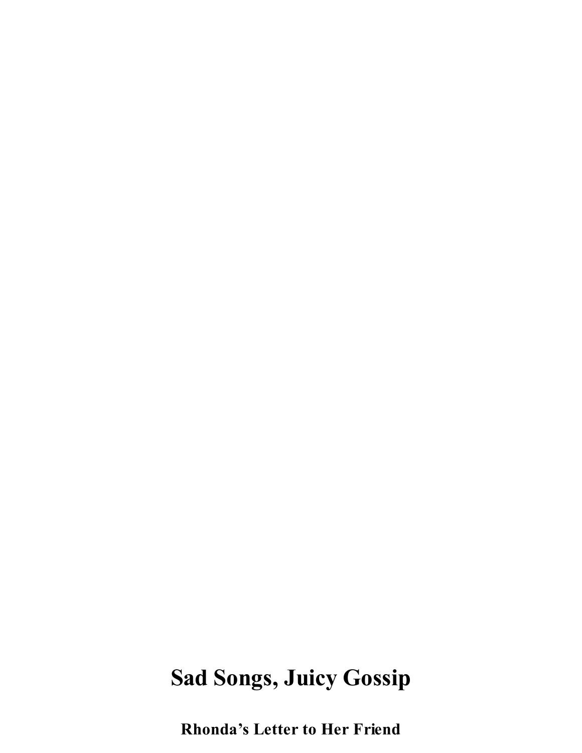# Sad Songs, Juicy Gossip

## Rhonda’s Letter to Her Friend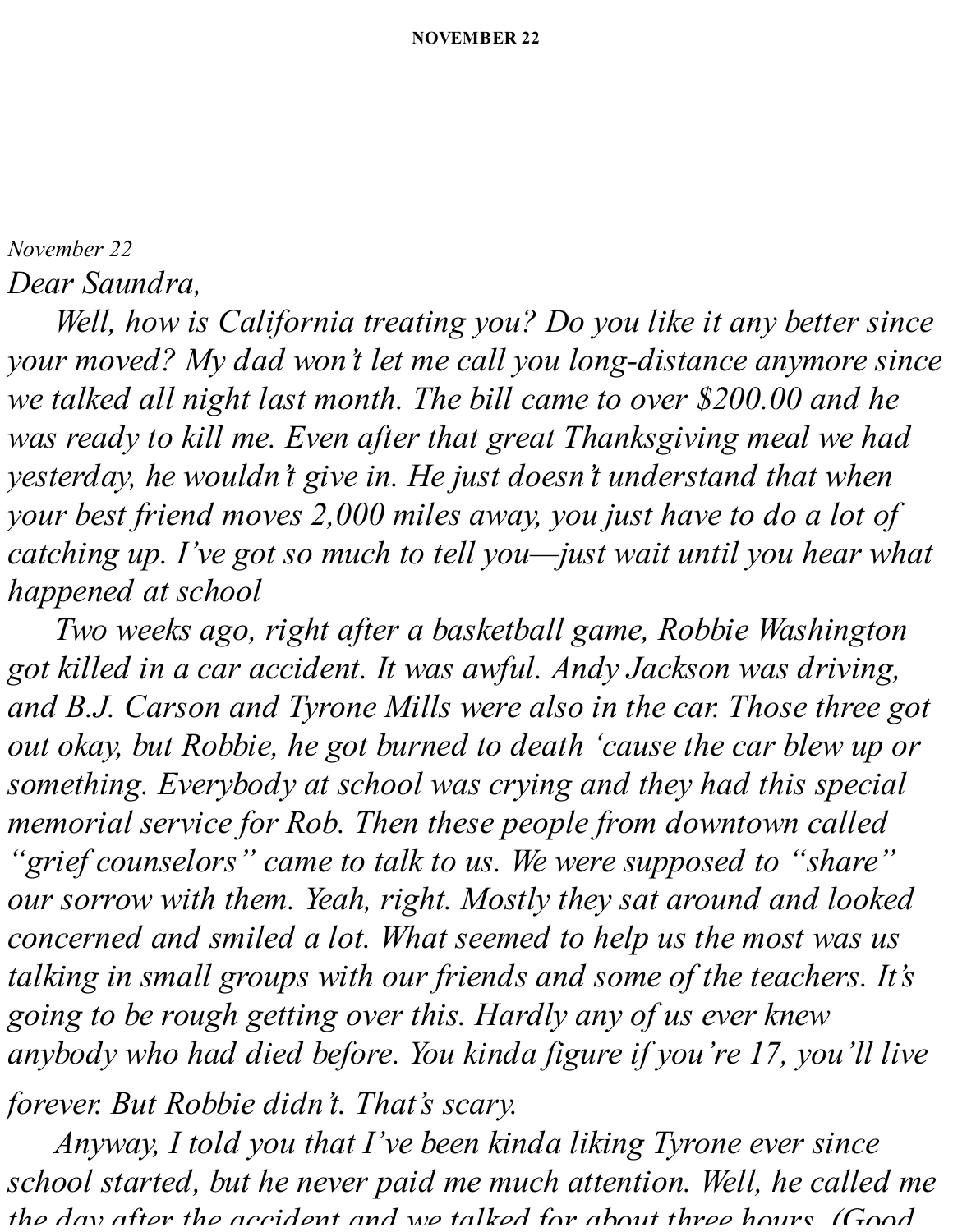*November 22*

*Dear Saundra,*

*Well, how is California treating you? Do you like it any better since your moved? My dad won't let me call you long-distance anymore since we talked all night last month. The bill came to over $200.00 and he was ready to kill me. Even after that great Thanksgiving meal we had yesterday, he wouldn't give in. He just doesn't understand that when your best friend moves 2,000 miles away, you just have to do a lot of catching up. I've got so much to tell you—just wait until you hear what happened at school*

*Two weeks ago, right after a basketball game, Robbie Washington got killed in a car accident. It was awful. Andy Jackson was driving, and B.J. Carson and Tyrone Mills were also in the car. Those three got out okay, but Robbie, he got burned to death 'cause the car blew up or something. Everybody at school was crying and they had this special memorial service for Rob. Then these people from downtown called "grief counselors" came to talk to us. We were supposed to "share" our sorrow with them. Yeah, right. Mostly they sat around and looked concerned and smiled a lot. What seemed to help us the most was us talking in small groups with our friends and some of the teachers. It's going to be rough getting over this. Hardly any of us ever knew anybody who had died before. You kinda figure if you're 17, you'll live forever. But Robbie didn't. That's scary.*

*Anyway, I told you that I've been kinda liking Tyrone ever since school started, but he never paid me much attention. Well, he called me the day after the accident and we talked for about three hours. (Good*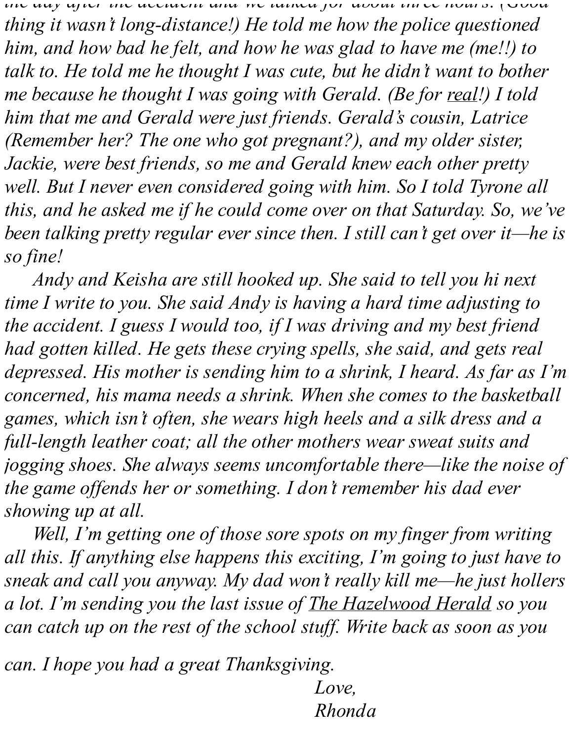*the day after the accident and we talked for about three hours. (Good thing it wasn't long-distance!) He told me how the police questioned him, and how bad he felt, and how he was glad to have me (me!!) to talk to. He told me he thought I was cute, but he didn't want to bother me because he thought I was going with Gerald. (Be for real!) I told him that me and Gerald were just friends. Gerald's cousin, Latrice (Remember her? The one who got pregnant?), and my older sister, Jackie, were best friends, so me and Gerald knew each other pretty well. But I never even considered going with him. So I told Tyrone all this, and he asked me if he could come over on that Saturday. So, we've been talking pretty regular ever since then. I still can't get over it—he is so fine!*

*Andy and Keisha are still hooked up. She said to tell you hi next time I write to you. She said Andy is having a hard time adjusting to the accident. I guess I would too, if I was driving and my best friend had gotten killed. He gets these crying spells, she said, and gets real depressed. His mother is sending him to a shrink, I heard. As far as I'm concerned, his mama needs a shrink. When she comes to the basketball games, which isn't often, she wears high heels and a silk dress and a full-length leather coat; all the other mothers wear sweat suits and jogging shoes. She always seems uncomfortable there—like the noise of the game offends her or something. I don't remember his dad ever showing up at all.*

*Well, I'm getting one of those sore spots on my finger from writing all this. If anything else happens this exciting, I'm going to just have to sneak and call you anyway. My dad won't really kill me—he just hollers a lot. I'm sending you the last issue of The Hazelwood Herald so you can catch up on the rest of the school stuff. Write back as soon as you can. I hope you had a great Thanksgiving.*

*Love,*
*Rhonda*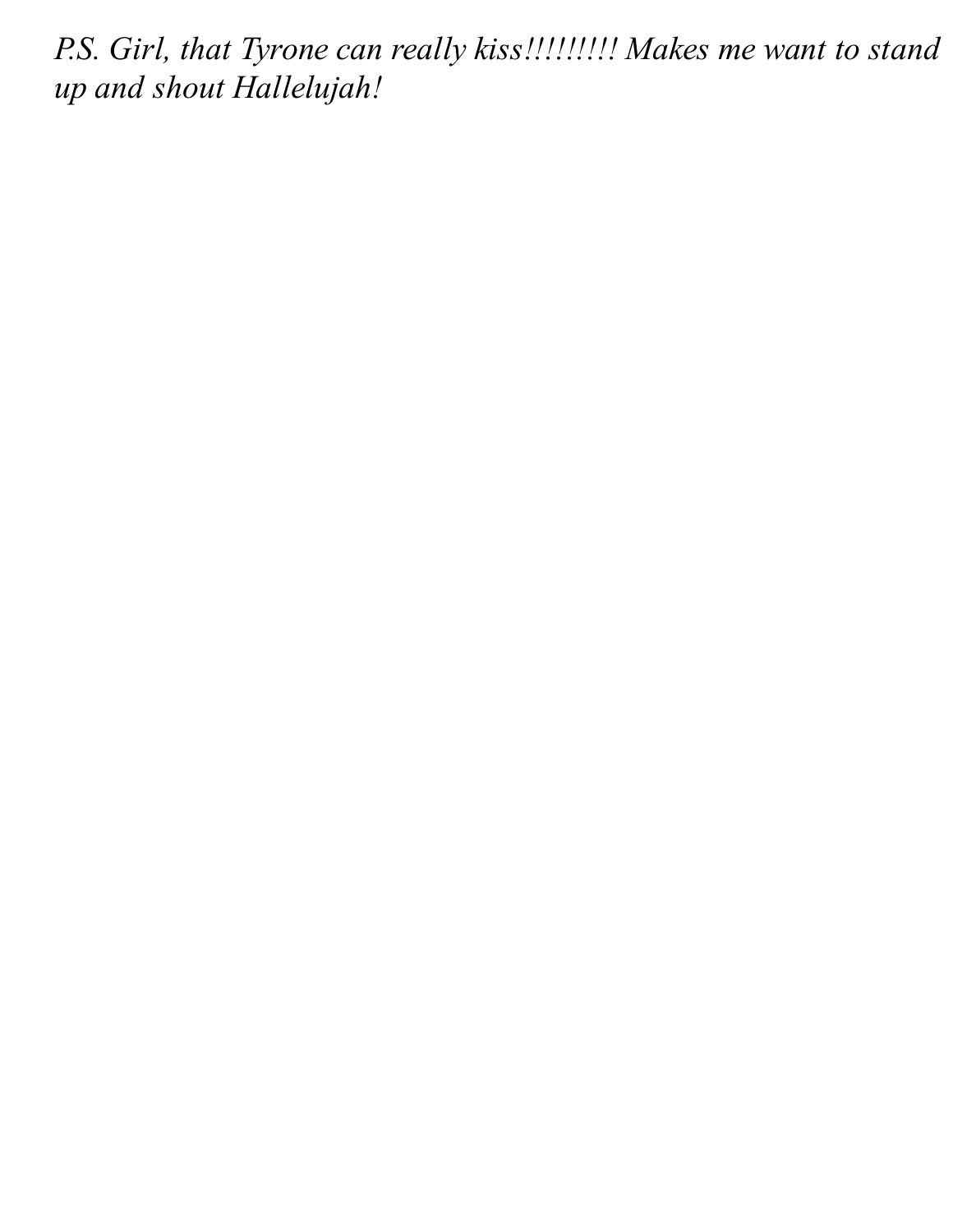*P.S. Girl, that Tyrone can really kiss!!!!!!!!! Makes me want to stand up and shout Hallelujah!*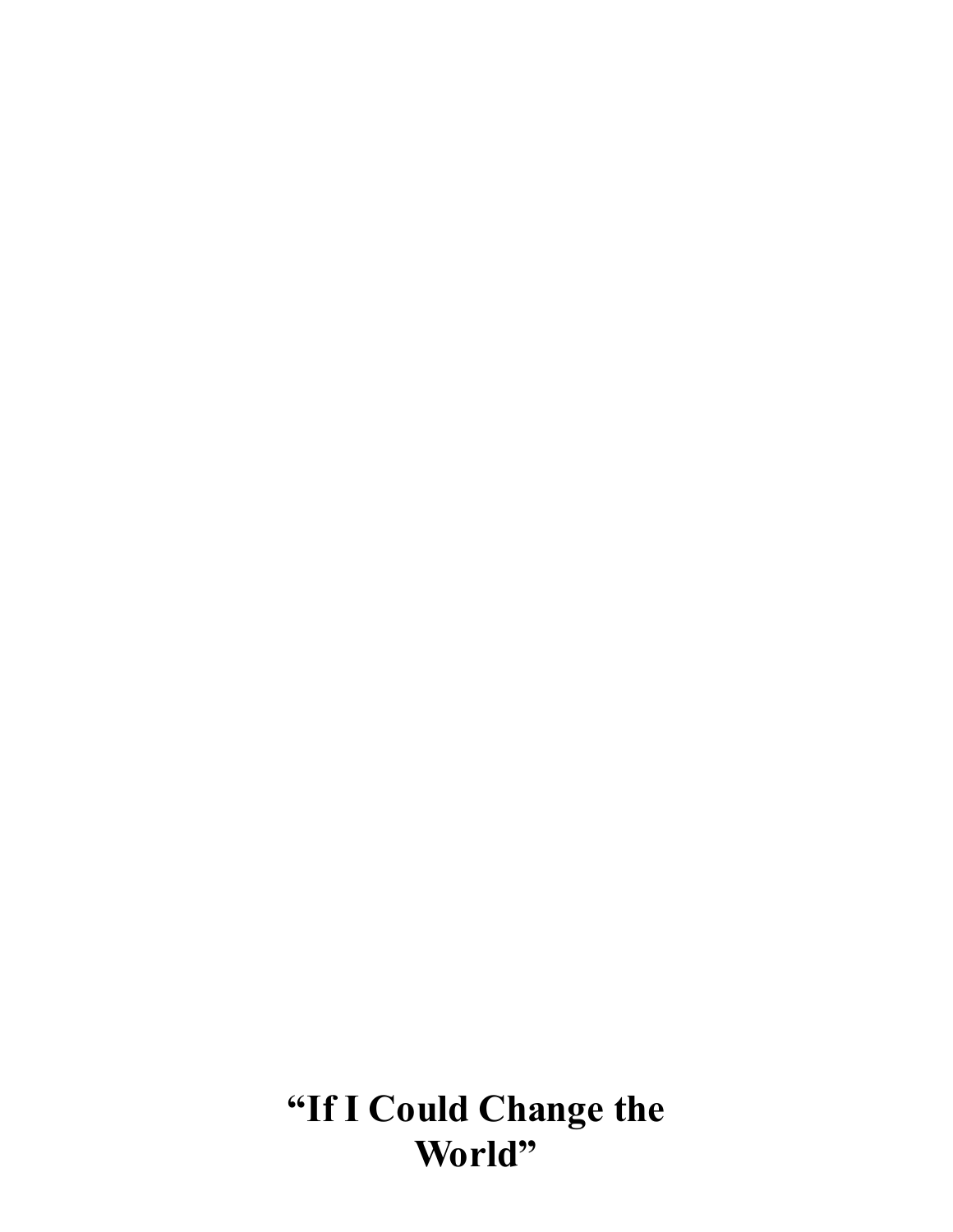# “If I Could Change the World”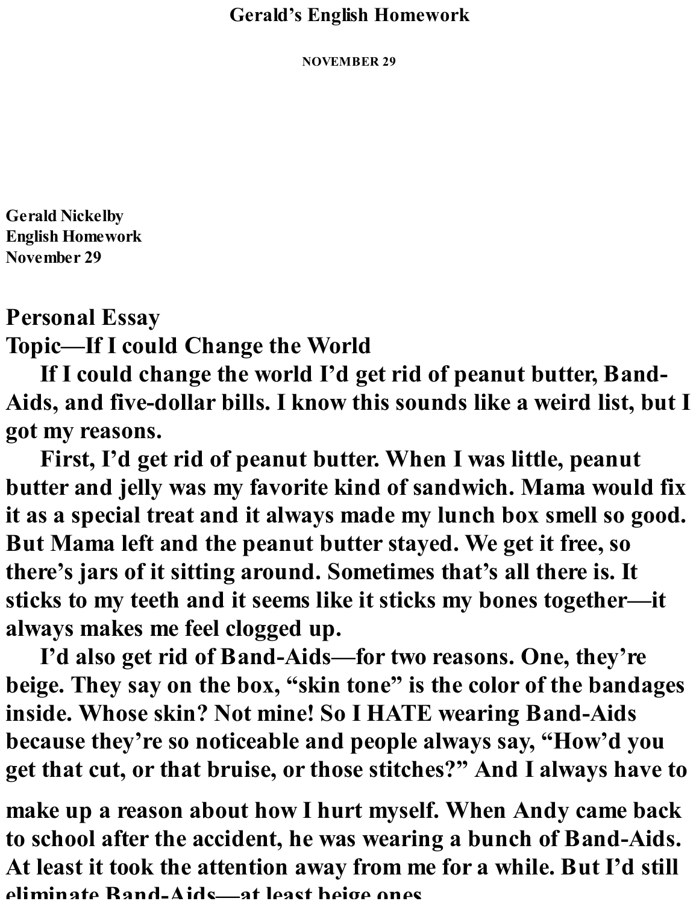# Gerald's English Homework

NOVEMBER 29

**Gerald Nickelby**
**English Homework**
**November 29**

## Personal Essay
## Topic—If I could Change the World

**If I could change the world I'd get rid of peanut butter, Band-Aids, and five-dollar bills. I know this sounds like a weird list, but I got my reasons.**

**First, I'd get rid of peanut butter. When I was little, peanut butter and jelly was my favorite kind of sandwich. Mama would fix it as a special treat and it always made my lunch box smell so good. But Mama left and the peanut butter stayed. We get it free, so there's jars of it sitting around. Sometimes that's all there is. It sticks to my teeth and it seems like it sticks my bones together—it always makes me feel clogged up.**

**I'd also get rid of Band-Aids—for two reasons. One, they're beige. They say on the box, "skin tone" is the color of the bandages inside. Whose skin? Not mine! So I HATE wearing Band-Aids because they're so noticeable and people always say, "How'd you get that cut, or that bruise, or those stitches?" And I always have to make up a reason about how I hurt myself. When Andy came back to school after the accident, he was wearing a bunch of Band-Aids. At least it took the attention away from me for a while. But I'd still eliminate Band-Aids—at least beige ones.**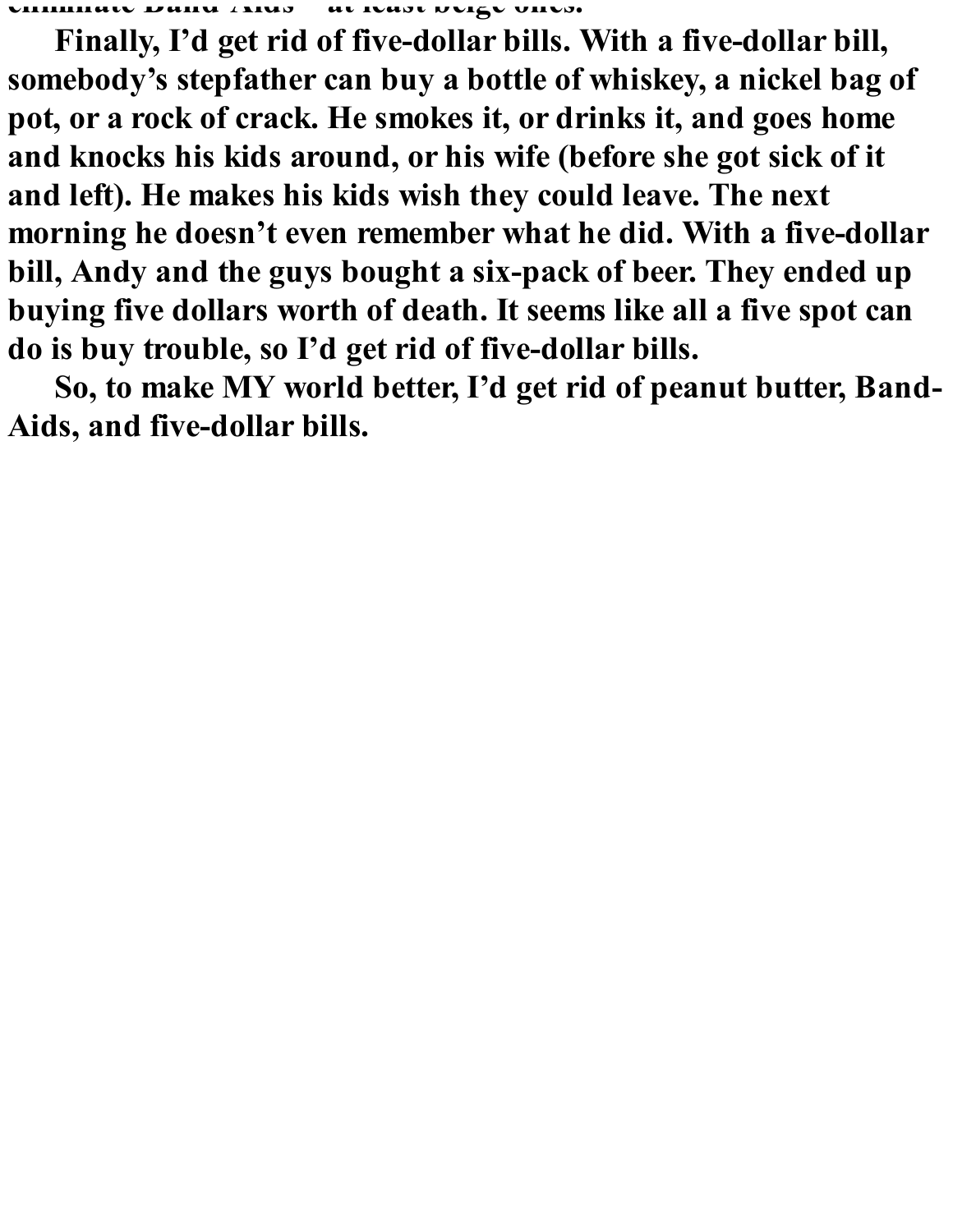eliminate Band-Aids – at least beige ones.

**Finally, I'd get rid of five-dollar bills. With a five-dollar bill, somebody's stepfather can buy a bottle of whiskey, a nickel bag of pot, or a rock of crack. He smokes it, or drinks it, and goes home and knocks his kids around, or his wife (before she got sick of it and left). He makes his kids wish they could leave. The next morning he doesn't even remember what he did. With a five-dollar bill, Andy and the guys bought a six-pack of beer. They ended up buying five dollars worth of death. It seems like all a five spot can do is buy trouble, so I'd get rid of five-dollar bills.**

**So, to make MY world better, I'd get rid of peanut butter, Band-Aids, and five-dollar bills.**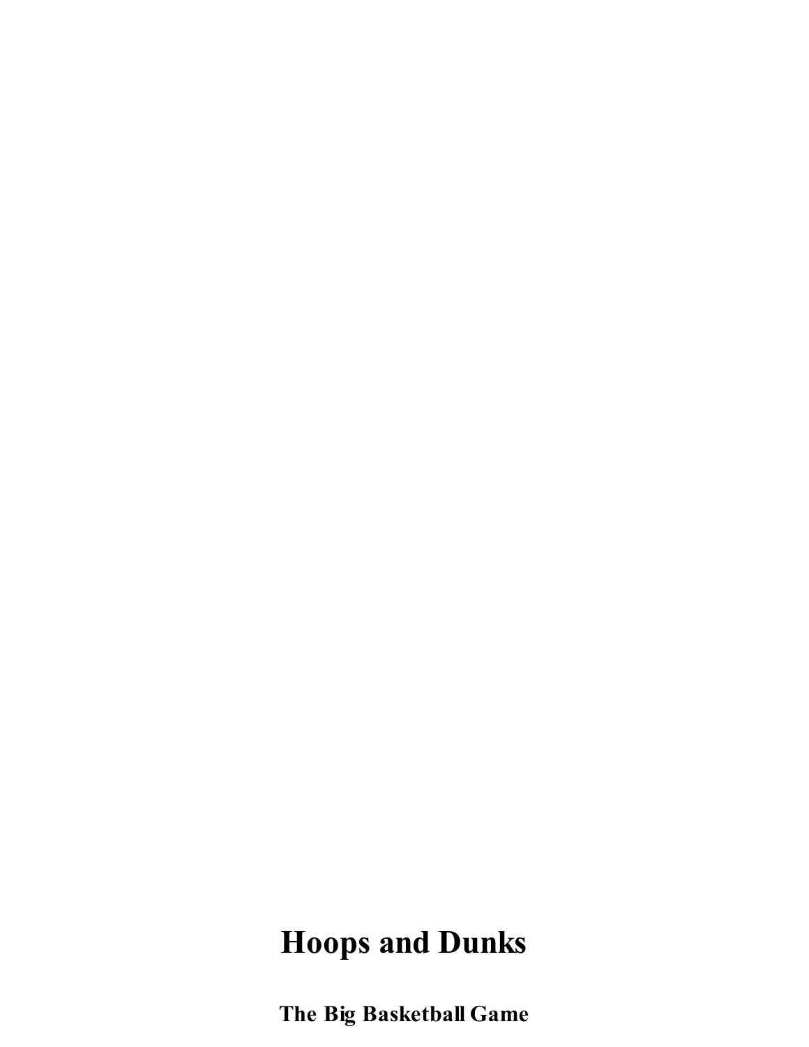# Hoops and Dunks

## The Big Basketball Game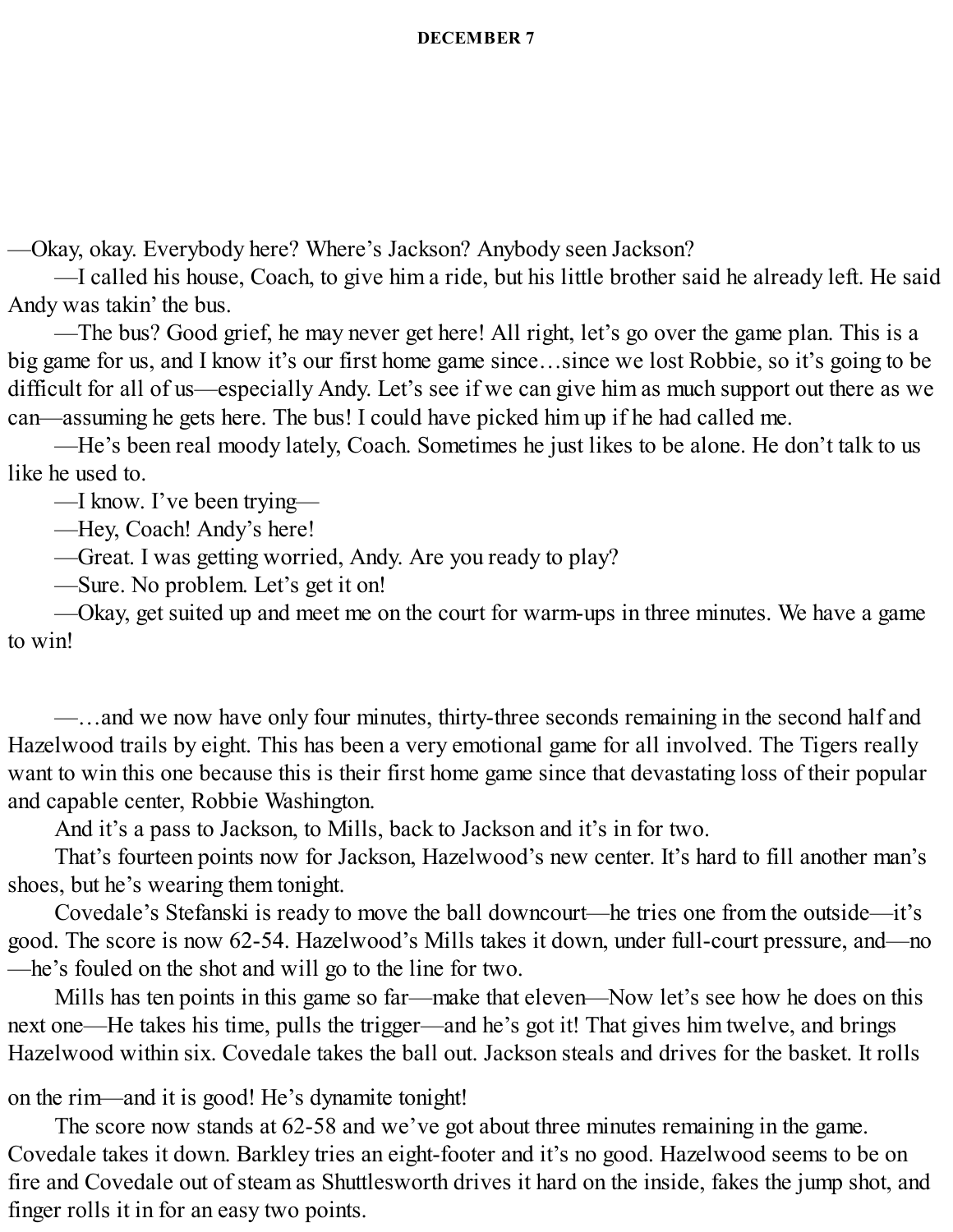## DECEMBER 7

—Okay, okay. Everybody here? Where's Jackson? Anybody seen Jackson?

—I called his house, Coach, to give him a ride, but his little brother said he already left. He said Andy was takin' the bus.

—The bus? Good grief, he may never get here! All right, let's go over the game plan. This is a big game for us, and I know it's our first home game since…since we lost Robbie, so it's going to be difficult for all of us—especially Andy. Let's see if we can give him as much support out there as we can—assuming he gets here. The bus! I could have picked him up if he had called me.

—He's been real moody lately, Coach. Sometimes he just likes to be alone. He don't talk to us like he used to.

—I know. I've been trying—

—Hey, Coach! Andy's here!

—Great. I was getting worried, Andy. Are you ready to play?

—Sure. No problem. Let's get it on!

—Okay, get suited up and meet me on the court for warm-ups in three minutes. We have a game to win!

—…and we now have only four minutes, thirty-three seconds remaining in the second half and Hazelwood trails by eight. This has been a very emotional game for all involved. The Tigers really want to win this one because this is their first home game since that devastating loss of their popular and capable center, Robbie Washington.

And it's a pass to Jackson, to Mills, back to Jackson and it's in for two.

That's fourteen points now for Jackson, Hazelwood's new center. It's hard to fill another man's shoes, but he's wearing them tonight.

Covedale's Stefanski is ready to move the ball downcourt—he tries one from the outside—it's good. The score is now 62-54. Hazelwood's Mills takes it down, under full-court pressure, and—no—he's fouled on the shot and will go to the line for two.

Mills has ten points in this game so far—make that eleven—Now let's see how he does on this next one—He takes his time, pulls the trigger—and he's got it! That gives him twelve, and brings Hazelwood within six. Covedale takes the ball out. Jackson steals and drives for the basket. It rolls on the rim—and it is good! He's dynamite tonight!

The score now stands at 62-58 and we've got about three minutes remaining in the game. Covedale takes it down. Barkley tries an eight-footer and it's no good. Hazelwood seems to be on fire and Covedale out of steam as Shuttlesworth drives it hard on the inside, fakes the jump shot, and finger rolls it in for an easy two points.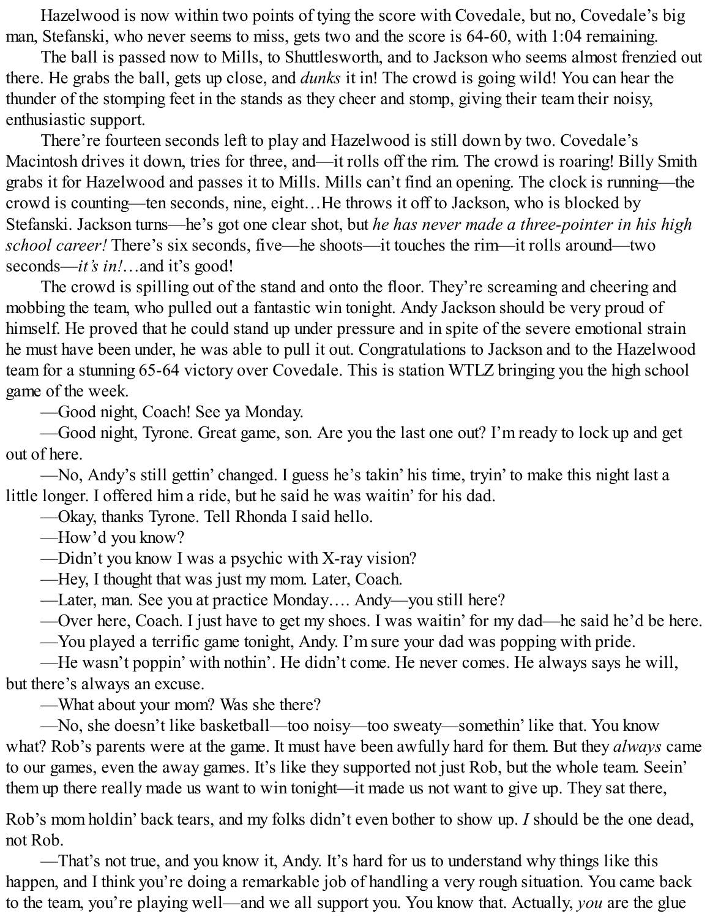Hazelwood is now within two points of tying the score with Covedale, but no, Covedale's big man, Stefanski, who never seems to miss, gets two and the score is 64-60, with 1:04 remaining.

The ball is passed now to Mills, to Shuttlesworth, and to Jackson who seems almost frenzied out there. He grabs the ball, gets up close, and *dunks* it in! The crowd is going wild! You can hear the thunder of the stomping feet in the stands as they cheer and stomp, giving their team their noisy, enthusiastic support.

There're fourteen seconds left to play and Hazelwood is still down by two. Covedale's Macintosh drives it down, tries for three, and—it rolls off the rim. The crowd is roaring! Billy Smith grabs it for Hazelwood and passes it to Mills. Mills can't find an opening. The clock is running—the crowd is counting—ten seconds, nine, eight…He throws it off to Jackson, who is blocked by Stefanski. Jackson turns—he's got one clear shot, but *he has never made a three-pointer in his high school career!* There's six seconds, five—he shoots—it touches the rim—it rolls around—two seconds—*it's in!*…and it's good!

The crowd is spilling out of the stand and onto the floor. They're screaming and cheering and mobbing the team, who pulled out a fantastic win tonight. Andy Jackson should be very proud of himself. He proved that he could stand up under pressure and in spite of the severe emotional strain he must have been under, he was able to pull it out. Congratulations to Jackson and to the Hazelwood team for a stunning 65-64 victory over Covedale. This is station WTLZ bringing you the high school game of the week.

—Good night, Coach! See ya Monday.

—Good night, Tyrone. Great game, son. Are you the last one out? I'm ready to lock up and get out of here.

—No, Andy's still gettin' changed. I guess he's takin' his time, tryin' to make this night last a little longer. I offered him a ride, but he said he was waitin' for his dad.

—Okay, thanks Tyrone. Tell Rhonda I said hello.

—How'd you know?

—Didn't you know I was a psychic with X-ray vision?

—Hey, I thought that was just my mom. Later, Coach.

—Later, man. See you at practice Monday…. Andy—you still here?

—Over here, Coach. I just have to get my shoes. I was waitin' for my dad—he said he'd be here.

—You played a terrific game tonight, Andy. I'm sure your dad was popping with pride.

—He wasn't poppin' with nothin'. He didn't come. He never comes. He always says he will, but there's always an excuse.

—What about your mom? Was she there?

—No, she doesn't like basketball—too noisy—too sweaty—somethin' like that. You know what? Rob's parents were at the game. It must have been awfully hard for them. But they *always* came to our games, even the away games. It's like they supported not just Rob, but the whole team. Seein' them up there really made us want to win tonight—it made us not want to give up. They sat there, Rob's mom holdin' back tears, and my folks didn't even bother to show up. *I* should be the one dead, not Rob.

—That's not true, and you know it, Andy. It's hard for us to understand why things like this happen, and I think you're doing a remarkable job of handling a very rough situation. You came back to the team, you're playing well—and we all support you. You know that. Actually, *you* are the glue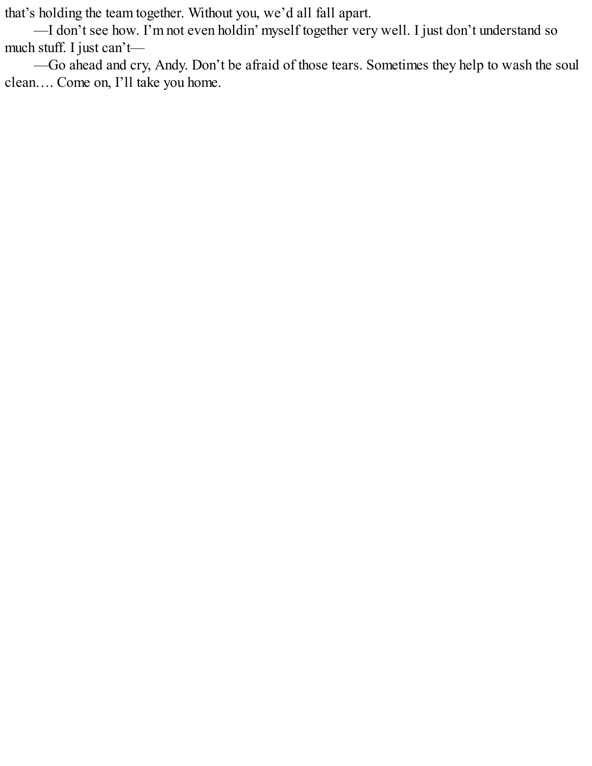that’s holding the team together. Without you, we’d all fall apart.

—I don’t see how. I’m not even holdin’ myself together very well. I just don’t understand so much stuff. I just can’t—

—Go ahead and cry, Andy. Don’t be afraid of those tears. Sometimes they help to wash the soul clean.… Come on, I’ll take you home.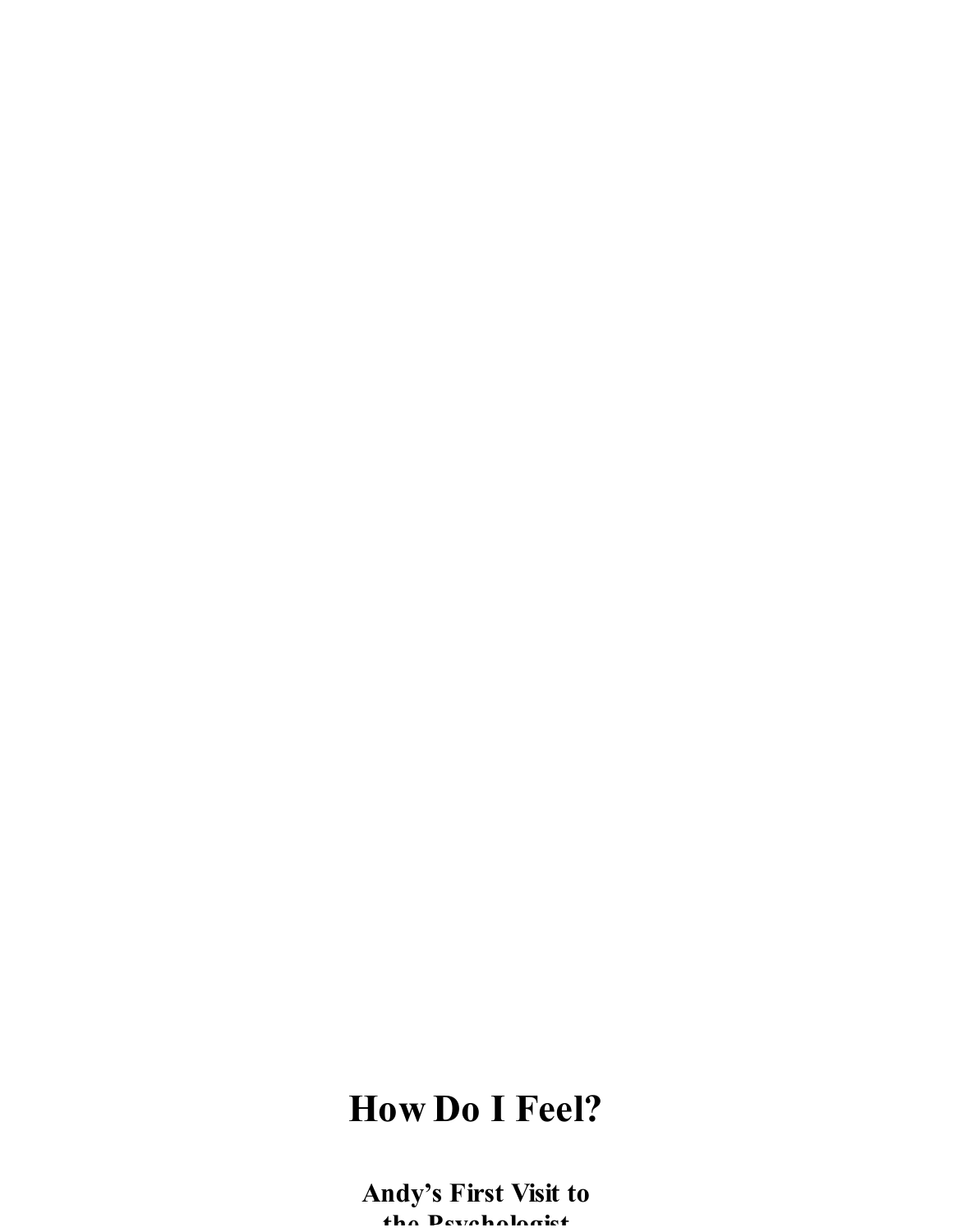# How Do I Feel?

## Andy's First Visit to the Psychologist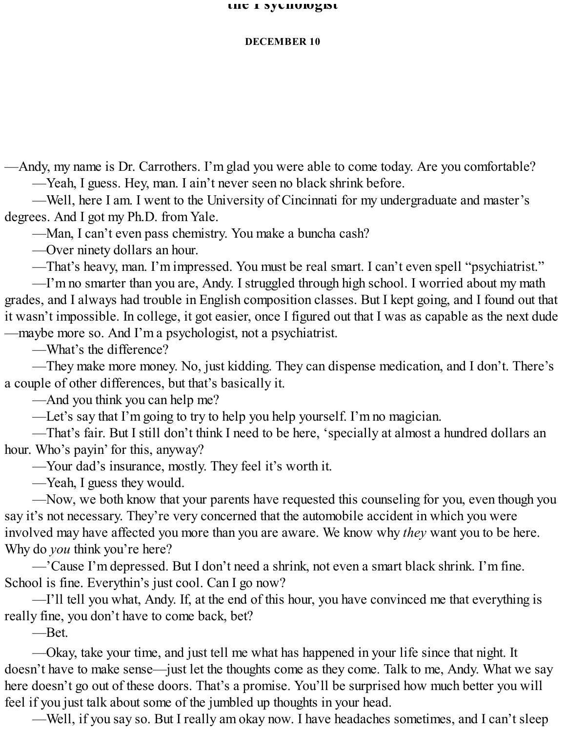## the Psychologist

**DECEMBER 10**

—Andy, my name is Dr. Carrothers. I'm glad you were able to come today. Are you comfortable?

—Yeah, I guess. Hey, man. I ain't never seen no black shrink before.

—Well, here I am. I went to the University of Cincinnati for my undergraduate and master's degrees. And I got my Ph.D. from Yale.

—Man, I can't even pass chemistry. You make a buncha cash?

—Over ninety dollars an hour.

—That's heavy, man. I'm impressed. You must be real smart. I can't even spell "psychiatrist."

—I'm no smarter than you are, Andy. I struggled through high school. I worried about my math grades, and I always had trouble in English composition classes. But I kept going, and I found out that it wasn't impossible. In college, it got easier, once I figured out that I was as capable as the next dude—maybe more so. And I'm a psychologist, not a psychiatrist.

—What's the difference?

—They make more money. No, just kidding. They can dispense medication, and I don't. There's a couple of other differences, but that's basically it.

—And you think you can help me?

—Let's say that I'm going to try to help you help yourself. I'm no magician.

—That's fair. But I still don't think I need to be here, 'specially at almost a hundred dollars an hour. Who's payin' for this, anyway?

—Your dad's insurance, mostly. They feel it's worth it.

—Yeah, I guess they would.

—Now, we both know that your parents have requested this counseling for you, even though you say it's not necessary. They're very concerned that the automobile accident in which you were involved may have affected you more than you are aware. We know why *they* want you to be here. Why do *you* think you're here?

—'Cause I'm depressed. But I don't need a shrink, not even a smart black shrink. I'm fine. School is fine. Everythin's just cool. Can I go now?

—I'll tell you what, Andy. If, at the end of this hour, you have convinced me that everything is really fine, you don't have to come back, bet?

—Bet.

—Okay, take your time, and just tell me what has happened in your life since that night. It doesn't have to make sense—just let the thoughts come as they come. Talk to me, Andy. What we say here doesn't go out of these doors. That's a promise. You'll be surprised how much better you will feel if you just talk about some of the jumbled up thoughts in your head.

—Well, if you say so. But I really am okay now. I have headaches sometimes, and I can't sleep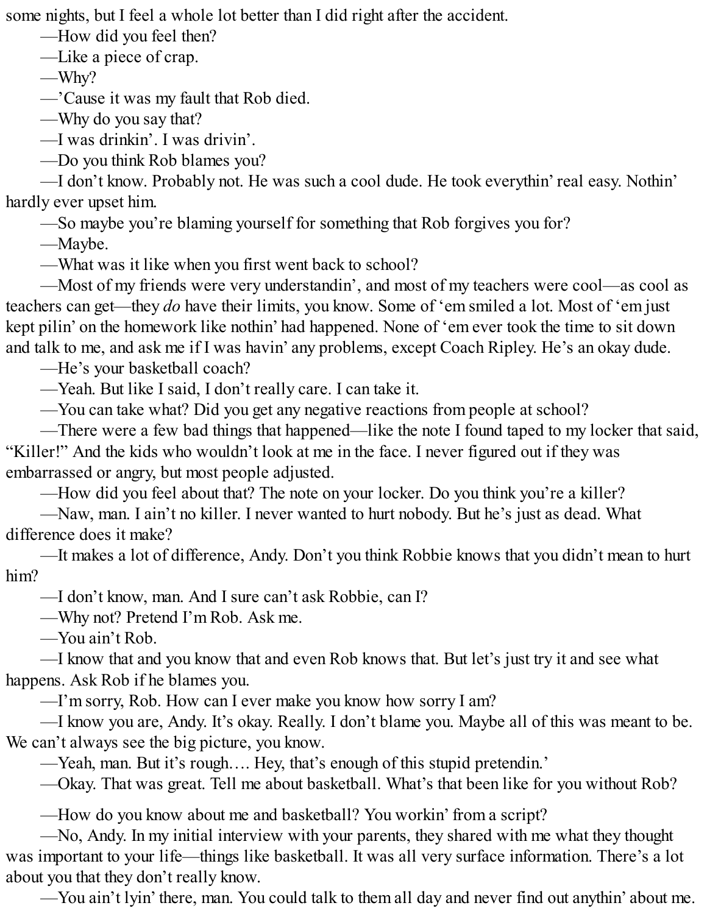some nights, but I feel a whole lot better than I did right after the accident.

—How did you feel then?

—Like a piece of crap.

—Why?

—'Cause it was my fault that Rob died.

—Why do you say that?

—I was drinkin'. I was drivin'.

—Do you think Rob blames you?

—I don't know. Probably not. He was such a cool dude. He took everythin' real easy. Nothin' hardly ever upset him.

—So maybe you're blaming yourself for something that Rob forgives you for?

—Maybe.

—What was it like when you first went back to school?

—Most of my friends were very understandin', and most of my teachers were cool—as cool as teachers can get—they *do* have their limits, you know. Some of 'em smiled a lot. Most of 'em just kept pilin' on the homework like nothin' had happened. None of 'em ever took the time to sit down and talk to me, and ask me if I was havin' any problems, except Coach Ripley. He's an okay dude.

—He's your basketball coach?

—Yeah. But like I said, I don't really care. I can take it.

—You can take what? Did you get any negative reactions from people at school?

—There were a few bad things that happened—like the note I found taped to my locker that said, "Killer!" And the kids who wouldn't look at me in the face. I never figured out if they was embarrassed or angry, but most people adjusted.

—How did you feel about that? The note on your locker. Do you think you're a killer?

—Naw, man. I ain't no killer. I never wanted to hurt nobody. But he's just as dead. What difference does it make?

—It makes a lot of difference, Andy. Don't you think Robbie knows that you didn't mean to hurt him?

—I don't know, man. And I sure can't ask Robbie, can I?

—Why not? Pretend I'm Rob. Ask me.

—You ain't Rob.

—I know that and you know that and even Rob knows that. But let's just try it and see what happens. Ask Rob if he blames you.

—I'm sorry, Rob. How can I ever make you know how sorry I am?

—I know you are, Andy. It's okay. Really. I don't blame you. Maybe all of this was meant to be. We can't always see the big picture, you know.

—Yeah, man. But it's rough…. Hey, that's enough of this stupid pretendin.'

—Okay. That was great. Tell me about basketball. What's that been like for you without Rob?

—How do you know about me and basketball? You workin' from a script?

—No, Andy. In my initial interview with your parents, they shared with me what they thought was important to your life—things like basketball. It was all very surface information. There's a lot about you that they don't really know.

—You ain't lyin' there, man. You could talk to them all day and never find out anythin' about me.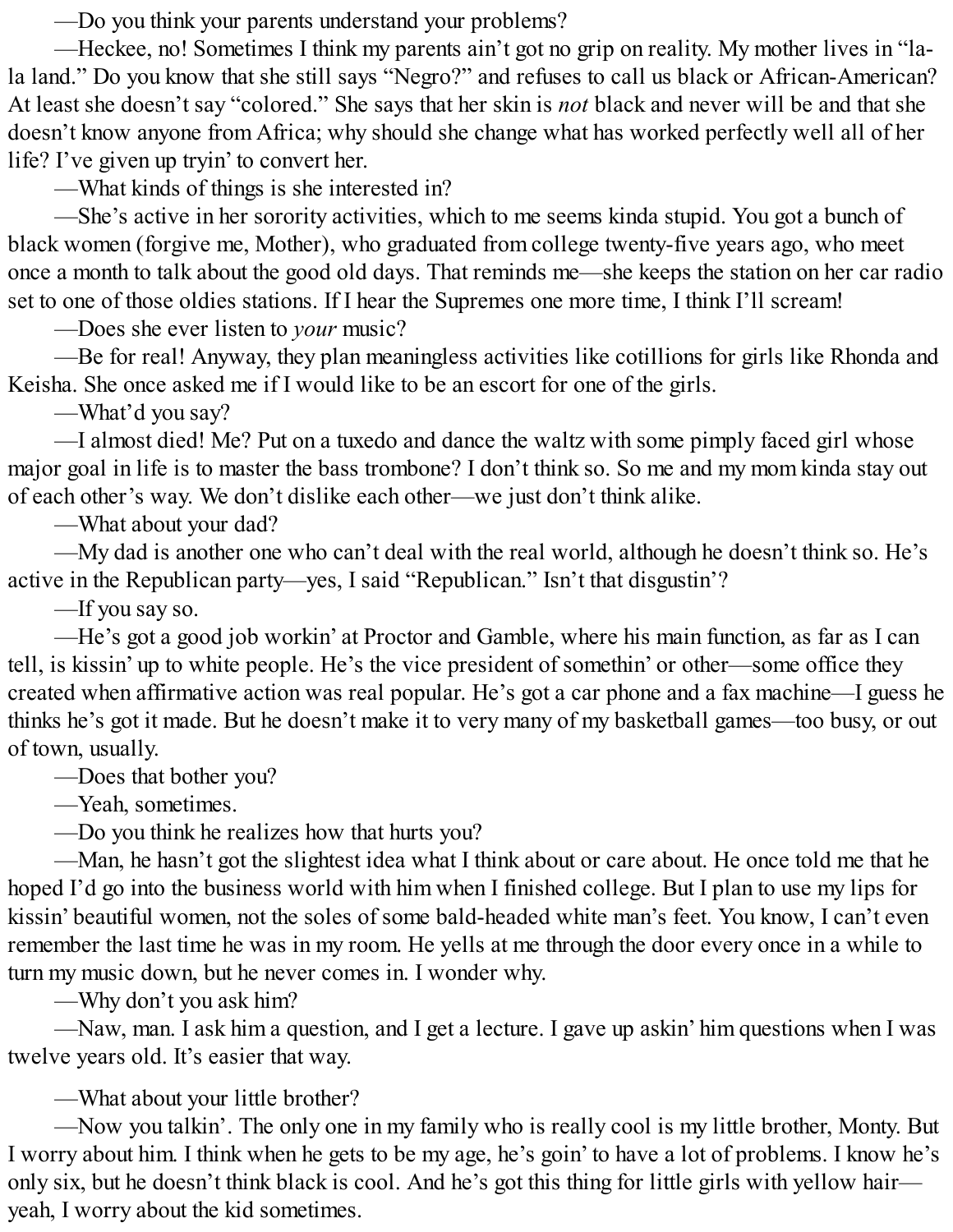—Do you think your parents understand your problems?

—Heckee, no! Sometimes I think my parents ain't got no grip on reality. My mother lives in "la-la land." Do you know that she still says "Negro?" and refuses to call us black or African-American? At least she doesn't say "colored." She says that her skin is *not* black and never will be and that she doesn't know anyone from Africa; why should she change what has worked perfectly well all of her life? I've given up tryin' to convert her.

—What kinds of things is she interested in?

—She's active in her sorority activities, which to me seems kinda stupid. You got a bunch of black women (forgive me, Mother), who graduated from college twenty-five years ago, who meet once a month to talk about the good old days. That reminds me—she keeps the station on her car radio set to one of those oldies stations. If I hear the Supremes one more time, I think I'll scream!

—Does she ever listen to *your* music?

—Be for real! Anyway, they plan meaningless activities like cotillions for girls like Rhonda and Keisha. She once asked me if I would like to be an escort for one of the girls.

—What'd you say?

—I almost died! Me? Put on a tuxedo and dance the waltz with some pimply faced girl whose major goal in life is to master the bass trombone? I don't think so. So me and my mom kinda stay out of each other's way. We don't dislike each other—we just don't think alike.

—What about your dad?

—My dad is another one who can't deal with the real world, although he doesn't think so. He's active in the Republican party—yes, I said "Republican." Isn't that disgustin'?

—If you say so.

—He's got a good job workin' at Proctor and Gamble, where his main function, as far as I can tell, is kissin' up to white people. He's the vice president of somethin' or other—some office they created when affirmative action was real popular. He's got a car phone and a fax machine—I guess he thinks he's got it made. But he doesn't make it to very many of my basketball games—too busy, or out of town, usually.

—Does that bother you?

—Yeah, sometimes.

—Do you think he realizes how that hurts you?

—Man, he hasn't got the slightest idea what I think about or care about. He once told me that he hoped I'd go into the business world with him when I finished college. But I plan to use my lips for kissin' beautiful women, not the soles of some bald-headed white man's feet. You know, I can't even remember the last time he was in my room. He yells at me through the door every once in a while to turn my music down, but he never comes in. I wonder why.

—Why don't you ask him?

—Naw, man. I ask him a question, and I get a lecture. I gave up askin' him questions when I was twelve years old. It's easier that way.

—What about your little brother?

—Now you talkin'. The only one in my family who is really cool is my little brother, Monty. But I worry about him. I think when he gets to be my age, he's goin' to have a lot of problems. I know he's only six, but he doesn't think black is cool. And he's got this thing for little girls with yellow hair—yeah, I worry about the kid sometimes.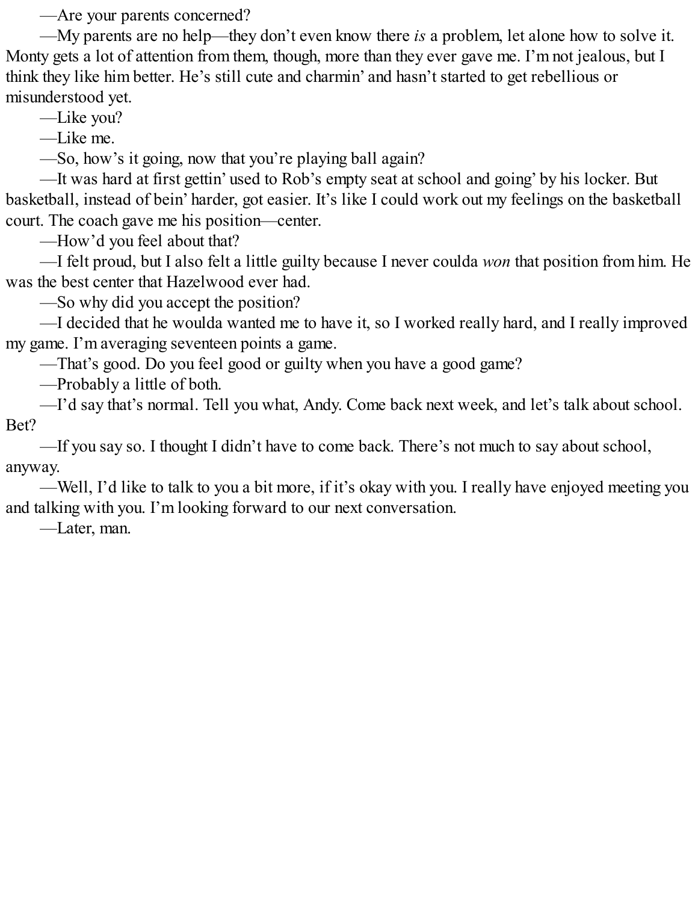—Are your parents concerned?

—My parents are no help—they don’t even know there *is* a problem, let alone how to solve it. Monty gets a lot of attention from them, though, more than they ever gave me. I’m not jealous, but I think they like him better. He’s still cute and charmin’ and hasn’t started to get rebellious or misunderstood yet.

—Like you?

—Like me.

—So, how’s it going, now that you’re playing ball again?

—It was hard at first gettin’ used to Rob’s empty seat at school and going’ by his locker. But basketball, instead of bein’ harder, got easier. It’s like I could work out my feelings on the basketball court. The coach gave me his position—center.

—How’d you feel about that?

—I felt proud, but I also felt a little guilty because I never coulda *won* that position from him. He was the best center that Hazelwood ever had.

—So why did you accept the position?

—I decided that he woulda wanted me to have it, so I worked really hard, and I really improved my game. I’m averaging seventeen points a game.

—That’s good. Do you feel good or guilty when you have a good game?

—Probably a little of both.

—I’d say that’s normal. Tell you what, Andy. Come back next week, and let’s talk about school. Bet?

—If you say so. I thought I didn’t have to come back. There’s not much to say about school, anyway.

—Well, I’d like to talk to you a bit more, if it’s okay with you. I really have enjoyed meeting you and talking with you. I’m looking forward to our next conversation.

—Later, man.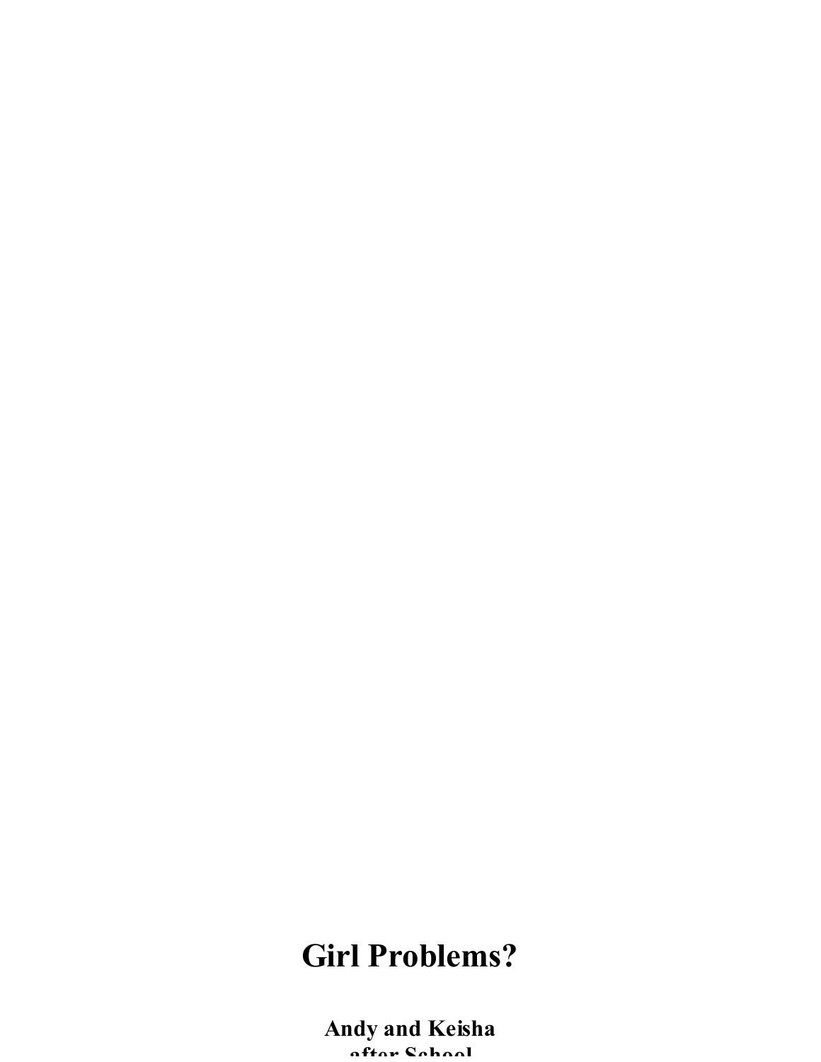# Girl Problems?

**Andy and Keisha after School**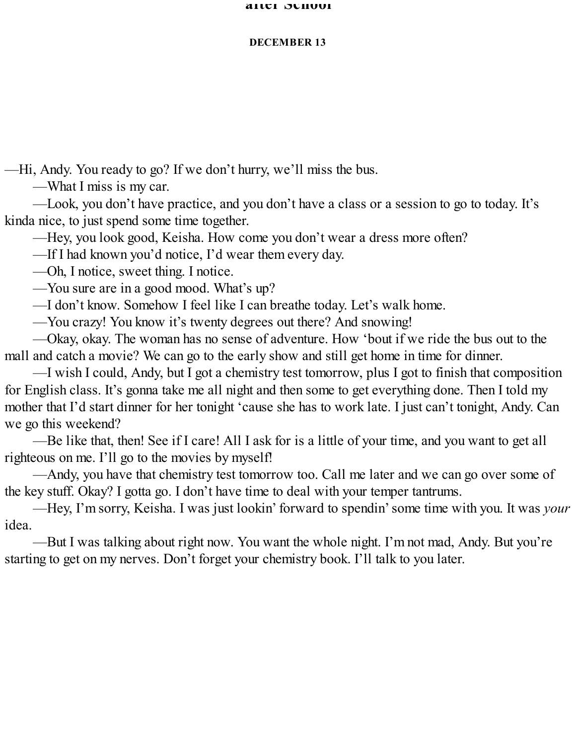# after School

**DECEMBER 13**

—Hi, Andy. You ready to go? If we don't hurry, we'll miss the bus.

—What I miss is my car.

—Look, you don't have practice, and you don't have a class or a session to go to today. It's kinda nice, to just spend some time together.

—Hey, you look good, Keisha. How come you don't wear a dress more often?

—If I had known you'd notice, I'd wear them every day.

—Oh, I notice, sweet thing. I notice.

—You sure are in a good mood. What's up?

—I don't know. Somehow I feel like I can breathe today. Let's walk home.

—You crazy! You know it's twenty degrees out there? And snowing!

—Okay, okay. The woman has no sense of adventure. How 'bout if we ride the bus out to the mall and catch a movie? We can go to the early show and still get home in time for dinner.

—I wish I could, Andy, but I got a chemistry test tomorrow, plus I got to finish that composition for English class. It's gonna take me all night and then some to get everything done. Then I told my mother that I'd start dinner for her tonight 'cause she has to work late. I just can't tonight, Andy. Can we go this weekend?

—Be like that, then! See if I care! All I ask for is a little of your time, and you want to get all righteous on me. I'll go to the movies by myself!

—Andy, you have that chemistry test tomorrow too. Call me later and we can go over some of the key stuff. Okay? I gotta go. I don't have time to deal with your temper tantrums.

—Hey, I'm sorry, Keisha. I was just lookin' forward to spendin' some time with you. It was *your* idea.

—But I was talking about right now. You want the whole night. I'm not mad, Andy. But you're starting to get on my nerves. Don't forget your chemistry book. I'll talk to you later.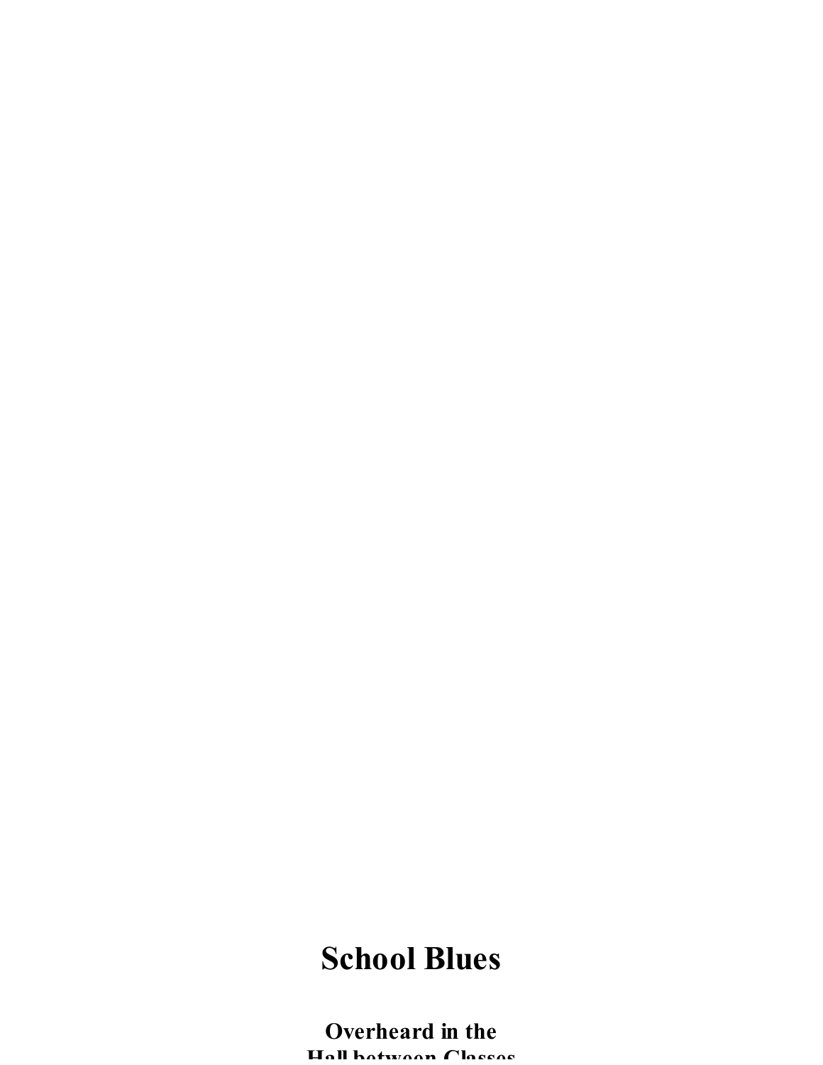# School Blues

## Overheard in the Hall between Classes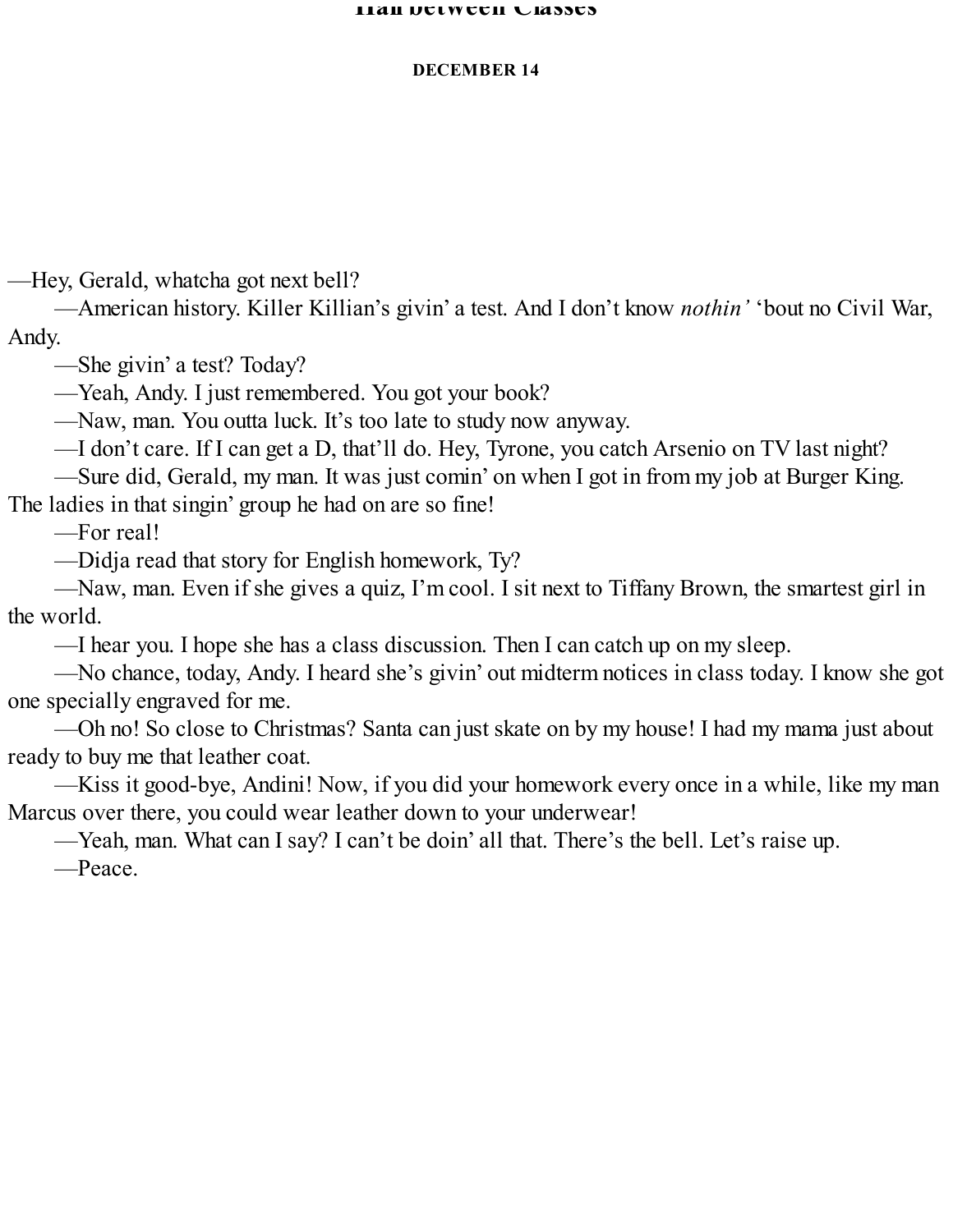## Hall between Classes

**DECEMBER 14**

—Hey, Gerald, whatcha got next bell?

—American history. Killer Killian's givin' a test. And I don't know *nothin'* 'bout no Civil War, Andy.

—She givin' a test? Today?

—Yeah, Andy. I just remembered. You got your book?

—Naw, man. You outta luck. It's too late to study now anyway.

—I don't care. If I can get a D, that'll do. Hey, Tyrone, you catch Arsenio on TV last night?

—Sure did, Gerald, my man. It was just comin' on when I got in from my job at Burger King. The ladies in that singin' group he had on are so fine!

—For real!

—Didja read that story for English homework, Ty?

—Naw, man. Even if she gives a quiz, I'm cool. I sit next to Tiffany Brown, the smartest girl in the world.

—I hear you. I hope she has a class discussion. Then I can catch up on my sleep.

—No chance, today, Andy. I heard she's givin' out midterm notices in class today. I know she got one specially engraved for me.

—Oh no! So close to Christmas? Santa can just skate on by my house! I had my mama just about ready to buy me that leather coat.

—Kiss it good-bye, Andini! Now, if you did your homework every once in a while, like my man Marcus over there, you could wear leather down to your underwear!

—Yeah, man. What can I say? I can't be doin' all that. There's the bell. Let's raise up.

—Peace.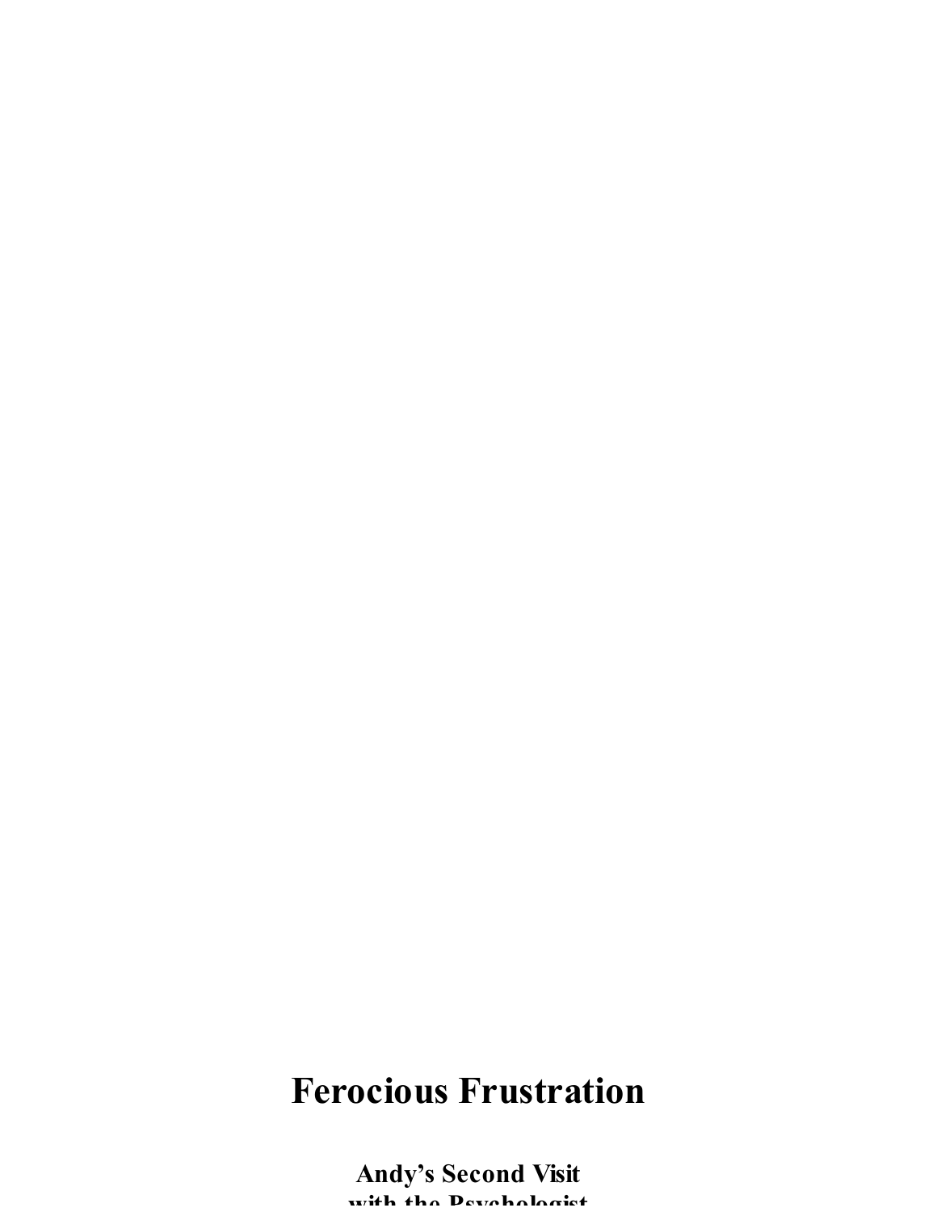# Ferocious Frustration

## Andy's Second Visit with the Psychologist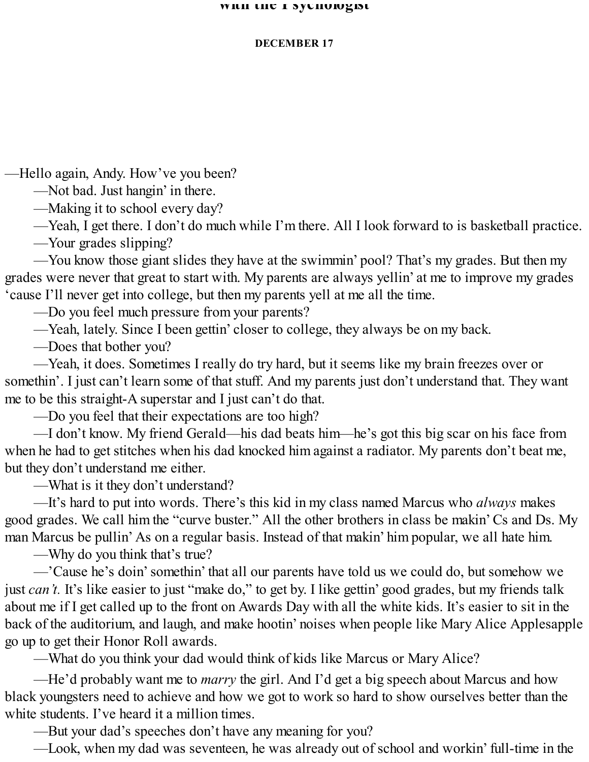**DECEMBER 17**

—Hello again, Andy. How've you been?

—Not bad. Just hangin' in there.

—Making it to school every day?

—Yeah, I get there. I don't do much while I'm there. All I look forward to is basketball practice.

—Your grades slipping?

—You know those giant slides they have at the swimmin' pool? That's my grades. But then my grades were never that great to start with. My parents are always yellin' at me to improve my grades 'cause I'll never get into college, but then my parents yell at me all the time.

—Do you feel much pressure from your parents?

—Yeah, lately. Since I been gettin' closer to college, they always be on my back.

—Does that bother you?

—Yeah, it does. Sometimes I really do try hard, but it seems like my brain freezes over or somethin'. I just can't learn some of that stuff. And my parents just don't understand that. They want me to be this straight-A superstar and I just can't do that.

—Do you feel that their expectations are too high?

—I don't know. My friend Gerald—his dad beats him—he's got this big scar on his face from when he had to get stitches when his dad knocked him against a radiator. My parents don't beat me, but they don't understand me either.

—What is it they don't understand?

—It's hard to put into words. There's this kid in my class named Marcus who *always* makes good grades. We call him the "curve buster." All the other brothers in class be makin' Cs and Ds. My man Marcus be pullin' As on a regular basis. Instead of that makin' him popular, we all hate him.

—Why do you think that's true?

—'Cause he's doin' somethin' that all our parents have told us we could do, but somehow we just *can't.* It's like easier to just "make do," to get by. I like gettin' good grades, but my friends talk about me if I get called up to the front on Awards Day with all the white kids. It's easier to sit in the back of the auditorium, and laugh, and make hootin' noises when people like Mary Alice Applesapple go up to get their Honor Roll awards.

—What do you think your dad would think of kids like Marcus or Mary Alice?

—He'd probably want me to *marry* the girl. And I'd get a big speech about Marcus and how black youngsters need to achieve and how we got to work so hard to show ourselves better than the white students. I've heard it a million times.

—But your dad's speeches don't have any meaning for you?

—Look, when my dad was seventeen, he was already out of school and workin' full-time in the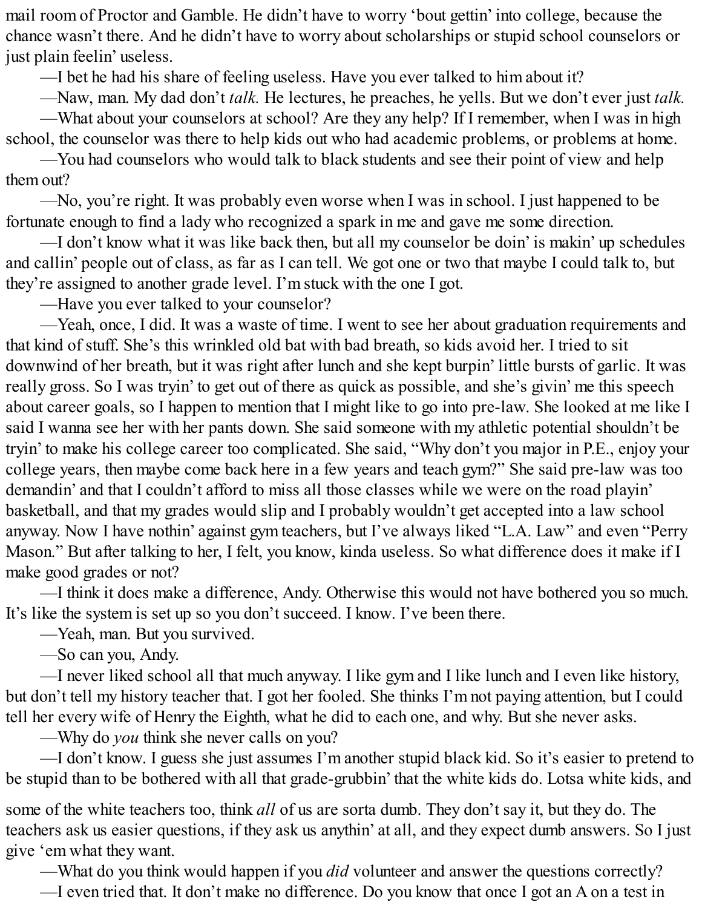mail room of Proctor and Gamble. He didn't have to worry 'bout gettin' into college, because the chance wasn't there. And he didn't have to worry about scholarships or stupid school counselors or just plain feelin' useless.

—I bet he had his share of feeling useless. Have you ever talked to him about it?

—Naw, man. My dad don't *talk.* He lectures, he preaches, he yells. But we don't ever just *talk.*

—What about your counselors at school? Are they any help? If I remember, when I was in high school, the counselor was there to help kids out who had academic problems, or problems at home.

—You had counselors who would talk to black students and see their point of view and help them out?

—No, you're right. It was probably even worse when I was in school. I just happened to be fortunate enough to find a lady who recognized a spark in me and gave me some direction.

—I don't know what it was like back then, but all my counselor be doin' is makin' up schedules and callin' people out of class, as far as I can tell. We got one or two that maybe I could talk to, but they're assigned to another grade level. I'm stuck with the one I got.

—Have you ever talked to your counselor?

—Yeah, once, I did. It was a waste of time. I went to see her about graduation requirements and that kind of stuff. She's this wrinkled old bat with bad breath, so kids avoid her. I tried to sit downwind of her breath, but it was right after lunch and she kept burpin' little bursts of garlic. It was really gross. So I was tryin' to get out of there as quick as possible, and she's givin' me this speech about career goals, so I happen to mention that I might like to go into pre-law. She looked at me like I said I wanna see her with her pants down. She said someone with my athletic potential shouldn't be tryin' to make his college career too complicated. She said, "Why don't you major in P.E., enjoy your college years, then maybe come back here in a few years and teach gym?" She said pre-law was too demandin' and that I couldn't afford to miss all those classes while we were on the road playin' basketball, and that my grades would slip and I probably wouldn't get accepted into a law school anyway. Now I have nothin' against gym teachers, but I've always liked "L.A. Law" and even "Perry Mason." But after talking to her, I felt, you know, kinda useless. So what difference does it make if I make good grades or not?

—I think it does make a difference, Andy. Otherwise this would not have bothered you so much. It's like the system is set up so you don't succeed. I know. I've been there.

—Yeah, man. But you survived.

—So can you, Andy.

—I never liked school all that much anyway. I like gym and I like lunch and I even like history, but don't tell my history teacher that. I got her fooled. She thinks I'm not paying attention, but I could tell her every wife of Henry the Eighth, what he did to each one, and why. But she never asks.

—Why do *you* think she never calls on you?

—I don't know. I guess she just assumes I'm another stupid black kid. So it's easier to pretend to be stupid than to be bothered with all that grade-grubbin' that the white kids do. Lotsa white kids, and some of the white teachers too, think *all* of us are sorta dumb. They don't say it, but they do. The teachers ask us easier questions, if they ask us anythin' at all, and they expect dumb answers. So I just give 'em what they want.

—What do you think would happen if you *did* volunteer and answer the questions correctly?

—I even tried that. It don't make no difference. Do you know that once I got an A on a test in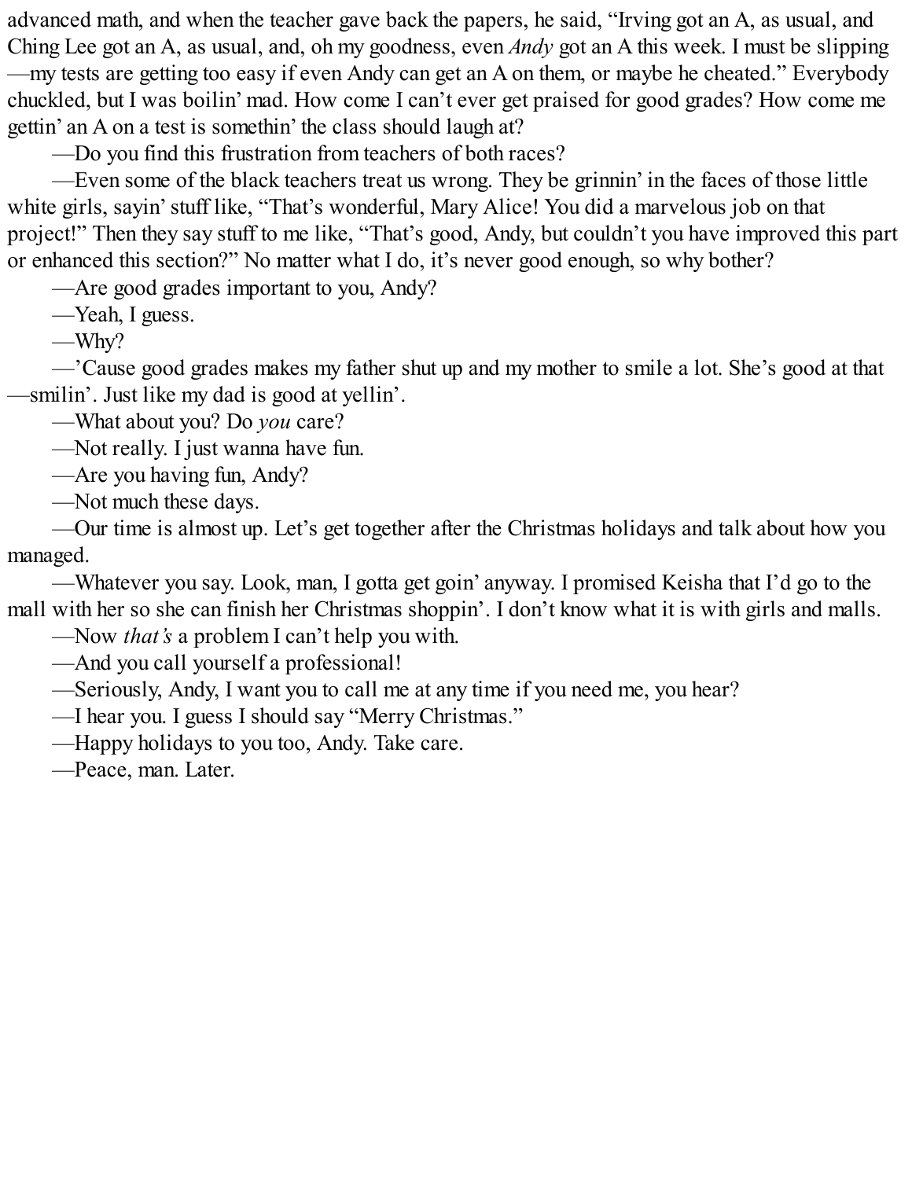advanced math, and when the teacher gave back the papers, he said, “Irving got an A, as usual, and Ching Lee got an A, as usual, and, oh my goodness, even *Andy* got an A this week. I must be slipping—my tests are getting too easy if even Andy can get an A on them, or maybe he cheated.” Everybody chuckled, but I was boilin’ mad. How come I can’t ever get praised for good grades? How come me gettin’ an A on a test is somethin’ the class should laugh at?

—Do you find this frustration from teachers of both races?

—Even some of the black teachers treat us wrong. They be grinnin’ in the faces of those little white girls, sayin’ stuff like, “That’s wonderful, Mary Alice! You did a marvelous job on that project!” Then they say stuff to me like, “That’s good, Andy, but couldn’t you have improved this part or enhanced this section?” No matter what I do, it’s never good enough, so why bother?

—Are good grades important to you, Andy?

—Yeah, I guess.

—Why?

—’Cause good grades makes my father shut up and my mother to smile a lot. She’s good at that—smilin’. Just like my dad is good at yellin’.

—What about you? Do *you* care?

—Not really. I just wanna have fun.

—Are you having fun, Andy?

—Not much these days.

—Our time is almost up. Let’s get together after the Christmas holidays and talk about how you managed.

—Whatever you say. Look, man, I gotta get goin’ anyway. I promised Keisha that I’d go to the mall with her so she can finish her Christmas shoppin’. I don’t know what it is with girls and malls.

—Now *that’s* a problem I can’t help you with.

—And you call yourself a professional!

—Seriously, Andy, I want you to call me at any time if you need me, you hear?

—I hear you. I guess I should say “Merry Christmas.”

—Happy holidays to you too, Andy. Take care.

—Peace, man. Later.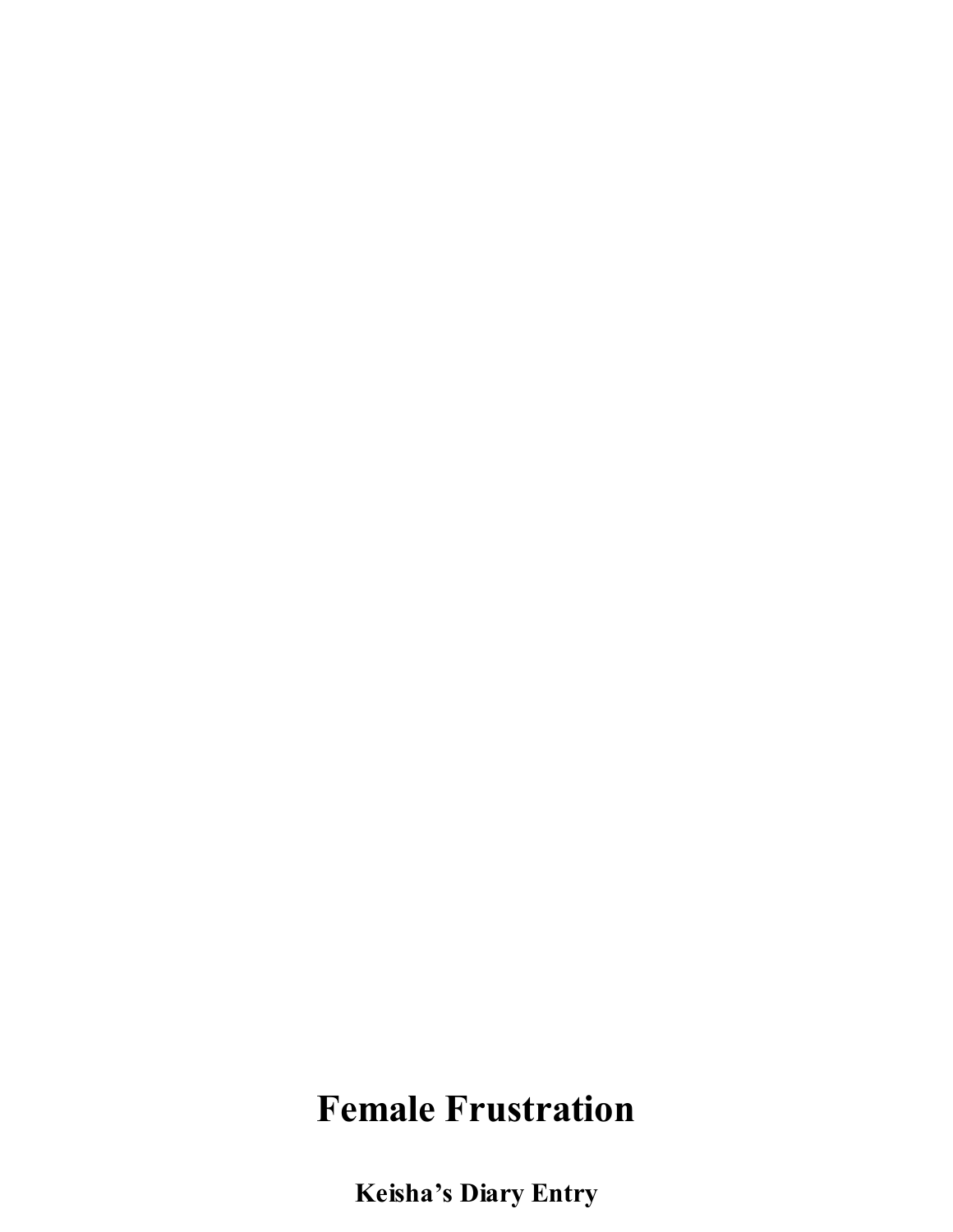# Female Frustration

**Keisha's Diary Entry**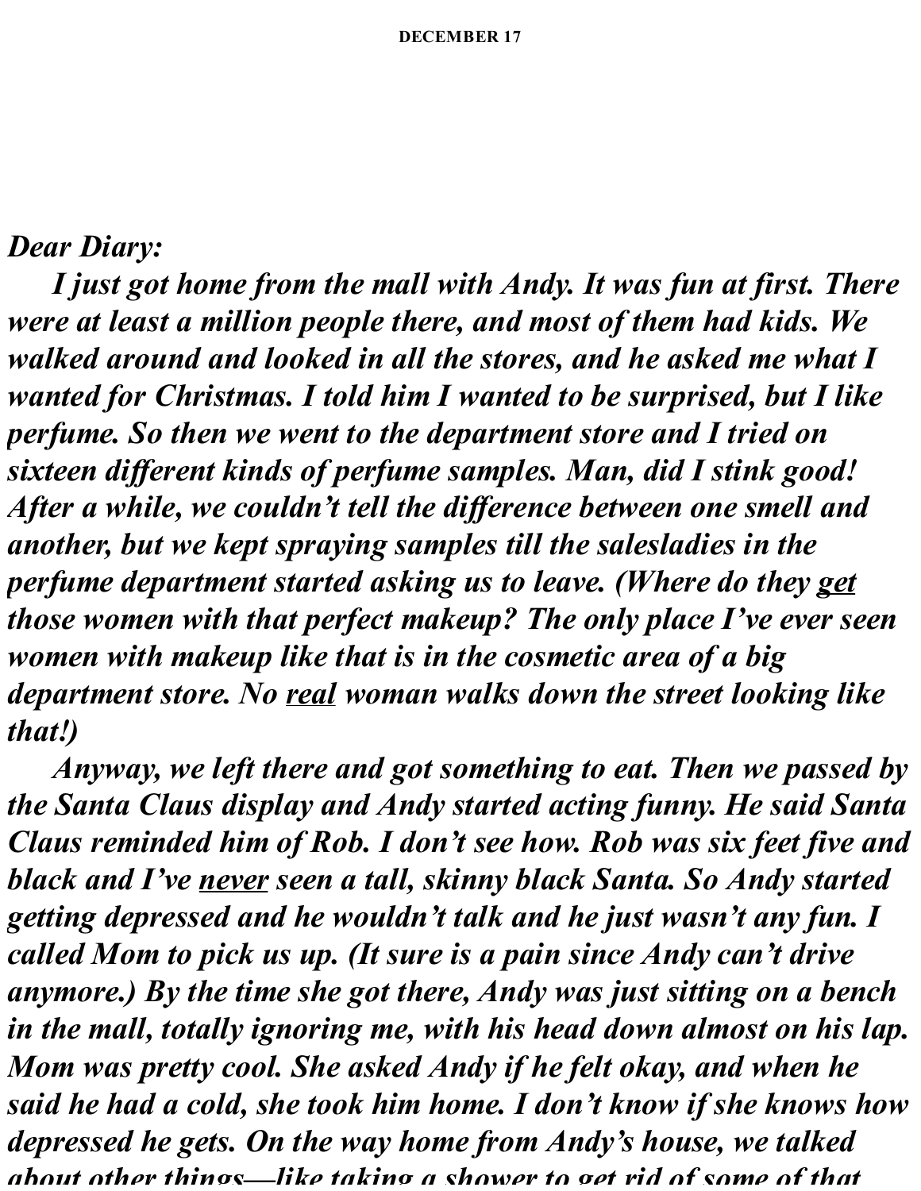**DECEMBER 17**

*Dear Diary:*

*I just got home from the mall with Andy. It was fun at first. There were at least a million people there, and most of them had kids. We walked around and looked in all the stores, and he asked me what I wanted for Christmas. I told him I wanted to be surprised, but I like perfume. So then we went to the department store and I tried on sixteen different kinds of perfume samples. Man, did I stink good! After a while, we couldn't tell the difference between one smell and another, but we kept spraying samples till the salesladies in the perfume department started asking us to leave. (Where do they get those women with that perfect makeup? The only place I've ever seen women with makeup like that is in the cosmetic area of a big department store. No real woman walks down the street looking like that!)*

*Anyway, we left there and got something to eat. Then we passed by the Santa Claus display and Andy started acting funny. He said Santa Claus reminded him of Rob. I don't see how. Rob was six feet five and black and I've never seen a tall, skinny black Santa. So Andy started getting depressed and he wouldn't talk and he just wasn't any fun. I called Mom to pick us up. (It sure is a pain since Andy can't drive anymore.) By the time she got there, Andy was just sitting on a bench in the mall, totally ignoring me, with his head down almost on his lap. Mom was pretty cool. She asked Andy if he felt okay, and when he said he had a cold, she took him home. I don't know if she knows how depressed he gets. On the way home from Andy's house, we talked about other things—like taking a shower to get rid of some of that*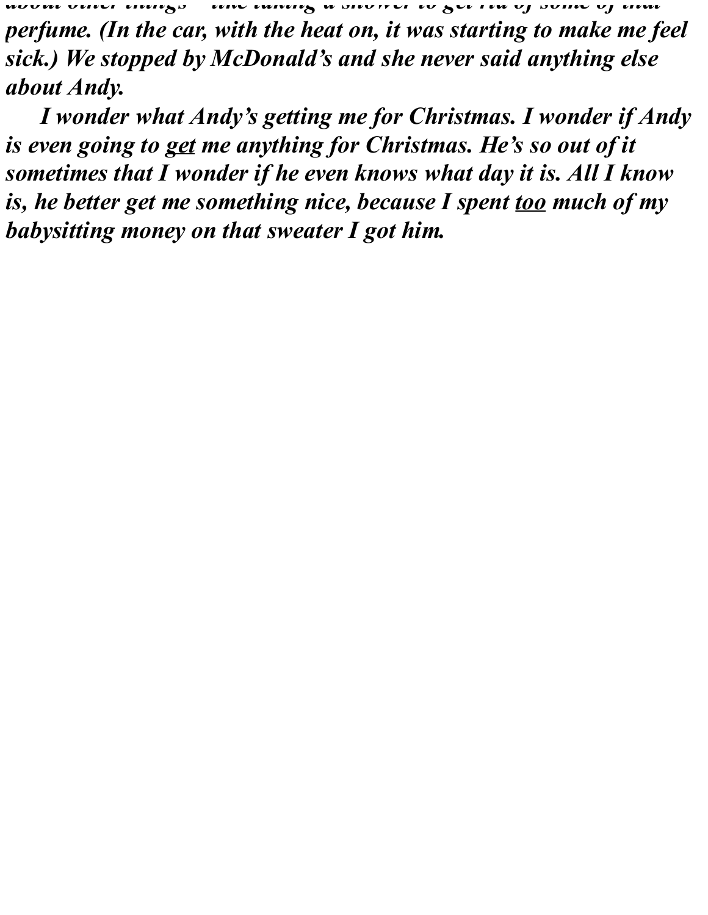*about other things – like taking a shower to get rid of some of that perfume. (In the car, with the heat on, it was starting to make me feel sick.) We stopped by McDonald's and she never said anything else about Andy.*

*I wonder what Andy's getting me for Christmas. I wonder if Andy is even going to <u>get</u> me anything for Christmas. He's so out of it sometimes that I wonder if he even knows what day it is. All I know is, he better get me something nice, because I spent <u>too</u> much of my babysitting money on that sweater I got him.*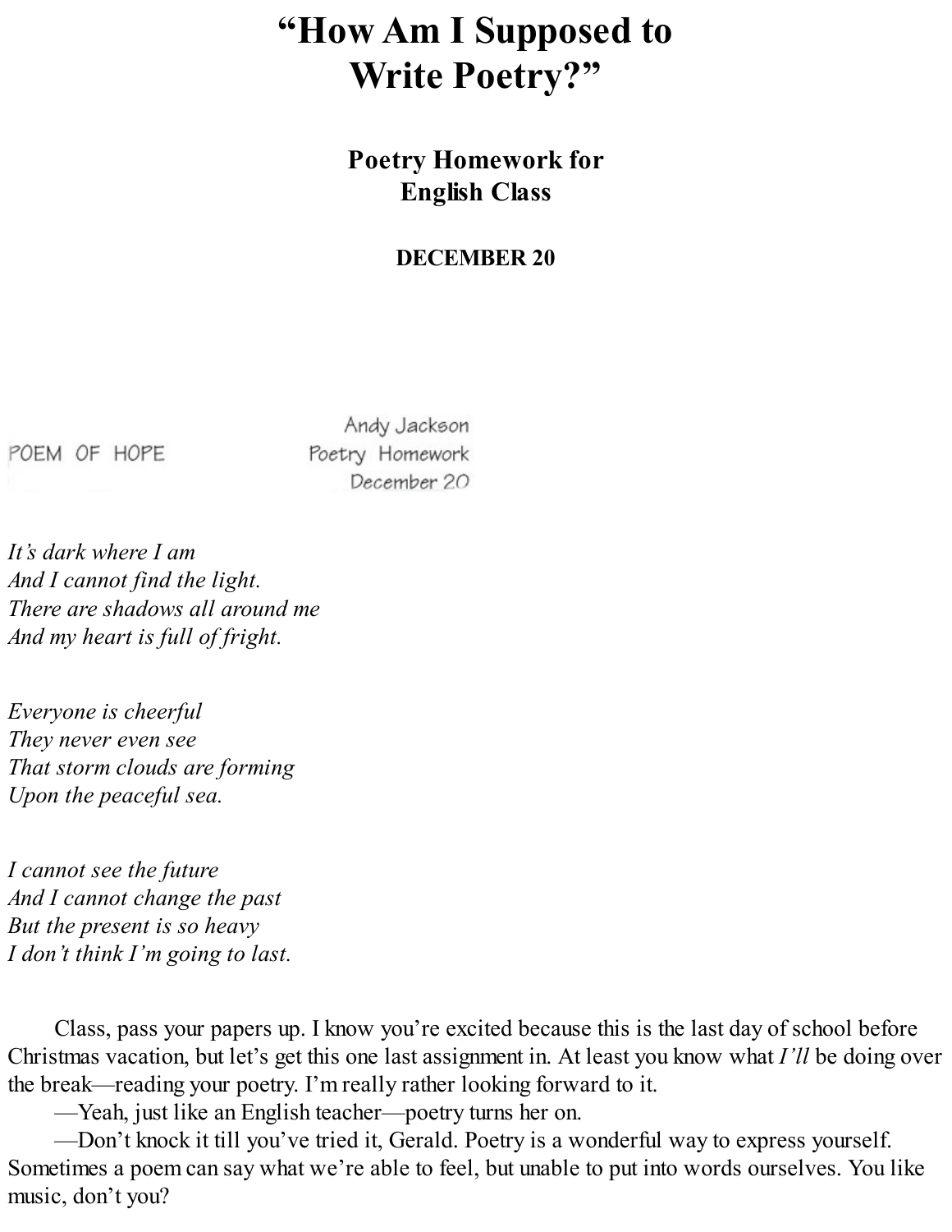# "How Am I Supposed to Write Poetry?"

## Poetry Homework for English Class

### DECEMBER 20

POEM OF HOPE

Andy Jackson
Poetry Homework
December 20

*It's dark where I am*
*And I cannot find the light.*
*There are shadows all around me*
*And my heart is full of fright.*

*Everyone is cheerful*
*They never even see*
*That storm clouds are forming*
*Upon the peaceful sea.*

*I cannot see the future*
*And I cannot change the past*
*But the present is so heavy*
*I don't think I'm going to last.*

Class, pass your papers up. I know you're excited because this is the last day of school before Christmas vacation, but let's get this one last assignment in. At least you know what *I'll* be doing over the break—reading your poetry. I'm really rather looking forward to it.

—Yeah, just like an English teacher—poetry turns her on.

—Don't knock it till you've tried it, Gerald. Poetry is a wonderful way to express yourself. Sometimes a poem can say what we're able to feel, but unable to put into words ourselves. You like music, don't you?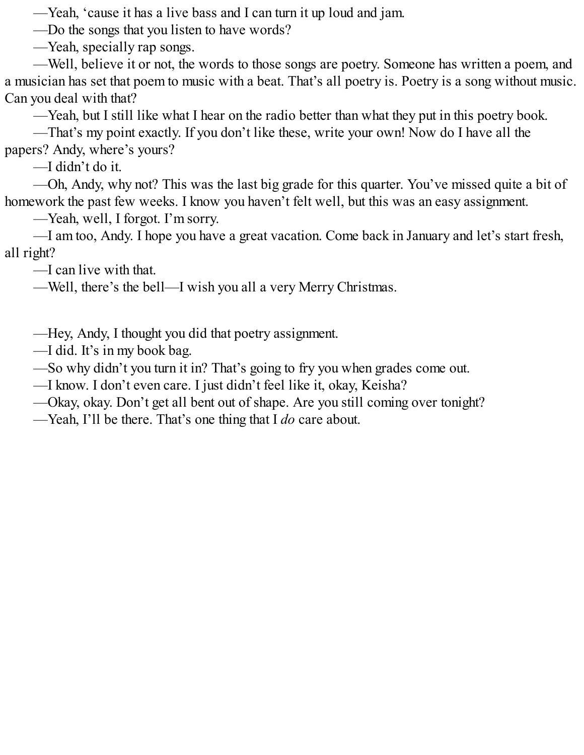—Yeah, ‘cause it has a live bass and I can turn it up loud and jam.

—Do the songs that you listen to have words?

—Yeah, specially rap songs.

—Well, believe it or not, the words to those songs are poetry. Someone has written a poem, and a musician has set that poem to music with a beat. That’s all poetry is. Poetry is a song without music. Can you deal with that?

—Yeah, but I still like what I hear on the radio better than what they put in this poetry book.

—That’s my point exactly. If you don’t like these, write your own! Now do I have all the papers? Andy, where’s yours?

—I didn’t do it.

—Oh, Andy, why not? This was the last big grade for this quarter. You’ve missed quite a bit of homework the past few weeks. I know you haven’t felt well, but this was an easy assignment.

—Yeah, well, I forgot. I’m sorry.

—I am too, Andy. I hope you have a great vacation. Come back in January and let’s start fresh, all right?

—I can live with that.

—Well, there’s the bell—I wish you all a very Merry Christmas.

—Hey, Andy, I thought you did that poetry assignment.

—I did. It’s in my book bag.

—So why didn’t you turn it in? That’s going to fry you when grades come out.

—I know. I don’t even care. I just didn’t feel like it, okay, Keisha?

—Okay, okay. Don’t get all bent out of shape. Are you still coming over tonight?

—Yeah, I’ll be there. That’s one thing that I *do* care about.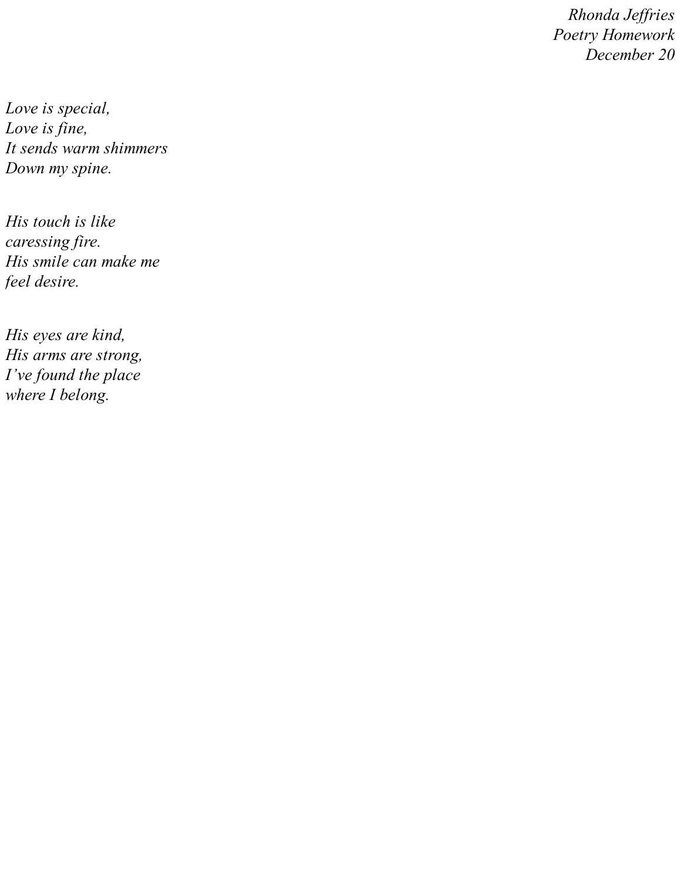*Rhonda Jeffries*
*Poetry Homework*
*December 20*

*Love is special,*
*Love is fine,*
*It sends warm shimmers*
*Down my spine.*

*His touch is like*
*caressing fire.*
*His smile can make me*
*feel desire.*

*His eyes are kind,*
*His arms are strong,*
*I've found the place*
*where I belong.*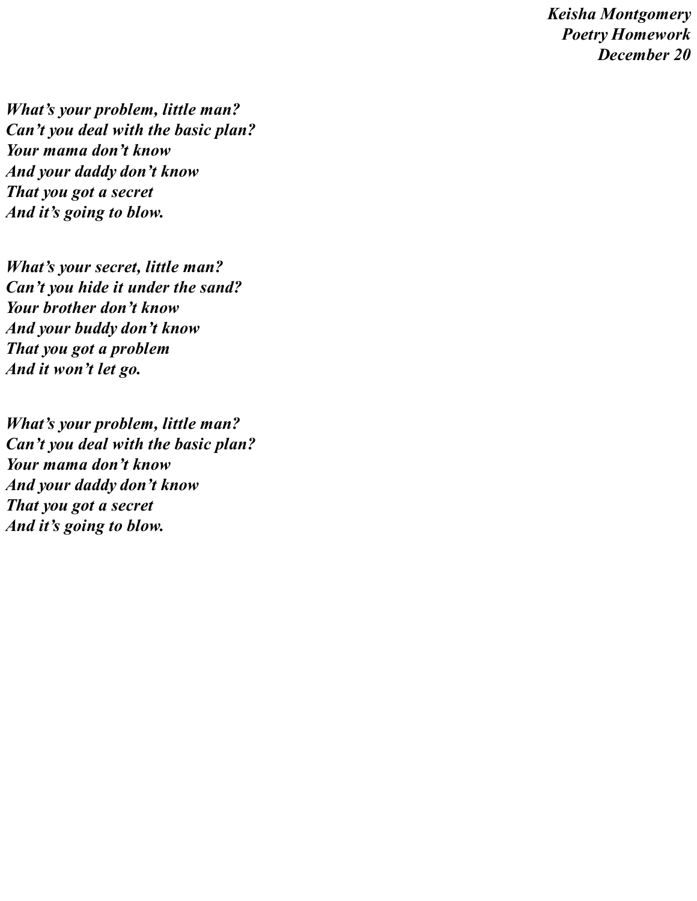*Keisha Montgomery*
*Poetry Homework*
*December 20*

***What's your problem, little man?***
***Can't you deal with the basic plan?***
***Your mama don't know***
***And your daddy don't know***
***That you got a secret***
***And it's going to blow.***

***What's your secret, little man?***
***Can't you hide it under the sand?***
***Your brother don't know***
***And your buddy don't know***
***That you got a problem***
***And it won't let go.***

***What's your problem, little man?***
***Can't you deal with the basic plan?***
***Your mama don't know***
***And your daddy don't know***
***That you got a secret***
***And it's going to blow.***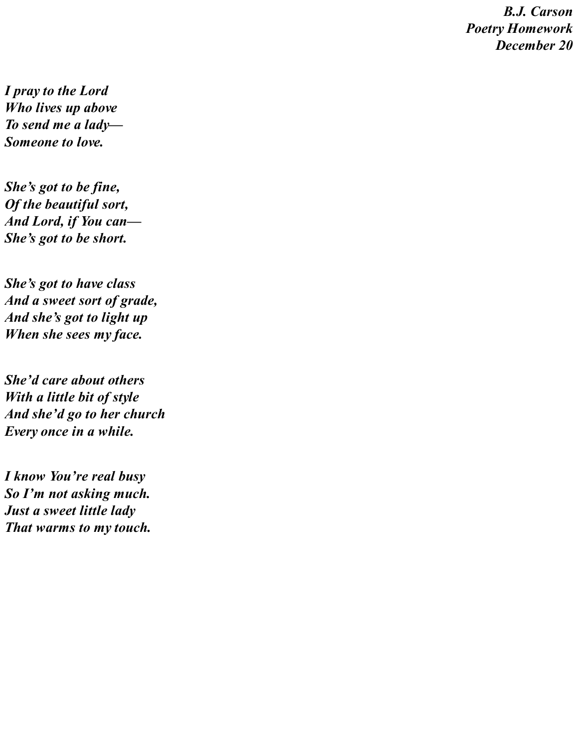***B.J. Carson***
***Poetry Homework***
***December 20***

***I pray to the Lord***
***Who lives up above***
***To send me a lady—***
***Someone to love.***

***She's got to be fine,***
***Of the beautiful sort,***
***And Lord, if You can—***
***She's got to be short.***

***She's got to have class***
***And a sweet sort of grade,***
***And she's got to light up***
***When she sees my face.***

***She'd care about others***
***With a little bit of style***
***And she'd go to her church***
***Every once in a while.***

***I know You're real busy***
***So I'm not asking much.***
***Just a sweet little lady***
***That warms to my touch.***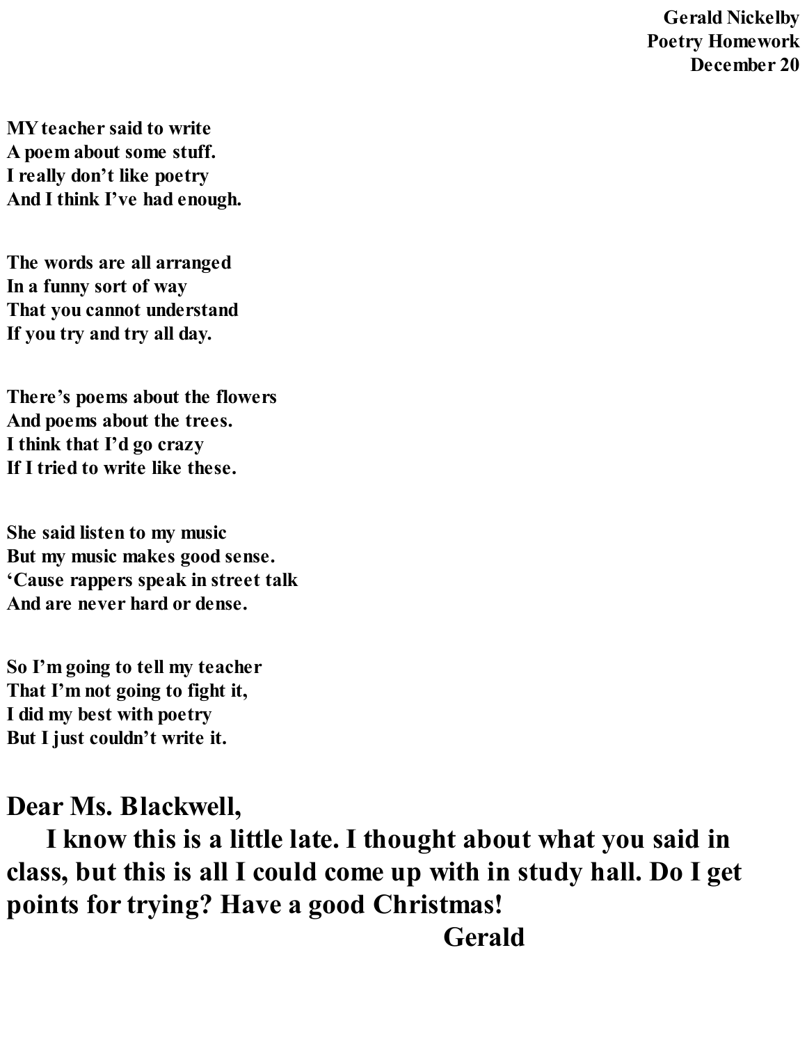**Gerald Nickelby**
**Poetry Homework**
**December 20**

**MY teacher said to write**
**A poem about some stuff.**
**I really don't like poetry**
**And I think I've had enough.**

**The words are all arranged**
**In a funny sort of way**
**That you cannot understand**
**If you try and try all day.**

**There's poems about the flowers**
**And poems about the trees.**
**I think that I'd go crazy**
**If I tried to write like these.**

**She said listen to my music**
**But my music makes good sense.**
**'Cause rappers speak in street talk**
**And are never hard or dense.**

**So I'm going to tell my teacher**
**That I'm not going to fight it,**
**I did my best with poetry**
**But I just couldn't write it.**

**Dear Ms. Blackwell,**

**I know this is a little late. I thought about what you said in class, but this is all I could come up with in study hall. Do I get points for trying? Have a good Christmas!**

**Gerald**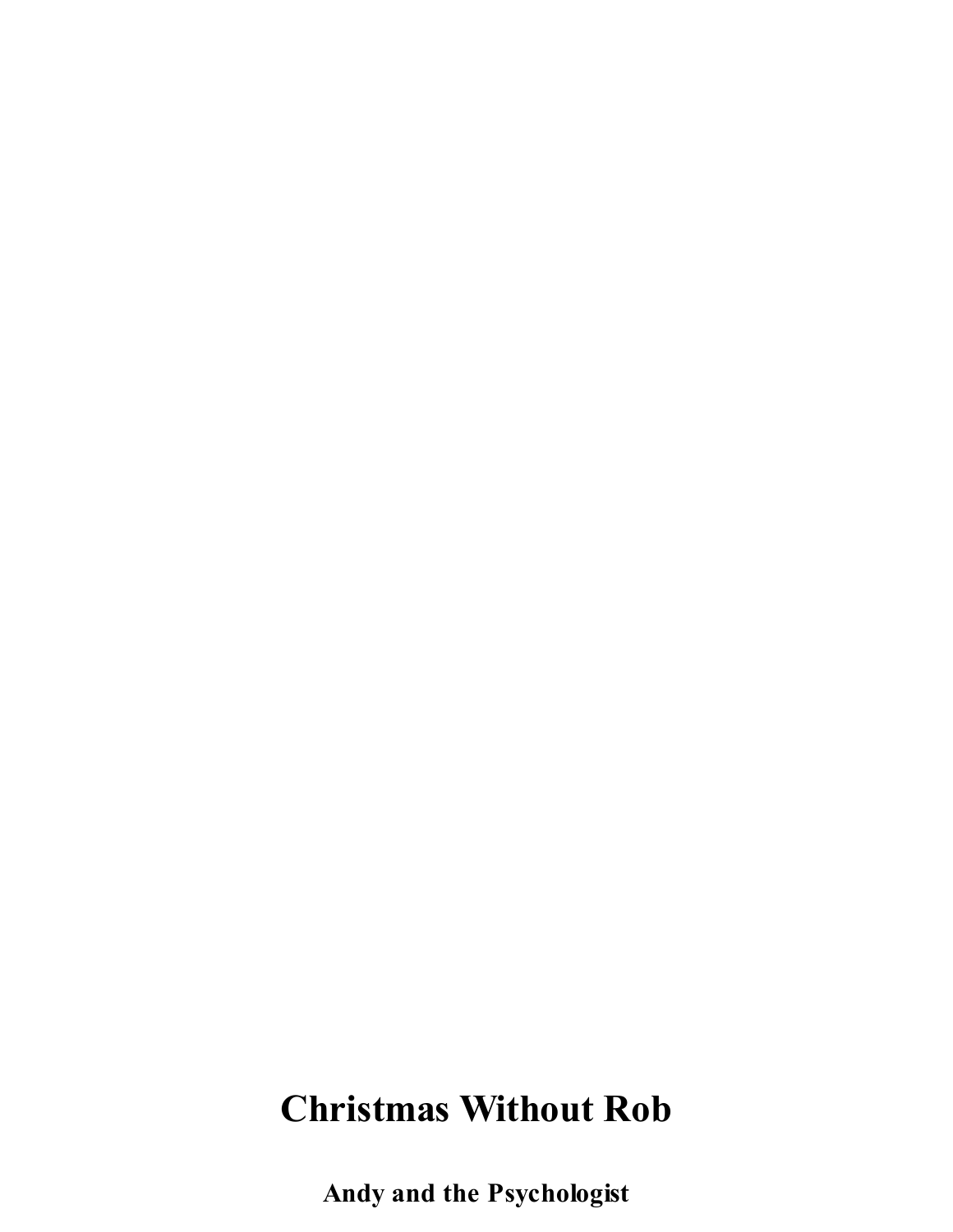# Christmas Without Rob

**Andy and the Psychologist**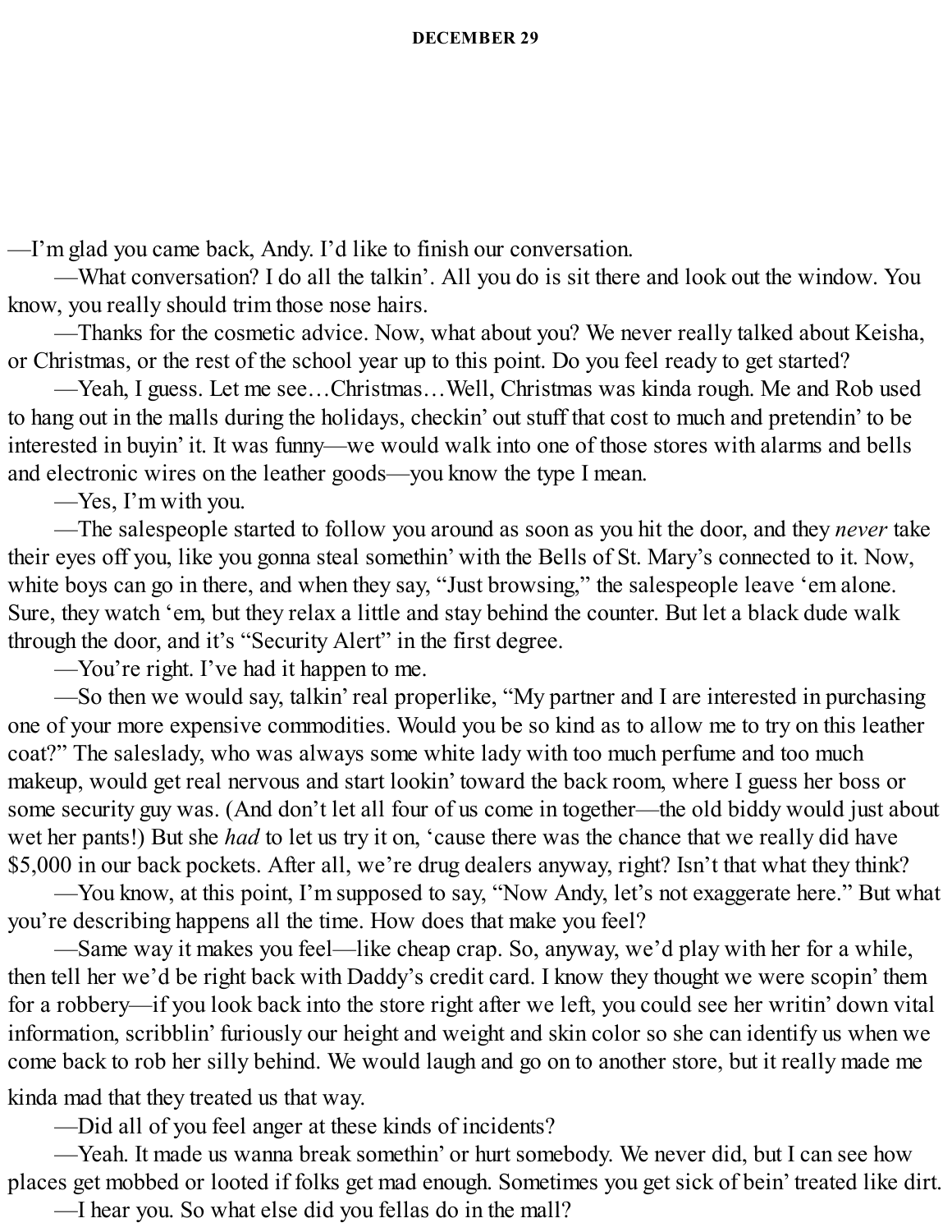# DECEMBER 29

—I'm glad you came back, Andy. I'd like to finish our conversation.

—What conversation? I do all the talkin'. All you do is sit there and look out the window. You know, you really should trim those nose hairs.

—Thanks for the cosmetic advice. Now, what about you? We never really talked about Keisha, or Christmas, or the rest of the school year up to this point. Do you feel ready to get started?

—Yeah, I guess. Let me see…Christmas…Well, Christmas was kinda rough. Me and Rob used to hang out in the malls during the holidays, checkin' out stuff that cost to much and pretendin' to be interested in buyin' it. It was funny—we would walk into one of those stores with alarms and bells and electronic wires on the leather goods—you know the type I mean.

—Yes, I'm with you.

—The salespeople started to follow you around as soon as you hit the door, and they *never* take their eyes off you, like you gonna steal somethin' with the Bells of St. Mary's connected to it. Now, white boys can go in there, and when they say, "Just browsing," the salespeople leave 'em alone. Sure, they watch 'em, but they relax a little and stay behind the counter. But let a black dude walk through the door, and it's "Security Alert" in the first degree.

—You're right. I've had it happen to me.

—So then we would say, talkin' real properlike, "My partner and I are interested in purchasing one of your more expensive commodities. Would you be so kind as to allow me to try on this leather coat?" The saleslady, who was always some white lady with too much perfume and too much makeup, would get real nervous and start lookin' toward the back room, where I guess her boss or some security guy was. (And don't let all four of us come in together—the old biddy would just about wet her pants!) But she *had* to let us try it on, 'cause there was the chance that we really did have $5,000 in our back pockets. After all, we're drug dealers anyway, right? Isn't that what they think?

—You know, at this point, I'm supposed to say, "Now Andy, let's not exaggerate here." But what you're describing happens all the time. How does that make you feel?

—Same way it makes you feel—like cheap crap. So, anyway, we'd play with her for a while, then tell her we'd be right back with Daddy's credit card. I know they thought we were scopin' them for a robbery—if you look back into the store right after we left, you could see her writin' down vital information, scribblin' furiously our height and weight and skin color so she can identify us when we come back to rob her silly behind. We would laugh and go on to another store, but it really made me kinda mad that they treated us that way.

—Did all of you feel anger at these kinds of incidents?

—Yeah. It made us wanna break somethin' or hurt somebody. We never did, but I can see how places get mobbed or looted if folks get mad enough. Sometimes you get sick of bein' treated like dirt.

—I hear you. So what else did you fellas do in the mall?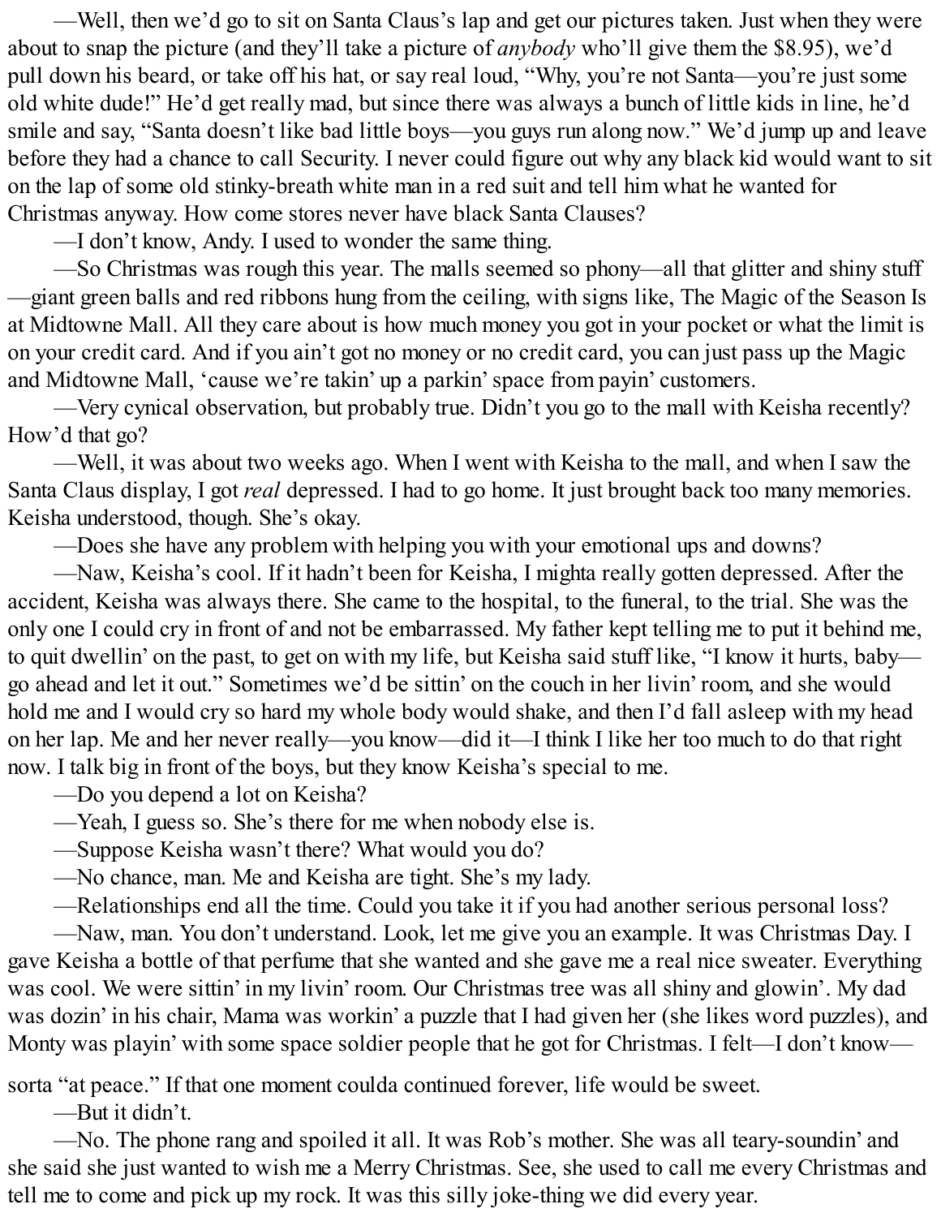—Well, then we'd go to sit on Santa Claus's lap and get our pictures taken. Just when they were about to snap the picture (and they'll take a picture of *anybody* who'll give them the $8.95), we'd pull down his beard, or take off his hat, or say real loud, "Why, you're not Santa—you're just some old white dude!" He'd get really mad, but since there was always a bunch of little kids in line, he'd smile and say, "Santa doesn't like bad little boys—you guys run along now." We'd jump up and leave before they had a chance to call Security. I never could figure out why any black kid would want to sit on the lap of some old stinky-breath white man in a red suit and tell him what he wanted for Christmas anyway. How come stores never have black Santa Clauses?

—I don't know, Andy. I used to wonder the same thing.

—So Christmas was rough this year. The malls seemed so phony—all that glitter and shiny stuff—giant green balls and red ribbons hung from the ceiling, with signs like, The Magic of the Season Is at Midtowne Mall. All they care about is how much money you got in your pocket or what the limit is on your credit card. And if you ain't got no money or no credit card, you can just pass up the Magic and Midtowne Mall, 'cause we're takin' up a parkin' space from payin' customers.

—Very cynical observation, but probably true. Didn't you go to the mall with Keisha recently? How'd that go?

—Well, it was about two weeks ago. When I went with Keisha to the mall, and when I saw the Santa Claus display, I got *real* depressed. I had to go home. It just brought back too many memories. Keisha understood, though. She's okay.

—Does she have any problem with helping you with your emotional ups and downs?

—Naw, Keisha's cool. If it hadn't been for Keisha, I mighta really gotten depressed. After the accident, Keisha was always there. She came to the hospital, to the funeral, to the trial. She was the only one I could cry in front of and not be embarrassed. My father kept telling me to put it behind me, to quit dwellin' on the past, to get on with my life, but Keisha said stuff like, "I know it hurts, baby—go ahead and let it out." Sometimes we'd be sittin' on the couch in her livin' room, and she would hold me and I would cry so hard my whole body would shake, and then I'd fall asleep with my head on her lap. Me and her never really—you know—did it—I think I like her too much to do that right now. I talk big in front of the boys, but they know Keisha's special to me.

—Do you depend a lot on Keisha?

—Yeah, I guess so. She's there for me when nobody else is.

—Suppose Keisha wasn't there? What would you do?

—No chance, man. Me and Keisha are tight. She's my lady.

—Relationships end all the time. Could you take it if you had another serious personal loss?

—Naw, man. You don't understand. Look, let me give you an example. It was Christmas Day. I gave Keisha a bottle of that perfume that she wanted and she gave me a real nice sweater. Everything was cool. We were sittin' in my livin' room. Our Christmas tree was all shiny and glowin'. My dad was dozin' in his chair, Mama was workin' a puzzle that I had given her (she likes word puzzles), and Monty was playin' with some space soldier people that he got for Christmas. I felt—I don't know—sorta "at peace." If that one moment coulda continued forever, life would be sweet.

—But it didn't.

—No. The phone rang and spoiled it all. It was Rob's mother. She was all teary-soundin' and she said she just wanted to wish me a Merry Christmas. See, she used to call me every Christmas and tell me to come and pick up my rock. It was this silly joke-thing we did every year.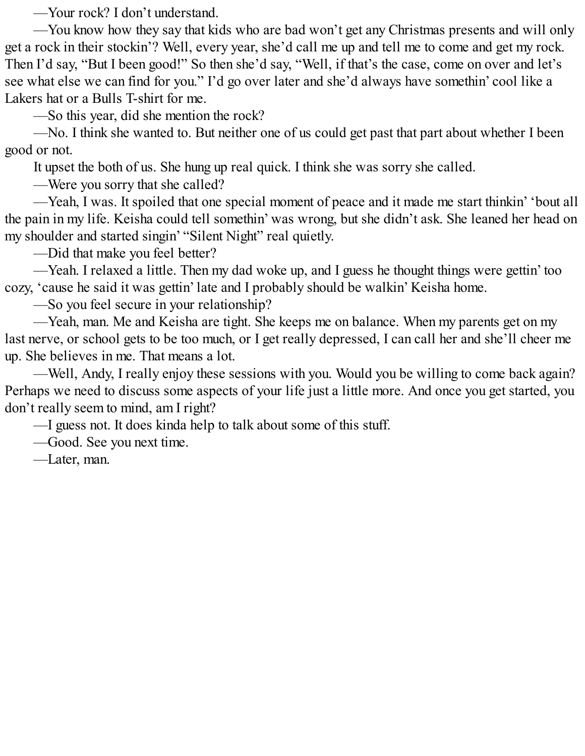—Your rock? I don't understand.

—You know how they say that kids who are bad won't get any Christmas presents and will only get a rock in their stockin'? Well, every year, she'd call me up and tell me to come and get my rock. Then I'd say, "But I been good!" So then she'd say, "Well, if that's the case, come on over and let's see what else we can find for you." I'd go over later and she'd always have somethin' cool like a Lakers hat or a Bulls T-shirt for me.

—So this year, did she mention the rock?

—No. I think she wanted to. But neither one of us could get past that part about whether I been good or not.

It upset the both of us. She hung up real quick. I think she was sorry she called.

—Were you sorry that she called?

—Yeah, I was. It spoiled that one special moment of peace and it made me start thinkin' 'bout all the pain in my life. Keisha could tell somethin' was wrong, but she didn't ask. She leaned her head on my shoulder and started singin' "Silent Night" real quietly.

—Did that make you feel better?

—Yeah. I relaxed a little. Then my dad woke up, and I guess he thought things were gettin' too cozy, 'cause he said it was gettin' late and I probably should be walkin' Keisha home.

—So you feel secure in your relationship?

—Yeah, man. Me and Keisha are tight. She keeps me on balance. When my parents get on my last nerve, or school gets to be too much, or I get really depressed, I can call her and she'll cheer me up. She believes in me. That means a lot.

—Well, Andy, I really enjoy these sessions with you. Would you be willing to come back again? Perhaps we need to discuss some aspects of your life just a little more. And once you get started, you don't really seem to mind, am I right?

—I guess not. It does kinda help to talk about some of this stuff.

—Good. See you next time.

—Later, man.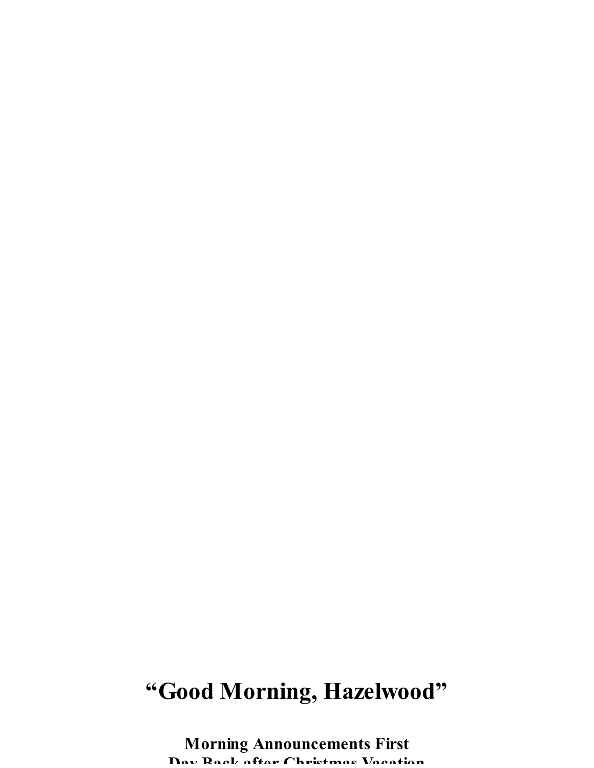# “Good Morning, Hazelwood”

**Morning Announcements First Day Back after Christmas Vacation**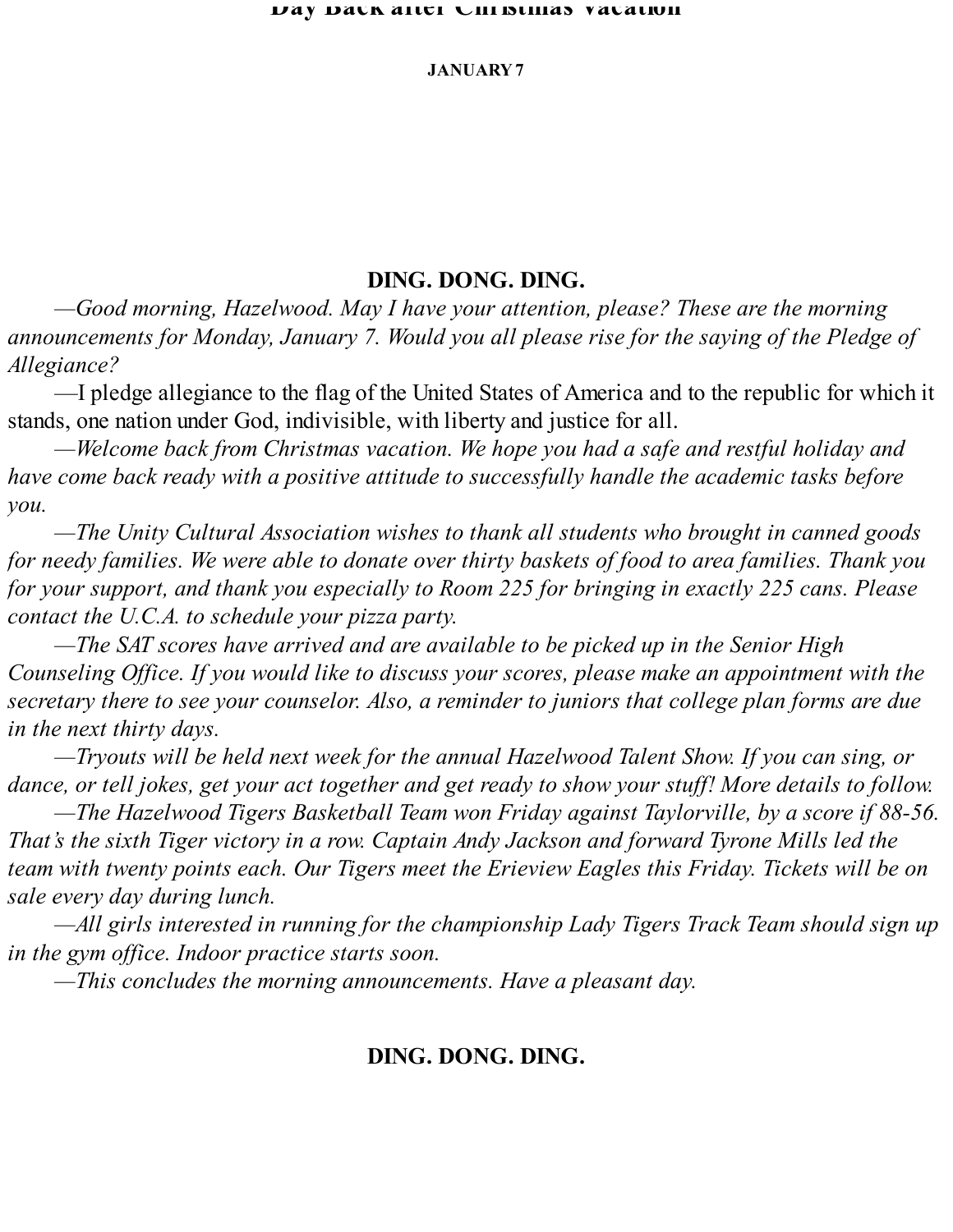## Day Back after Christmas Vacation

**JANUARY 7**

**DING. DONG. DING.**

—*Good morning, Hazelwood. May I have your attention, please? These are the morning announcements for Monday, January 7. Would you all please rise for the saying of the Pledge of Allegiance?*

—I pledge allegiance to the flag of the United States of America and to the republic for which it stands, one nation under God, indivisible, with liberty and justice for all.

—*Welcome back from Christmas vacation. We hope you had a safe and restful holiday and have come back ready with a positive attitude to successfully handle the academic tasks before you.*

—*The Unity Cultural Association wishes to thank all students who brought in canned goods for needy families. We were able to donate over thirty baskets of food to area families. Thank you for your support, and thank you especially to Room 225 for bringing in exactly 225 cans. Please contact the U.C.A. to schedule your pizza party.*

—*The SAT scores have arrived and are available to be picked up in the Senior High Counseling Office. If you would like to discuss your scores, please make an appointment with the secretary there to see your counselor. Also, a reminder to juniors that college plan forms are due in the next thirty days.*

—*Tryouts will be held next week for the annual Hazelwood Talent Show. If you can sing, or dance, or tell jokes, get your act together and get ready to show your stuff! More details to follow.*

—*The Hazelwood Tigers Basketball Team won Friday against Taylorville, by a score if 88-56. That's the sixth Tiger victory in a row. Captain Andy Jackson and forward Tyrone Mills led the team with twenty points each. Our Tigers meet the Erieview Eagles this Friday. Tickets will be on sale every day during lunch.*

—*All girls interested in running for the championship Lady Tigers Track Team should sign up in the gym office. Indoor practice starts soon.*

—*This concludes the morning announcements. Have a pleasant day.*

**DING. DONG. DING.**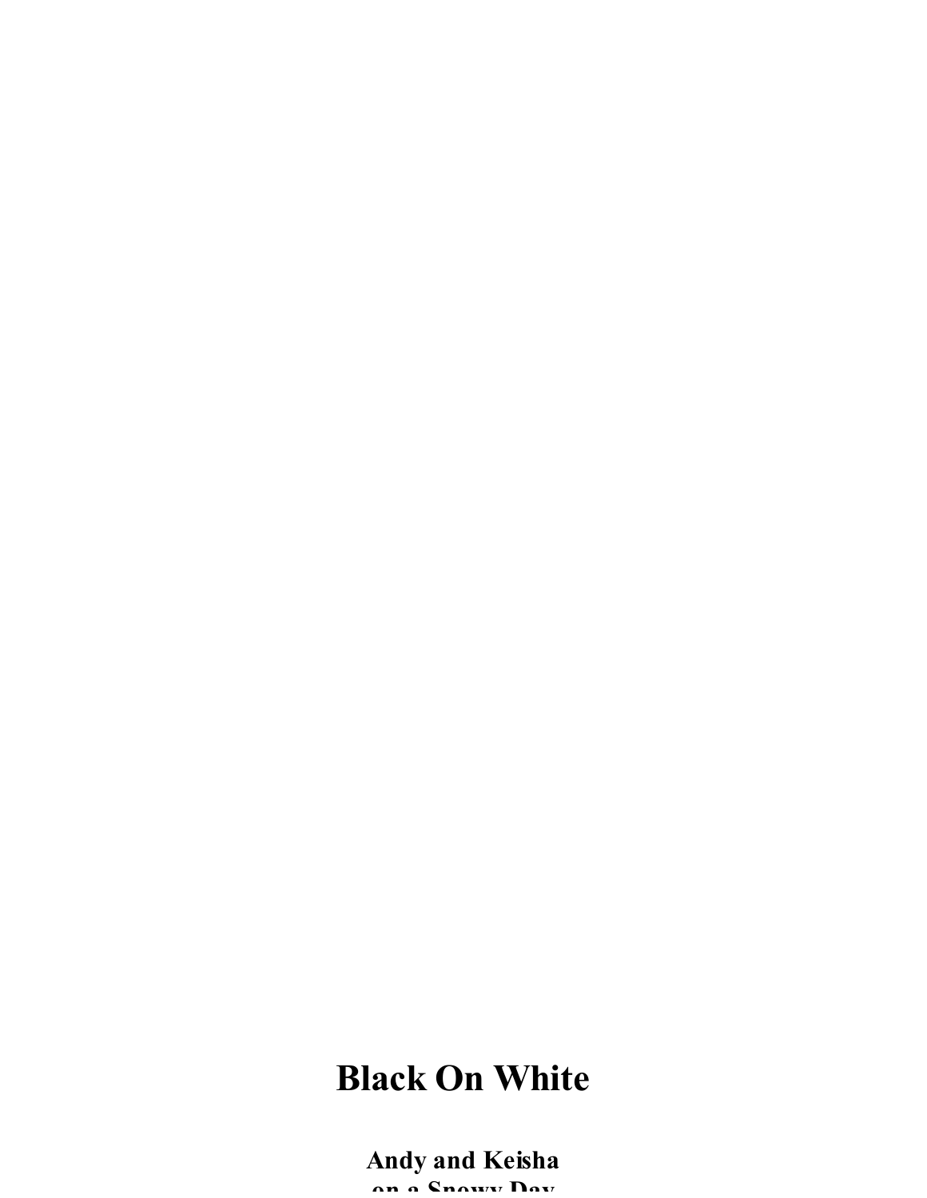# Black On White

**Andy and Keisha**
**on a Snowy Day**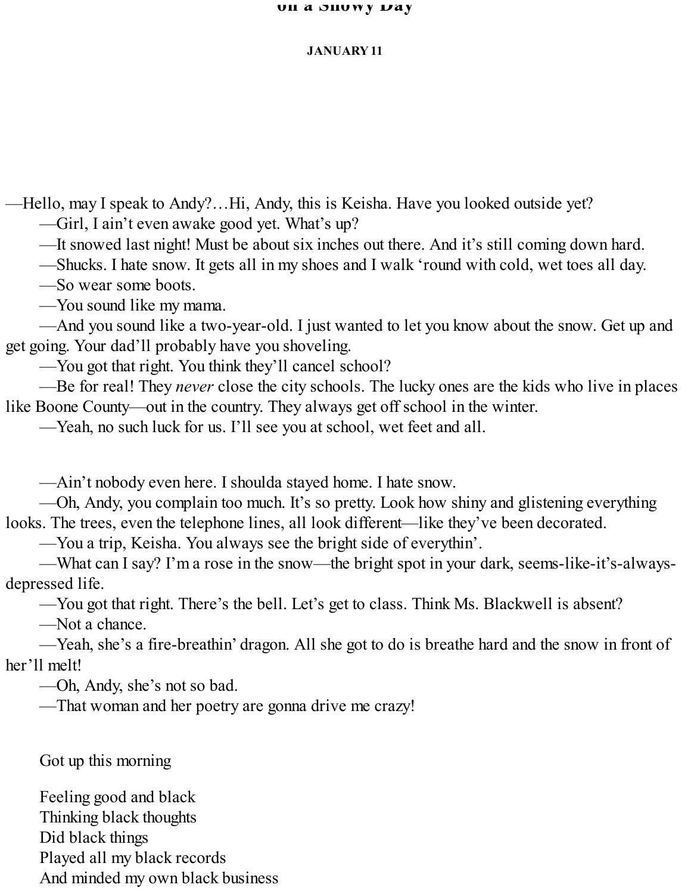# on a Snowy Day

**JANUARY 11**

—Hello, may I speak to Andy?…Hi, Andy, this is Keisha. Have you looked outside yet?

—Girl, I ain’t even awake good yet. What’s up?

—It snowed last night! Must be about six inches out there. And it’s still coming down hard.

—Shucks. I hate snow. It gets all in my shoes and I walk ‘round with cold, wet toes all day.

—So wear some boots.

—You sound like my mama.

—And you sound like a two-year-old. I just wanted to let you know about the snow. Get up and get going. Your dad’ll probably have you shoveling.

—You got that right. You think they’ll cancel school?

—Be for real! They *never* close the city schools. The lucky ones are the kids who live in places like Boone County—out in the country. They always get off school in the winter.

—Yeah, no such luck for us. I’ll see you at school, wet feet and all.

—Ain’t nobody even here. I shoulda stayed home. I hate snow.

—Oh, Andy, you complain too much. It’s so pretty. Look how shiny and glistening everything looks. The trees, even the telephone lines, all look different—like they’ve been decorated.

—You a trip, Keisha. You always see the bright side of everythin’.

—What can I say? I’m a rose in the snow—the bright spot in your dark, seems-like-it’s-always-depressed life.

—You got that right. There’s the bell. Let’s get to class. Think Ms. Blackwell is absent?

—Not a chance.

—Yeah, she’s a fire-breathin’ dragon. All she got to do is breathe hard and the snow in front of her’ll melt!

—Oh, Andy, she’s not so bad.

—That woman and her poetry are gonna drive me crazy!

Got up this morning

Feeling good and black  
Thinking black thoughts  
Did black things  
Played all my black records  
And minded my own black business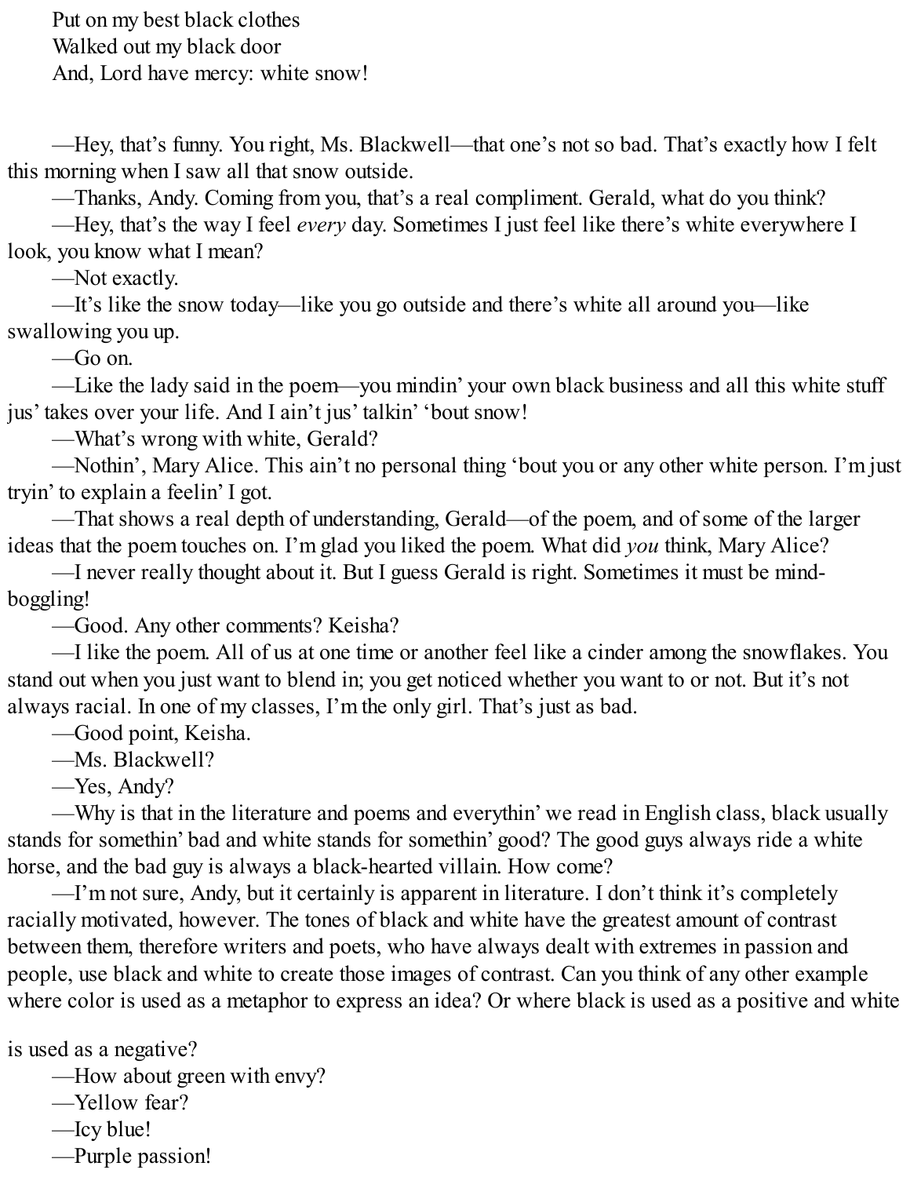Put on my best black clothes  
Walked out my black door  
And, Lord have mercy: white snow!

—Hey, that's funny. You right, Ms. Blackwell—that one's not so bad. That's exactly how I felt this morning when I saw all that snow outside.

—Thanks, Andy. Coming from you, that's a real compliment. Gerald, what do you think?

—Hey, that's the way I feel *every* day. Sometimes I just feel like there's white everywhere I look, you know what I mean?

—Not exactly.

—It's like the snow today—like you go outside and there's white all around you—like swallowing you up.

—Go on.

—Like the lady said in the poem—you mindin' your own black business and all this white stuff jus' takes over your life. And I ain't jus' talkin' 'bout snow!

—What's wrong with white, Gerald?

—Nothin', Mary Alice. This ain't no personal thing 'bout you or any other white person. I'm just tryin' to explain a feelin' I got.

—That shows a real depth of understanding, Gerald—of the poem, and of some of the larger ideas that the poem touches on. I'm glad you liked the poem. What did *you* think, Mary Alice?

—I never really thought about it. But I guess Gerald is right. Sometimes it must be mind-boggling!

—Good. Any other comments? Keisha?

—I like the poem. All of us at one time or another feel like a cinder among the snowflakes. You stand out when you just want to blend in; you get noticed whether you want to or not. But it's not always racial. In one of my classes, I'm the only girl. That's just as bad.

—Good point, Keisha.

—Ms. Blackwell?

—Yes, Andy?

—Why is that in the literature and poems and everythin' we read in English class, black usually stands for somethin' bad and white stands for somethin' good? The good guys always ride a white horse, and the bad guy is always a black-hearted villain. How come?

—I'm not sure, Andy, but it certainly is apparent in literature. I don't think it's completely racially motivated, however. The tones of black and white have the greatest amount of contrast between them, therefore writers and poets, who have always dealt with extremes in passion and people, use black and white to create those images of contrast. Can you think of any other example where color is used as a metaphor to express an idea? Or where black is used as a positive and white is used as a negative?

—How about green with envy?

—Yellow fear?

—Icy blue!

—Purple passion!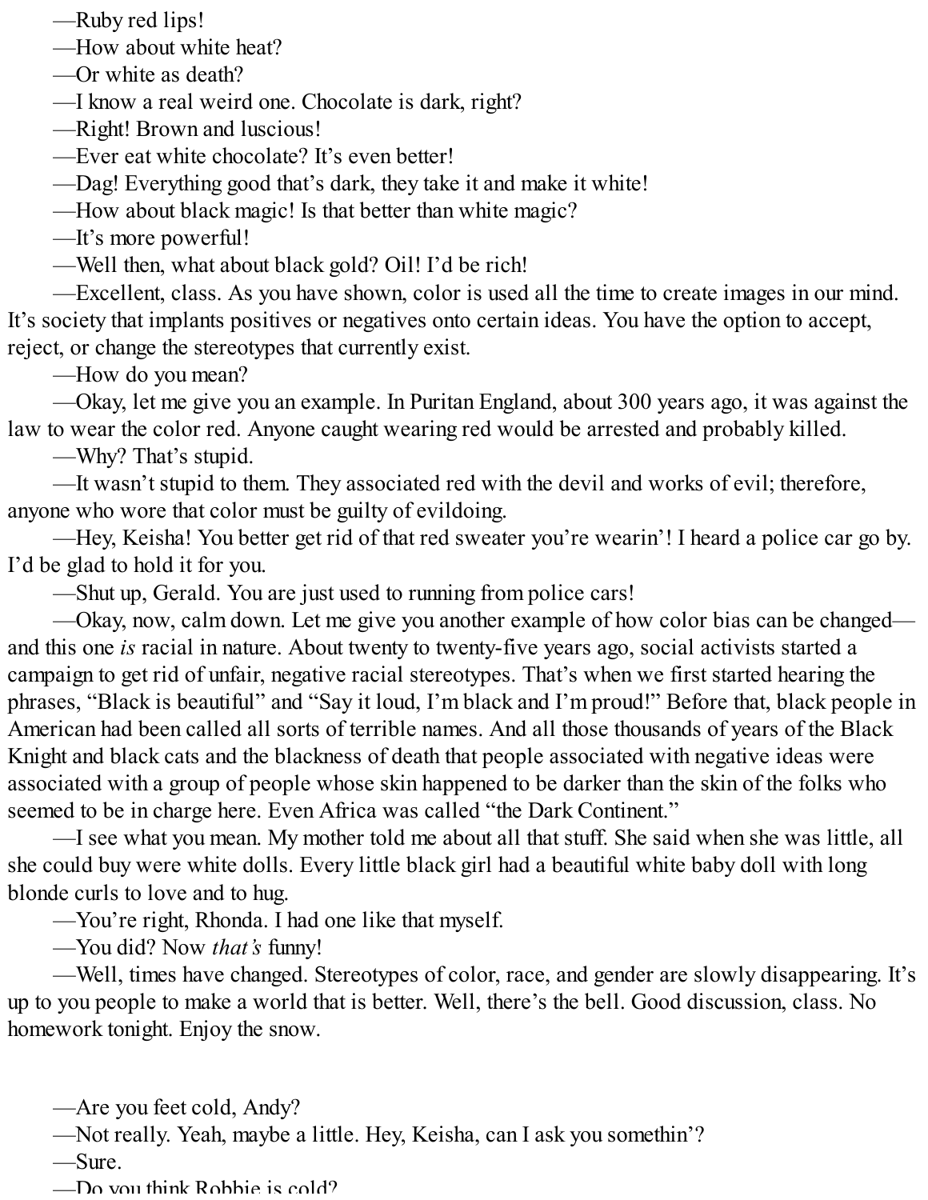—Ruby red lips!

—How about white heat?

—Or white as death?

—I know a real weird one. Chocolate is dark, right?

—Right! Brown and luscious!

—Ever eat white chocolate? It's even better!

—Dag! Everything good that's dark, they take it and make it white!

—How about black magic! Is that better than white magic?

—It's more powerful!

—Well then, what about black gold? Oil! I'd be rich!

—Excellent, class. As you have shown, color is used all the time to create images in our mind. It's society that implants positives or negatives onto certain ideas. You have the option to accept, reject, or change the stereotypes that currently exist.

—How do you mean?

—Okay, let me give you an example. In Puritan England, about 300 years ago, it was against the law to wear the color red. Anyone caught wearing red would be arrested and probably killed.

—Why? That's stupid.

—It wasn't stupid to them. They associated red with the devil and works of evil; therefore, anyone who wore that color must be guilty of evildoing.

—Hey, Keisha! You better get rid of that red sweater you're wearin'! I heard a police car go by. I'd be glad to hold it for you.

—Shut up, Gerald. You are just used to running from police cars!

—Okay, now, calm down. Let me give you another example of how color bias can be changed—and this one *is* racial in nature. About twenty to twenty-five years ago, social activists started a campaign to get rid of unfair, negative racial stereotypes. That's when we first started hearing the phrases, "Black is beautiful" and "Say it loud, I'm black and I'm proud!" Before that, black people in American had been called all sorts of terrible names. And all those thousands of years of the Black Knight and black cats and the blackness of death that people associated with negative ideas were associated with a group of people whose skin happened to be darker than the skin of the folks who seemed to be in charge here. Even Africa was called "the Dark Continent."

—I see what you mean. My mother told me about all that stuff. She said when she was little, all she could buy were white dolls. Every little black girl had a beautiful white baby doll with long blonde curls to love and to hug.

—You're right, Rhonda. I had one like that myself.

—You did? Now *that's* funny!

—Well, times have changed. Stereotypes of color, race, and gender are slowly disappearing. It's up to you people to make a world that is better. Well, there's the bell. Good discussion, class. No homework tonight. Enjoy the snow.

—Are you feet cold, Andy?

—Not really. Yeah, maybe a little. Hey, Keisha, can I ask you somethin'?

—Sure.

—Do you think Robbie is cold?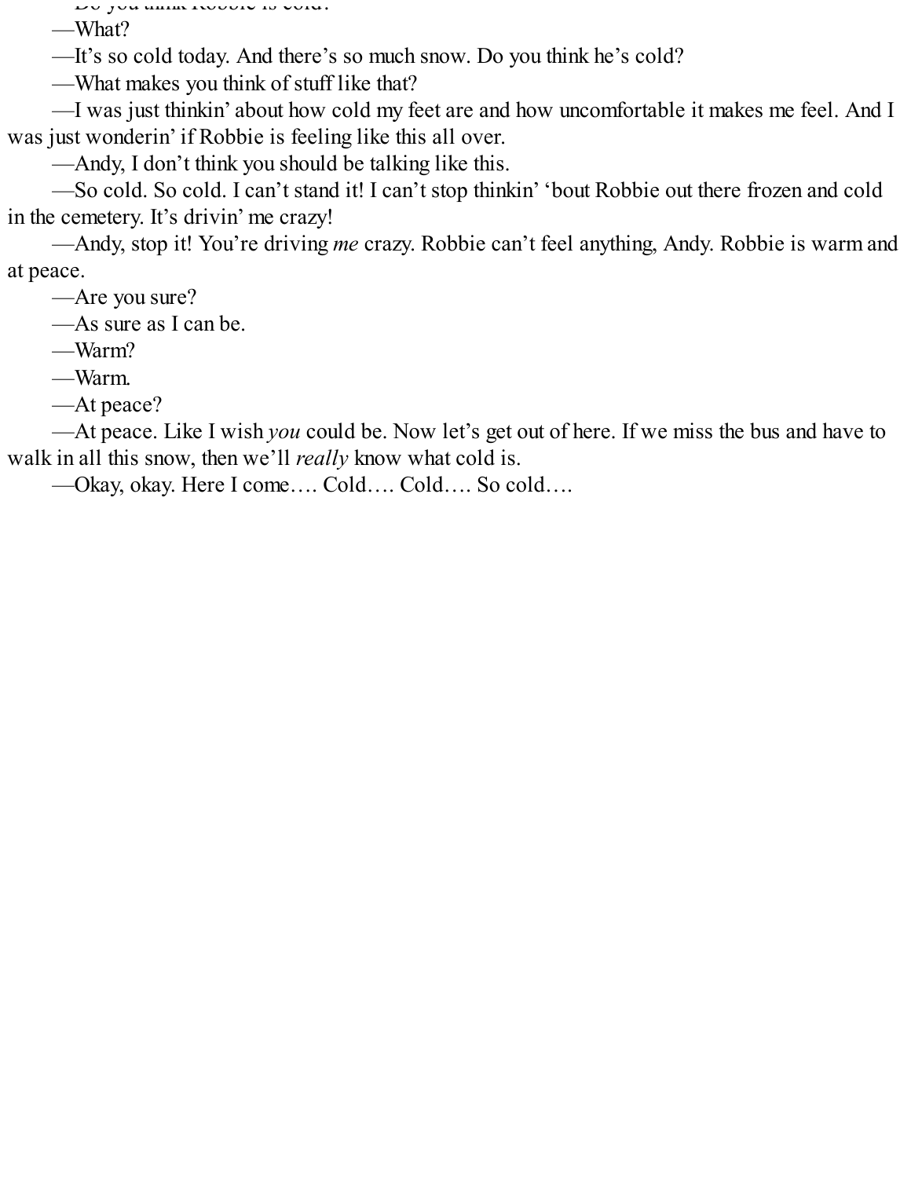—Do you think Robbie is cold?

—What?

—It's so cold today. And there's so much snow. Do you think he's cold?

—What makes you think of stuff like that?

—I was just thinkin' about how cold my feet are and how uncomfortable it makes me feel. And I was just wonderin' if Robbie is feeling like this all over.

—Andy, I don't think you should be talking like this.

—So cold. So cold. I can't stand it! I can't stop thinkin' 'bout Robbie out there frozen and cold in the cemetery. It's drivin' me crazy!

—Andy, stop it! You're driving *me* crazy. Robbie can't feel anything, Andy. Robbie is warm and at peace.

—Are you sure?

—As sure as I can be.

—Warm?

—Warm.

—At peace?

—At peace. Like I wish *you* could be. Now let's get out of here. If we miss the bus and have to walk in all this snow, then we'll *really* know what cold is.

—Okay, okay. Here I come…. Cold…. Cold…. So cold….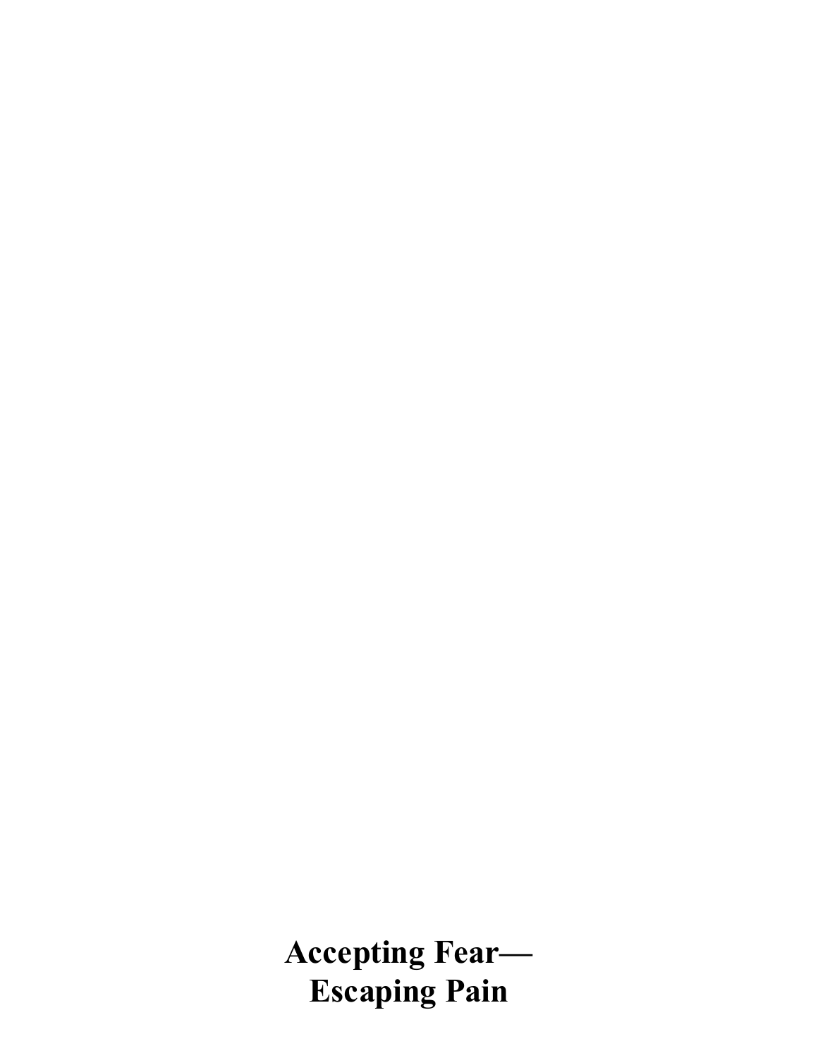# Accepting Fear—
# Escaping Pain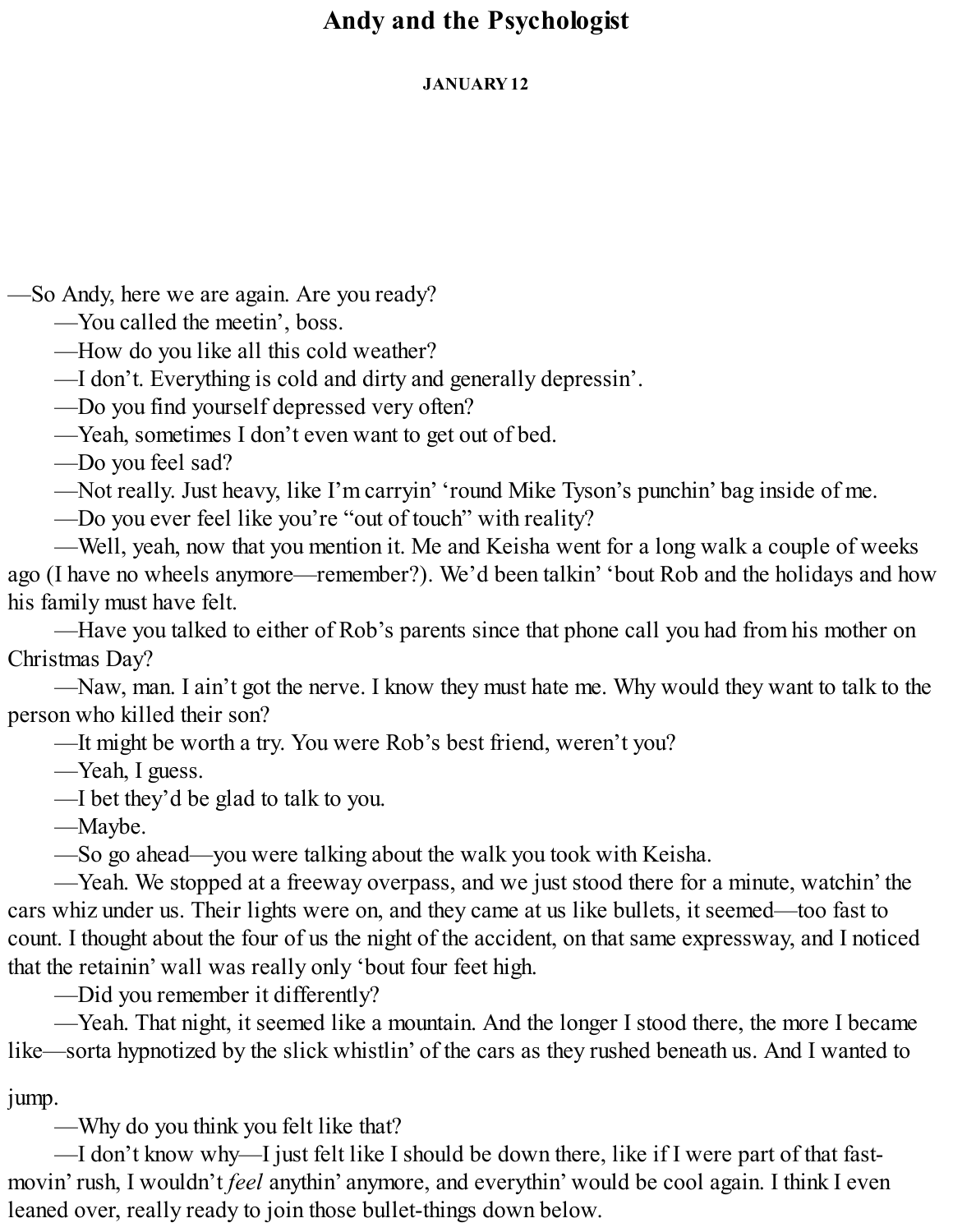# Andy and the Psychologist

**JANUARY 12**

—So Andy, here we are again. Are you ready?

—You called the meetin', boss.

—How do you like all this cold weather?

—I don't. Everything is cold and dirty and generally depressin'.

—Do you find yourself depressed very often?

—Yeah, sometimes I don't even want to get out of bed.

—Do you feel sad?

—Not really. Just heavy, like I'm carryin' 'round Mike Tyson's punchin' bag inside of me.

—Do you ever feel like you're "out of touch" with reality?

—Well, yeah, now that you mention it. Me and Keisha went for a long walk a couple of weeks ago (I have no wheels anymore—remember?). We'd been talkin' 'bout Rob and the holidays and how his family must have felt.

—Have you talked to either of Rob's parents since that phone call you had from his mother on Christmas Day?

—Naw, man. I ain't got the nerve. I know they must hate me. Why would they want to talk to the person who killed their son?

—It might be worth a try. You were Rob's best friend, weren't you?

—Yeah, I guess.

—I bet they'd be glad to talk to you.

—Maybe.

—So go ahead—you were talking about the walk you took with Keisha.

—Yeah. We stopped at a freeway overpass, and we just stood there for a minute, watchin' the cars whiz under us. Their lights were on, and they came at us like bullets, it seemed—too fast to count. I thought about the four of us the night of the accident, on that same expressway, and I noticed that the retainin' wall was really only 'bout four feet high.

—Did you remember it differently?

—Yeah. That night, it seemed like a mountain. And the longer I stood there, the more I became like—sorta hypnotized by the slick whistlin' of the cars as they rushed beneath us. And I wanted to jump.

—Why do you think you felt like that?

—I don't know why—I just felt like I should be down there, like if I were part of that fast-movin' rush, I wouldn't *feel* anythin' anymore, and everythin' would be cool again. I think I even leaned over, really ready to join those bullet-things down below.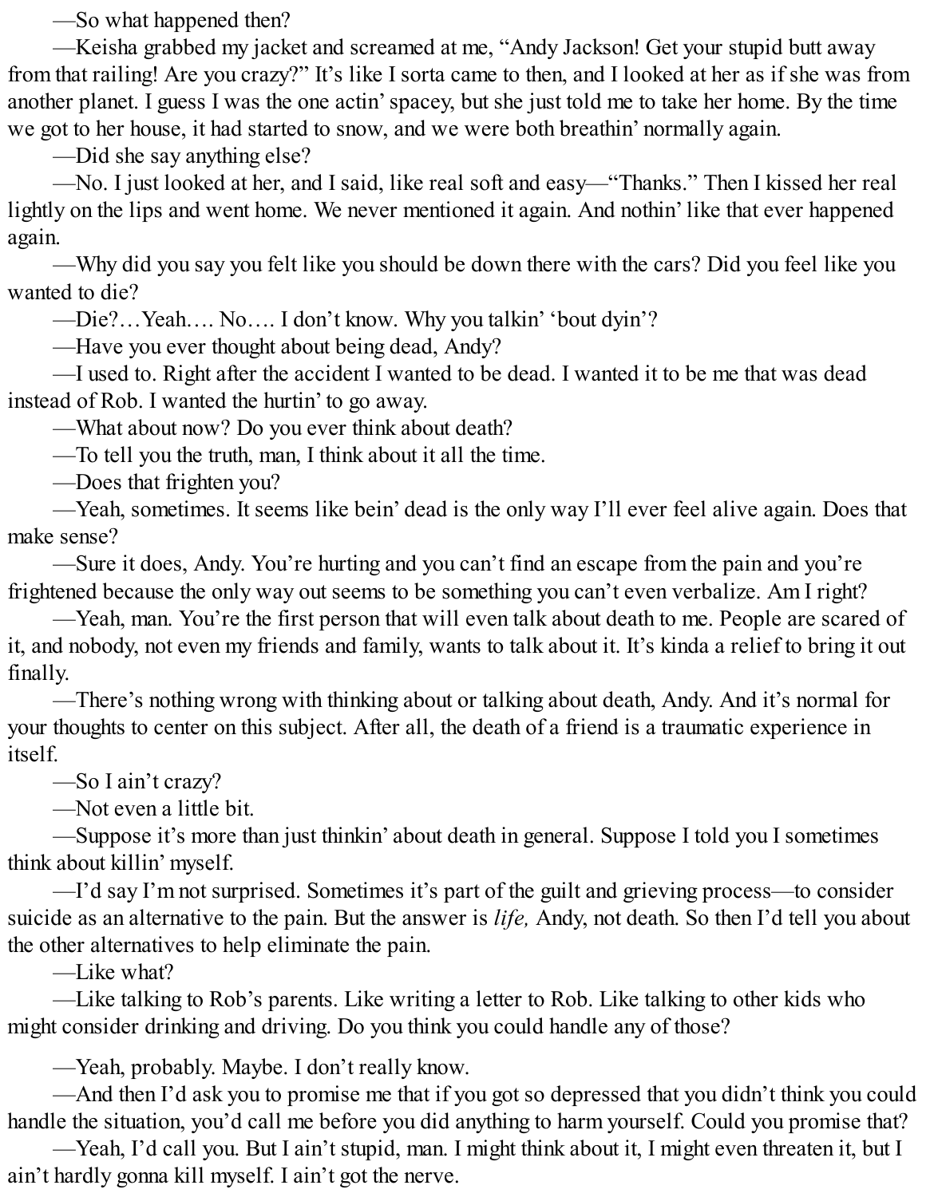—So what happened then?

—Keisha grabbed my jacket and screamed at me, “Andy Jackson! Get your stupid butt away from that railing! Are you crazy?” It’s like I sorta came to then, and I looked at her as if she was from another planet. I guess I was the one actin’ spacey, but she just told me to take her home. By the time we got to her house, it had started to snow, and we were both breathin’ normally again.

—Did she say anything else?

—No. I just looked at her, and I said, like real soft and easy—“Thanks.” Then I kissed her real lightly on the lips and went home. We never mentioned it again. And nothin’ like that ever happened again.

—Why did you say you felt like you should be down there with the cars? Did you feel like you wanted to die?

—Die?…Yeah…. No…. I don’t know. Why you talkin’ ‘bout dyin’?

—Have you ever thought about being dead, Andy?

—I used to. Right after the accident I wanted to be dead. I wanted it to be me that was dead instead of Rob. I wanted the hurtin’ to go away.

—What about now? Do you ever think about death?

—To tell you the truth, man, I think about it all the time.

—Does that frighten you?

—Yeah, sometimes. It seems like bein’ dead is the only way I’ll ever feel alive again. Does that make sense?

—Sure it does, Andy. You’re hurting and you can’t find an escape from the pain and you’re frightened because the only way out seems to be something you can’t even verbalize. Am I right?

—Yeah, man. You’re the first person that will even talk about death to me. People are scared of it, and nobody, not even my friends and family, wants to talk about it. It’s kinda a relief to bring it out finally.

—There’s nothing wrong with thinking about or talking about death, Andy. And it’s normal for your thoughts to center on this subject. After all, the death of a friend is a traumatic experience in itself.

—So I ain’t crazy?

—Not even a little bit.

—Suppose it’s more than just thinkin’ about death in general. Suppose I told you I sometimes think about killin’ myself.

—I’d say I’m not surprised. Sometimes it’s part of the guilt and grieving process—to consider suicide as an alternative to the pain. But the answer is *life,* Andy, not death. So then I’d tell you about the other alternatives to help eliminate the pain.

—Like what?

—Like talking to Rob’s parents. Like writing a letter to Rob. Like talking to other kids who might consider drinking and driving. Do you think you could handle any of those?

—Yeah, probably. Maybe. I don’t really know.

—And then I’d ask you to promise me that if you got so depressed that you didn’t think you could handle the situation, you’d call me before you did anything to harm yourself. Could you promise that?

—Yeah, I’d call you. But I ain’t stupid, man. I might think about it, I might even threaten it, but I ain’t hardly gonna kill myself. I ain’t got the nerve.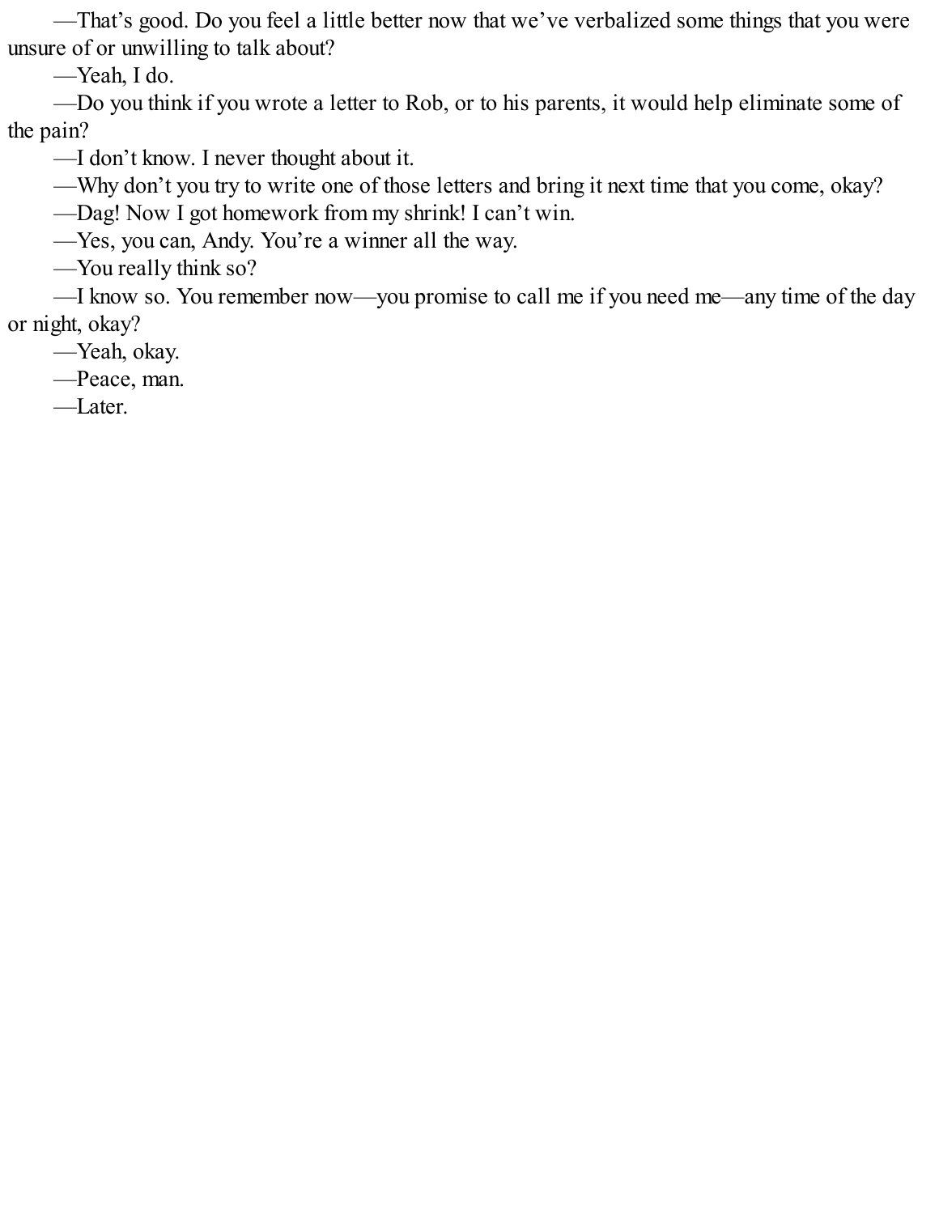—That’s good. Do you feel a little better now that we’ve verbalized some things that you were unsure of or unwilling to talk about?

—Yeah, I do.

—Do you think if you wrote a letter to Rob, or to his parents, it would help eliminate some of the pain?

—I don’t know. I never thought about it.

—Why don’t you try to write one of those letters and bring it next time that you come, okay?

—Dag! Now I got homework from my shrink! I can’t win.

—Yes, you can, Andy. You’re a winner all the way.

—You really think so?

—I know so. You remember now—you promise to call me if you need me—any time of the day or night, okay?

—Yeah, okay.

—Peace, man.

—Later.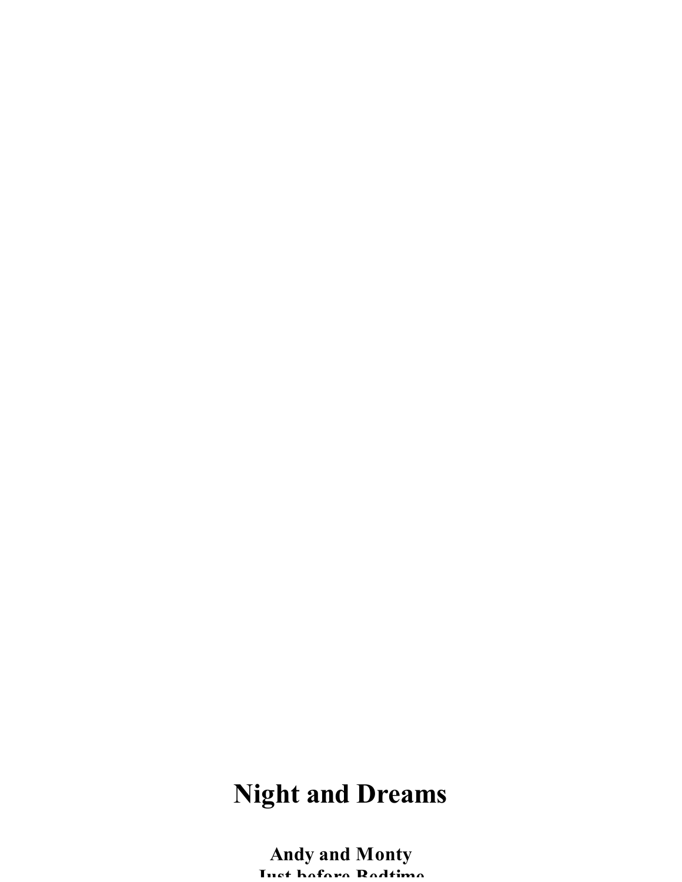# Night and Dreams

## Andy and Monty
## Just before Bedtime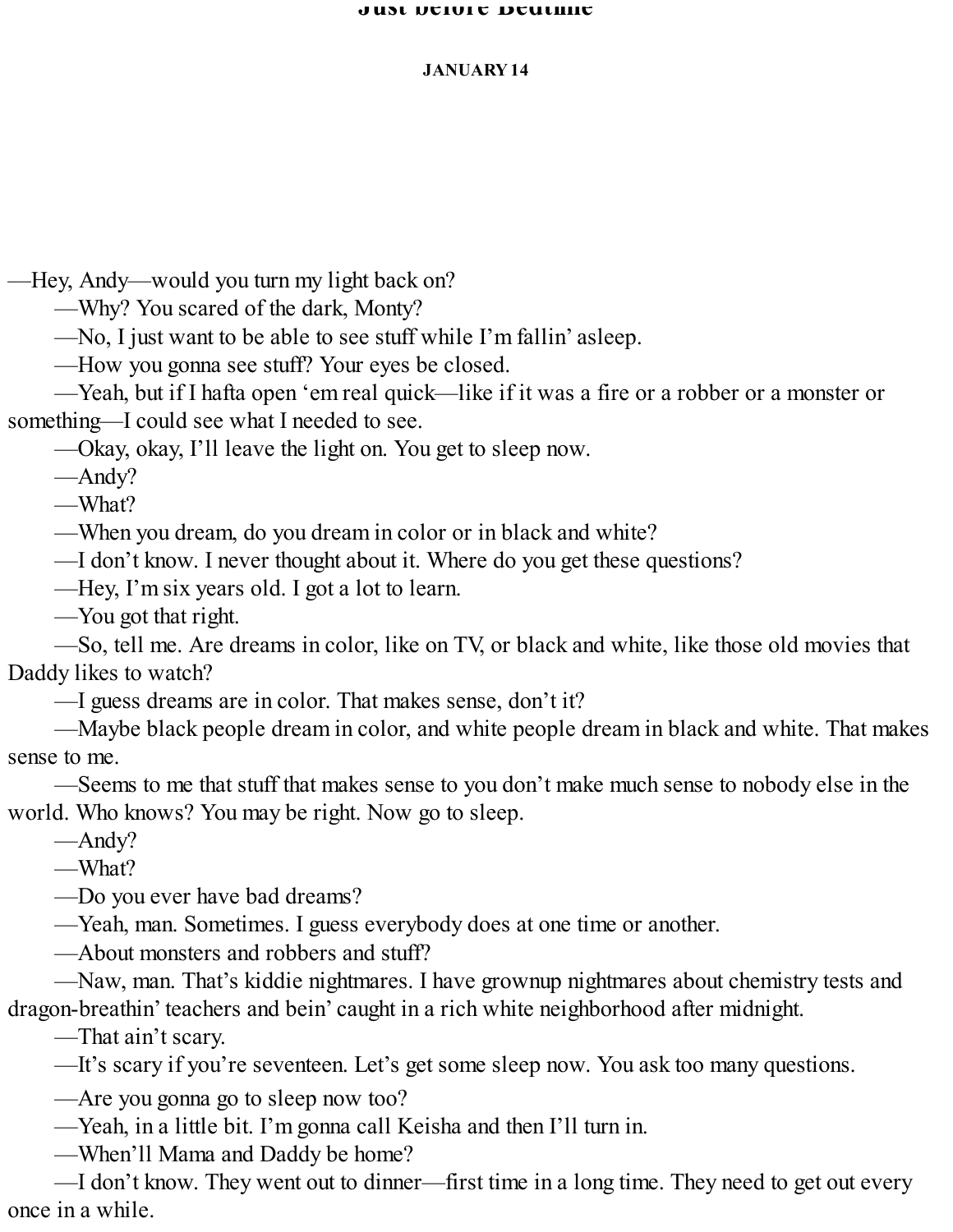# Just before Bedtime

**JANUARY 14**

—Hey, Andy—would you turn my light back on?

—Why? You scared of the dark, Monty?

—No, I just want to be able to see stuff while I'm fallin' asleep.

—How you gonna see stuff? Your eyes be closed.

—Yeah, but if I hafta open 'em real quick—like if it was a fire or a robber or a monster or something—I could see what I needed to see.

—Okay, okay, I'll leave the light on. You get to sleep now.

—Andy?

—What?

—When you dream, do you dream in color or in black and white?

—I don't know. I never thought about it. Where do you get these questions?

—Hey, I'm six years old. I got a lot to learn.

—You got that right.

—So, tell me. Are dreams in color, like on TV, or black and white, like those old movies that Daddy likes to watch?

—I guess dreams are in color. That makes sense, don't it?

—Maybe black people dream in color, and white people dream in black and white. That makes sense to me.

—Seems to me that stuff that makes sense to you don't make much sense to nobody else in the world. Who knows? You may be right. Now go to sleep.

—Andy?

—What?

—Do you ever have bad dreams?

—Yeah, man. Sometimes. I guess everybody does at one time or another.

—About monsters and robbers and stuff?

—Naw, man. That's kiddie nightmares. I have grownup nightmares about chemistry tests and dragon-breathin' teachers and bein' caught in a rich white neighborhood after midnight.

—That ain't scary.

—It's scary if you're seventeen. Let's get some sleep now. You ask too many questions.

—Are you gonna go to sleep now too?

—Yeah, in a little bit. I'm gonna call Keisha and then I'll turn in.

—When'll Mama and Daddy be home?

—I don't know. They went out to dinner—first time in a long time. They need to get out every once in a while.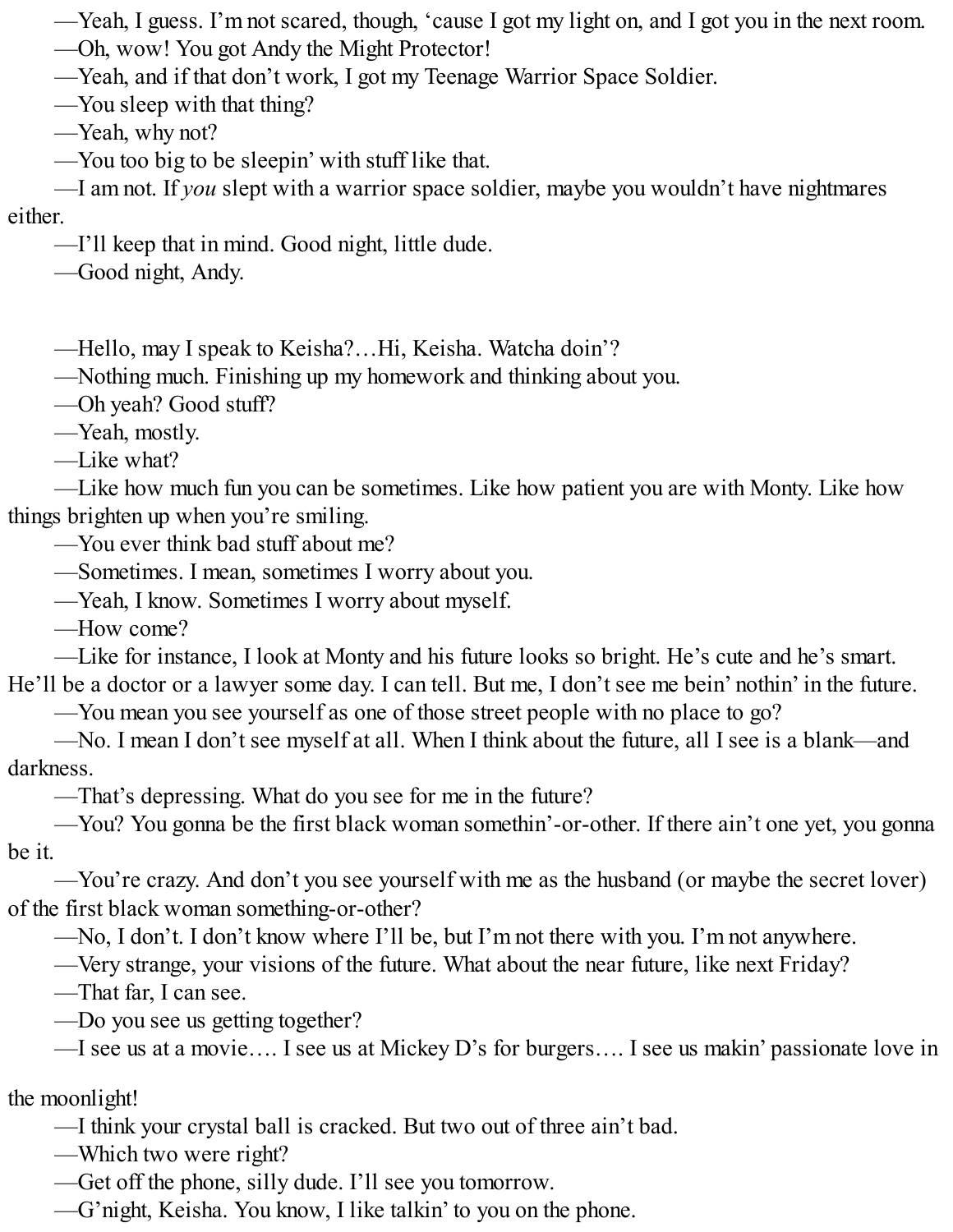—Yeah, I guess. I'm not scared, though, 'cause I got my light on, and I got you in the next room.

—Oh, wow! You got Andy the Might Protector!

—Yeah, and if that don't work, I got my Teenage Warrior Space Soldier.

—You sleep with that thing?

—Yeah, why not?

—You too big to be sleepin' with stuff like that.

—I am not. If *you* slept with a warrior space soldier, maybe you wouldn't have nightmares either.

—I'll keep that in mind. Good night, little dude.

—Good night, Andy.

—Hello, may I speak to Keisha?…Hi, Keisha. Watcha doin'?

—Nothing much. Finishing up my homework and thinking about you.

—Oh yeah? Good stuff?

—Yeah, mostly.

—Like what?

—Like how much fun you can be sometimes. Like how patient you are with Monty. Like how things brighten up when you're smiling.

—You ever think bad stuff about me?

—Sometimes. I mean, sometimes I worry about you.

—Yeah, I know. Sometimes I worry about myself.

—How come?

—Like for instance, I look at Monty and his future looks so bright. He's cute and he's smart. He'll be a doctor or a lawyer some day. I can tell. But me, I don't see me bein' nothin' in the future.

—You mean you see yourself as one of those street people with no place to go?

—No. I mean I don't see myself at all. When I think about the future, all I see is a blank—and darkness.

—That's depressing. What do you see for me in the future?

—You? You gonna be the first black woman somethin'-or-other. If there ain't one yet, you gonna be it.

—You're crazy. And don't you see yourself with me as the husband (or maybe the secret lover) of the first black woman something-or-other?

—No, I don't. I don't know where I'll be, but I'm not there with you. I'm not anywhere.

—Very strange, your visions of the future. What about the near future, like next Friday?

—That far, I can see.

—Do you see us getting together?

—I see us at a movie…. I see us at Mickey D's for burgers…. I see us makin' passionate love in the moonlight!

—I think your crystal ball is cracked. But two out of three ain't bad.

—Which two were right?

—Get off the phone, silly dude. I'll see you tomorrow.

—G'night, Keisha. You know, I like talkin' to you on the phone.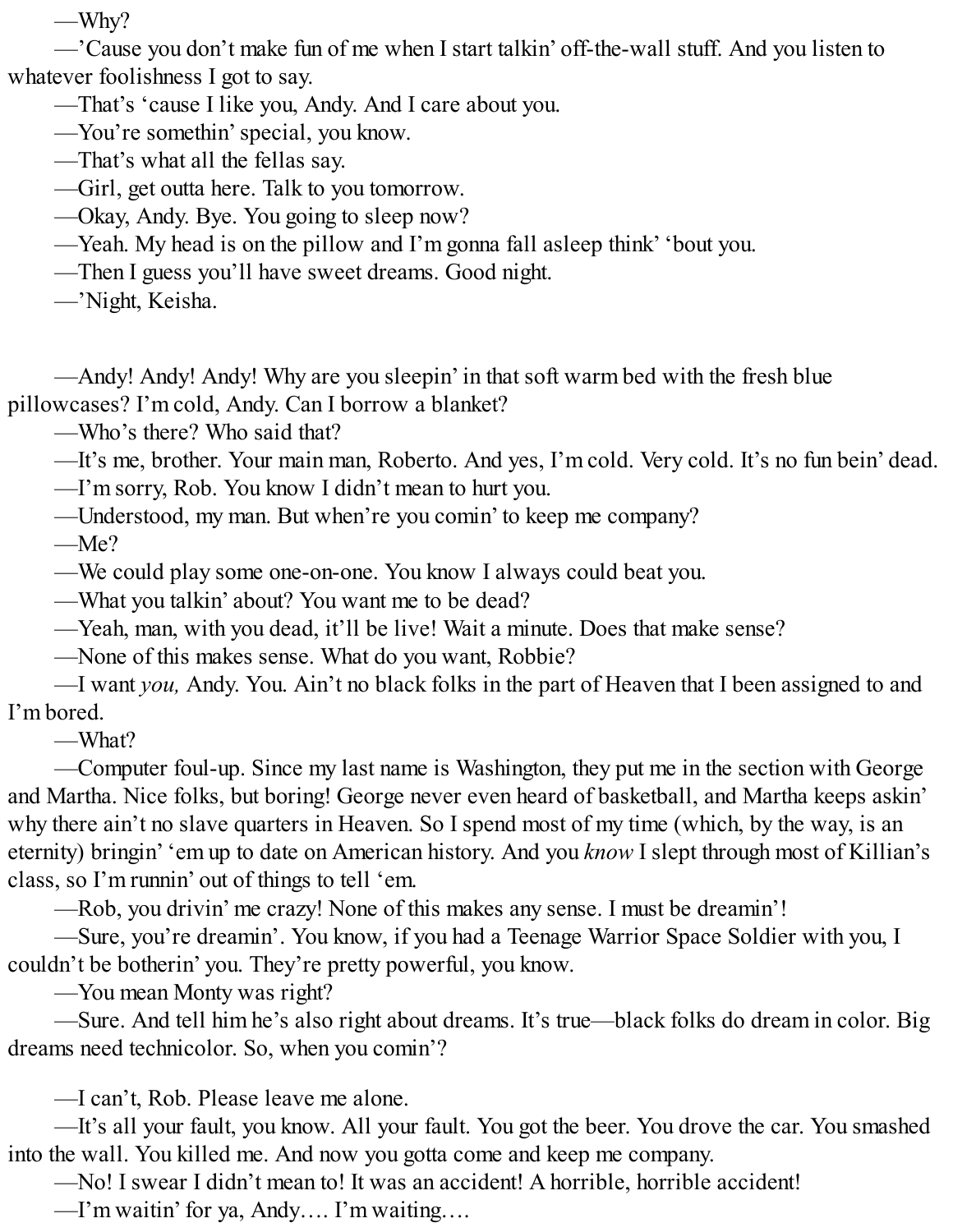—Why?

—’Cause you don’t make fun of me when I start talkin’ off-the-wall stuff. And you listen to whatever foolishness I got to say.

—That’s ‘cause I like you, Andy. And I care about you.

—You’re somethin’ special, you know.

—That’s what all the fellas say.

—Girl, get outta here. Talk to you tomorrow.

—Okay, Andy. Bye. You going to sleep now?

—Yeah. My head is on the pillow and I’m gonna fall asleep think’ ‘bout you.

—Then I guess you’ll have sweet dreams. Good night.

—’Night, Keisha.

—Andy! Andy! Andy! Why are you sleepin’ in that soft warm bed with the fresh blue pillowcases? I’m cold, Andy. Can I borrow a blanket?

—Who’s there? Who said that?

—It’s me, brother. Your main man, Roberto. And yes, I’m cold. Very cold. It’s no fun bein’ dead.

—I’m sorry, Rob. You know I didn’t mean to hurt you.

—Understood, my man. But when’re you comin’ to keep me company?

—Me?

—We could play some one-on-one. You know I always could beat you.

—What you talkin’ about? You want me to be dead?

—Yeah, man, with you dead, it’ll be live! Wait a minute. Does that make sense?

—None of this makes sense. What do you want, Robbie?

—I want *you,* Andy. You. Ain’t no black folks in the part of Heaven that I been assigned to and I’m bored.

—What?

—Computer foul-up. Since my last name is Washington, they put me in the section with George and Martha. Nice folks, but boring! George never even heard of basketball, and Martha keeps askin’ why there ain’t no slave quarters in Heaven. So I spend most of my time (which, by the way, is an eternity) bringin’ ‘em up to date on American history. And you *know* I slept through most of Killian’s class, so I’m runnin’ out of things to tell ‘em.

—Rob, you drivin’ me crazy! None of this makes any sense. I must be dreamin’!

—Sure, you’re dreamin’. You know, if you had a Teenage Warrior Space Soldier with you, I couldn’t be botherin’ you. They’re pretty powerful, you know.

—You mean Monty was right?

—Sure. And tell him he’s also right about dreams. It’s true—black folks do dream in color. Big dreams need technicolor. So, when you comin’?

—I can’t, Rob. Please leave me alone.

—It’s all your fault, you know. All your fault. You got the beer. You drove the car. You smashed into the wall. You killed me. And now you gotta come and keep me company.

—No! I swear I didn’t mean to! It was an accident! A horrible, horrible accident!

—I’m waitin’ for ya, Andy…. I’m waiting….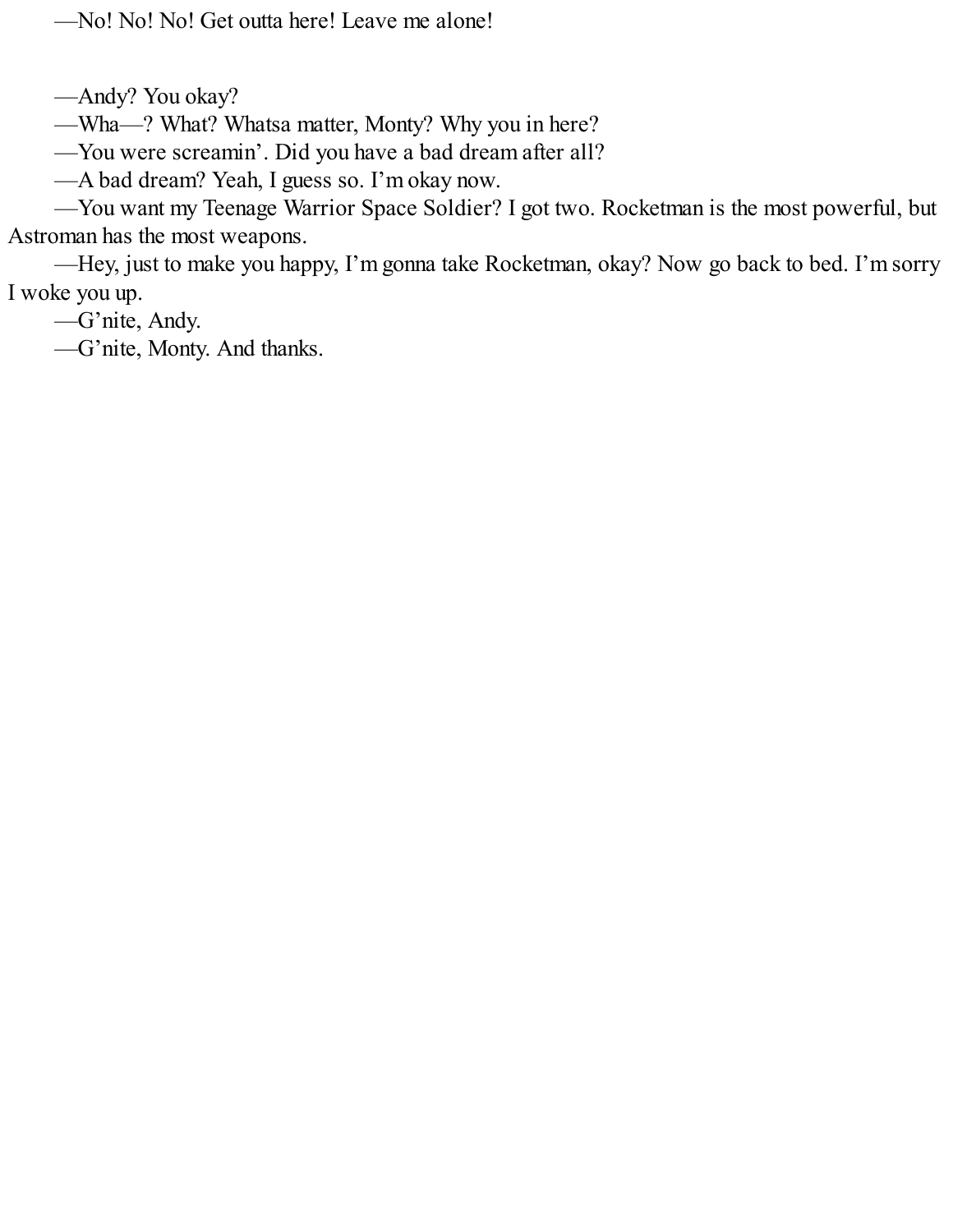—No! No! No! Get outta here! Leave me alone!

—Andy? You okay?

—Wha—? What? Whatsa matter, Monty? Why you in here?

—You were screamin'. Did you have a bad dream after all?

—A bad dream? Yeah, I guess so. I'm okay now.

—You want my Teenage Warrior Space Soldier? I got two. Rocketman is the most powerful, but Astroman has the most weapons.

—Hey, just to make you happy, I'm gonna take Rocketman, okay? Now go back to bed. I'm sorry I woke you up.

—G'nite, Andy.

—G'nite, Monty. And thanks.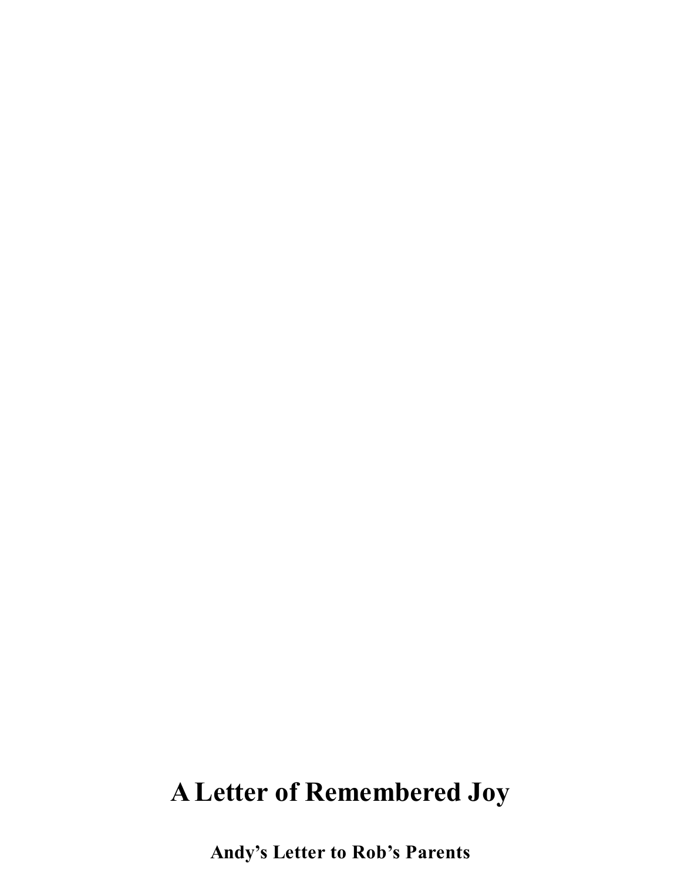# A Letter of Remembered Joy

**Andy's Letter to Rob's Parents**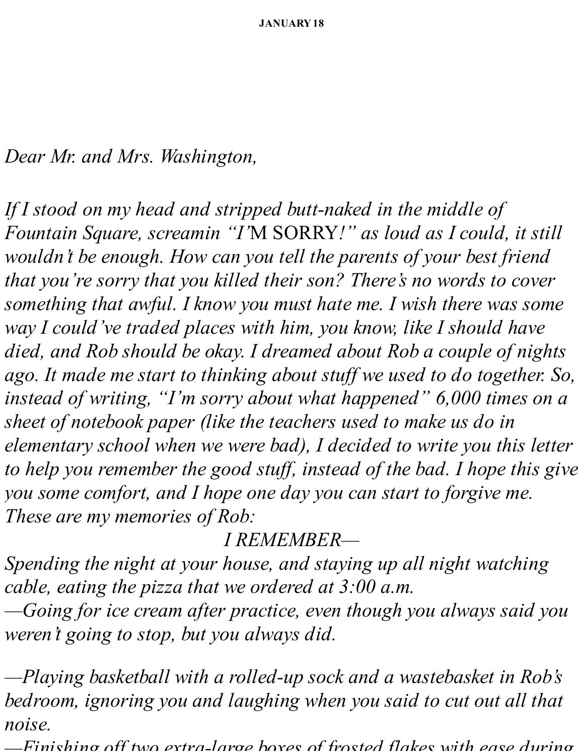**JANUARY 18**

*Dear Mr. and Mrs. Washington,*

*If I stood on my head and stripped butt-naked in the middle of Fountain Square, screamin "I'*M SORRY*!" as loud as I could, it still wouldn't be enough. How can you tell the parents of your best friend that you're sorry that you killed their son? There's no words to cover something that awful. I know you must hate me. I wish there was some way I could've traded places with him, you know, like I should have died, and Rob should be okay. I dreamed about Rob a couple of nights ago. It made me start to thinking about stuff we used to do together. So, instead of writing, "I'm sorry about what happened" 6,000 times on a sheet of notebook paper (like the teachers used to make us do in elementary school when we were bad), I decided to write you this letter to help you remember the good stuff, instead of the bad. I hope this give you some comfort, and I hope one day you can start to forgive me. These are my memories of Rob:*

*I REMEMBER—*

*Spending the night at your house, and staying up all night watching cable, eating the pizza that we ordered at 3:00 a.m.*

*—Going for ice cream after practice, even though you always said you weren't going to stop, but you always did.*

*—Playing basketball with a rolled-up sock and a wastebasket in Rob's bedroom, ignoring you and laughing when you said to cut out all that noise.*

*—Finishing off two extra-large boxes of frosted flakes with ease during*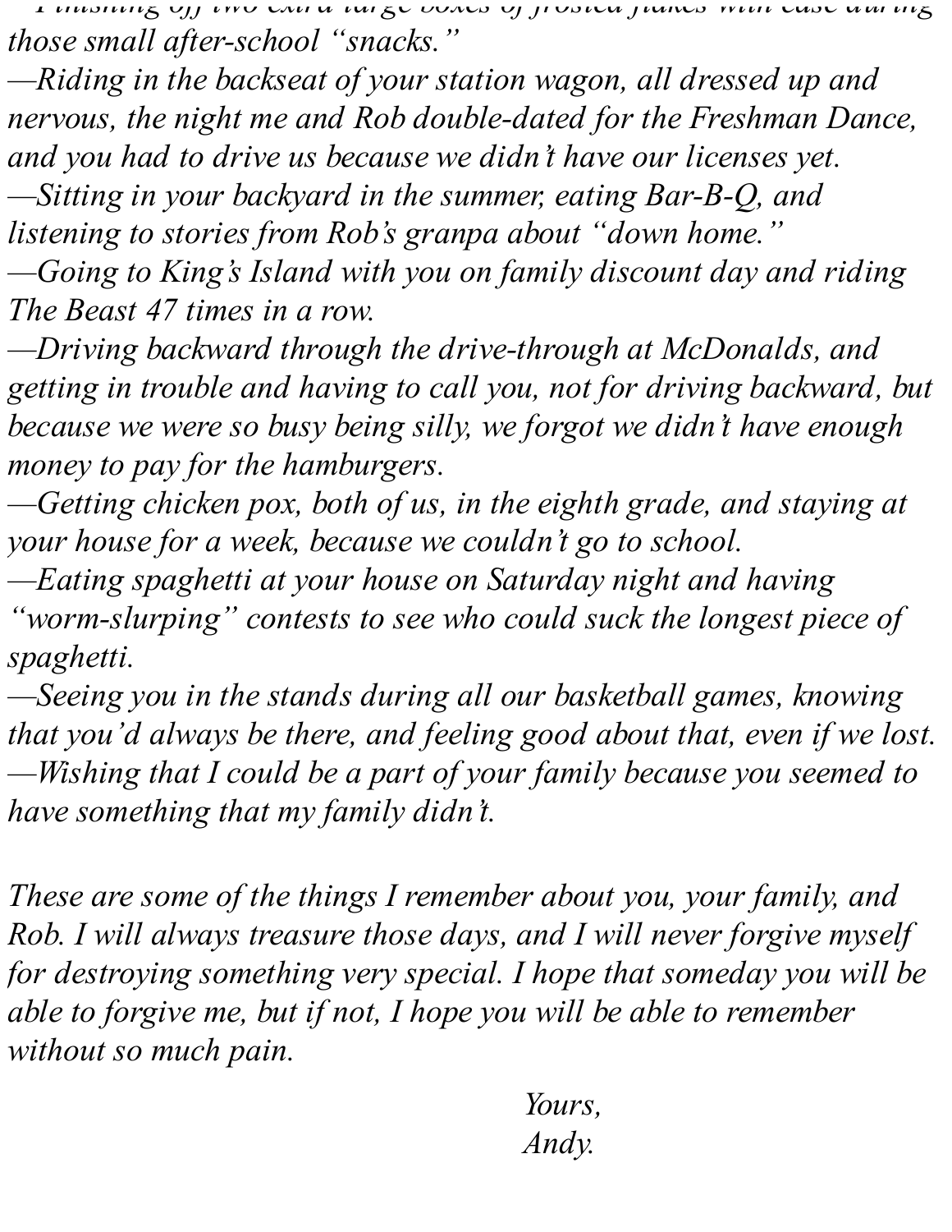*—Finishing off two extra large boxes of frosted flakes with ease during those small after-school "snacks."*

*—Riding in the backseat of your station wagon, all dressed up and nervous, the night me and Rob double-dated for the Freshman Dance, and you had to drive us because we didn't have our licenses yet.*

*—Sitting in your backyard in the summer, eating Bar-B-Q, and listening to stories from Rob's granpa about "down home."*

*—Going to King's Island with you on family discount day and riding The Beast 47 times in a row.*

*—Driving backward through the drive-through at McDonalds, and getting in trouble and having to call you, not for driving backward, but because we were so busy being silly, we forgot we didn't have enough money to pay for the hamburgers.*

*—Getting chicken pox, both of us, in the eighth grade, and staying at your house for a week, because we couldn't go to school.*

*—Eating spaghetti at your house on Saturday night and having "worm-slurping" contests to see who could suck the longest piece of spaghetti.*

*—Seeing you in the stands during all our basketball games, knowing that you'd always be there, and feeling good about that, even if we lost.*

*—Wishing that I could be a part of your family because you seemed to have something that my family didn't.*

*These are some of the things I remember about you, your family, and Rob. I will always treasure those days, and I will never forgive myself for destroying something very special. I hope that someday you will be able to forgive me, but if not, I hope you will be able to remember without so much pain.*

*Yours,*
*Andy.*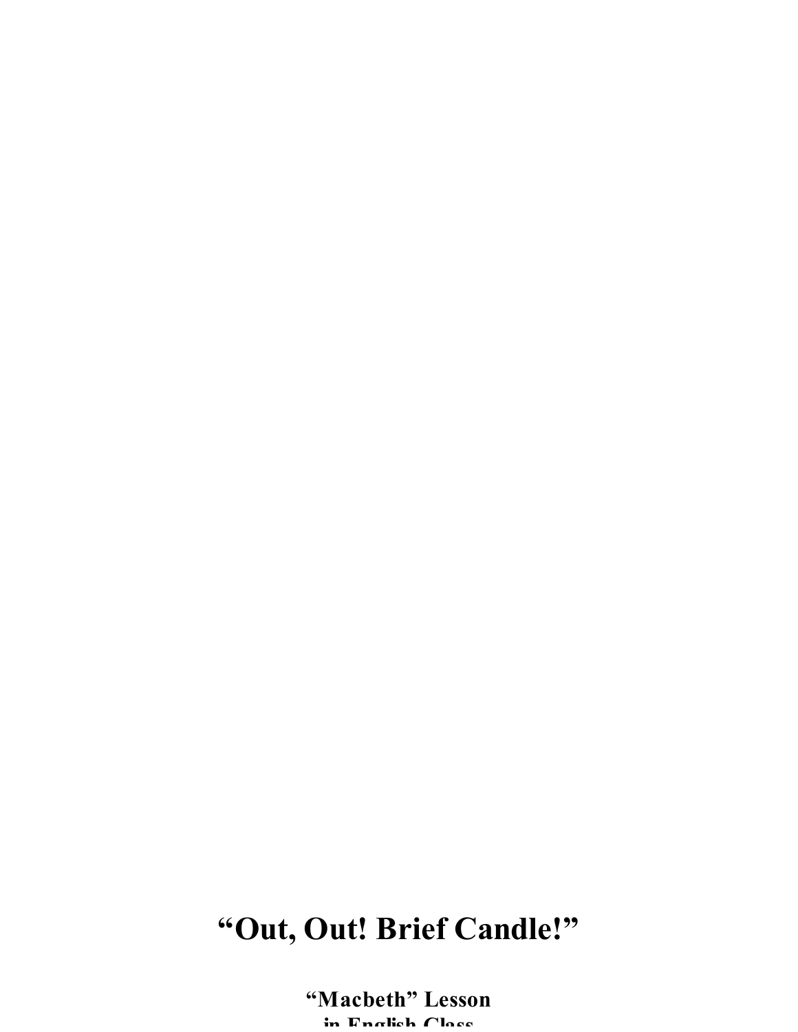# "Out, Out! Brief Candle!"

**"Macbeth" Lesson**
**in English Class**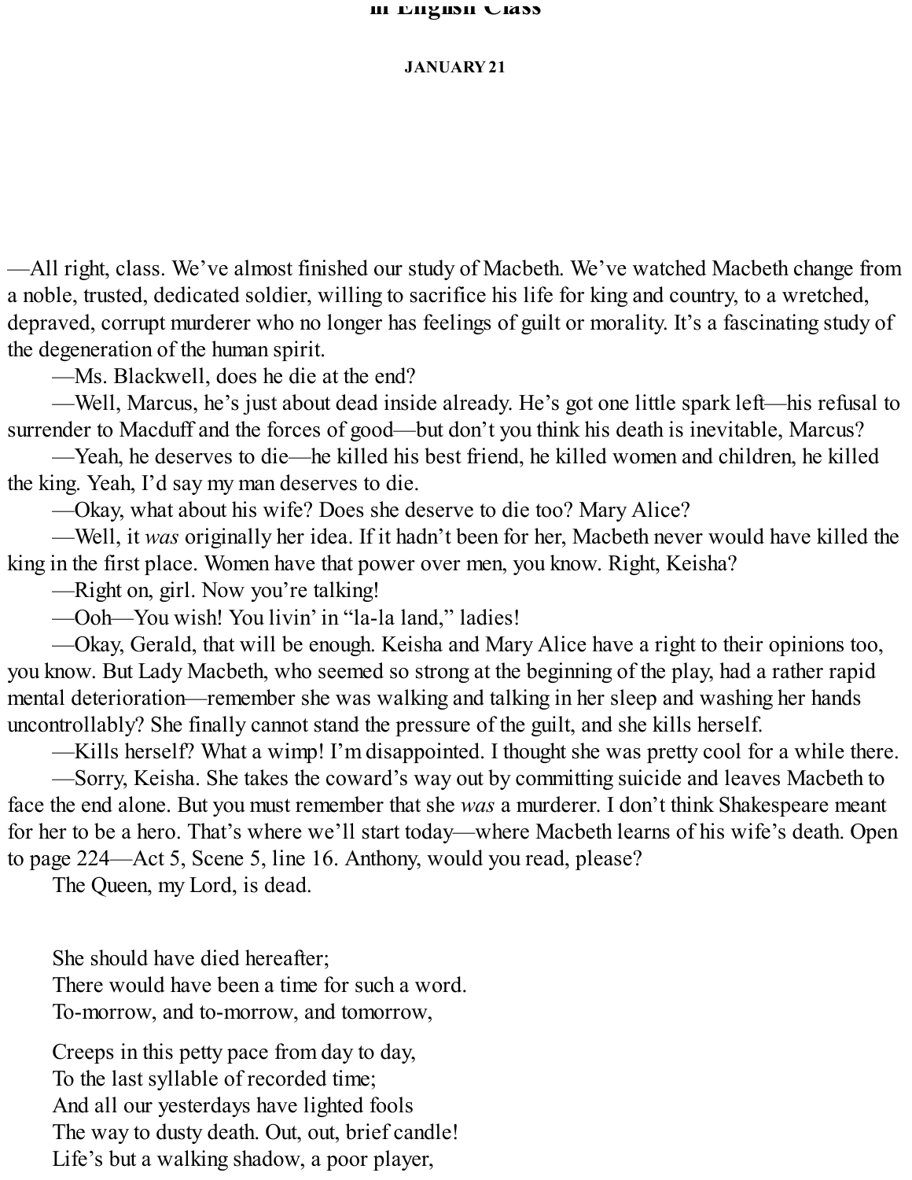**JANUARY 21**

—All right, class. We've almost finished our study of Macbeth. We've watched Macbeth change from a noble, trusted, dedicated soldier, willing to sacrifice his life for king and country, to a wretched, depraved, corrupt murderer who no longer has feelings of guilt or morality. It's a fascinating study of the degeneration of the human spirit.

—Ms. Blackwell, does he die at the end?

—Well, Marcus, he's just about dead inside already. He's got one little spark left—his refusal to surrender to Macduff and the forces of good—but don't you think his death is inevitable, Marcus?

—Yeah, he deserves to die—he killed his best friend, he killed women and children, he killed the king. Yeah, I'd say my man deserves to die.

—Okay, what about his wife? Does she deserve to die too? Mary Alice?

—Well, it *was* originally her idea. If it hadn't been for her, Macbeth never would have killed the king in the first place. Women have that power over men, you know. Right, Keisha?

—Right on, girl. Now you're talking!

—Ooh—You wish! You livin' in "la-la land," ladies!

—Okay, Gerald, that will be enough. Keisha and Mary Alice have a right to their opinions too, you know. But Lady Macbeth, who seemed so strong at the beginning of the play, had a rather rapid mental deterioration—remember she was walking and talking in her sleep and washing her hands uncontrollably? She finally cannot stand the pressure of the guilt, and she kills herself.

—Kills herself? What a wimp! I'm disappointed. I thought she was pretty cool for a while there.

—Sorry, Keisha. She takes the coward's way out by committing suicide and leaves Macbeth to face the end alone. But you must remember that she *was* a murderer. I don't think Shakespeare meant for her to be a hero. That's where we'll start today—where Macbeth learns of his wife's death. Open to page 224—Act 5, Scene 5, line 16. Anthony, would you read, please?

The Queen, my Lord, is dead.

She should have died hereafter;
There would have been a time for such a word.
To-morrow, and to-morrow, and tomorrow,

Creeps in this petty pace from day to day,
To the last syllable of recorded time;
And all our yesterdays have lighted fools
The way to dusty death. Out, out, brief candle!
Life's but a walking shadow, a poor player,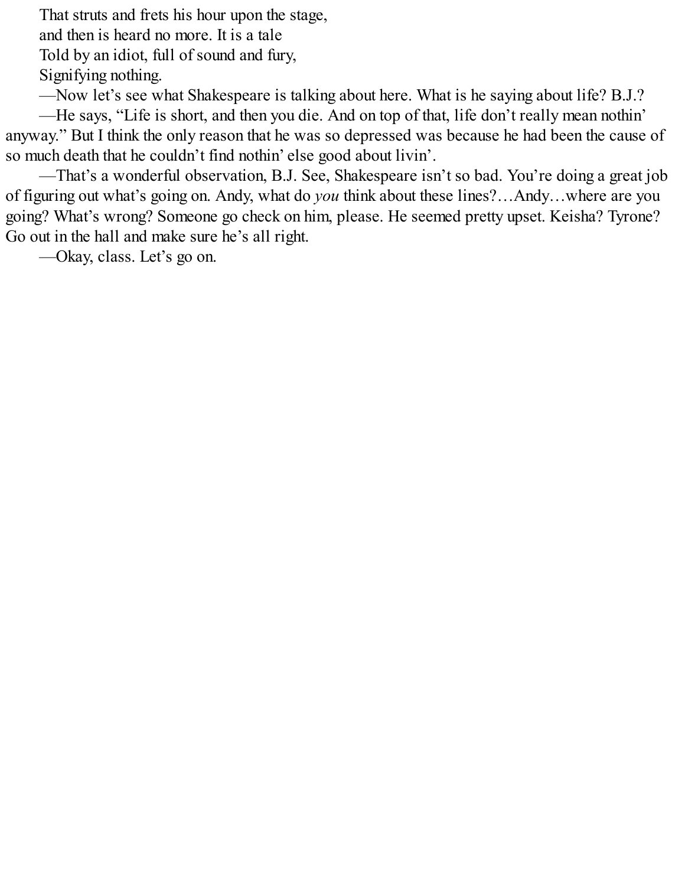That struts and frets his hour upon the stage,  
and then is heard no more. It is a tale  
Told by an idiot, full of sound and fury,  
Signifying nothing.

—Now let's see what Shakespeare is talking about here. What is he saying about life? B.J.?

—He says, "Life is short, and then you die. And on top of that, life don't really mean nothin' anyway." But I think the only reason that he was so depressed was because he had been the cause of so much death that he couldn't find nothin' else good about livin'.

—That's a wonderful observation, B.J. See, Shakespeare isn't so bad. You're doing a great job of figuring out what's going on. Andy, what do *you* think about these lines?…Andy…where are you going? What's wrong? Someone go check on him, please. He seemed pretty upset. Keisha? Tyrone? Go out in the hall and make sure he's all right.

—Okay, class. Let's go on.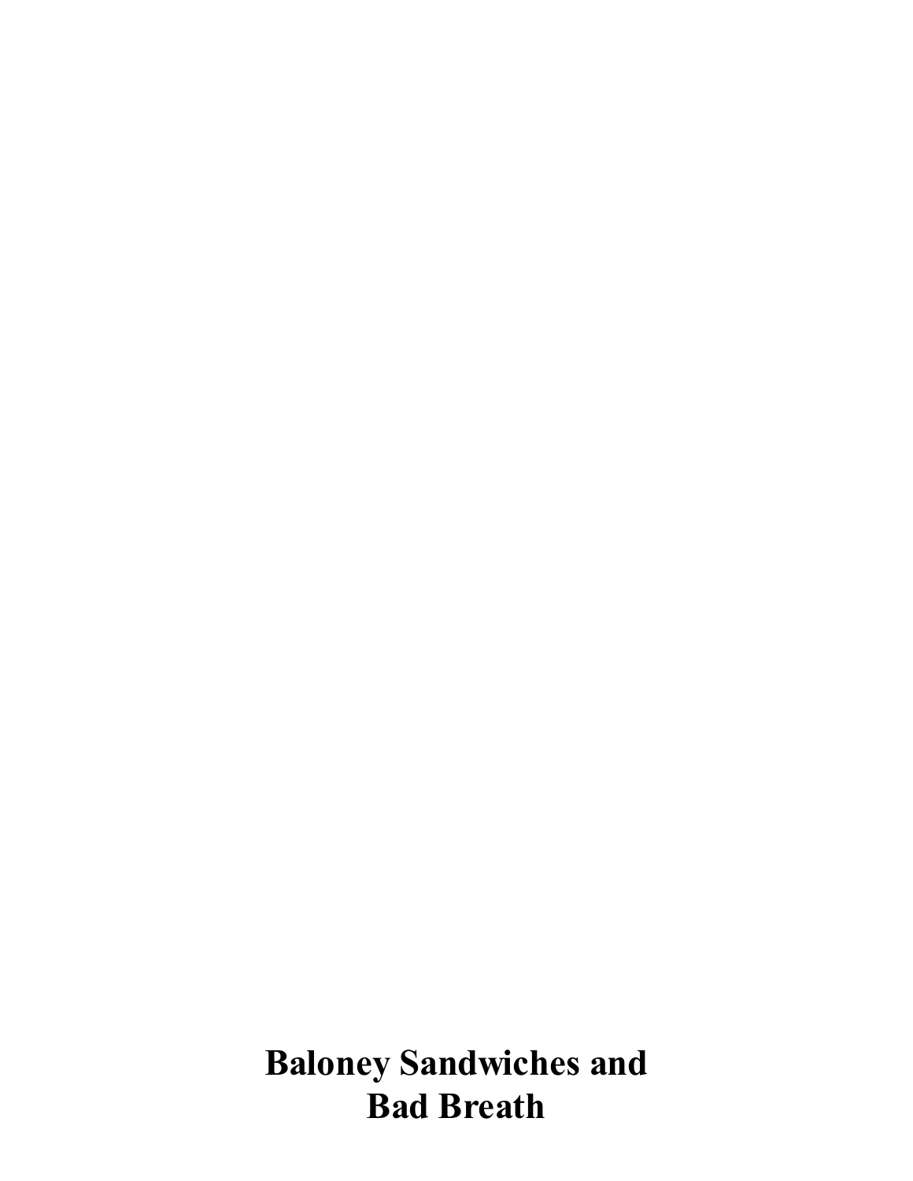# Baloney Sandwiches and Bad Breath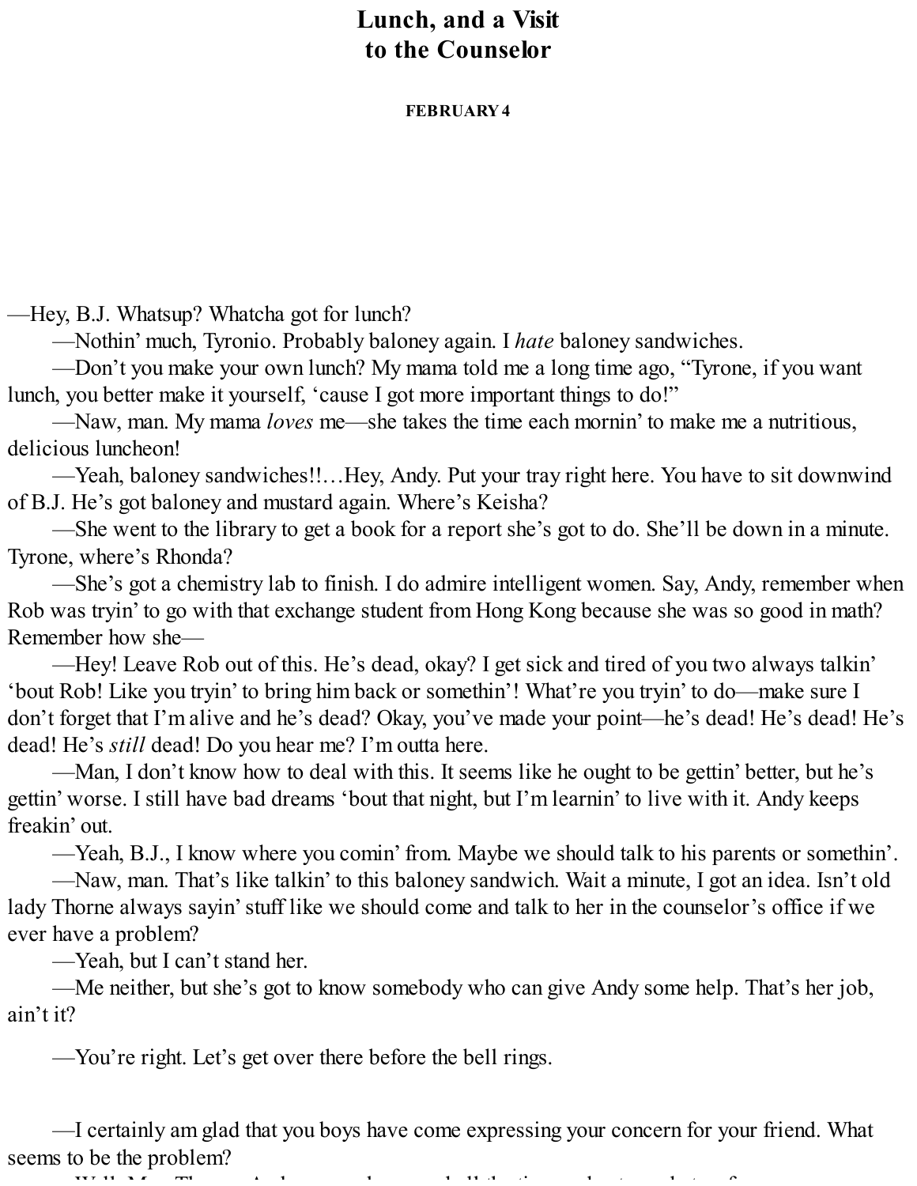# Lunch, and a Visit to the Counselor

**FEBRUARY 4**

—Hey, B.J. Whatsup? Whatcha got for lunch?

—Nothin' much, Tyronio. Probably baloney again. I *hate* baloney sandwiches.

—Don't you make your own lunch? My mama told me a long time ago, "Tyrone, if you want lunch, you better make it yourself, 'cause I got more important things to do!"

—Naw, man. My mama *loves* me—she takes the time each mornin' to make me a nutritious, delicious luncheon!

—Yeah, baloney sandwiches!!…Hey, Andy. Put your tray right here. You have to sit downwind of B.J. He's got baloney and mustard again. Where's Keisha?

—She went to the library to get a book for a report she's got to do. She'll be down in a minute. Tyrone, where's Rhonda?

—She's got a chemistry lab to finish. I do admire intelligent women. Say, Andy, remember when Rob was tryin' to go with that exchange student from Hong Kong because she was so good in math? Remember how she—

—Hey! Leave Rob out of this. He's dead, okay? I get sick and tired of you two always talkin' 'bout Rob! Like you tryin' to bring him back or somethin'! What're you tryin' to do—make sure I don't forget that I'm alive and he's dead? Okay, you've made your point—he's dead! He's dead! He's dead! He's *still* dead! Do you hear me? I'm outta here.

—Man, I don't know how to deal with this. It seems like he ought to be gettin' better, but he's gettin' worse. I still have bad dreams 'bout that night, but I'm learnin' to live with it. Andy keeps freakin' out.

—Yeah, B.J., I know where you comin' from. Maybe we should talk to his parents or somethin'.

—Naw, man. That's like talkin' to this baloney sandwich. Wait a minute, I got an idea. Isn't old lady Thorne always sayin' stuff like we should come and talk to her in the counselor's office if we ever have a problem?

—Yeah, but I can't stand her.

—Me neither, but she's got to know somebody who can give Andy some help. That's her job, ain't it?

—You're right. Let's get over there before the bell rings.

—I certainly am glad that you boys have come expressing your concern for your friend. What seems to be the problem?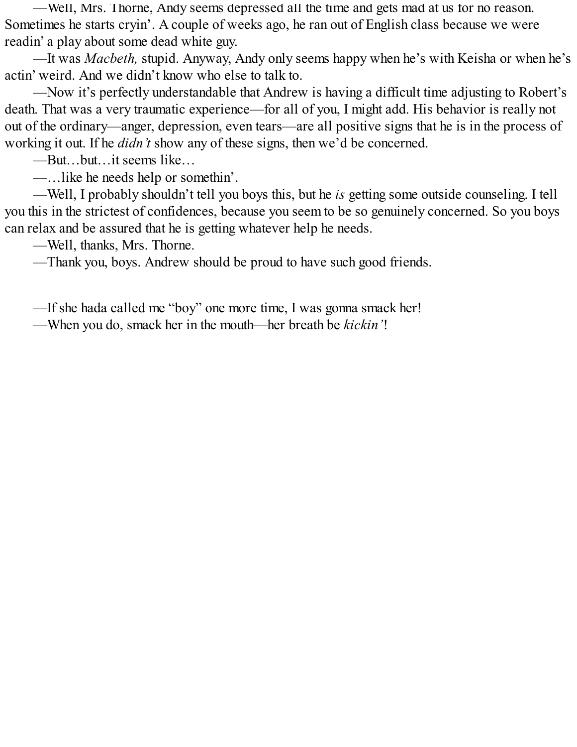—Well, Mrs. Thorne, Andy seems depressed all the time and gets mad at us for no reason. Sometimes he starts cryin'. A couple of weeks ago, he ran out of English class because we were readin' a play about some dead white guy.

—It was *Macbeth,* stupid. Anyway, Andy only seems happy when he's with Keisha or when he's actin' weird. And we didn't know who else to talk to.

—Now it's perfectly understandable that Andrew is having a difficult time adjusting to Robert's death. That was a very traumatic experience—for all of you, I might add. His behavior is really not out of the ordinary—anger, depression, even tears—are all positive signs that he is in the process of working it out. If he *didn't* show any of these signs, then we'd be concerned.

—But…but…it seems like…

—…like he needs help or somethin'.

—Well, I probably shouldn't tell you boys this, but he *is* getting some outside counseling. I tell you this in the strictest of confidences, because you seem to be so genuinely concerned. So you boys can relax and be assured that he is getting whatever help he needs.

—Well, thanks, Mrs. Thorne.

—Thank you, boys. Andrew should be proud to have such good friends.

—If she hada called me "boy" one more time, I was gonna smack her!

—When you do, smack her in the mouth—her breath be *kickin'*!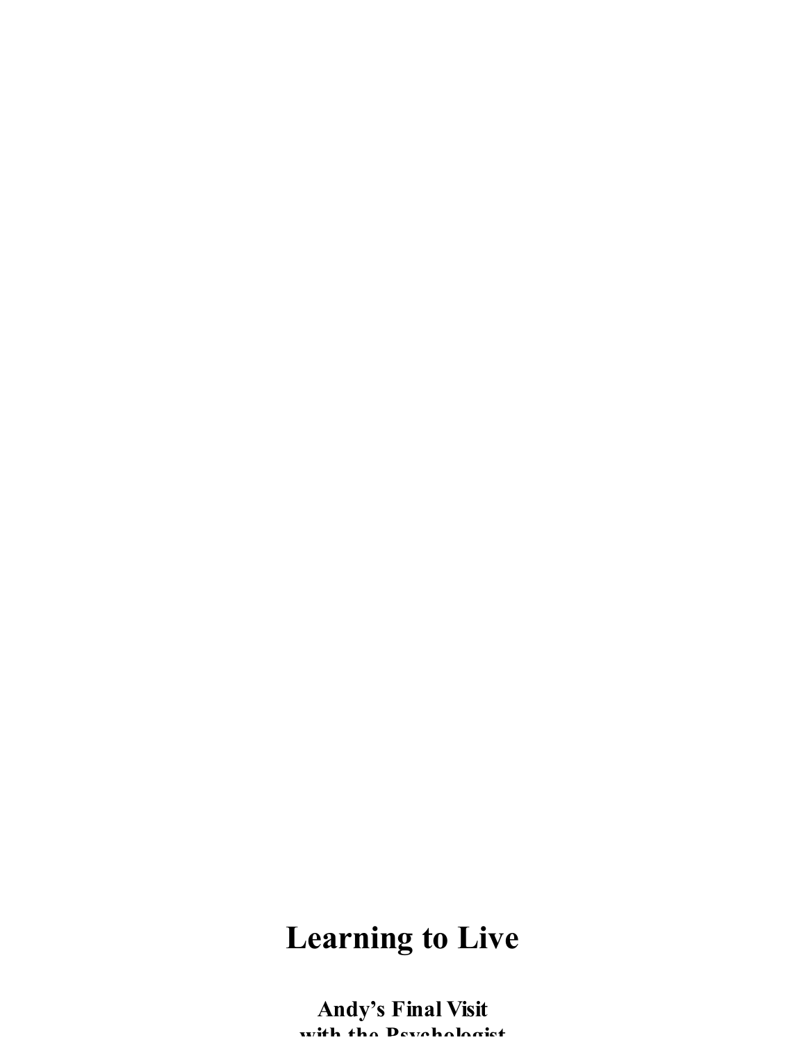# Learning to Live

## Andy's Final Visit with the Psychologist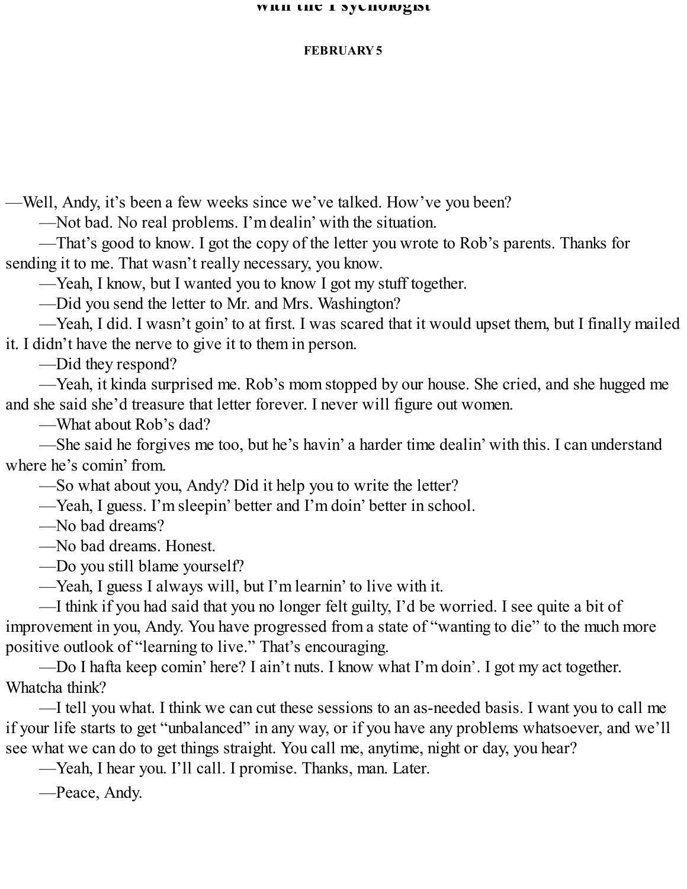## with the Psychologist

**FEBRUARY 5**

—Well, Andy, it's been a few weeks since we've talked. How've you been?

—Not bad. No real problems. I'm dealin' with the situation.

—That's good to know. I got the copy of the letter you wrote to Rob's parents. Thanks for sending it to me. That wasn't really necessary, you know.

—Yeah, I know, but I wanted you to know I got my stuff together.

—Did you send the letter to Mr. and Mrs. Washington?

—Yeah, I did. I wasn't goin' to at first. I was scared that it would upset them, but I finally mailed it. I didn't have the nerve to give it to them in person.

—Did they respond?

—Yeah, it kinda surprised me. Rob's mom stopped by our house. She cried, and she hugged me and she said she'd treasure that letter forever. I never will figure out women.

—What about Rob's dad?

—She said he forgives me too, but he's havin' a harder time dealin' with this. I can understand where he's comin' from.

—So what about you, Andy? Did it help you to write the letter?

—Yeah, I guess. I'm sleepin' better and I'm doin' better in school.

—No bad dreams?

—No bad dreams. Honest.

—Do you still blame yourself?

—Yeah, I guess I always will, but I'm learnin' to live with it.

—I think if you had said that you no longer felt guilty, I'd be worried. I see quite a bit of improvement in you, Andy. You have progressed from a state of "wanting to die" to the much more positive outlook of "learning to live." That's encouraging.

—Do I hafta keep comin' here? I ain't nuts. I know what I'm doin'. I got my act together. Whatcha think?

—I tell you what. I think we can cut these sessions to an as-needed basis. I want you to call me if your life starts to get "unbalanced" in any way, or if you have any problems whatsoever, and we'll see what we can do to get things straight. You call me, anytime, night or day, you hear?

—Yeah, I hear you. I'll call. I promise. Thanks, man. Later.

—Peace, Andy.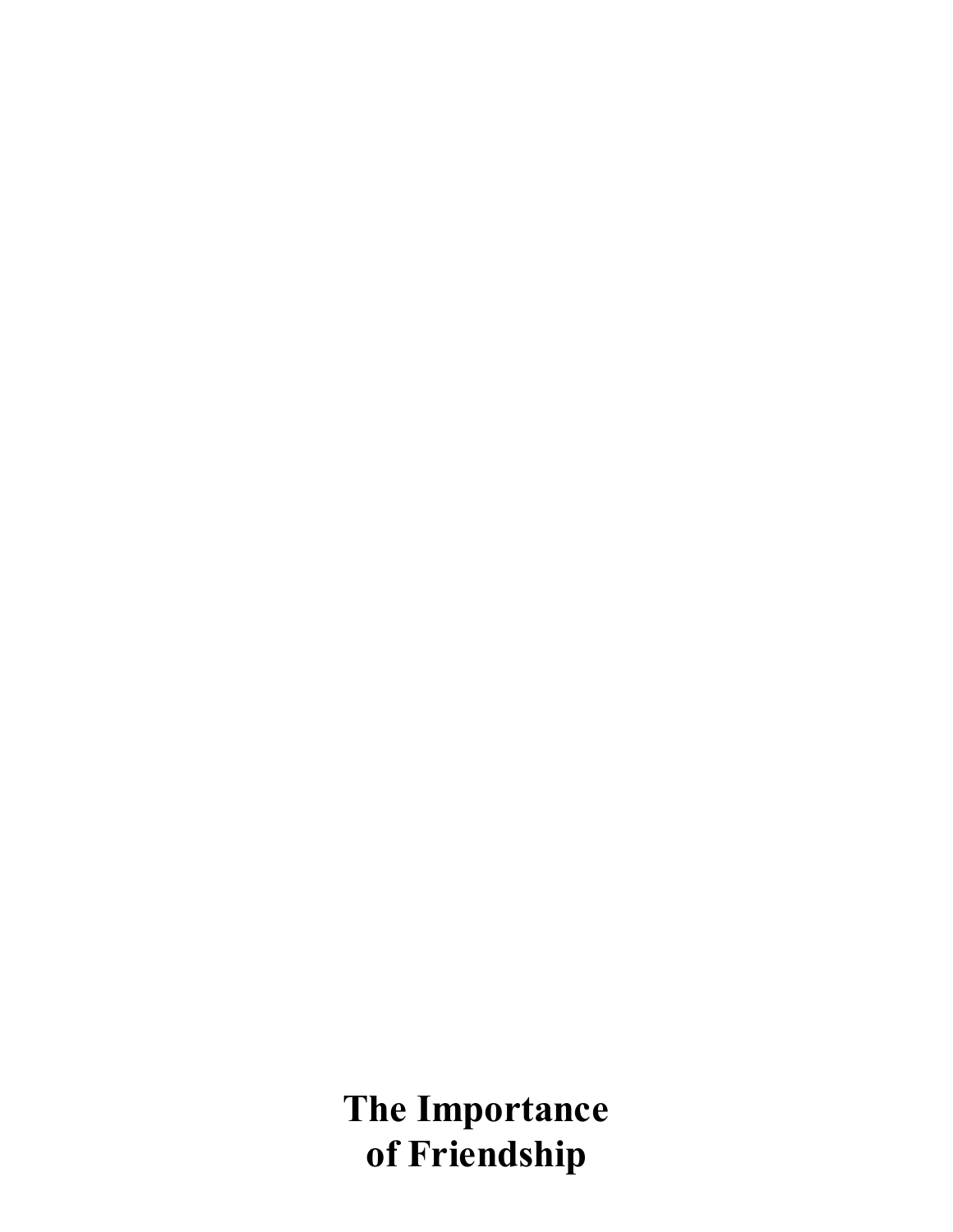# The Importance of Friendship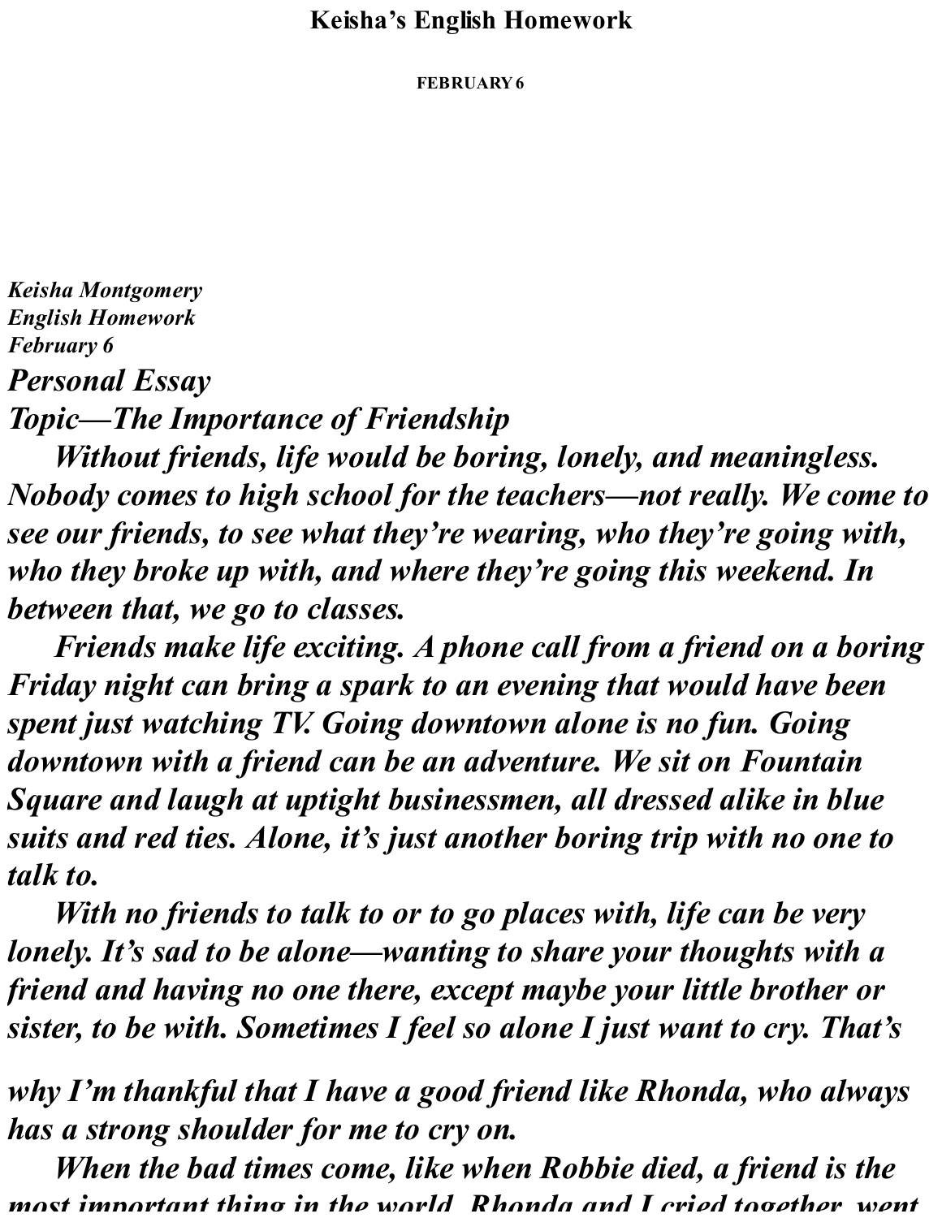# Keisha's English Homework

**FEBRUARY 6**

***Keisha Montgomery***
***English Homework***
***February 6***

## *Personal Essay*

## *Topic—The Importance of Friendship*

***Without friends, life would be boring, lonely, and meaningless. Nobody comes to high school for the teachers—not really. We come to see our friends, to see what they're wearing, who they're going with, who they broke up with, and where they're going this weekend. In between that, we go to classes.***

***Friends make life exciting. A phone call from a friend on a boring Friday night can bring a spark to an evening that would have been spent just watching TV. Going downtown alone is no fun. Going downtown with a friend can be an adventure. We sit on Fountain Square and laugh at uptight businessmen, all dressed alike in blue suits and red ties. Alone, it's just another boring trip with no one to talk to.***

***With no friends to talk to or to go places with, life can be very lonely. It's sad to be alone—wanting to share your thoughts with a friend and having no one there, except maybe your little brother or sister, to be with. Sometimes I feel so alone I just want to cry. That's why I'm thankful that I have a good friend like Rhonda, who always has a strong shoulder for me to cry on.***

***When the bad times come, like when Robbie died, a friend is the most important thing in the world. Rhonda and I cried together, went***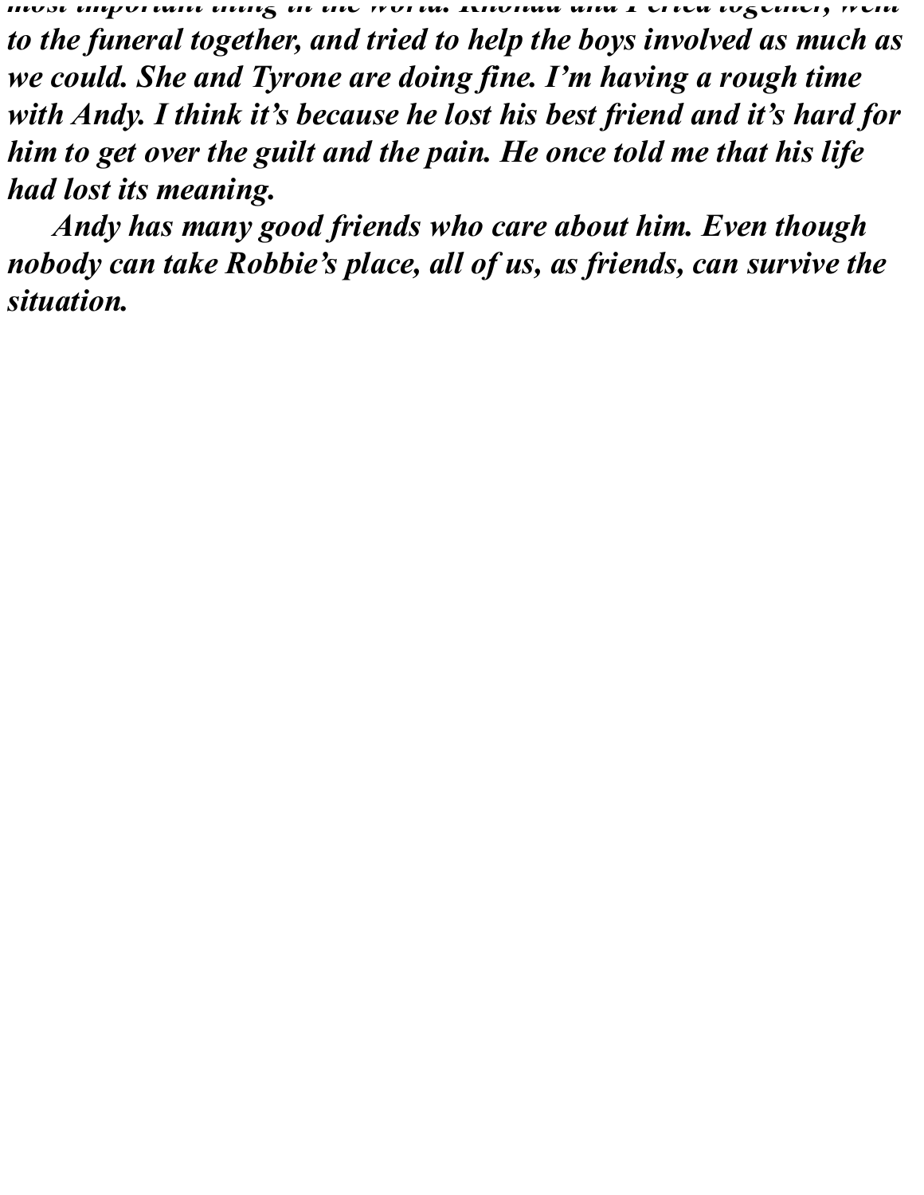*most important thing in the world. Rhonda and I cried together, went to the funeral together, and tried to help the boys involved as much as we could. She and Tyrone are doing fine. I'm having a rough time with Andy. I think it's because he lost his best friend and it's hard for him to get over the guilt and the pain. He once told me that his life had lost its meaning.*

*Andy has many good friends who care about him. Even though nobody can take Robbie's place, all of us, as friends, can survive the situation.*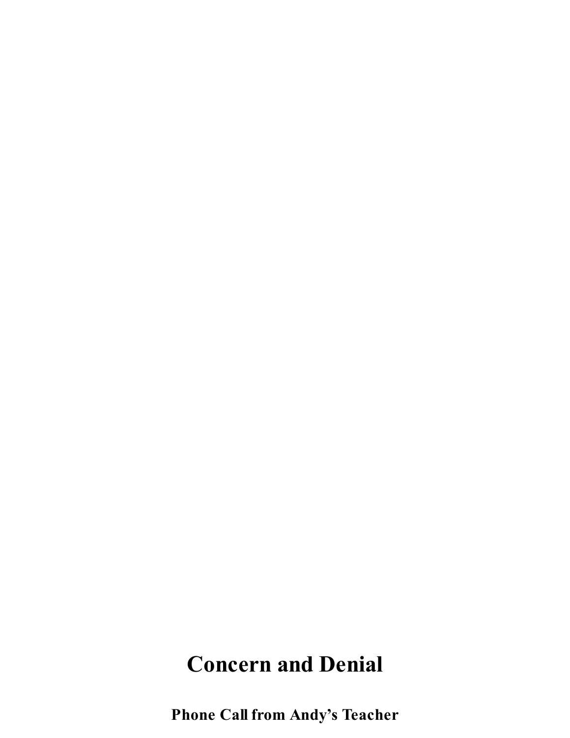# Concern and Denial

## Phone Call from Andy's Teacher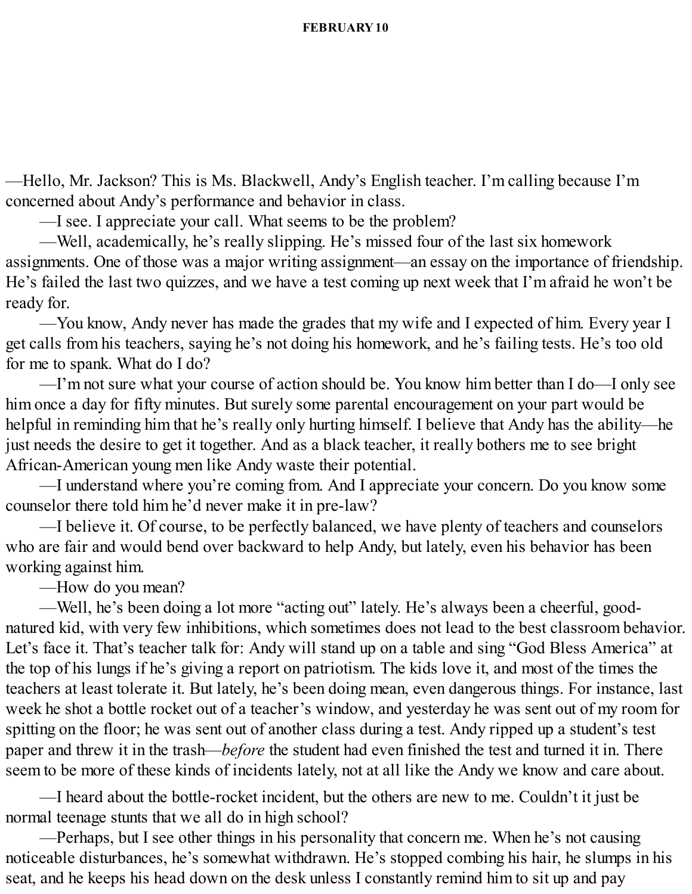## FEBRUARY 10

—Hello, Mr. Jackson? This is Ms. Blackwell, Andy's English teacher. I'm calling because I'm concerned about Andy's performance and behavior in class.

—I see. I appreciate your call. What seems to be the problem?

—Well, academically, he's really slipping. He's missed four of the last six homework assignments. One of those was a major writing assignment—an essay on the importance of friendship. He's failed the last two quizzes, and we have a test coming up next week that I'm afraid he won't be ready for.

—You know, Andy never has made the grades that my wife and I expected of him. Every year I get calls from his teachers, saying he's not doing his homework, and he's failing tests. He's too old for me to spank. What do I do?

—I'm not sure what your course of action should be. You know him better than I do—I only see him once a day for fifty minutes. But surely some parental encouragement on your part would be helpful in reminding him that he's really only hurting himself. I believe that Andy has the ability—he just needs the desire to get it together. And as a black teacher, it really bothers me to see bright African-American young men like Andy waste their potential.

—I understand where you're coming from. And I appreciate your concern. Do you know some counselor there told him he'd never make it in pre-law?

—I believe it. Of course, to be perfectly balanced, we have plenty of teachers and counselors who are fair and would bend over backward to help Andy, but lately, even his behavior has been working against him.

—How do you mean?

—Well, he's been doing a lot more "acting out" lately. He's always been a cheerful, good-natured kid, with very few inhibitions, which sometimes does not lead to the best classroom behavior. Let's face it. That's teacher talk for: Andy will stand up on a table and sing "God Bless America" at the top of his lungs if he's giving a report on patriotism. The kids love it, and most of the times the teachers at least tolerate it. But lately, he's been doing mean, even dangerous things. For instance, last week he shot a bottle rocket out of a teacher's window, and yesterday he was sent out of my room for spitting on the floor; he was sent out of another class during a test. Andy ripped up a student's test paper and threw it in the trash—*before* the student had even finished the test and turned it in. There seem to be more of these kinds of incidents lately, not at all like the Andy we know and care about.

—I heard about the bottle-rocket incident, but the others are new to me. Couldn't it just be normal teenage stunts that we all do in high school?

—Perhaps, but I see other things in his personality that concern me. When he's not causing noticeable disturbances, he's somewhat withdrawn. He's stopped combing his hair, he slumps in his seat, and he keeps his head down on the desk unless I constantly remind him to sit up and pay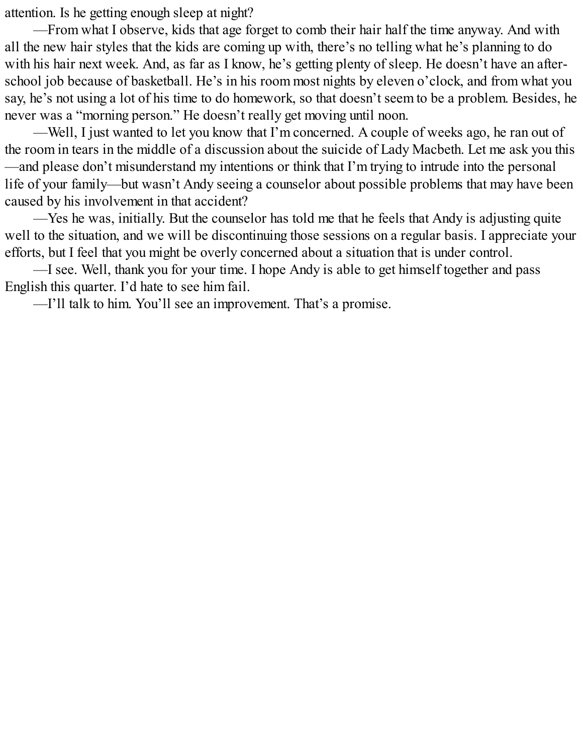attention. Is he getting enough sleep at night?

—From what I observe, kids that age forget to comb their hair half the time anyway. And with all the new hair styles that the kids are coming up with, there's no telling what he's planning to do with his hair next week. And, as far as I know, he's getting plenty of sleep. He doesn't have an after-school job because of basketball. He's in his room most nights by eleven o'clock, and from what you say, he's not using a lot of his time to do homework, so that doesn't seem to be a problem. Besides, he never was a "morning person." He doesn't really get moving until noon.

—Well, I just wanted to let you know that I'm concerned. A couple of weeks ago, he ran out of the room in tears in the middle of a discussion about the suicide of Lady Macbeth. Let me ask you this—and please don't misunderstand my intentions or think that I'm trying to intrude into the personal life of your family—but wasn't Andy seeing a counselor about possible problems that may have been caused by his involvement in that accident?

—Yes he was, initially. But the counselor has told me that he feels that Andy is adjusting quite well to the situation, and we will be discontinuing those sessions on a regular basis. I appreciate your efforts, but I feel that you might be overly concerned about a situation that is under control.

—I see. Well, thank you for your time. I hope Andy is able to get himself together and pass English this quarter. I'd hate to see him fail.

—I'll talk to him. You'll see an improvement. That's a promise.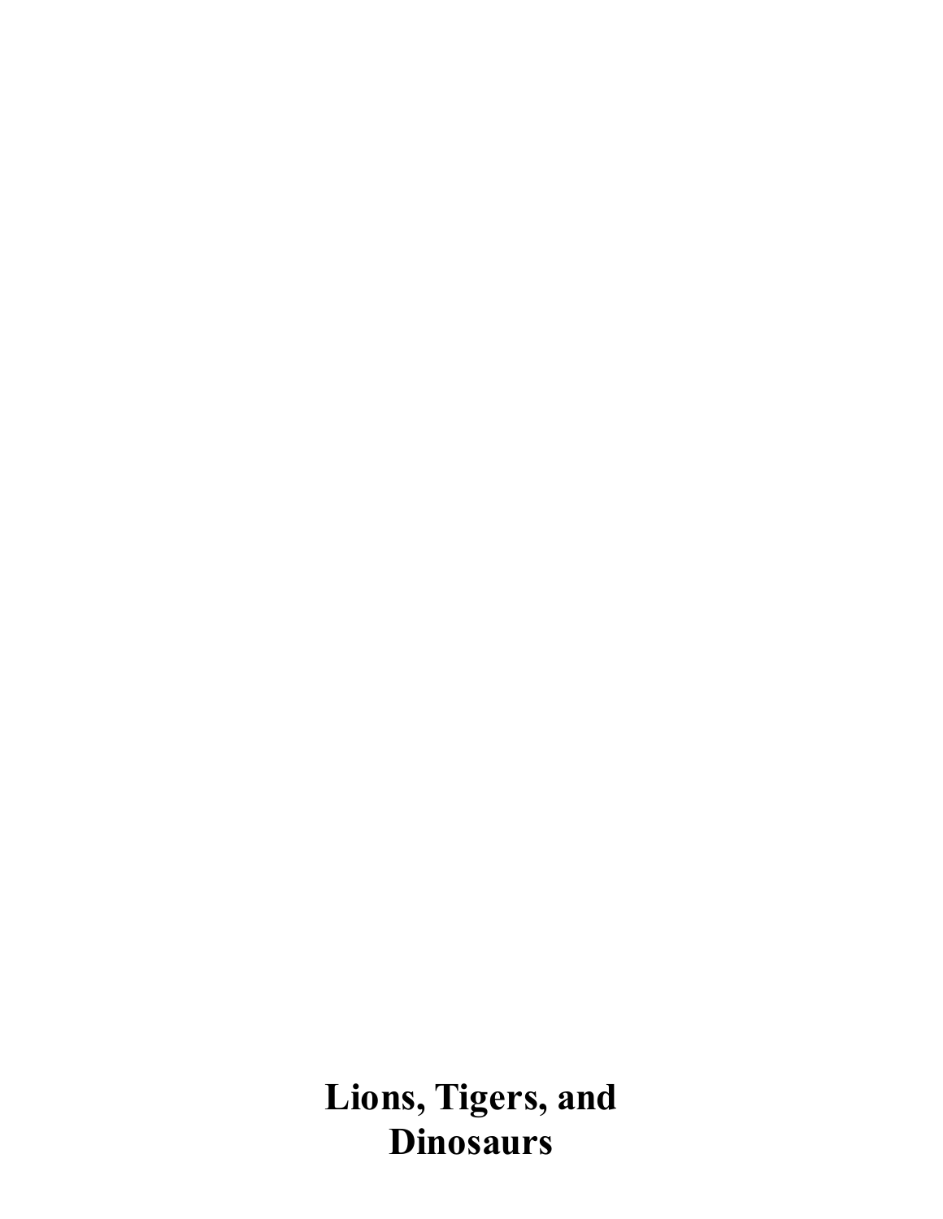# Lions, Tigers, and Dinosaurs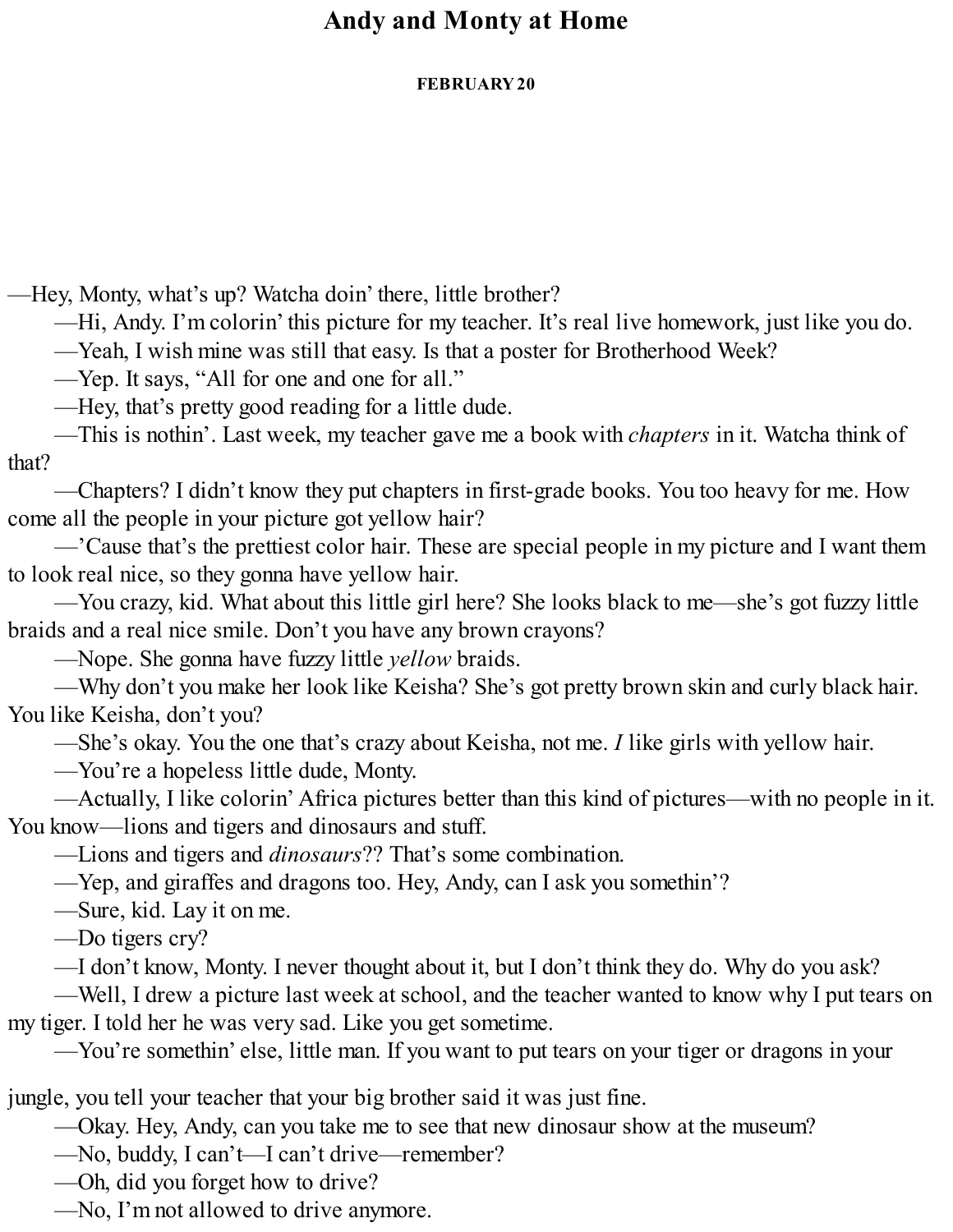# Andy and Monty at Home

**FEBRUARY 20**

—Hey, Monty, what's up? Watcha doin' there, little brother?

—Hi, Andy. I'm colorin' this picture for my teacher. It's real live homework, just like you do.

—Yeah, I wish mine was still that easy. Is that a poster for Brotherhood Week?

—Yep. It says, "All for one and one for all."

—Hey, that's pretty good reading for a little dude.

—This is nothin'. Last week, my teacher gave me a book with *chapters* in it. Watcha think of that?

—Chapters? I didn't know they put chapters in first-grade books. You too heavy for me. How come all the people in your picture got yellow hair?

—'Cause that's the prettiest color hair. These are special people in my picture and I want them to look real nice, so they gonna have yellow hair.

—You crazy, kid. What about this little girl here? She looks black to me—she's got fuzzy little braids and a real nice smile. Don't you have any brown crayons?

—Nope. She gonna have fuzzy little *yellow* braids.

—Why don't you make her look like Keisha? She's got pretty brown skin and curly black hair. You like Keisha, don't you?

—She's okay. You the one that's crazy about Keisha, not me. *I* like girls with yellow hair.

—You're a hopeless little dude, Monty.

—Actually, I like colorin' Africa pictures better than this kind of pictures—with no people in it. You know—lions and tigers and dinosaurs and stuff.

—Lions and tigers and *dinosaurs*?? That's some combination.

—Yep, and giraffes and dragons too. Hey, Andy, can I ask you somethin'?

—Sure, kid. Lay it on me.

—Do tigers cry?

—I don't know, Monty. I never thought about it, but I don't think they do. Why do you ask?

—Well, I drew a picture last week at school, and the teacher wanted to know why I put tears on my tiger. I told her he was very sad. Like you get sometime.

—You're somethin' else, little man. If you want to put tears on your tiger or dragons in your jungle, you tell your teacher that your big brother said it was just fine.

—Okay. Hey, Andy, can you take me to see that new dinosaur show at the museum?

—No, buddy, I can't—I can't drive—remember?

—Oh, did you forget how to drive?

—No, I'm not allowed to drive anymore.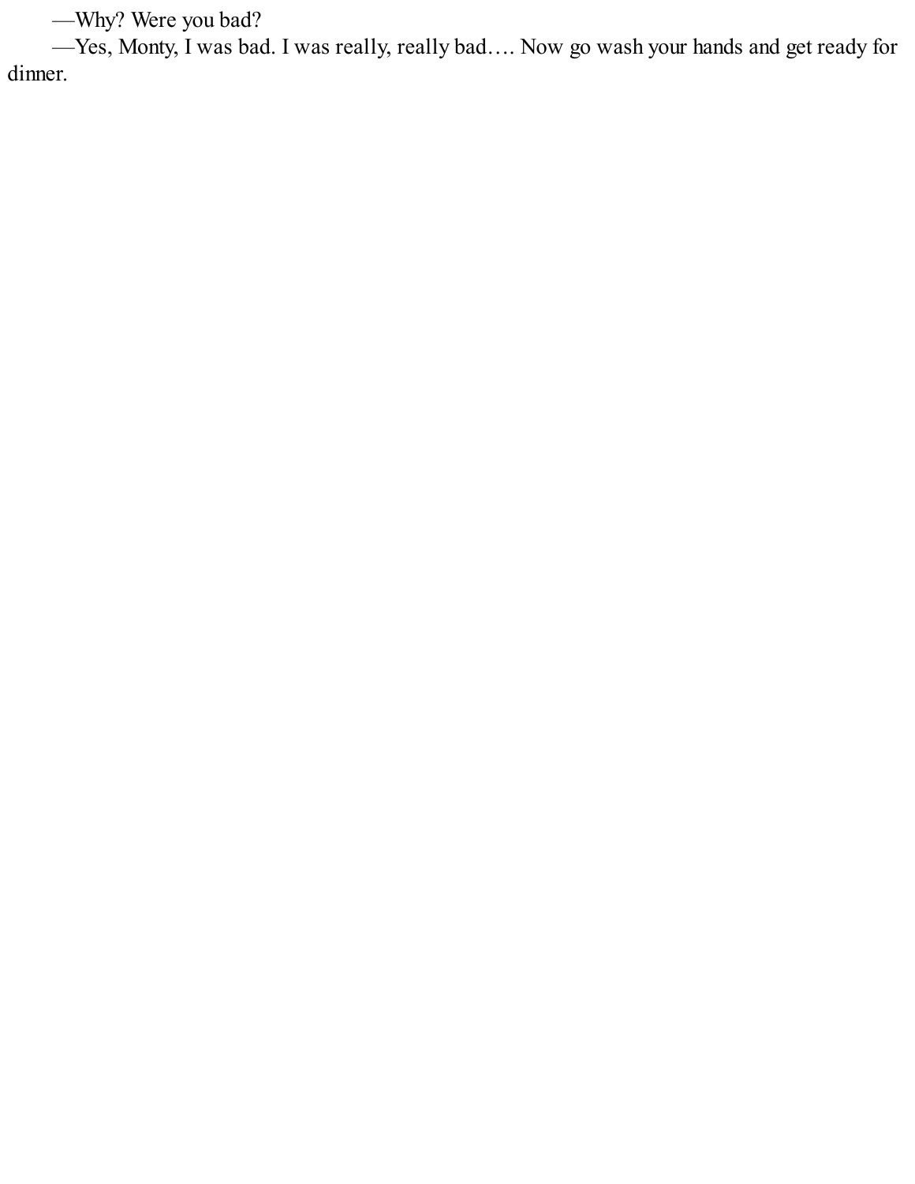—Why? Were you bad?

—Yes, Monty, I was bad. I was really, really bad…. Now go wash your hands and get ready for dinner.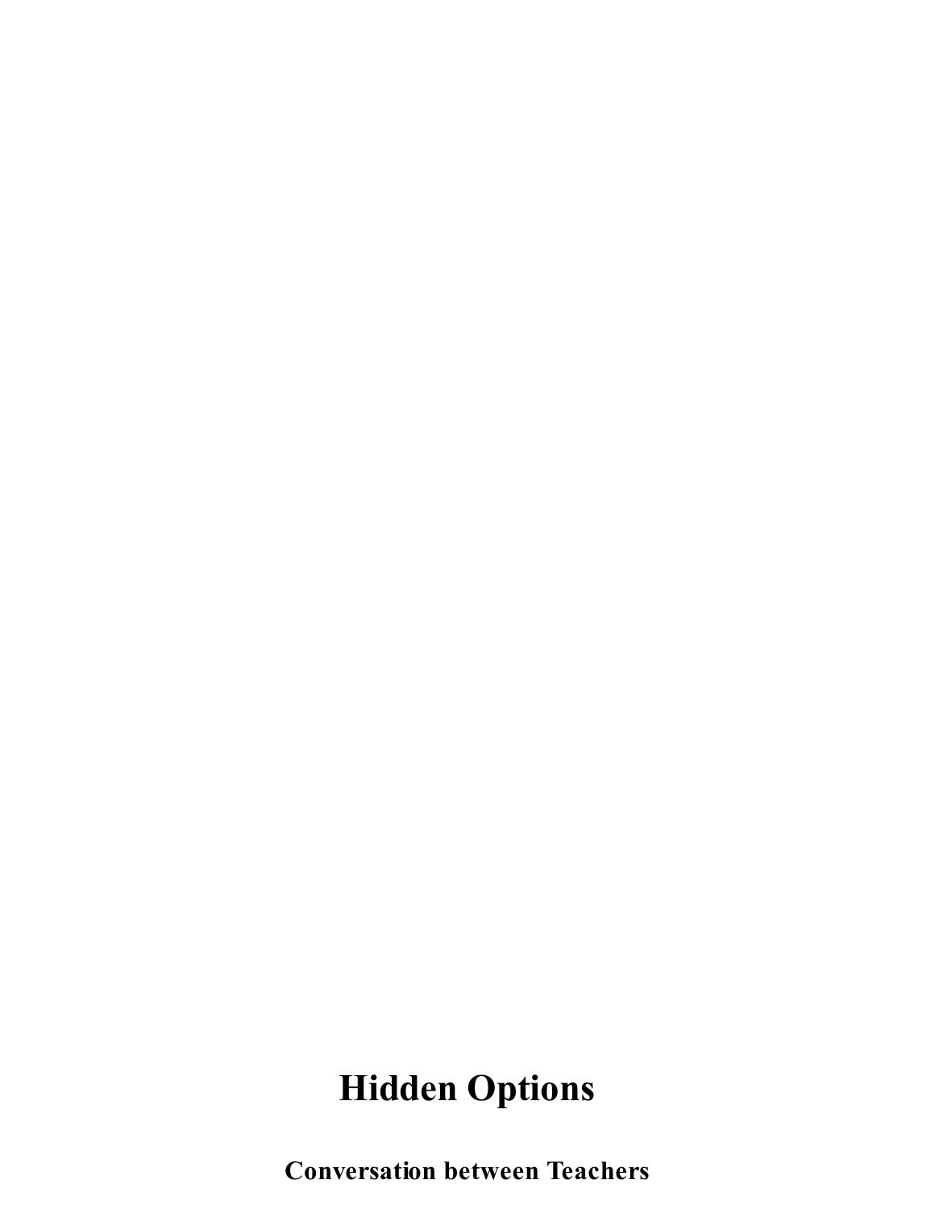# Hidden Options

**Conversation between Teachers**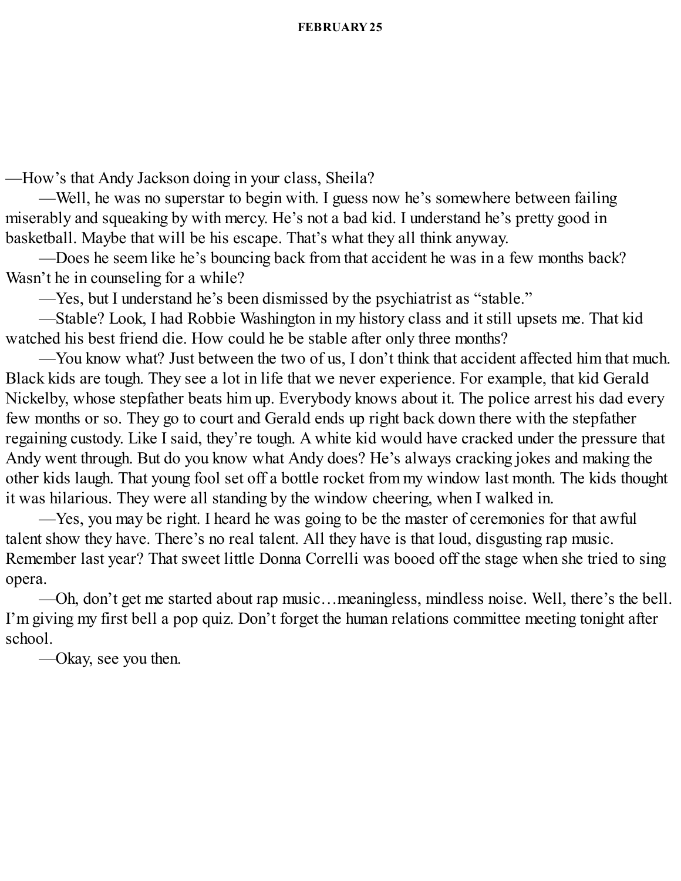# FEBRUARY 25

—How's that Andy Jackson doing in your class, Sheila?

—Well, he was no superstar to begin with. I guess now he's somewhere between failing miserably and squeaking by with mercy. He's not a bad kid. I understand he's pretty good in basketball. Maybe that will be his escape. That's what they all think anyway.

—Does he seem like he's bouncing back from that accident he was in a few months back? Wasn't he in counseling for a while?

—Yes, but I understand he's been dismissed by the psychiatrist as "stable."

—Stable? Look, I had Robbie Washington in my history class and it still upsets me. That kid watched his best friend die. How could he be stable after only three months?

—You know what? Just between the two of us, I don't think that accident affected him that much. Black kids are tough. They see a lot in life that we never experience. For example, that kid Gerald Nickelby, whose stepfather beats him up. Everybody knows about it. The police arrest his dad every few months or so. They go to court and Gerald ends up right back down there with the stepfather regaining custody. Like I said, they're tough. A white kid would have cracked under the pressure that Andy went through. But do you know what Andy does? He's always cracking jokes and making the other kids laugh. That young fool set off a bottle rocket from my window last month. The kids thought it was hilarious. They were all standing by the window cheering, when I walked in.

—Yes, you may be right. I heard he was going to be the master of ceremonies for that awful talent show they have. There's no real talent. All they have is that loud, disgusting rap music. Remember last year? That sweet little Donna Correlli was booed off the stage when she tried to sing opera.

—Oh, don't get me started about rap music…meaningless, mindless noise. Well, there's the bell. I'm giving my first bell a pop quiz. Don't forget the human relations committee meeting tonight after school.

—Okay, see you then.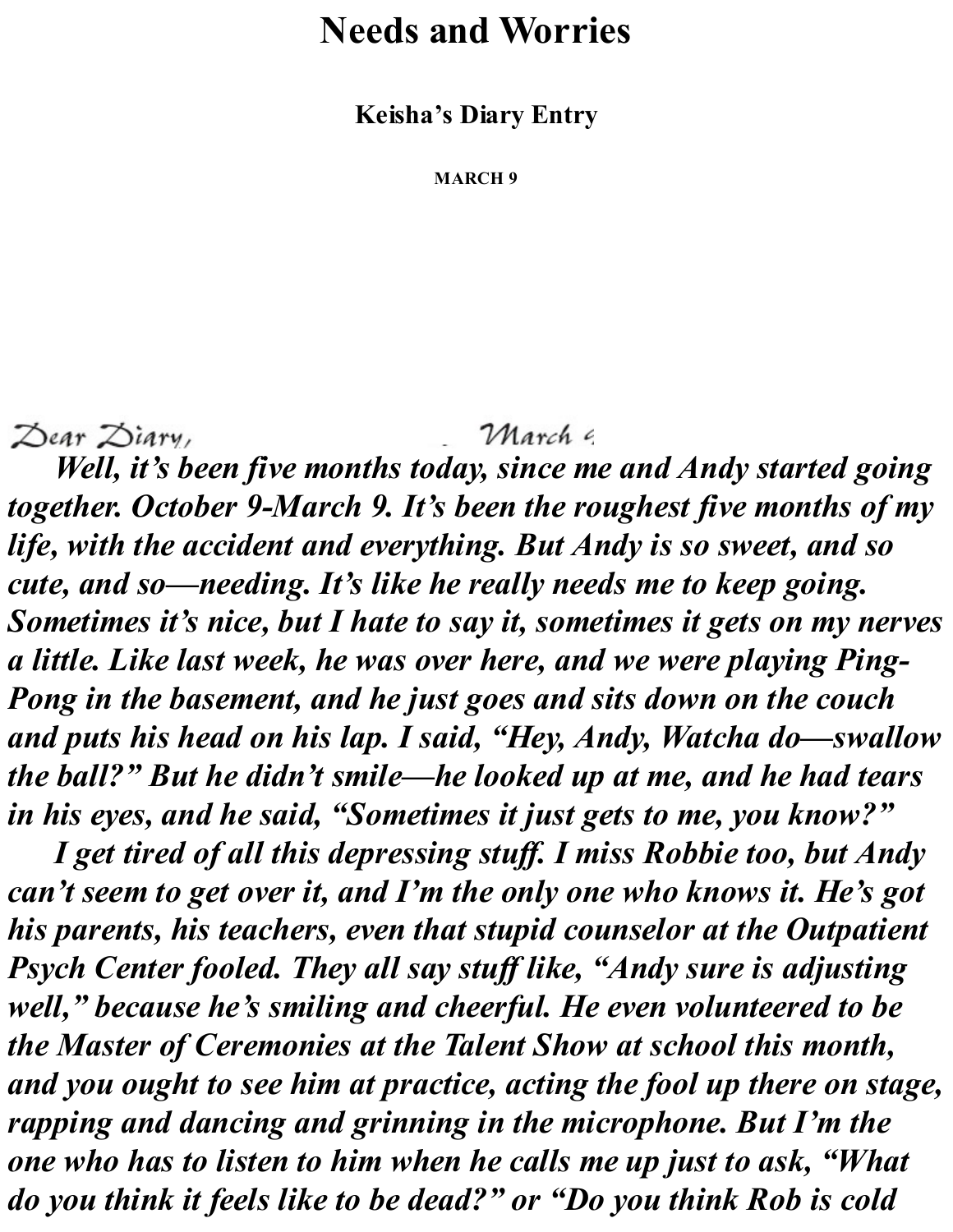# Needs and Worries

**Keisha's Diary Entry**

**MARCH 9**

Dear Diary, March 9

***Well, it's been five months today, since me and Andy started going together. October 9-March 9. It's been the roughest five months of my life, with the accident and everything. But Andy is so sweet, and so cute, and so—needing. It's like he really needs me to keep going. Sometimes it's nice, but I hate to say it, sometimes it gets on my nerves a little. Like last week, he was over here, and we were playing Ping-Pong in the basement, and he just goes and sits down on the couch and puts his head on his lap. I said, "Hey, Andy, Watcha do—swallow the ball?" But he didn't smile—he looked up at me, and he had tears in his eyes, and he said, "Sometimes it just gets to me, you know?"***

***I get tired of all this depressing stuff. I miss Robbie too, but Andy can't seem to get over it, and I'm the only one who knows it. He's got his parents, his teachers, even that stupid counselor at the Outpatient Psych Center fooled. They all say stuff like, "Andy sure is adjusting well," because he's smiling and cheerful. He even volunteered to be the Master of Ceremonies at the Talent Show at school this month, and you ought to see him at practice, acting the fool up there on stage, rapping and dancing and grinning in the microphone. But I'm the one who has to listen to him when he calls me up just to ask, "What do you think it feels like to be dead?" or "Do you think Rob is cold***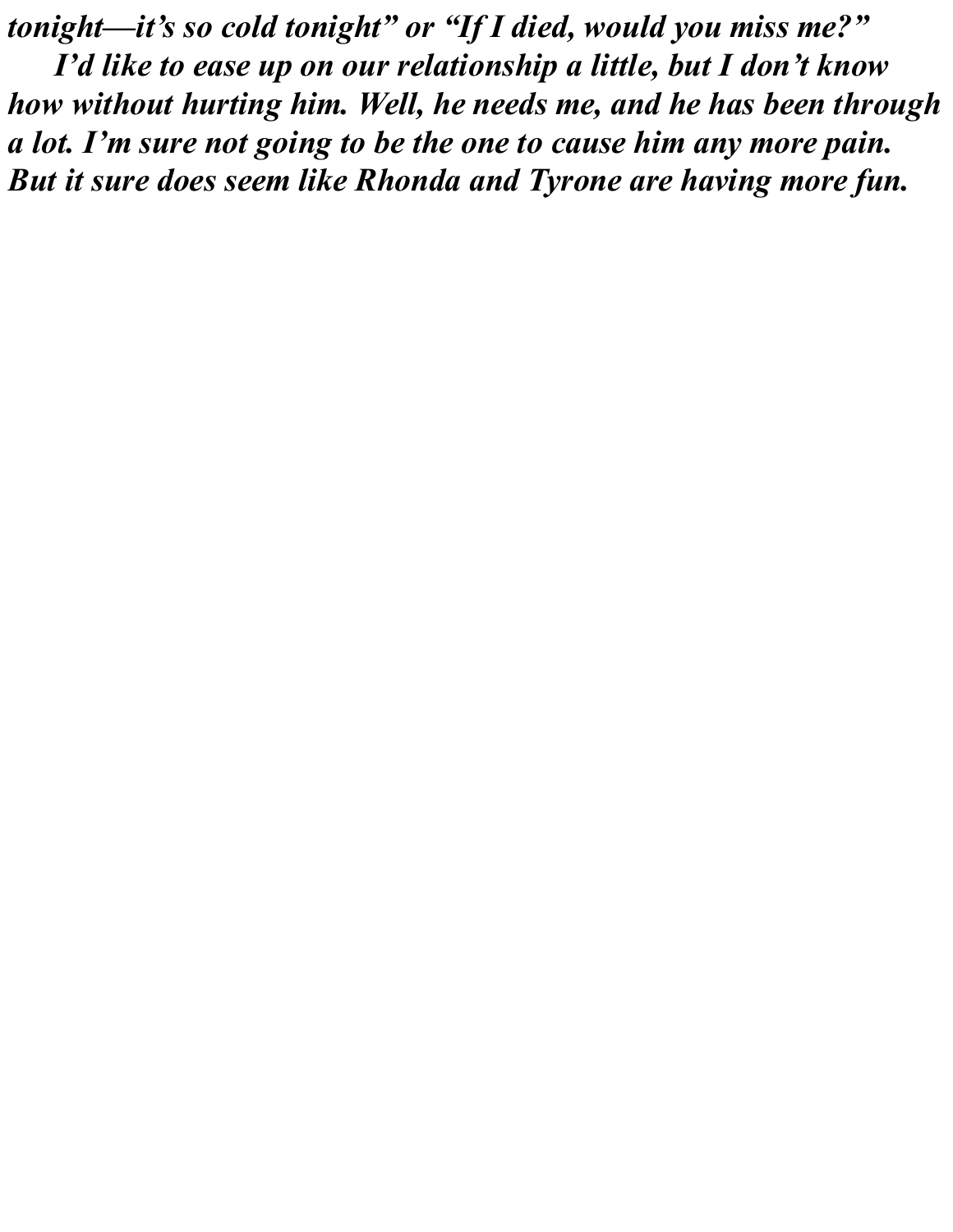*tonight—it's so cold tonight" or "If I died, would you miss me?"*

*I'd like to ease up on our relationship a little, but I don't know how without hurting him. Well, he needs me, and he has been through a lot. I'm sure not going to be the one to cause him any more pain. But it sure does seem like Rhonda and Tyrone are having more fun.*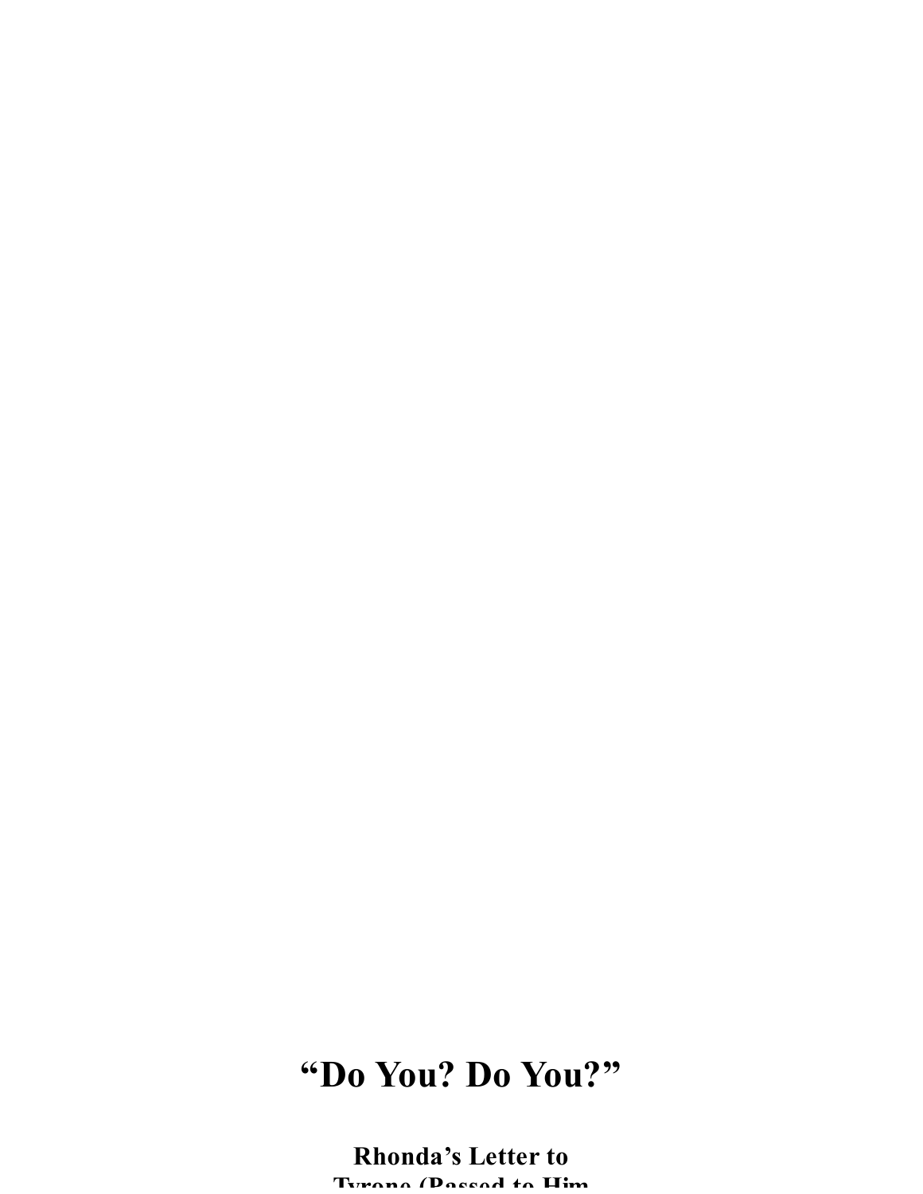# “Do You? Do You?”

**Rhonda’s Letter to Tyrone (Passed to Him**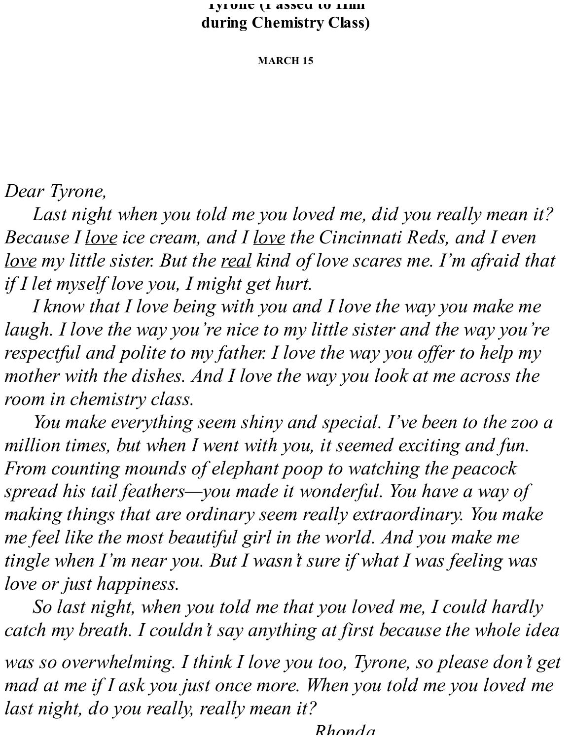**Tyrone (Passed to Him during Chemistry Class)**

**MARCH 15**

*Dear Tyrone,*

*Last night when you told me you loved me, did you really mean it? Because I <u>love</u> ice cream, and I <u>love</u> the Cincinnati Reds, and I even <u>love</u> my little sister. But the <u>real</u> kind of love scares me. I'm afraid that if I let myself love you, I might get hurt.*

*I know that I love being with you and I love the way you make me laugh. I love the way you're nice to my little sister and the way you're respectful and polite to my father. I love the way you offer to help my mother with the dishes. And I love the way you look at me across the room in chemistry class.*

*You make everything seem shiny and special. I've been to the zoo a million times, but when I went with you, it seemed exciting and fun. From counting mounds of elephant poop to watching the peacock spread his tail feathers—you made it wonderful. You have a way of making things that are ordinary seem really extraordinary. You make me feel like the most beautiful girl in the world. And you make me tingle when I'm near you. But I wasn't sure if what I was feeling was love or just happiness.*

*So last night, when you told me that you loved me, I could hardly catch my breath. I couldn't say anything at first because the whole idea was so overwhelming. I think I love you too, Tyrone, so please don't get mad at me if I ask you just once more. When you told me you loved me last night, do you really, really mean it?*

*Rhonda*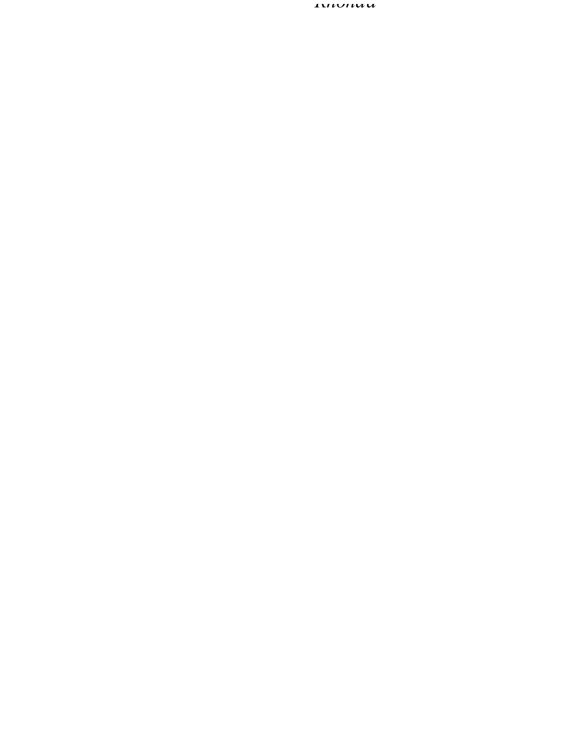*Rhonda*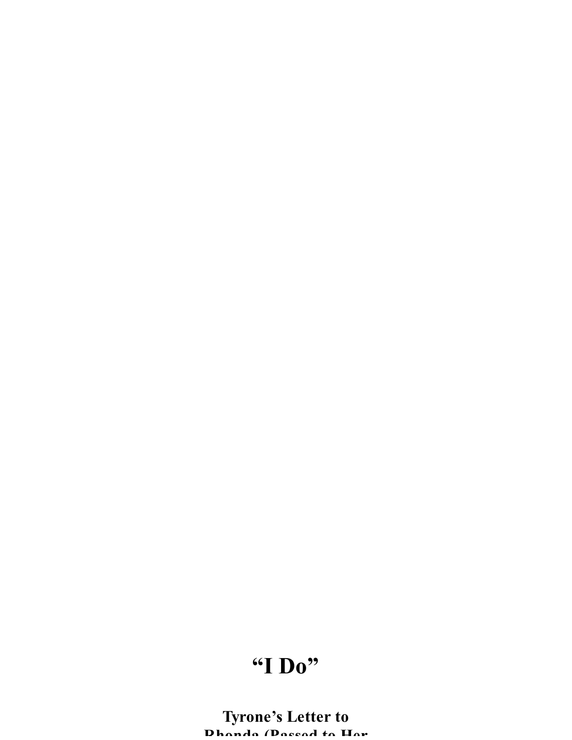# “I Do”

## Tyrone’s Letter to Rhonda (Passed to Her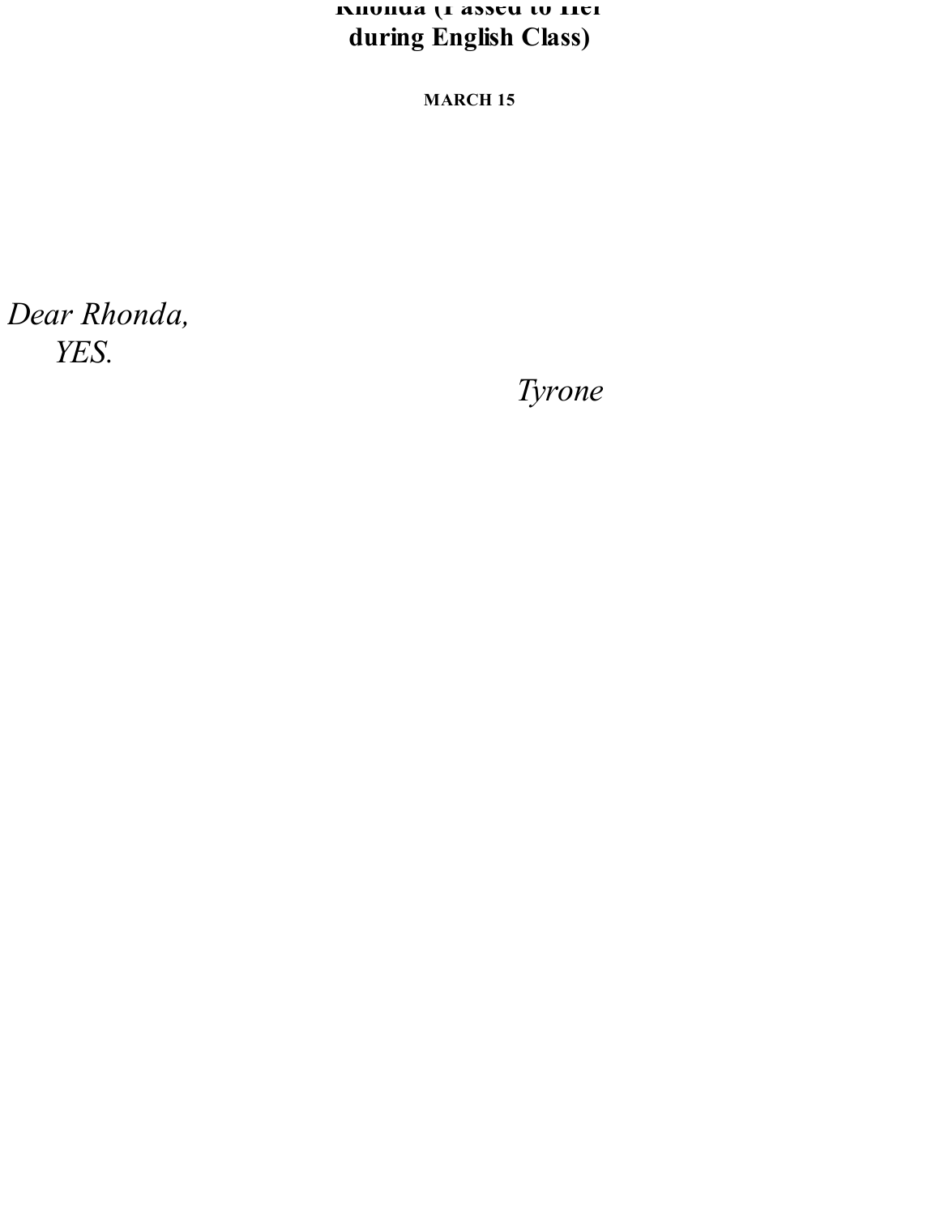## Rhonda (Passed to Her during English Class)

**MARCH 15**

*Dear Rhonda,*

*YES.*

*Tyrone*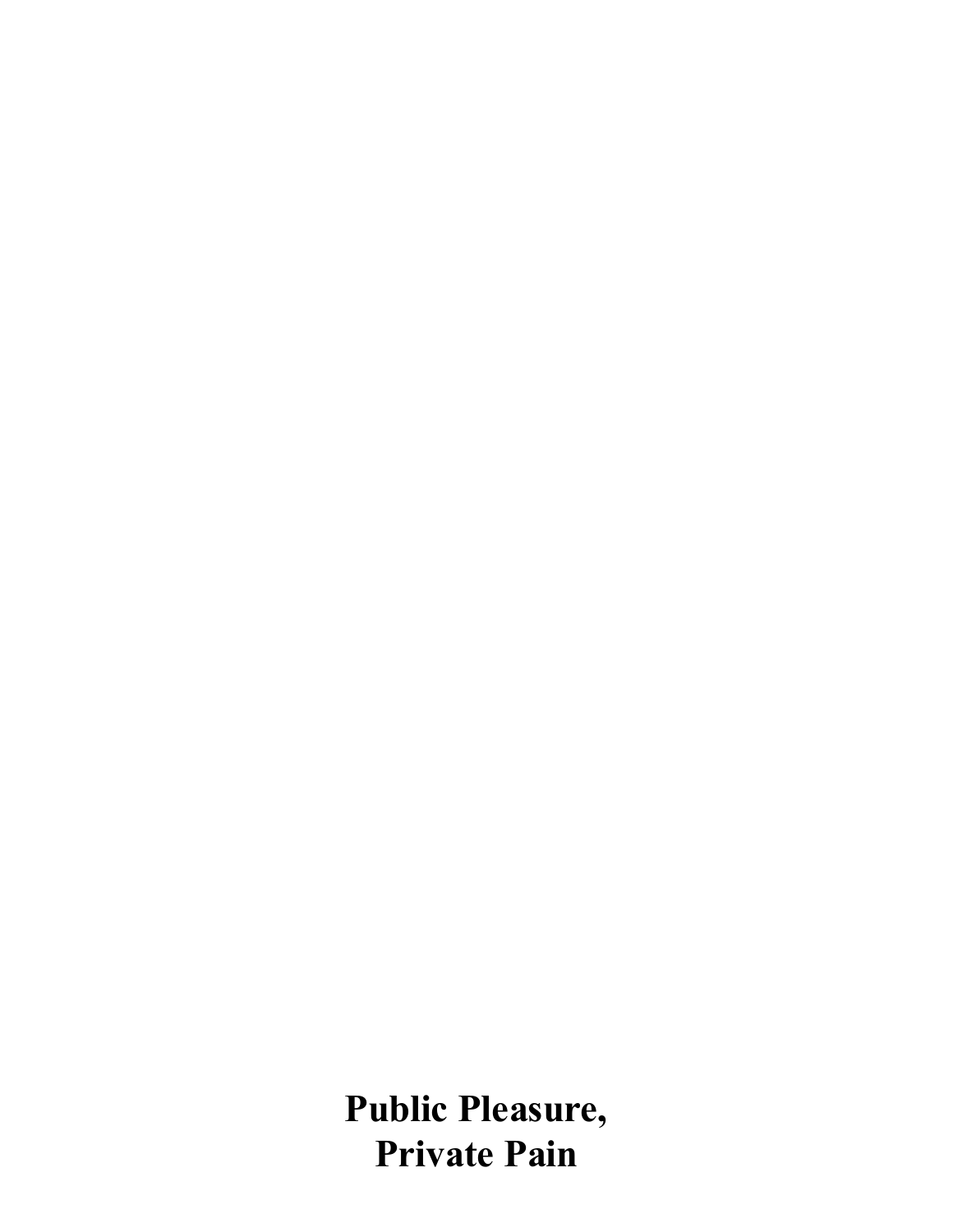# Public Pleasure, Private Pain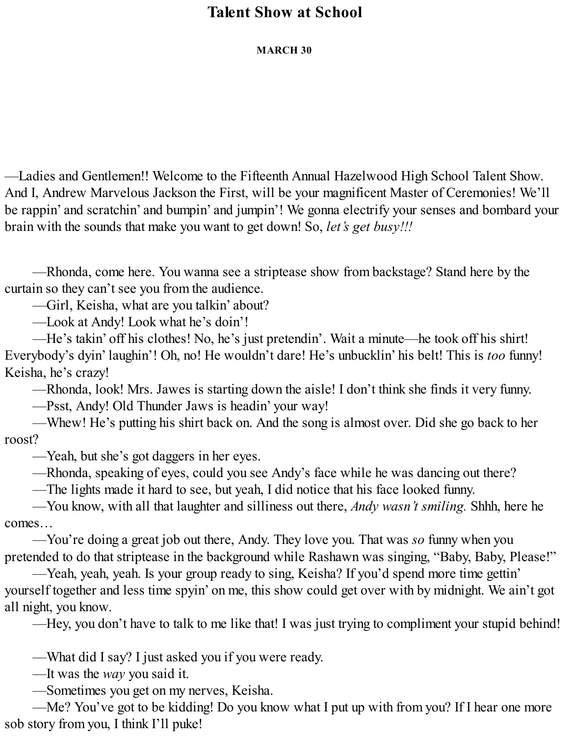# Talent Show at School

**MARCH 30**

—Ladies and Gentlemen!! Welcome to the Fifteenth Annual Hazelwood High School Talent Show. And I, Andrew Marvelous Jackson the First, will be your magnificent Master of Ceremonies! We'll be rappin' and scratchin' and bumpin' and jumpin'! We gonna electrify your senses and bombard your brain with the sounds that make you want to get down! So, *let's get busy!!!*

—Rhonda, come here. You wanna see a striptease show from backstage? Stand here by the curtain so they can't see you from the audience.

—Girl, Keisha, what are you talkin' about?

—Look at Andy! Look what he's doin'!

—He's takin' off his clothes! No, he's just pretendin'. Wait a minute—he took off his shirt! Everybody's dyin' laughin'! Oh, no! He wouldn't dare! He's unbucklin' his belt! This is *too* funny! Keisha, he's crazy!

—Rhonda, look! Mrs. Jawes is starting down the aisle! I don't think she finds it very funny.

—Psst, Andy! Old Thunder Jaws is headin' your way!

—Whew! He's putting his shirt back on. And the song is almost over. Did she go back to her roost?

—Yeah, but she's got daggers in her eyes.

—Rhonda, speaking of eyes, could you see Andy's face while he was dancing out there?

—The lights made it hard to see, but yeah, I did notice that his face looked funny.

—You know, with all that laughter and silliness out there, *Andy wasn't smiling.* Shhh, here he comes…

—You're doing a great job out there, Andy. They love you. That was *so* funny when you pretended to do that striptease in the background while Rashawn was singing, "Baby, Baby, Please!"

—Yeah, yeah, yeah. Is your group ready to sing, Keisha? If you'd spend more time gettin' yourself together and less time spyin' on me, this show could get over with by midnight. We ain't got all night, you know.

—Hey, you don't have to talk to me like that! I was just trying to compliment your stupid behind!

—What did I say? I just asked you if you were ready.

—It was the *way* you said it.

—Sometimes you get on my nerves, Keisha.

—Me? You've got to be kidding! Do you know what I put up with from you? If I hear one more sob story from you, I think I'll puke!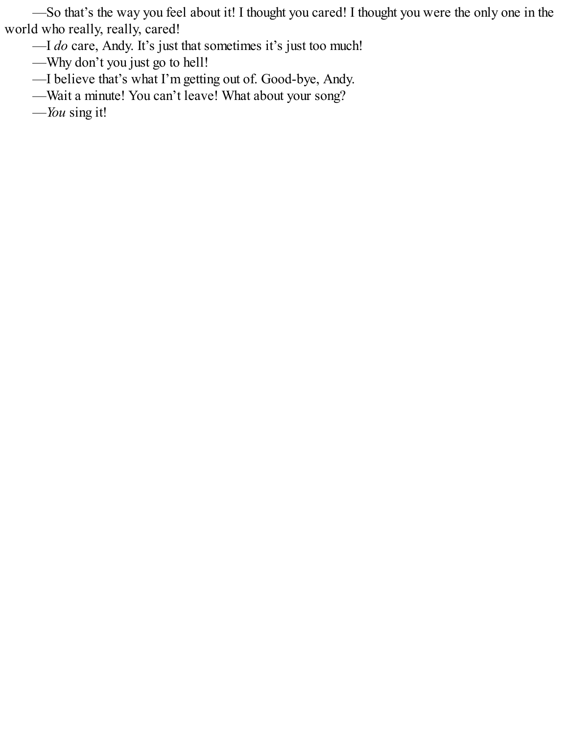—So that's the way you feel about it! I thought you cared! I thought you were the only one in the world who really, really, cared!

—I *do* care, Andy. It's just that sometimes it's just too much!

—Why don't you just go to hell!

—I believe that's what I'm getting out of. Good-bye, Andy.

—Wait a minute! You can't leave! What about your song?

—*You* sing it!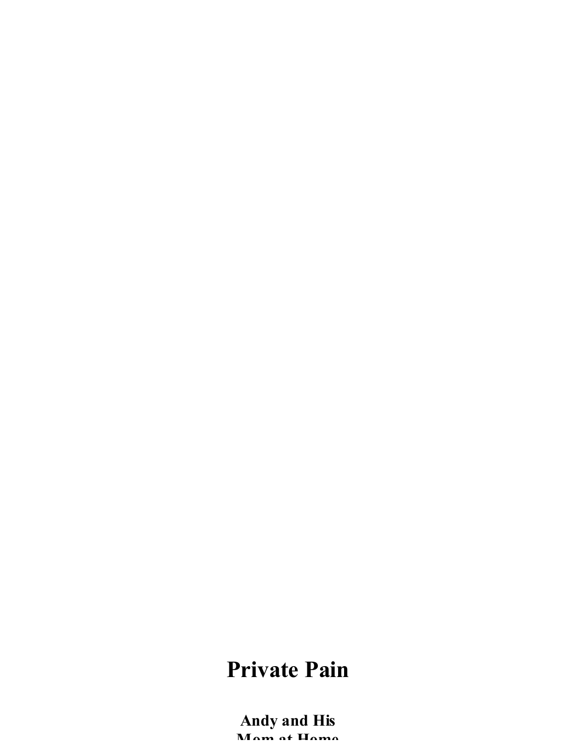# Private Pain

**Andy and His Mom at Home**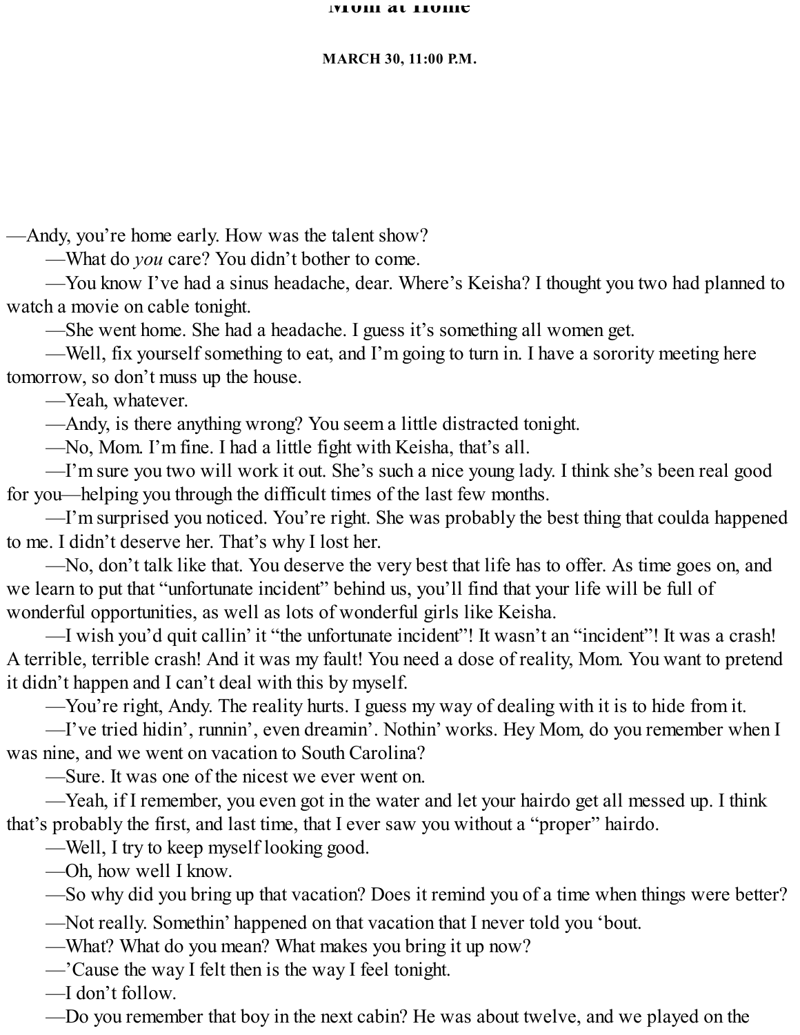## Mom at Home

**MARCH 30, 11:00 P.M.**

—Andy, you're home early. How was the talent show?

—What do *you* care? You didn't bother to come.

—You know I've had a sinus headache, dear. Where's Keisha? I thought you two had planned to watch a movie on cable tonight.

—She went home. She had a headache. I guess it's something all women get.

—Well, fix yourself something to eat, and I'm going to turn in. I have a sorority meeting here tomorrow, so don't muss up the house.

—Yeah, whatever.

—Andy, is there anything wrong? You seem a little distracted tonight.

—No, Mom. I'm fine. I had a little fight with Keisha, that's all.

—I'm sure you two will work it out. She's such a nice young lady. I think she's been real good for you—helping you through the difficult times of the last few months.

—I'm surprised you noticed. You're right. She was probably the best thing that coulda happened to me. I didn't deserve her. That's why I lost her.

—No, don't talk like that. You deserve the very best that life has to offer. As time goes on, and we learn to put that "unfortunate incident" behind us, you'll find that your life will be full of wonderful opportunities, as well as lots of wonderful girls like Keisha.

—I wish you'd quit callin' it "the unfortunate incident"! It wasn't an "incident"! It was a crash! A terrible, terrible crash! And it was my fault! You need a dose of reality, Mom. You want to pretend it didn't happen and I can't deal with this by myself.

—You're right, Andy. The reality hurts. I guess my way of dealing with it is to hide from it.

—I've tried hidin', runnin', even dreamin'. Nothin' works. Hey Mom, do you remember when I was nine, and we went on vacation to South Carolina?

—Sure. It was one of the nicest we ever went on.

—Yeah, if I remember, you even got in the water and let your hairdo get all messed up. I think that's probably the first, and last time, that I ever saw you without a "proper" hairdo.

—Well, I try to keep myself looking good.

—Oh, how well I know.

—So why did you bring up that vacation? Does it remind you of a time when things were better?

—Not really. Somethin' happened on that vacation that I never told you 'bout.

—What? What do you mean? What makes you bring it up now?

—'Cause the way I felt then is the way I feel tonight.

—I don't follow.

—Do you remember that boy in the next cabin? He was about twelve, and we played on the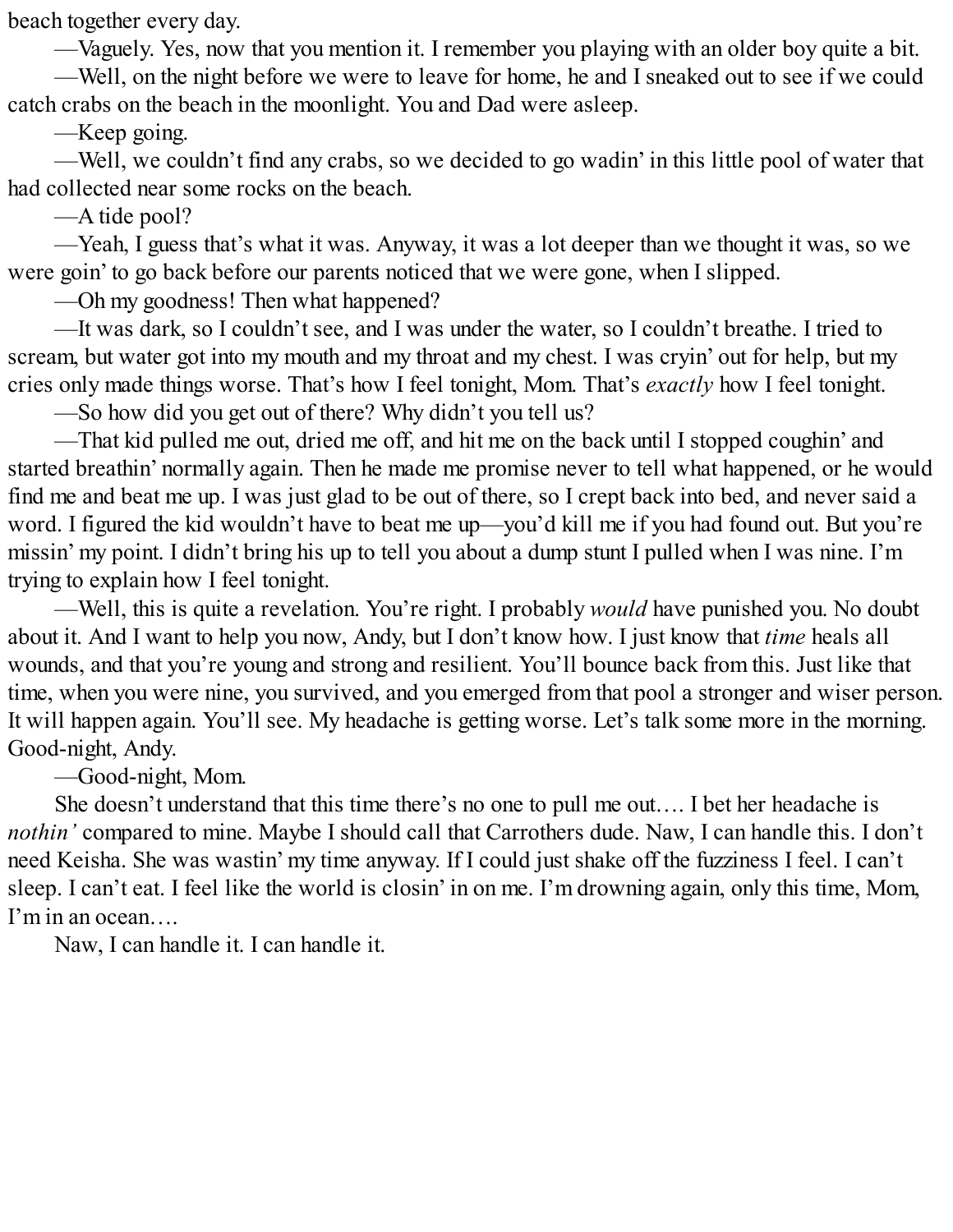beach together every day.

—Vaguely. Yes, now that you mention it. I remember you playing with an older boy quite a bit.

—Well, on the night before we were to leave for home, he and I sneaked out to see if we could catch crabs on the beach in the moonlight. You and Dad were asleep.

—Keep going.

—Well, we couldn't find any crabs, so we decided to go wadin' in this little pool of water that had collected near some rocks on the beach.

—A tide pool?

—Yeah, I guess that's what it was. Anyway, it was a lot deeper than we thought it was, so we were goin' to go back before our parents noticed that we were gone, when I slipped.

—Oh my goodness! Then what happened?

—It was dark, so I couldn't see, and I was under the water, so I couldn't breathe. I tried to scream, but water got into my mouth and my throat and my chest. I was cryin' out for help, but my cries only made things worse. That's how I feel tonight, Mom. That's *exactly* how I feel tonight.

—So how did you get out of there? Why didn't you tell us?

—That kid pulled me out, dried me off, and hit me on the back until I stopped coughin' and started breathin' normally again. Then he made me promise never to tell what happened, or he would find me and beat me up. I was just glad to be out of there, so I crept back into bed, and never said a word. I figured the kid wouldn't have to beat me up—you'd kill me if you had found out. But you're missin' my point. I didn't bring his up to tell you about a dump stunt I pulled when I was nine. I'm trying to explain how I feel tonight.

—Well, this is quite a revelation. You're right. I probably *would* have punished you. No doubt about it. And I want to help you now, Andy, but I don't know how. I just know that *time* heals all wounds, and that you're young and strong and resilient. You'll bounce back from this. Just like that time, when you were nine, you survived, and you emerged from that pool a stronger and wiser person. It will happen again. You'll see. My headache is getting worse. Let's talk some more in the morning. Good-night, Andy.

—Good-night, Mom.

She doesn't understand that this time there's no one to pull me out…. I bet her headache is *nothin'* compared to mine. Maybe I should call that Carrothers dude. Naw, I can handle this. I don't need Keisha. She was wastin' my time anyway. If I could just shake off the fuzziness I feel. I can't sleep. I can't eat. I feel like the world is closin' in on me. I'm drowning again, only this time, Mom, I'm in an ocean….

Naw, I can handle it. I can handle it.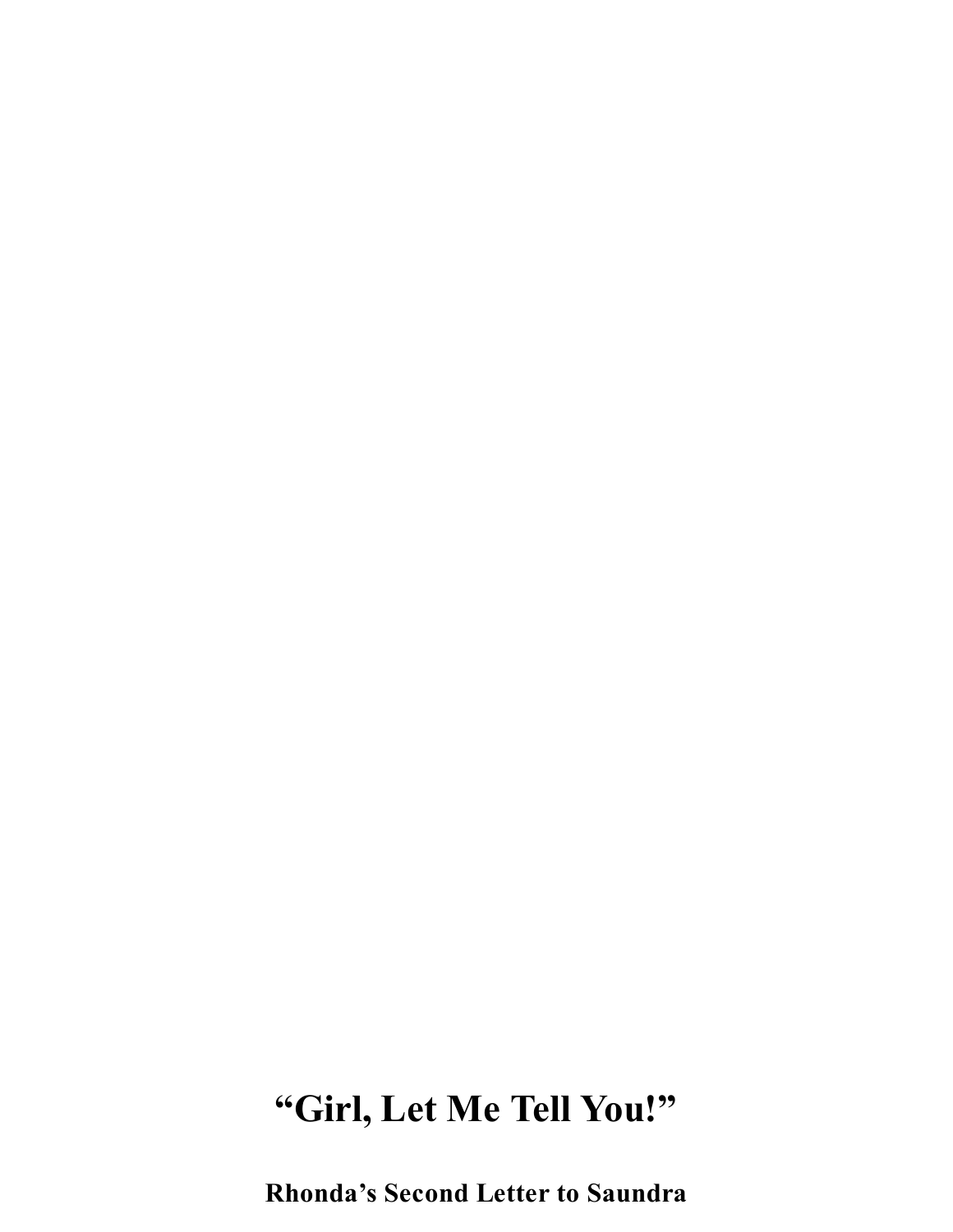# “Girl, Let Me Tell You!”

## Rhonda’s Second Letter to Saundra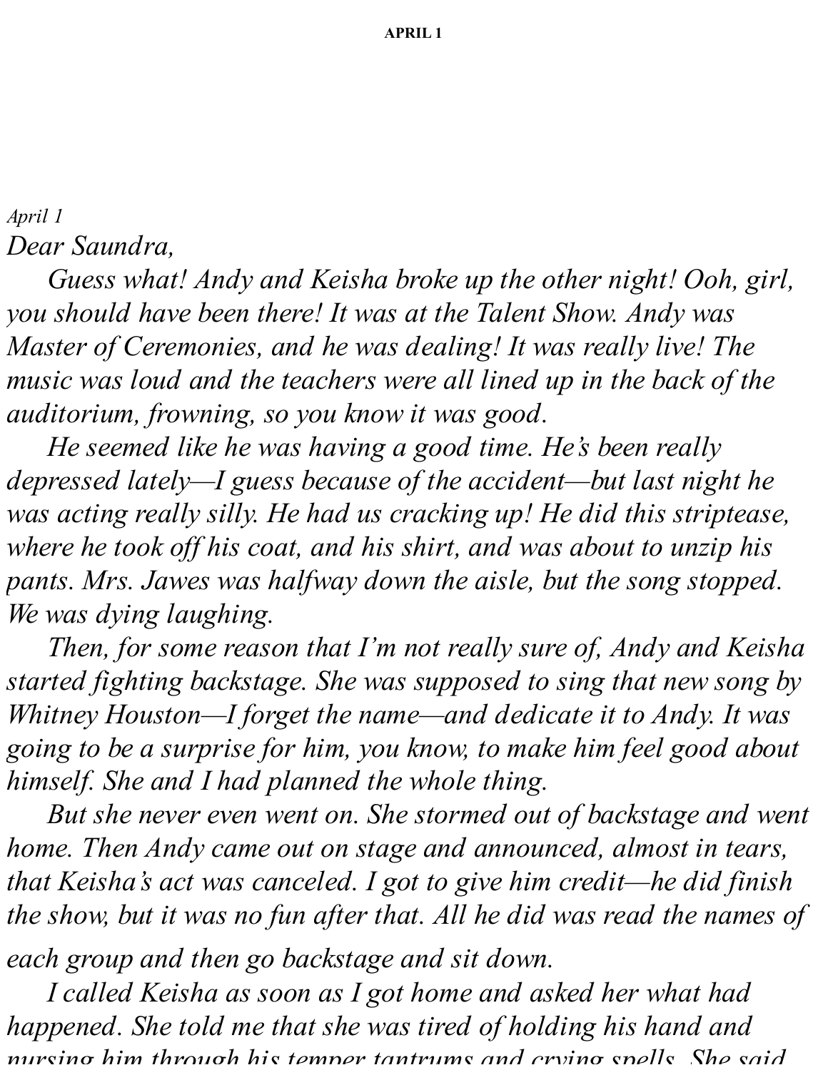*April 1*

*Dear Saundra,*

*Guess what! Andy and Keisha broke up the other night! Ooh, girl, you should have been there! It was at the Talent Show. Andy was Master of Ceremonies, and he was dealing! It was really live! The music was loud and the teachers were all lined up in the back of the auditorium, frowning, so you know it was good.*

*He seemed like he was having a good time. He's been really depressed lately—I guess because of the accident—but last night he was acting really silly. He had us cracking up! He did this striptease, where he took off his coat, and his shirt, and was about to unzip his pants. Mrs. Jawes was halfway down the aisle, but the song stopped. We was dying laughing.*

*Then, for some reason that I'm not really sure of, Andy and Keisha started fighting backstage. She was supposed to sing that new song by Whitney Houston—I forget the name—and dedicate it to Andy. It was going to be a surprise for him, you know, to make him feel good about himself. She and I had planned the whole thing.*

*But she never even went on. She stormed out of backstage and went home. Then Andy came out on stage and announced, almost in tears, that Keisha's act was canceled. I got to give him credit—he did finish the show, but it was no fun after that. All he did was read the names of each group and then go backstage and sit down.*

*I called Keisha as soon as I got home and asked her what had happened. She told me that she was tired of holding his hand and nursing him through his temper tantrums and crying spells. She said*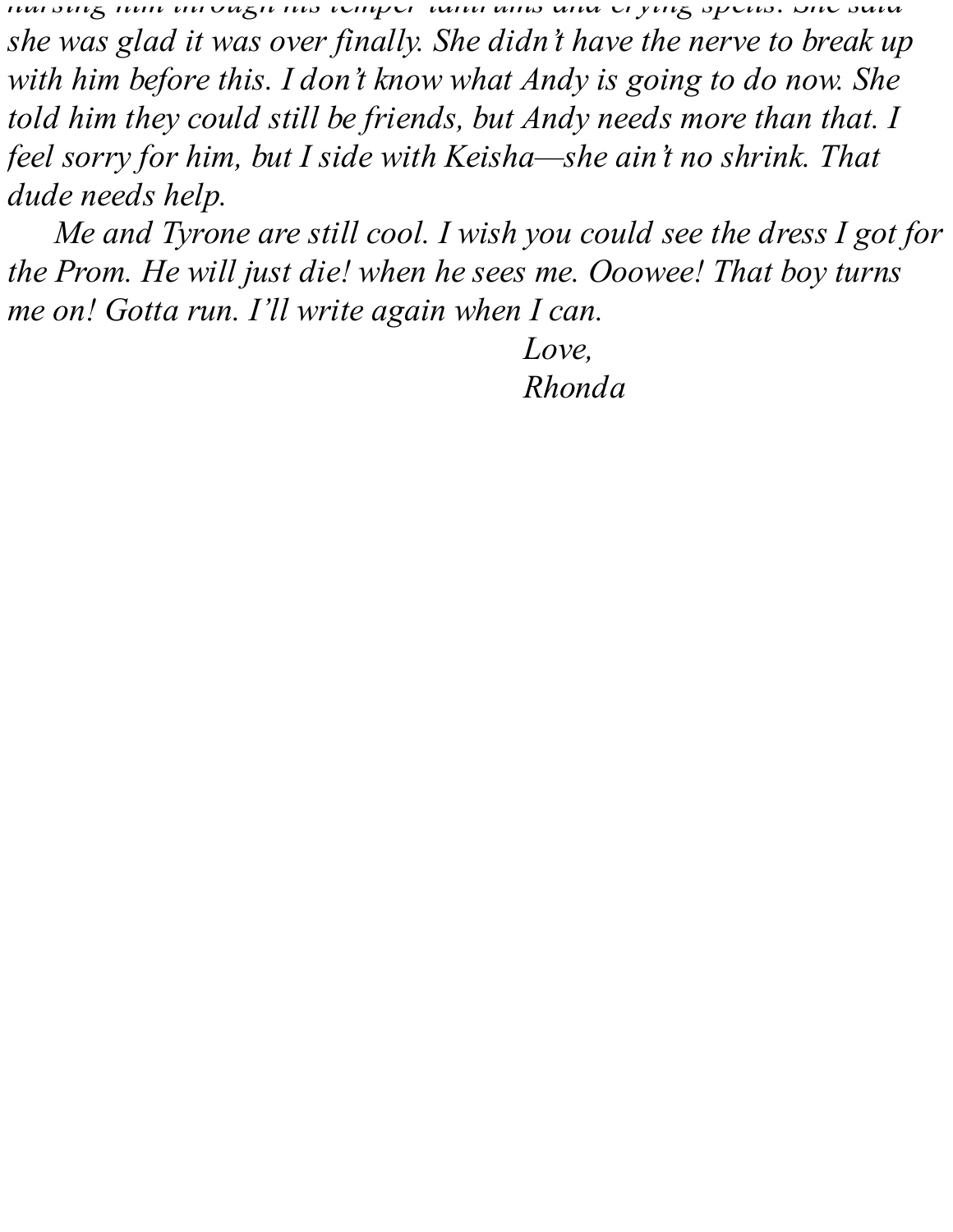*nursing him through his temper tantrums and crying spells. She said she was glad it was over finally. She didn't have the nerve to break up with him before this. I don't know what Andy is going to do now. She told him they could still be friends, but Andy needs more than that. I feel sorry for him, but I side with Keisha—she ain't no shrink. That dude needs help.*

*Me and Tyrone are still cool. I wish you could see the dress I got for the Prom. He will just die! when he sees me. Ooowee! That boy turns me on! Gotta run. I'll write again when I can.*

*Love,*
*Rhonda*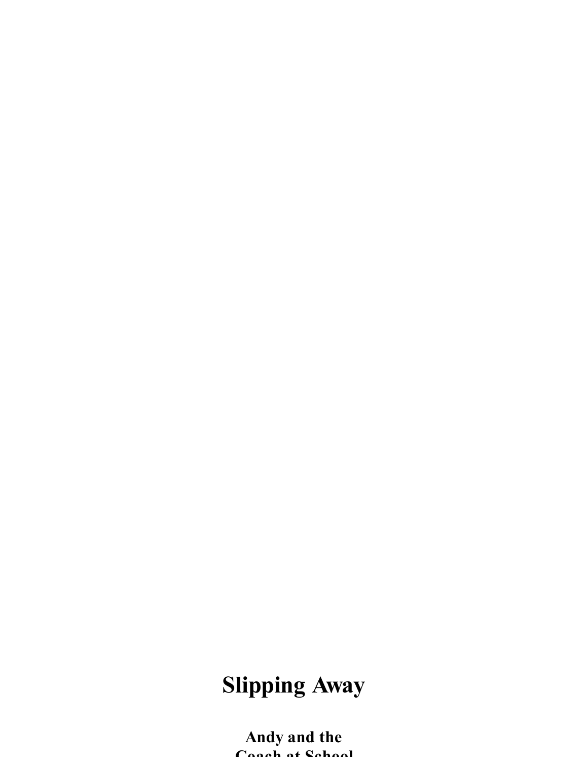# Slipping Away

### Andy and the Coach at School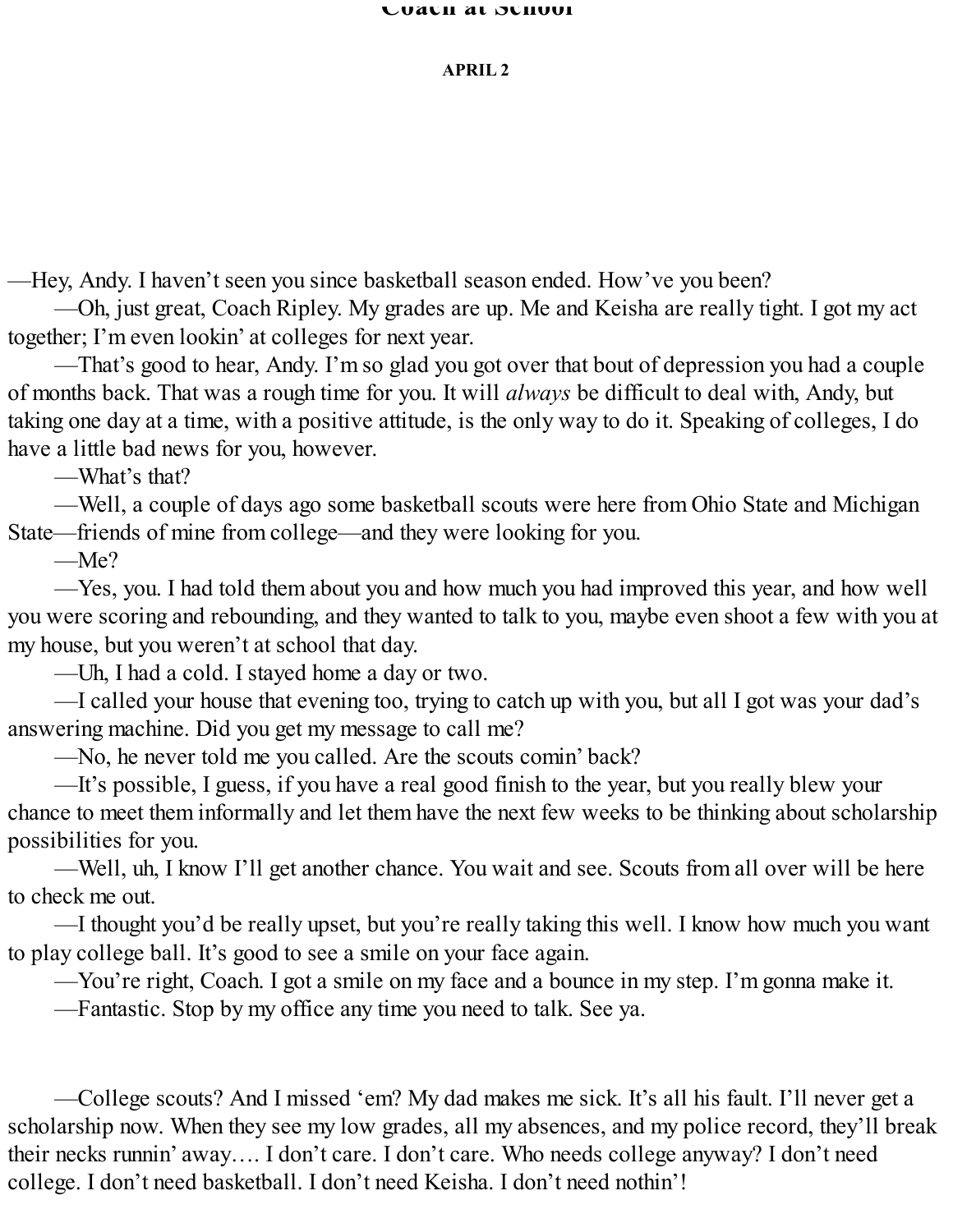## Coach at School

**APRIL 2**

—Hey, Andy. I haven't seen you since basketball season ended. How've you been?

—Oh, just great, Coach Ripley. My grades are up. Me and Keisha are really tight. I got my act together; I'm even lookin' at colleges for next year.

—That's good to hear, Andy. I'm so glad you got over that bout of depression you had a couple of months back. That was a rough time for you. It will *always* be difficult to deal with, Andy, but taking one day at a time, with a positive attitude, is the only way to do it. Speaking of colleges, I do have a little bad news for you, however.

—What's that?

—Well, a couple of days ago some basketball scouts were here from Ohio State and Michigan State—friends of mine from college—and they were looking for you.

—Me?

—Yes, you. I had told them about you and how much you had improved this year, and how well you were scoring and rebounding, and they wanted to talk to you, maybe even shoot a few with you at my house, but you weren't at school that day.

—Uh, I had a cold. I stayed home a day or two.

—I called your house that evening too, trying to catch up with you, but all I got was your dad's answering machine. Did you get my message to call me?

—No, he never told me you called. Are the scouts comin' back?

—It's possible, I guess, if you have a real good finish to the year, but you really blew your chance to meet them informally and let them have the next few weeks to be thinking about scholarship possibilities for you.

—Well, uh, I know I'll get another chance. You wait and see. Scouts from all over will be here to check me out.

—I thought you'd be really upset, but you're really taking this well. I know how much you want to play college ball. It's good to see a smile on your face again.

—You're right, Coach. I got a smile on my face and a bounce in my step. I'm gonna make it.

—Fantastic. Stop by my office any time you need to talk. See ya.

—College scouts? And I missed 'em? My dad makes me sick. It's all his fault. I'll never get a scholarship now. When they see my low grades, all my absences, and my police record, they'll break their necks runnin' away…. I don't care. I don't care. Who needs college anyway? I don't need college. I don't need basketball. I don't need Keisha. I don't need nothin'!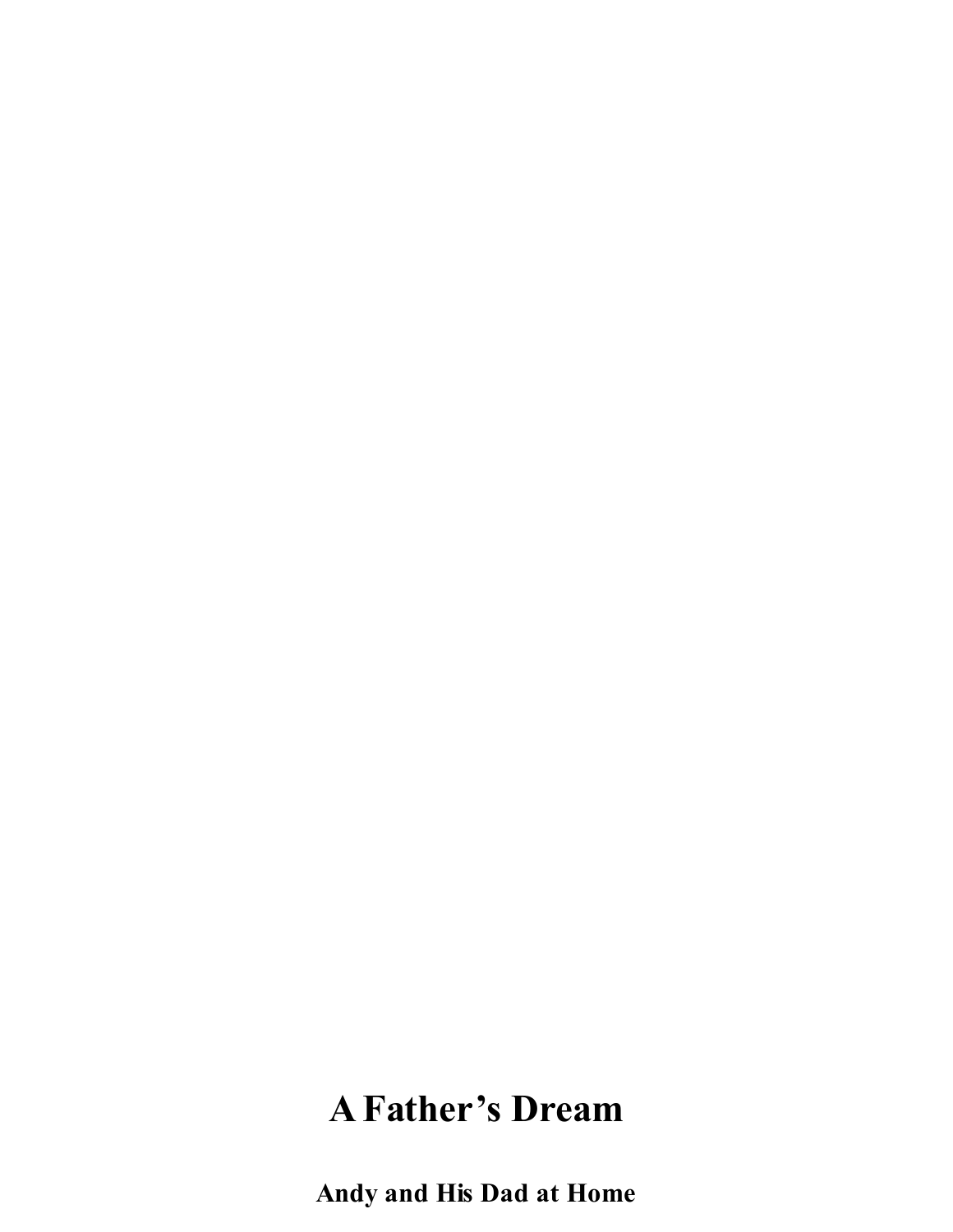# A Father's Dream

**Andy and His Dad at Home**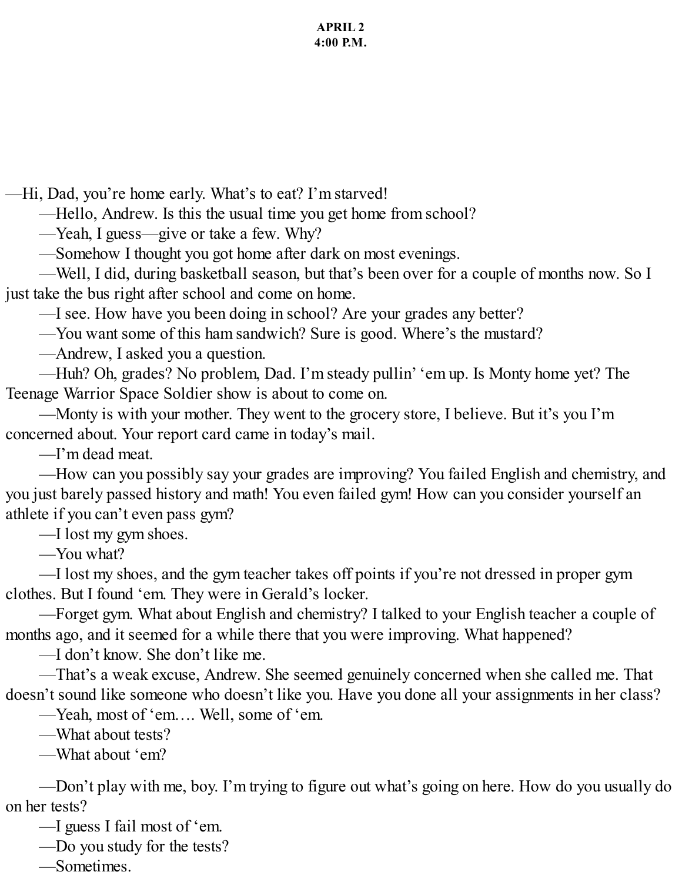**APRIL 2**
**4:00 P.M.**

—Hi, Dad, you're home early. What's to eat? I'm starved!

—Hello, Andrew. Is this the usual time you get home from school?

—Yeah, I guess—give or take a few. Why?

—Somehow I thought you got home after dark on most evenings.

—Well, I did, during basketball season, but that's been over for a couple of months now. So I just take the bus right after school and come on home.

—I see. How have you been doing in school? Are your grades any better?

—You want some of this ham sandwich? Sure is good. Where's the mustard?

—Andrew, I asked you a question.

—Huh? Oh, grades? No problem, Dad. I'm steady pullin' 'em up. Is Monty home yet? The Teenage Warrior Space Soldier show is about to come on.

—Monty is with your mother. They went to the grocery store, I believe. But it's you I'm concerned about. Your report card came in today's mail.

—I'm dead meat.

—How can you possibly say your grades are improving? You failed English and chemistry, and you just barely passed history and math! You even failed gym! How can you consider yourself an athlete if you can't even pass gym?

—I lost my gym shoes.

—You what?

—I lost my shoes, and the gym teacher takes off points if you're not dressed in proper gym clothes. But I found 'em. They were in Gerald's locker.

—Forget gym. What about English and chemistry? I talked to your English teacher a couple of months ago, and it seemed for a while there that you were improving. What happened?

—I don't know. She don't like me.

—That's a weak excuse, Andrew. She seemed genuinely concerned when she called me. That doesn't sound like someone who doesn't like you. Have you done all your assignments in her class?

—Yeah, most of 'em…. Well, some of 'em.

—What about tests?

—What about 'em?

—Don't play with me, boy. I'm trying to figure out what's going on here. How do you usually do on her tests?

—I guess I fail most of 'em.

—Do you study for the tests?

—Sometimes.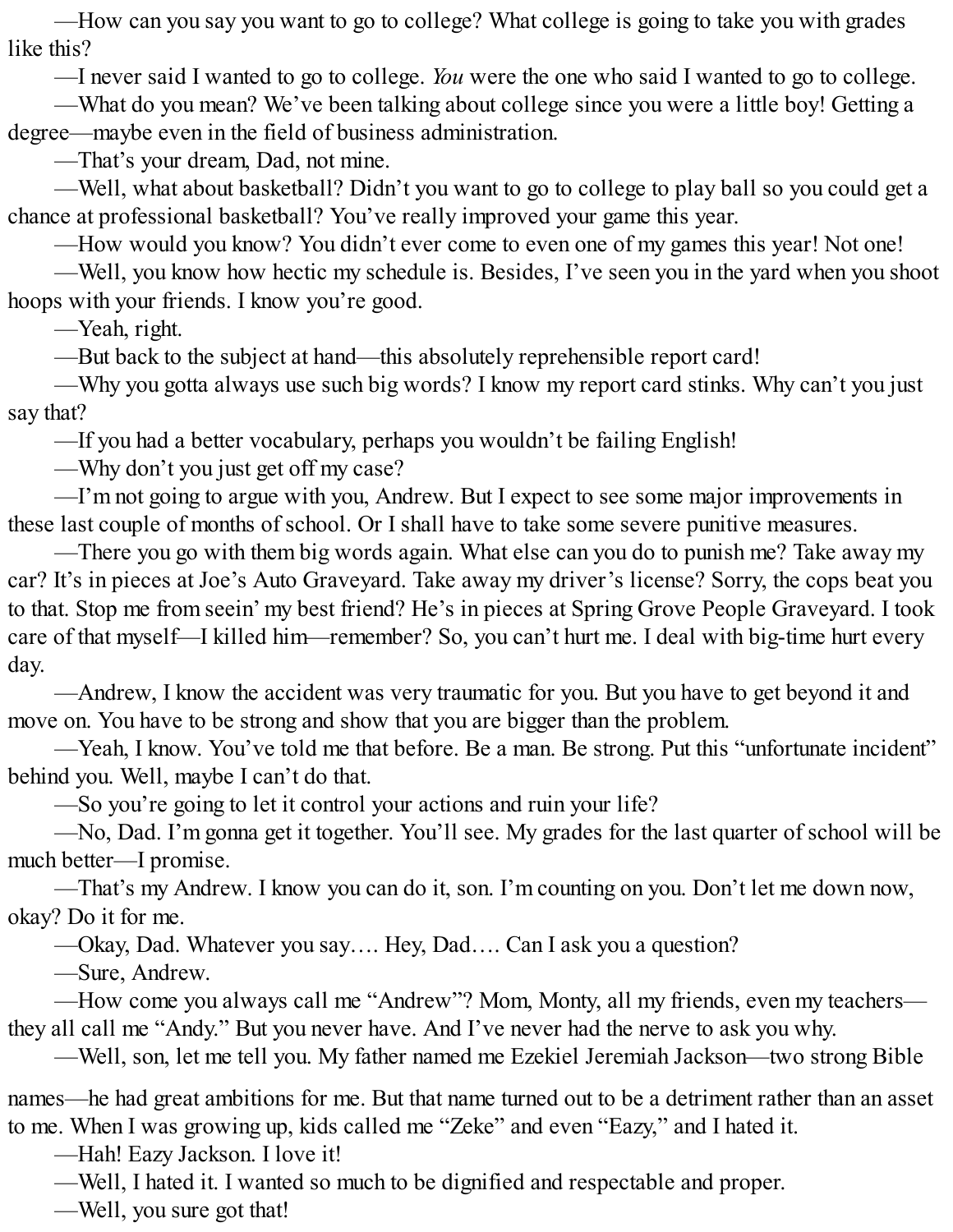—How can you say you want to go to college? What college is going to take you with grades like this?

—I never said I wanted to go to college. *You* were the one who said I wanted to go to college.

—What do you mean? We've been talking about college since you were a little boy! Getting a degree—maybe even in the field of business administration.

—That's your dream, Dad, not mine.

—Well, what about basketball? Didn't you want to go to college to play ball so you could get a chance at professional basketball? You've really improved your game this year.

—How would you know? You didn't ever come to even one of my games this year! Not one!

—Well, you know how hectic my schedule is. Besides, I've seen you in the yard when you shoot hoops with your friends. I know you're good.

—Yeah, right.

—But back to the subject at hand—this absolutely reprehensible report card!

—Why you gotta always use such big words? I know my report card stinks. Why can't you just say that?

—If you had a better vocabulary, perhaps you wouldn't be failing English!

—Why don't you just get off my case?

—I'm not going to argue with you, Andrew. But I expect to see some major improvements in these last couple of months of school. Or I shall have to take some severe punitive measures.

—There you go with them big words again. What else can you do to punish me? Take away my car? It's in pieces at Joe's Auto Graveyard. Take away my driver's license? Sorry, the cops beat you to that. Stop me from seein' my best friend? He's in pieces at Spring Grove People Graveyard. I took care of that myself—I killed him—remember? So, you can't hurt me. I deal with big-time hurt every day.

—Andrew, I know the accident was very traumatic for you. But you have to get beyond it and move on. You have to be strong and show that you are bigger than the problem.

—Yeah, I know. You've told me that before. Be a man. Be strong. Put this "unfortunate incident" behind you. Well, maybe I can't do that.

—So you're going to let it control your actions and ruin your life?

—No, Dad. I'm gonna get it together. You'll see. My grades for the last quarter of school will be much better—I promise.

—That's my Andrew. I know you can do it, son. I'm counting on you. Don't let me down now, okay? Do it for me.

—Okay, Dad. Whatever you say…. Hey, Dad…. Can I ask you a question?

—Sure, Andrew.

—How come you always call me "Andrew"? Mom, Monty, all my friends, even my teachers—they all call me "Andy." But you never have. And I've never had the nerve to ask you why.

—Well, son, let me tell you. My father named me Ezekiel Jeremiah Jackson—two strong Bible names—he had great ambitions for me. But that name turned out to be a detriment rather than an asset to me. When I was growing up, kids called me "Zeke" and even "Eazy," and I hated it.

—Hah! Eazy Jackson. I love it!

—Well, I hated it. I wanted so much to be dignified and respectable and proper.

—Well, you sure got that!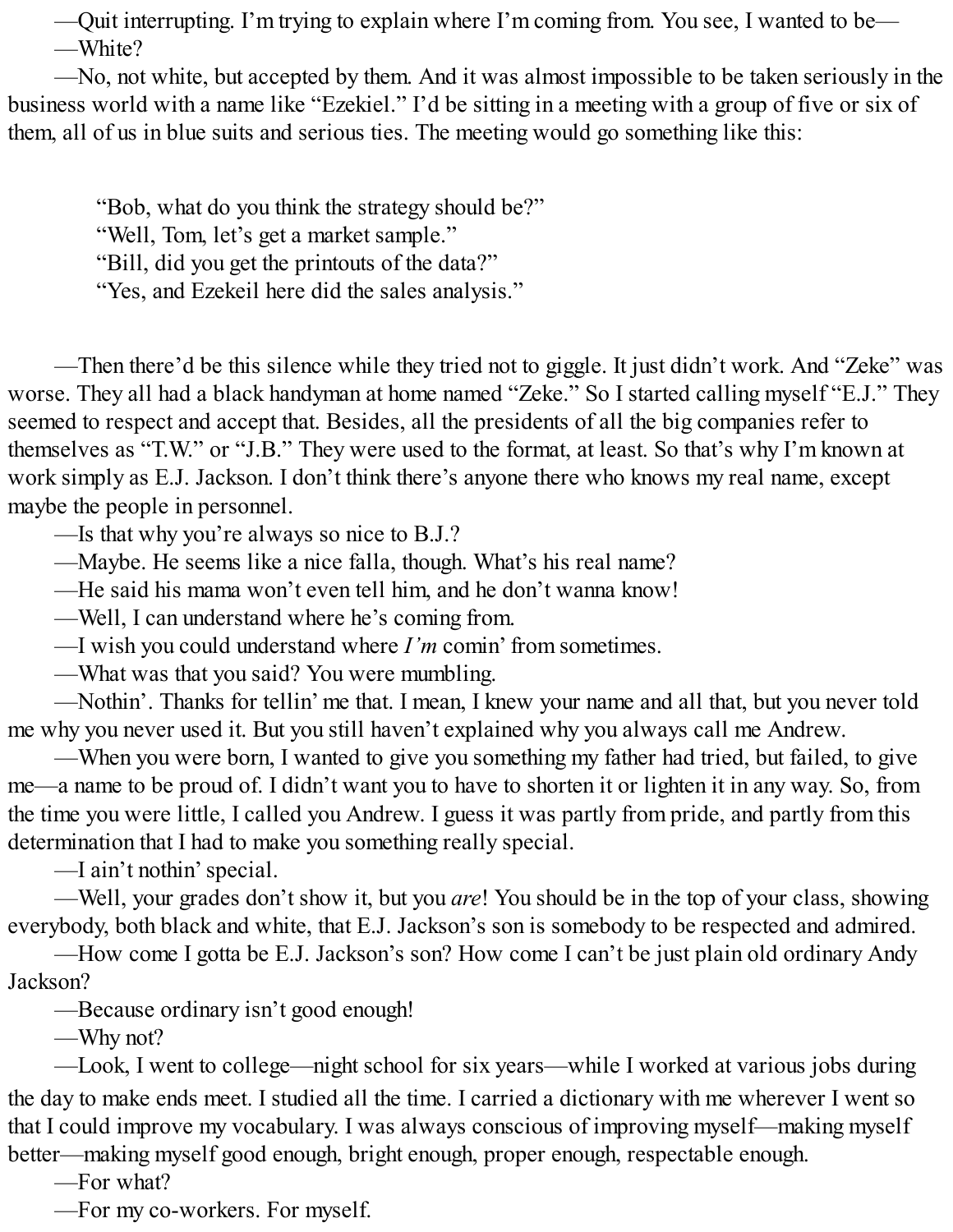—Quit interrupting. I'm trying to explain where I'm coming from. You see, I wanted to be—

—White?

—No, not white, but accepted by them. And it was almost impossible to be taken seriously in the business world with a name like "Ezekiel." I'd be sitting in a meeting with a group of five or six of them, all of us in blue suits and serious ties. The meeting would go something like this:

> "Bob, what do you think the strategy should be?"
> "Well, Tom, let's get a market sample."
> "Bill, did you get the printouts of the data?"
> "Yes, and Ezekeil here did the sales analysis."

—Then there'd be this silence while they tried not to giggle. It just didn't work. And "Zeke" was worse. They all had a black handyman at home named "Zeke." So I started calling myself "E.J." They seemed to respect and accept that. Besides, all the presidents of all the big companies refer to themselves as "T.W." or "J.B." They were used to the format, at least. So that's why I'm known at work simply as E.J. Jackson. I don't think there's anyone there who knows my real name, except maybe the people in personnel.

—Is that why you're always so nice to B.J.?

—Maybe. He seems like a nice falla, though. What's his real name?

—He said his mama won't even tell him, and he don't wanna know!

—Well, I can understand where he's coming from.

—I wish you could understand where *I'm* comin' from sometimes.

—What was that you said? You were mumbling.

—Nothin'. Thanks for tellin' me that. I mean, I knew your name and all that, but you never told me why you never used it. But you still haven't explained why you always call me Andrew.

—When you were born, I wanted to give you something my father had tried, but failed, to give me—a name to be proud of. I didn't want you to have to shorten it or lighten it in any way. So, from the time you were little, I called you Andrew. I guess it was partly from pride, and partly from this determination that I had to make you something really special.

—I ain't nothin' special.

—Well, your grades don't show it, but you *are*! You should be in the top of your class, showing everybody, both black and white, that E.J. Jackson's son is somebody to be respected and admired.

—How come I gotta be E.J. Jackson's son? How come I can't be just plain old ordinary Andy Jackson?

—Because ordinary isn't good enough!

—Why not?

—Look, I went to college—night school for six years—while I worked at various jobs during the day to make ends meet. I studied all the time. I carried a dictionary with me wherever I went so that I could improve my vocabulary. I was always conscious of improving myself—making myself better—making myself good enough, bright enough, proper enough, respectable enough.

—For what?

—For my co-workers. For myself.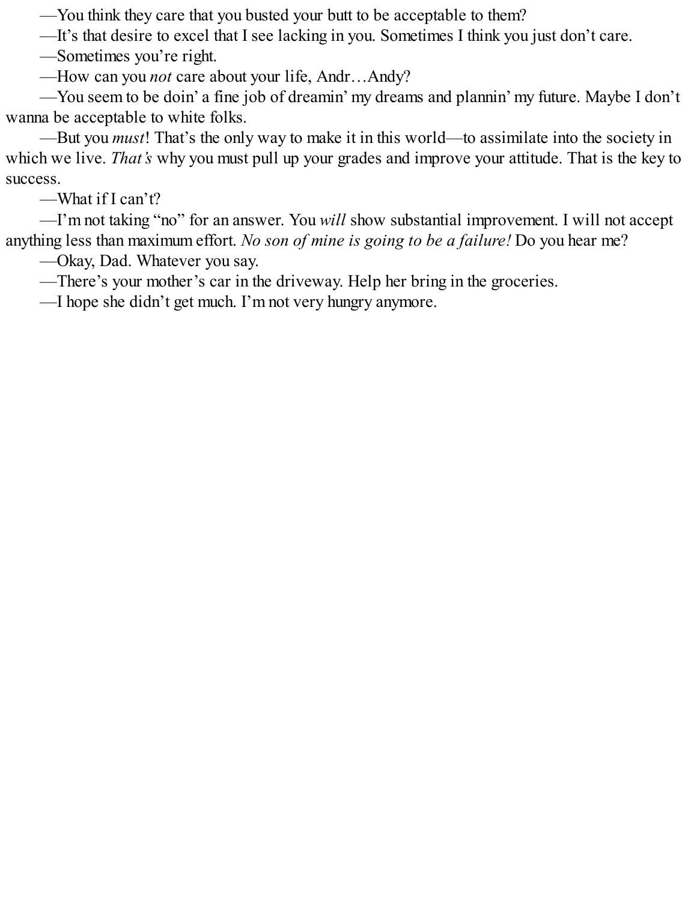—You think they care that you busted your butt to be acceptable to them?

—It's that desire to excel that I see lacking in you. Sometimes I think you just don't care.

—Sometimes you're right.

—How can you *not* care about your life, Andr…Andy?

—You seem to be doin' a fine job of dreamin' my dreams and plannin' my future. Maybe I don't wanna be acceptable to white folks.

—But you *must*! That's the only way to make it in this world—to assimilate into the society in which we live. *That's* why you must pull up your grades and improve your attitude. That is the key to success.

—What if I can't?

—I'm not taking "no" for an answer. You *will* show substantial improvement. I will not accept anything less than maximum effort. *No son of mine is going to be a failure!* Do you hear me?

—Okay, Dad. Whatever you say.

—There's your mother's car in the driveway. Help her bring in the groceries.

—I hope she didn't get much. I'm not very hungry anymore.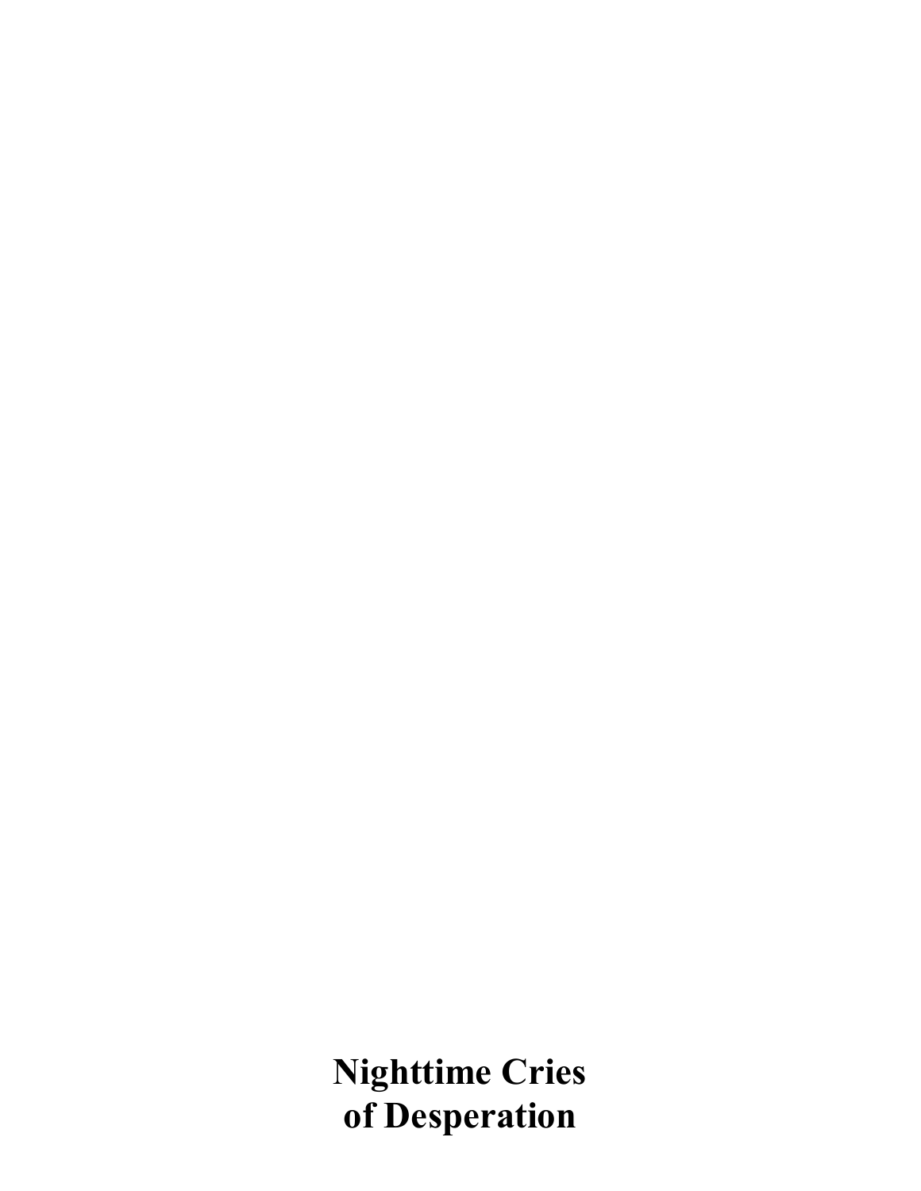# Nighttime Cries of Desperation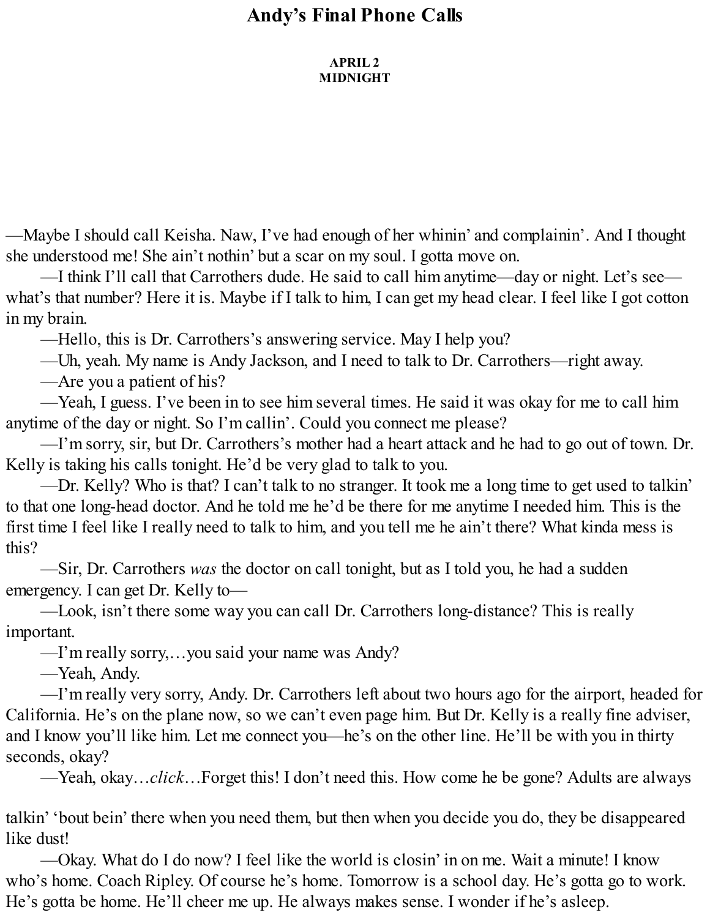# Andy's Final Phone Calls

**APRIL 2**
**MIDNIGHT**

—Maybe I should call Keisha. Naw, I've had enough of her whinin' and complainin'. And I thought she understood me! She ain't nothin' but a scar on my soul. I gotta move on.

—I think I'll call that Carrothers dude. He said to call him anytime—day or night. Let's see—what's that number? Here it is. Maybe if I talk to him, I can get my head clear. I feel like I got cotton in my brain.

—Hello, this is Dr. Carrothers's answering service. May I help you?

—Uh, yeah. My name is Andy Jackson, and I need to talk to Dr. Carrothers—right away.

—Are you a patient of his?

—Yeah, I guess. I've been in to see him several times. He said it was okay for me to call him anytime of the day or night. So I'm callin'. Could you connect me please?

—I'm sorry, sir, but Dr. Carrothers's mother had a heart attack and he had to go out of town. Dr. Kelly is taking his calls tonight. He'd be very glad to talk to you.

—Dr. Kelly? Who is that? I can't talk to no stranger. It took me a long time to get used to talkin' to that one long-head doctor. And he told me he'd be there for me anytime I needed him. This is the first time I feel like I really need to talk to him, and you tell me he ain't there? What kinda mess is this?

—Sir, Dr. Carrothers *was* the doctor on call tonight, but as I told you, he had a sudden emergency. I can get Dr. Kelly to—

—Look, isn't there some way you can call Dr. Carrothers long-distance? This is really important.

—I'm really sorry,…you said your name was Andy?

—Yeah, Andy.

—I'm really very sorry, Andy. Dr. Carrothers left about two hours ago for the airport, headed for California. He's on the plane now, so we can't even page him. But Dr. Kelly is a really fine adviser, and I know you'll like him. Let me connect you—he's on the other line. He'll be with you in thirty seconds, okay?

—Yeah, okay…*click*…Forget this! I don't need this. How come he be gone? Adults are always talkin' 'bout bein' there when you need them, but then when you decide you do, they be disappeared like dust!

—Okay. What do I do now? I feel like the world is closin' in on me. Wait a minute! I know who's home. Coach Ripley. Of course he's home. Tomorrow is a school day. He's gotta go to work. He's gotta be home. He'll cheer me up. He always makes sense. I wonder if he's asleep.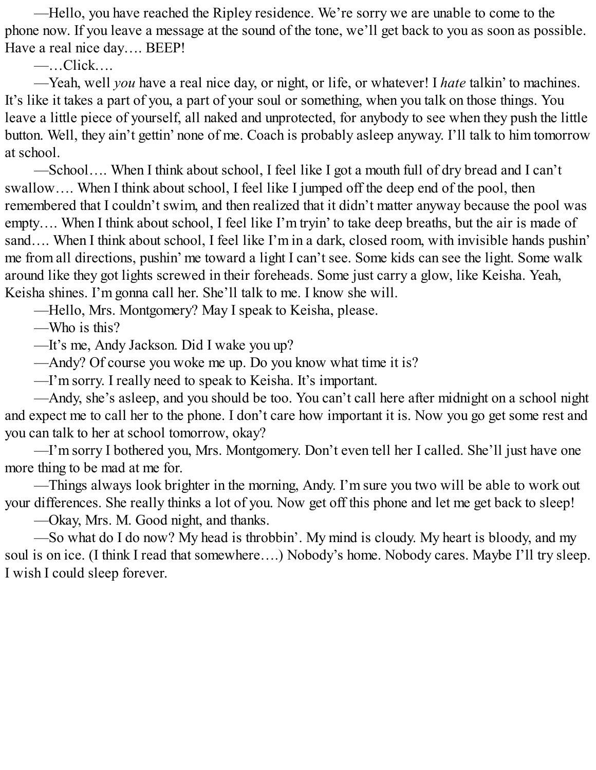—Hello, you have reached the Ripley residence. We're sorry we are unable to come to the phone now. If you leave a message at the sound of the tone, we'll get back to you as soon as possible. Have a real nice day…. BEEP!

—…Click….

—Yeah, well *you* have a real nice day, or night, or life, or whatever! I *hate* talkin' to machines. It's like it takes a part of you, a part of your soul or something, when you talk on those things. You leave a little piece of yourself, all naked and unprotected, for anybody to see when they push the little button. Well, they ain't gettin' none of me. Coach is probably asleep anyway. I'll talk to him tomorrow at school.

—School…. When I think about school, I feel like I got a mouth full of dry bread and I can't swallow…. When I think about school, I feel like I jumped off the deep end of the pool, then remembered that I couldn't swim, and then realized that it didn't matter anyway because the pool was empty…. When I think about school, I feel like I'm tryin' to take deep breaths, but the air is made of sand…. When I think about school, I feel like I'm in a dark, closed room, with invisible hands pushin' me from all directions, pushin' me toward a light I can't see. Some kids can see the light. Some walk around like they got lights screwed in their foreheads. Some just carry a glow, like Keisha. Yeah, Keisha shines. I'm gonna call her. She'll talk to me. I know she will.

—Hello, Mrs. Montgomery? May I speak to Keisha, please.

—Who is this?

—It's me, Andy Jackson. Did I wake you up?

—Andy? Of course you woke me up. Do you know what time it is?

—I'm sorry. I really need to speak to Keisha. It's important.

—Andy, she's asleep, and you should be too. You can't call here after midnight on a school night and expect me to call her to the phone. I don't care how important it is. Now you go get some rest and you can talk to her at school tomorrow, okay?

—I'm sorry I bothered you, Mrs. Montgomery. Don't even tell her I called. She'll just have one more thing to be mad at me for.

—Things always look brighter in the morning, Andy. I'm sure you two will be able to work out your differences. She really thinks a lot of you. Now get off this phone and let me get back to sleep!

—Okay, Mrs. M. Good night, and thanks.

—So what do I do now? My head is throbbin'. My mind is cloudy. My heart is bloody, and my soul is on ice. (I think I read that somewhere….) Nobody's home. Nobody cares. Maybe I'll try sleep. I wish I could sleep forever.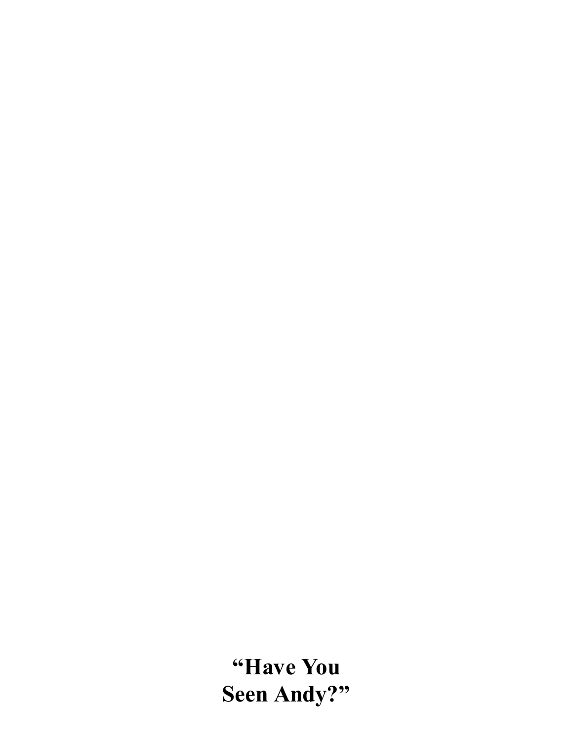# “Have You Seen Andy?”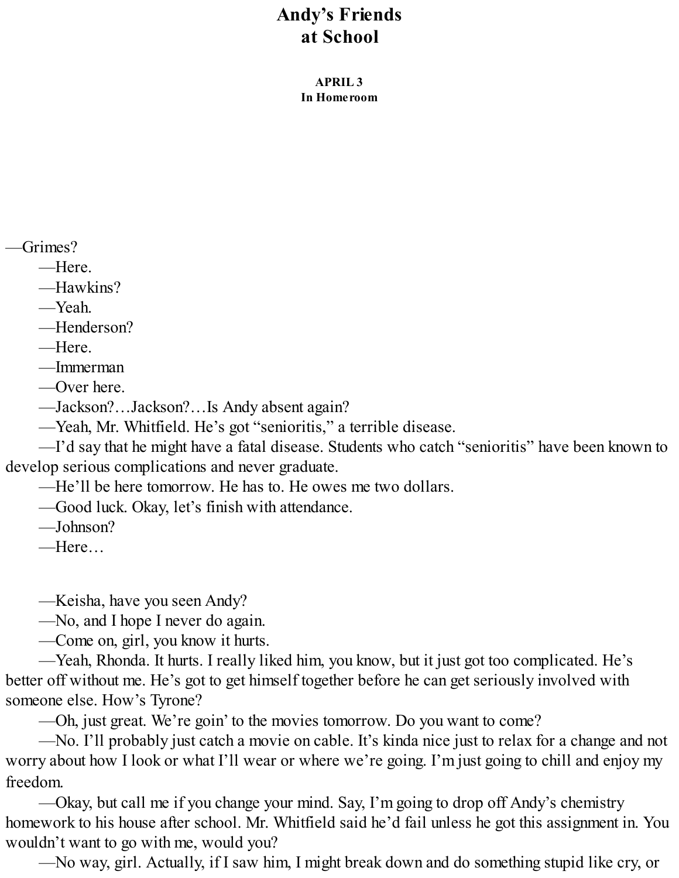# Andy's Friends at School

**APRIL 3**
**In Homeroom**

—Grimes?

—Here.

—Hawkins?

—Yeah.

—Henderson?

—Here.

—Immerman

—Over here.

—Jackson?…Jackson?…Is Andy absent again?

—Yeah, Mr. Whitfield. He's got "senioritis," a terrible disease.

—I'd say that he might have a fatal disease. Students who catch "senioritis" have been known to develop serious complications and never graduate.

—He'll be here tomorrow. He has to. He owes me two dollars.

—Good luck. Okay, let's finish with attendance.

—Johnson?

—Here…

—Keisha, have you seen Andy?

—No, and I hope I never do again.

—Come on, girl, you know it hurts.

—Yeah, Rhonda. It hurts. I really liked him, you know, but it just got too complicated. He's better off without me. He's got to get himself together before he can get seriously involved with someone else. How's Tyrone?

—Oh, just great. We're goin' to the movies tomorrow. Do you want to come?

—No. I'll probably just catch a movie on cable. It's kinda nice just to relax for a change and not worry about how I look or what I'll wear or where we're going. I'm just going to chill and enjoy my freedom.

—Okay, but call me if you change your mind. Say, I'm going to drop off Andy's chemistry homework to his house after school. Mr. Whitfield said he'd fail unless he got this assignment in. You wouldn't want to go with me, would you?

—No way, girl. Actually, if I saw him, I might break down and do something stupid like cry, or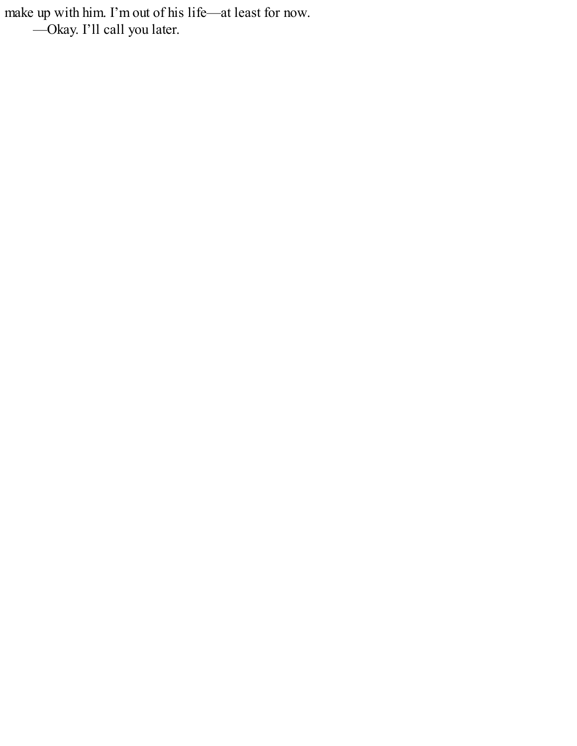make up with him. I'm out of his life—at least for now.

—Okay. I'll call you later.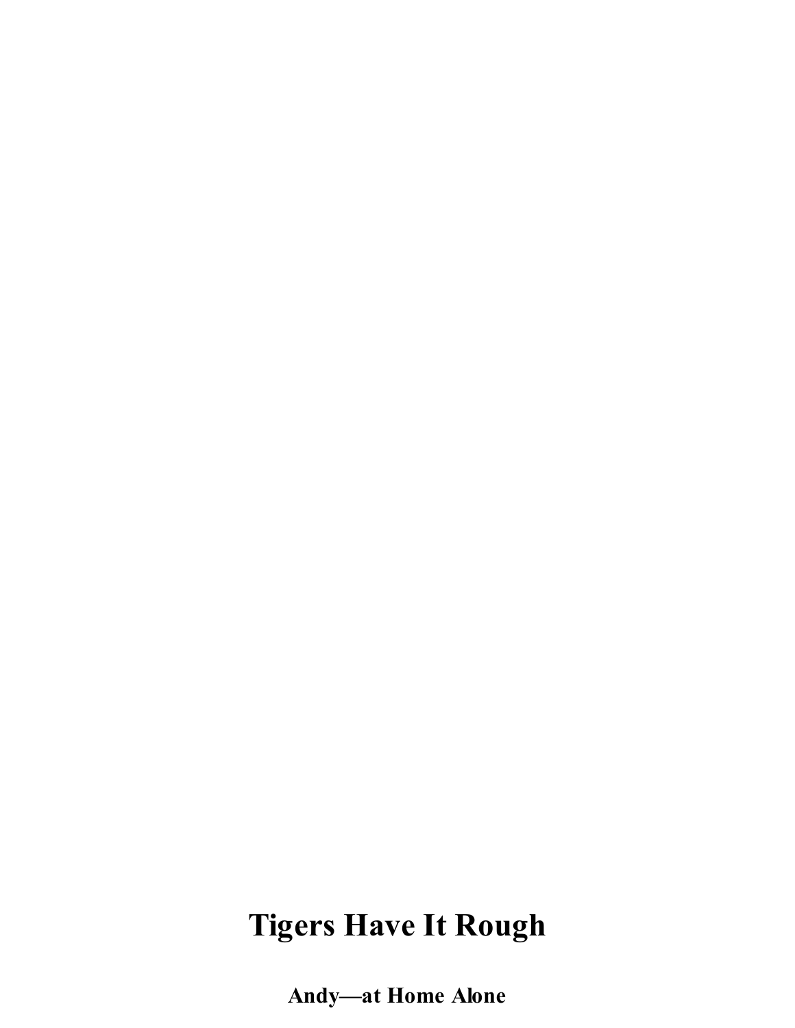# Tigers Have It Rough

**Andy—at Home Alone**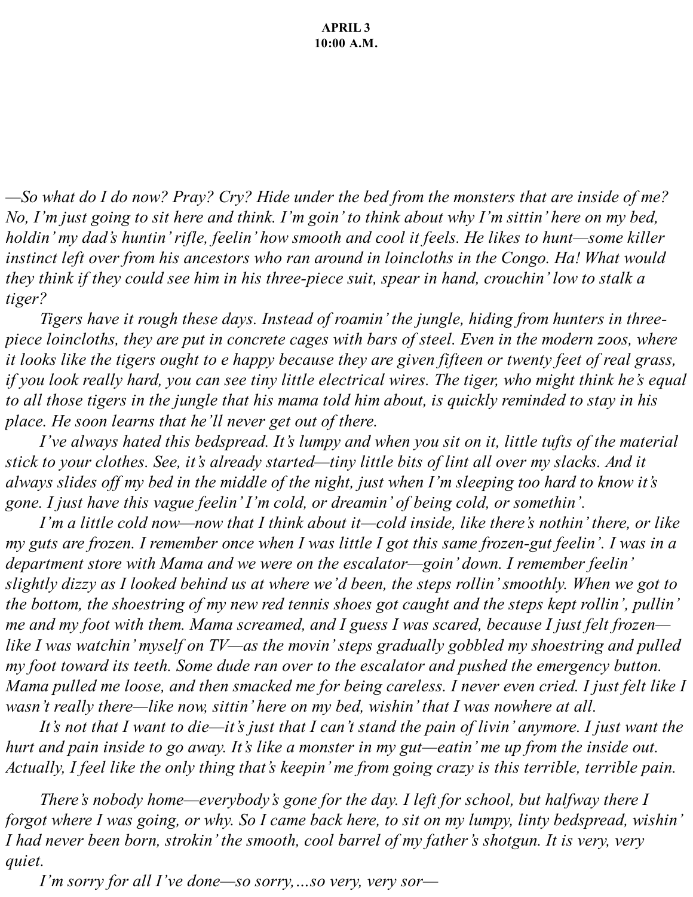**APRIL 3**
**10:00 A.M.**

*—So what do I do now? Pray? Cry? Hide under the bed from the monsters that are inside of me? No, I'm just going to sit here and think. I'm goin' to think about why I'm sittin' here on my bed, holdin' my dad's huntin' rifle, feelin' how smooth and cool it feels. He likes to hunt—some killer instinct left over from his ancestors who ran around in loincloths in the Congo. Ha! What would they think if they could see him in his three-piece suit, spear in hand, crouchin' low to stalk a tiger?*

*Tigers have it rough these days. Instead of roamin' the jungle, hiding from hunters in three-piece loincloths, they are put in concrete cages with bars of steel. Even in the modern zoos, where it looks like the tigers ought to e happy because they are given fifteen or twenty feet of real grass, if you look really hard, you can see tiny little electrical wires. The tiger, who might think he's equal to all those tigers in the jungle that his mama told him about, is quickly reminded to stay in his place. He soon learns that he'll never get out of there.*

*I've always hated this bedspread. It's lumpy and when you sit on it, little tufts of the material stick to your clothes. See, it's already started—tiny little bits of lint all over my slacks. And it always slides off my bed in the middle of the night, just when I'm sleeping too hard to know it's gone. I just have this vague feelin' I'm cold, or dreamin' of being cold, or somethin'.*

*I'm a little cold now—now that I think about it—cold inside, like there's nothin' there, or like my guts are frozen. I remember once when I was little I got this same frozen-gut feelin'. I was in a department store with Mama and we were on the escalator—goin' down. I remember feelin' slightly dizzy as I looked behind us at where we'd been, the steps rollin' smoothly. When we got to the bottom, the shoestring of my new red tennis shoes got caught and the steps kept rollin', pullin' me and my foot with them. Mama screamed, and I guess I was scared, because I just felt frozen—like I was watchin' myself on TV—as the movin' steps gradually gobbled my shoestring and pulled my foot toward its teeth. Some dude ran over to the escalator and pushed the emergency button. Mama pulled me loose, and then smacked me for being careless. I never even cried. I just felt like I wasn't really there—like now, sittin' here on my bed, wishin' that I was nowhere at all.*

*It's not that I want to die—it's just that I can't stand the pain of livin' anymore. I just want the hurt and pain inside to go away. It's like a monster in my gut—eatin' me up from the inside out. Actually, I feel like the only thing that's keepin' me from going crazy is this terrible, terrible pain.*

*There's nobody home—everybody's gone for the day. I left for school, but halfway there I forgot where I was going, or why. So I came back here, to sit on my lumpy, linty bedspread, wishin' I had never been born, strokin' the smooth, cool barrel of my father's shotgun. It is very, very quiet.*

*I'm sorry for all I've done—so sorry,…so very, very sor—*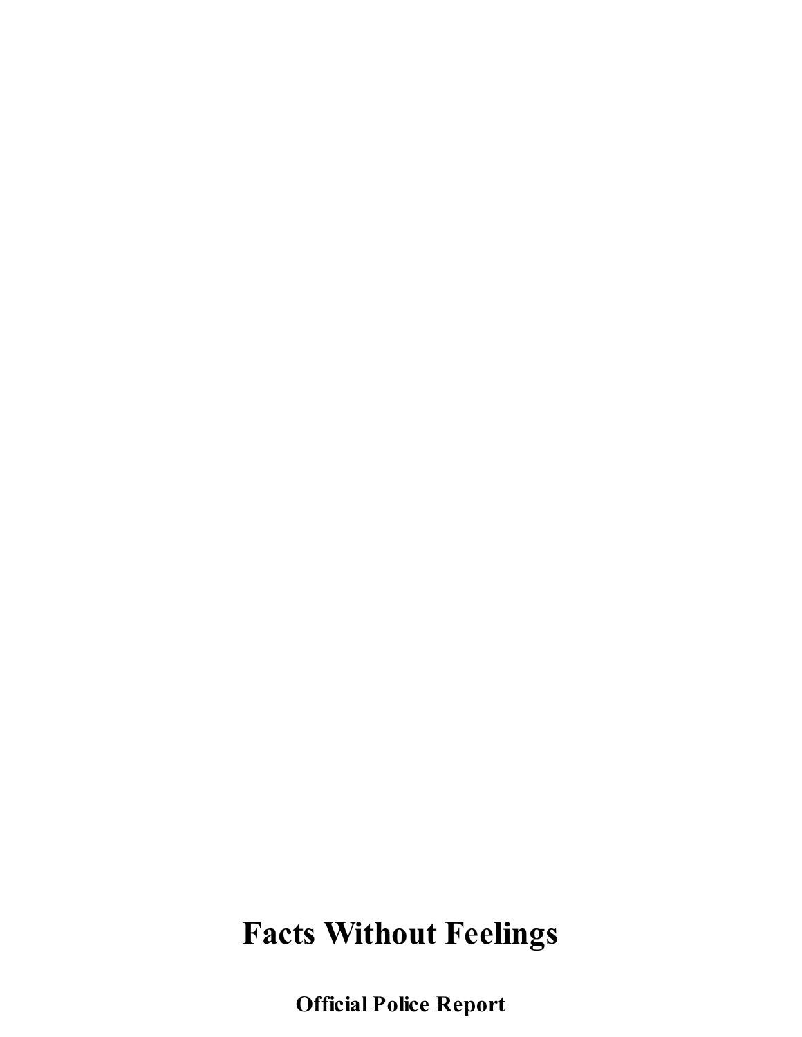# Facts Without Feelings

**Official Police Report**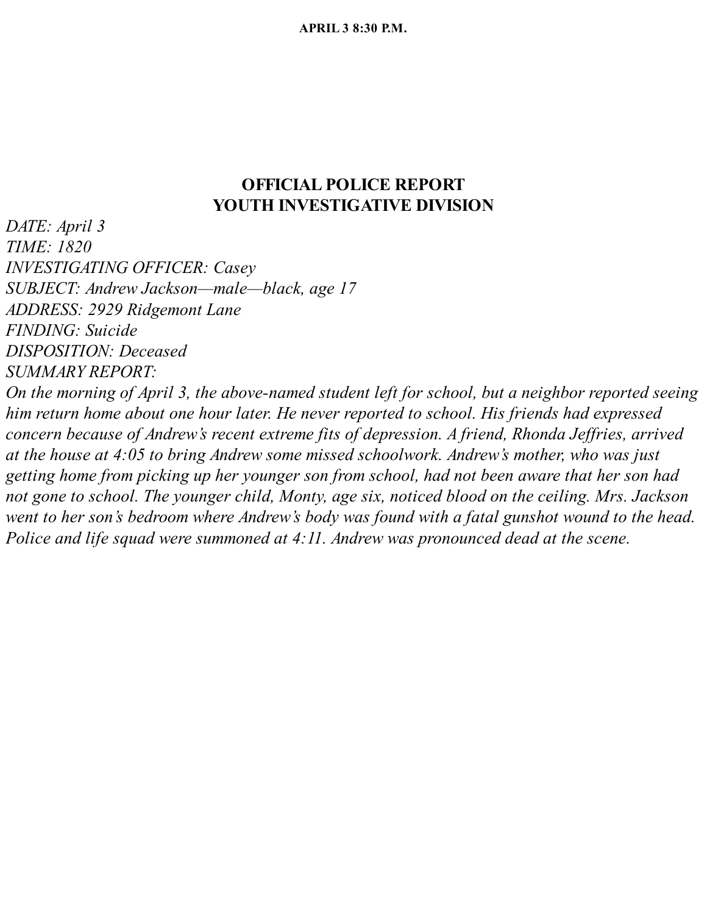**APRIL 3 8:30 P.M.**

## OFFICIAL POLICE REPORT
## YOUTH INVESTIGATIVE DIVISION

*DATE: April 3*
*TIME: 1820*
*INVESTIGATING OFFICER: Casey*
*SUBJECT: Andrew Jackson—male—black, age 17*
*ADDRESS: 2929 Ridgemont Lane*
*FINDING: Suicide*
*DISPOSITION: Deceased*
*SUMMARY REPORT:*

*On the morning of April 3, the above-named student left for school, but a neighbor reported seeing him return home about one hour later. He never reported to school. His friends had expressed concern because of Andrew's recent extreme fits of depression. A friend, Rhonda Jeffries, arrived at the house at 4:05 to bring Andrew some missed schoolwork. Andrew's mother, who was just getting home from picking up her younger son from school, had not been aware that her son had not gone to school. The younger child, Monty, age six, noticed blood on the ceiling. Mrs. Jackson went to her son's bedroom where Andrew's body was found with a fatal gunshot wound to the head. Police and life squad were summoned at 4:11. Andrew was pronounced dead at the scene.*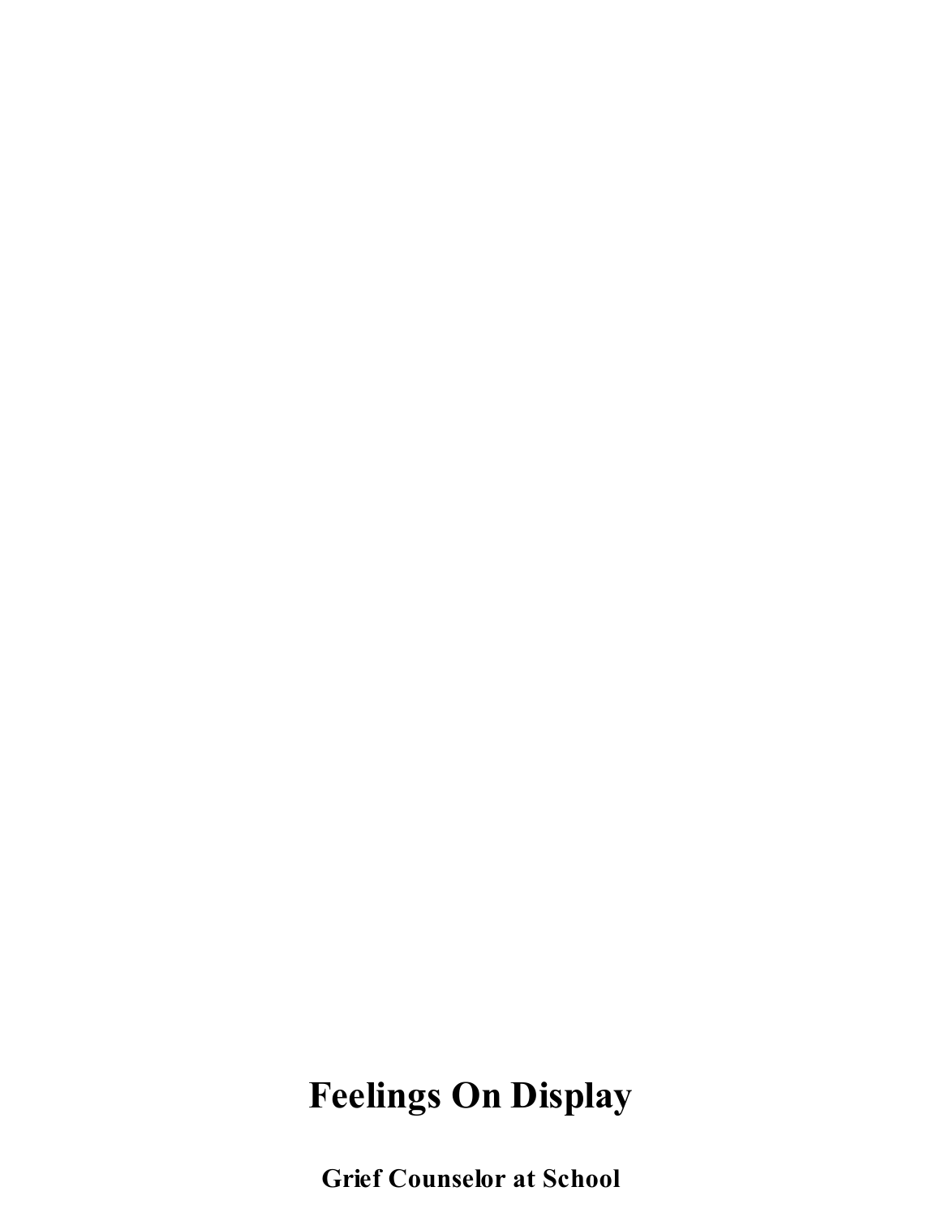# Feelings On Display

**Grief Counselor at School**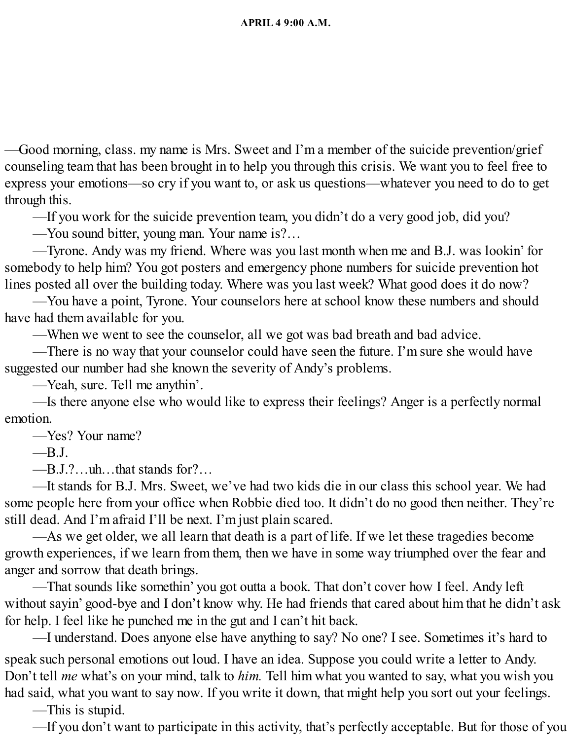**APRIL 4 9:00 A.M.**

—Good morning, class. my name is Mrs. Sweet and I'm a member of the suicide prevention/grief counseling team that has been brought in to help you through this crisis. We want you to feel free to express your emotions—so cry if you want to, or ask us questions—whatever you need to do to get through this.

—If you work for the suicide prevention team, you didn't do a very good job, did you?

—You sound bitter, young man. Your name is?…

—Tyrone. Andy was my friend. Where was you last month when me and B.J. was lookin' for somebody to help him? You got posters and emergency phone numbers for suicide prevention hot lines posted all over the building today. Where was you last week? What good does it do now?

—You have a point, Tyrone. Your counselors here at school know these numbers and should have had them available for you.

—When we went to see the counselor, all we got was bad breath and bad advice.

—There is no way that your counselor could have seen the future. I'm sure she would have suggested our number had she known the severity of Andy's problems.

—Yeah, sure. Tell me anythin'.

—Is there anyone else who would like to express their feelings? Anger is a perfectly normal emotion.

—Yes? Your name?

—B.J.

—B.J.?…uh…that stands for?…

—It stands for B.J. Mrs. Sweet, we've had two kids die in our class this school year. We had some people here from your office when Robbie died too. It didn't do no good then neither. They're still dead. And I'm afraid I'll be next. I'm just plain scared.

—As we get older, we all learn that death is a part of life. If we let these tragedies become growth experiences, if we learn from them, then we have in some way triumphed over the fear and anger and sorrow that death brings.

—That sounds like somethin' you got outta a book. That don't cover how I feel. Andy left without sayin' good-bye and I don't know why. He had friends that cared about him that he didn't ask for help. I feel like he punched me in the gut and I can't hit back.

—I understand. Does anyone else have anything to say? No one? I see. Sometimes it's hard to speak such personal emotions out loud. I have an idea. Suppose you could write a letter to Andy. Don't tell *me* what's on your mind, talk to *him.* Tell him what you wanted to say, what you wish you had said, what you want to say now. If you write it down, that might help you sort out your feelings.

—This is stupid.

—If you don't want to participate in this activity, that's perfectly acceptable. But for those of you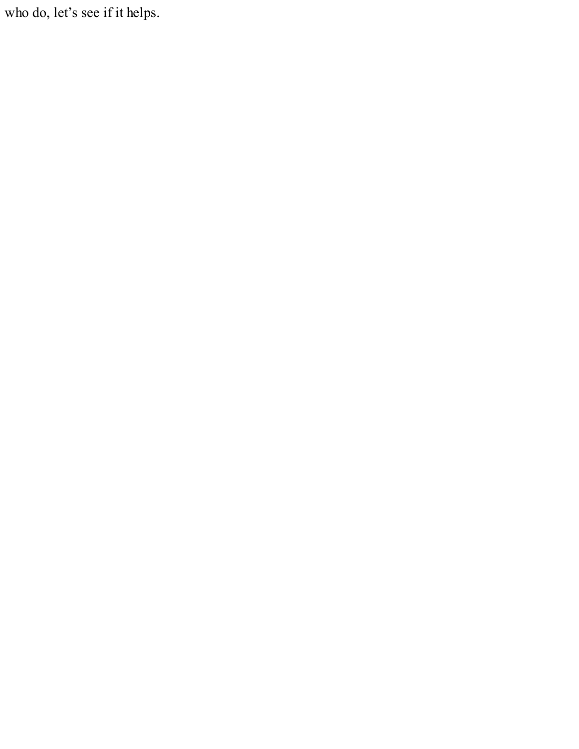who do, let’s see if it helps.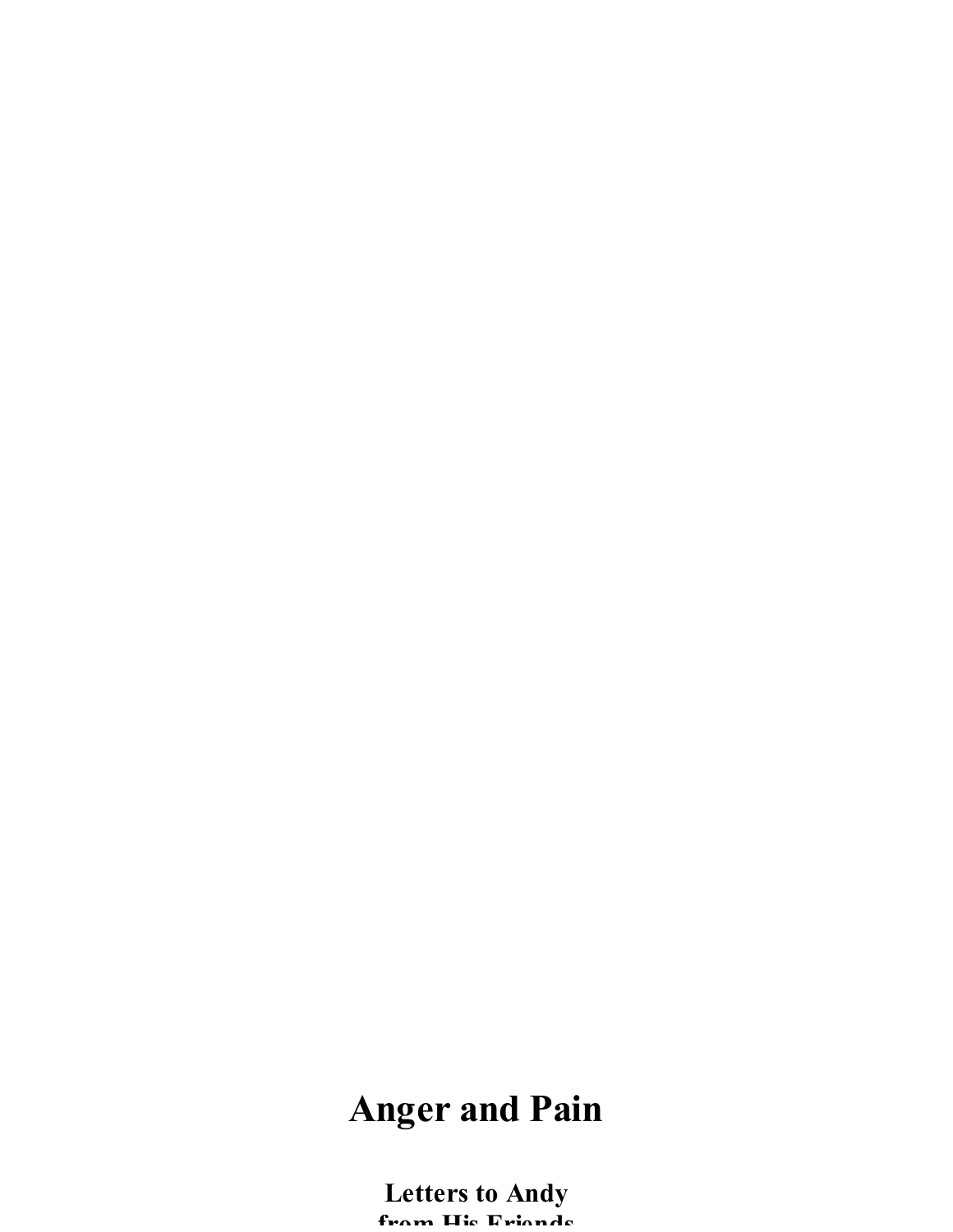# Anger and Pain

**Letters to Andy from His Friends**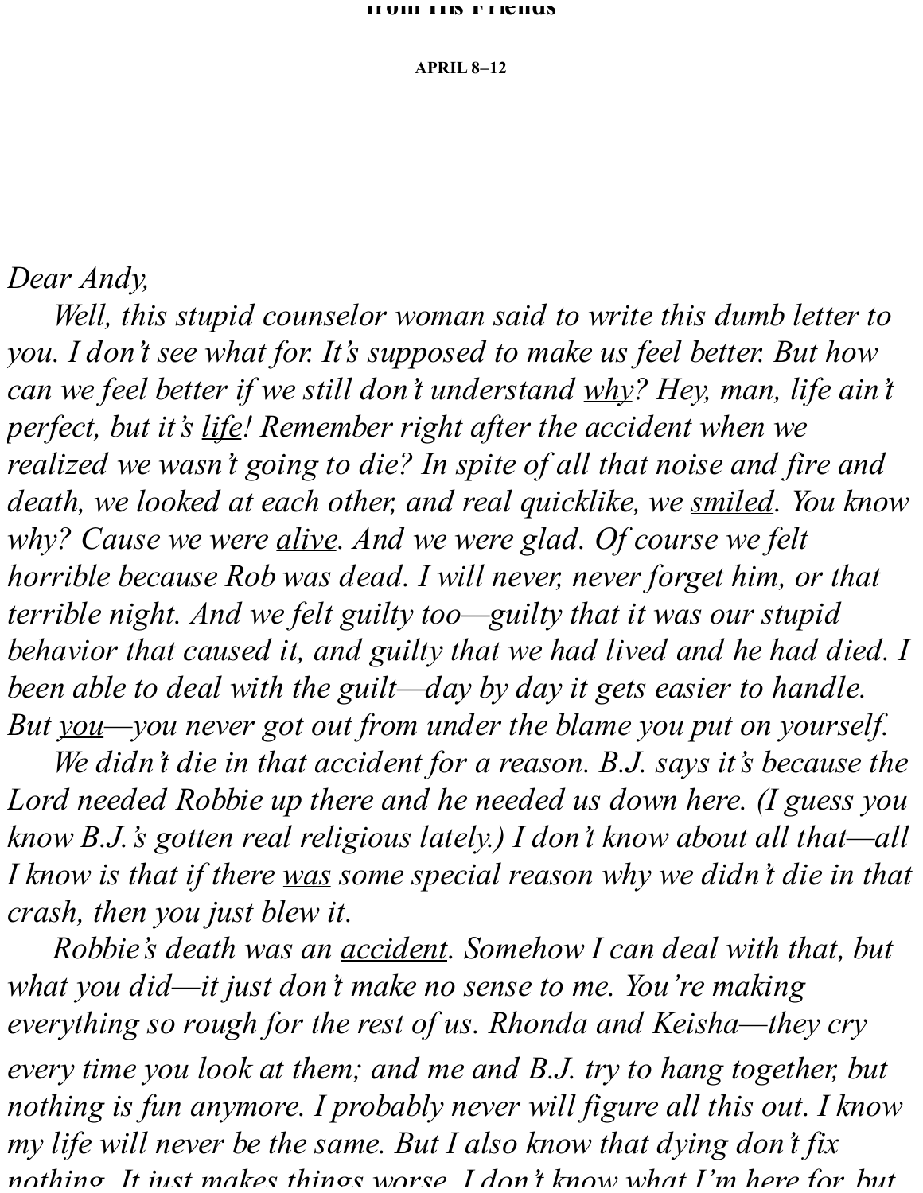**APRIL 8–12**

*Dear Andy,*

*Well, this stupid counselor woman said to write this dumb letter to you. I don't see what for. It's supposed to make us feel better. But how can we feel better if we still don't understand <u>why</u>? Hey, man, life ain't perfect, but it's <u>life</u>! Remember right after the accident when we realized we wasn't going to die? In spite of all that noise and fire and death, we looked at each other, and real quicklike, we <u>smiled</u>. You know why? Cause we were <u>alive</u>. And we were glad. Of course we felt horrible because Rob was dead. I will never, never forget him, or that terrible night. And we felt guilty too—guilty that it was our stupid behavior that caused it, and guilty that we had lived and he had died. I been able to deal with the guilt—day by day it gets easier to handle. But <u>you</u>—you never got out from under the blame you put on yourself.*

*We didn't die in that accident for a reason. B.J. says it's because the Lord needed Robbie up there and he needed us down here. (I guess you know B.J.'s gotten real religious lately.) I don't know about all that—all I know is that if there <u>was</u> some special reason why we didn't die in that crash, then you just blew it.*

*Robbie's death was an <u>accident</u>. Somehow I can deal with that, but what you did—it just don't make no sense to me. You're making everything so rough for the rest of us. Rhonda and Keisha—they cry every time you look at them; and me and B.J. try to hang together, but nothing is fun anymore. I probably never will figure all this out. I know my life will never be the same. But I also know that dying don't fix nothing. It just makes things worse. I don't know what I'm here for, but*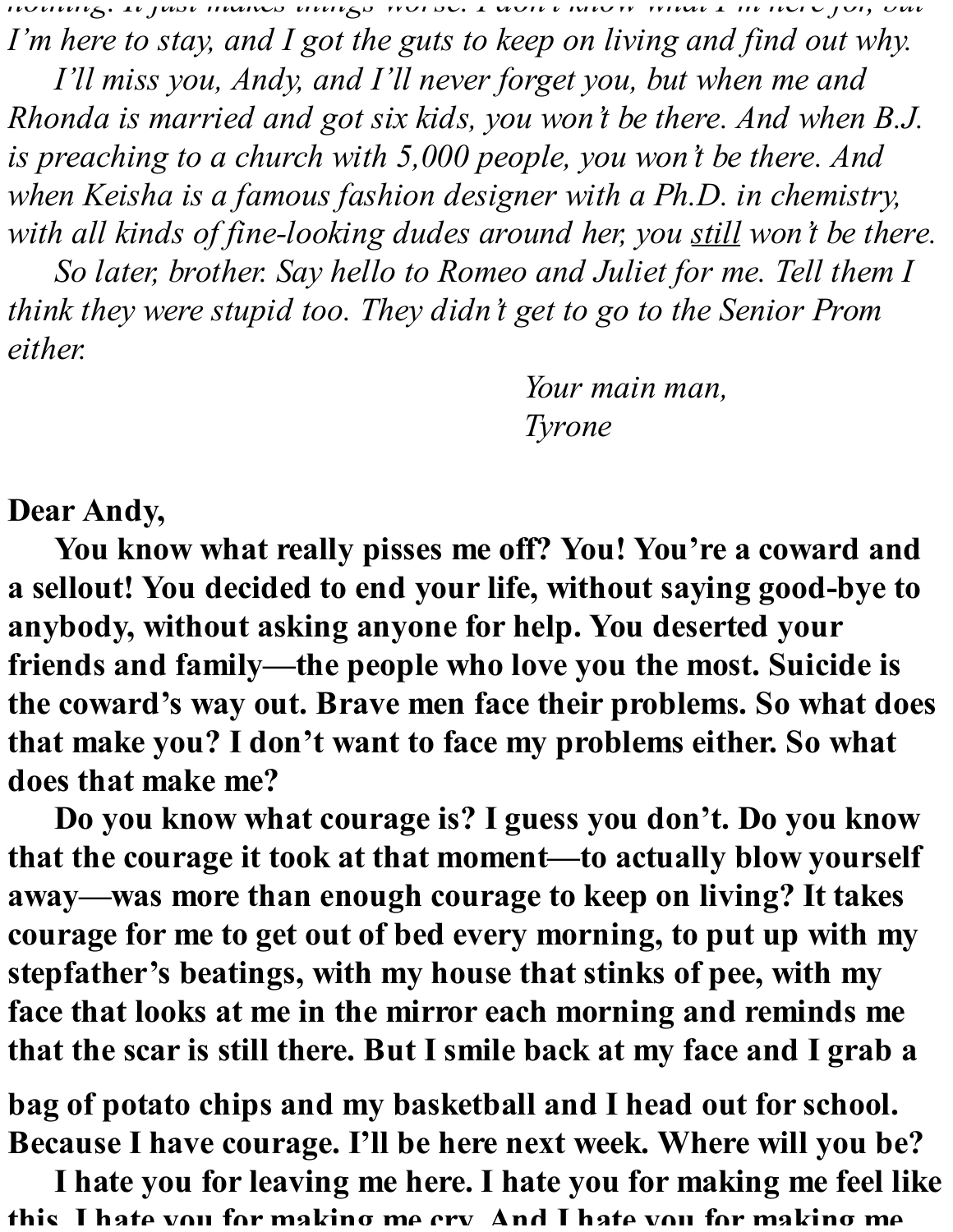*nothing. It just makes things worse. I don't know what I'm here for, but I'm here to stay, and I got the guts to keep on living and find out why.*

*I'll miss you, Andy, and I'll never forget you, but when me and Rhonda is married and got six kids, you won't be there. And when B.J. is preaching to a church with 5,000 people, you won't be there. And when Keisha is a famous fashion designer with a Ph.D. in chemistry, with all kinds of fine-looking dudes around her, you still won't be there.*

*So later, brother. Say hello to Romeo and Juliet for me. Tell them I think they were stupid too. They didn't get to go to the Senior Prom either.*

*Your main man,*
*Tyrone*

**Dear Andy,**

**You know what really pisses me off? You! You're a coward and a sellout! You decided to end your life, without saying good-bye to anybody, without asking anyone for help. You deserted your friends and family—the people who love you the most. Suicide is the coward's way out. Brave men face their problems. So what does that make you? I don't want to face my problems either. So what does that make me?**

**Do you know what courage is? I guess you don't. Do you know that the courage it took at that moment—to actually blow yourself away—was more than enough courage to keep on living? It takes courage for me to get out of bed every morning, to put up with my stepfather's beatings, with my house that stinks of pee, with my face that looks at me in the mirror each morning and reminds me that the scar is still there. But I smile back at my face and I grab a bag of potato chips and my basketball and I head out for school. Because I have courage. I'll be here next week. Where will you be?**

**I hate you for leaving me here. I hate you for making me feel like this. I hate you for making me cry. And I hate you for making me**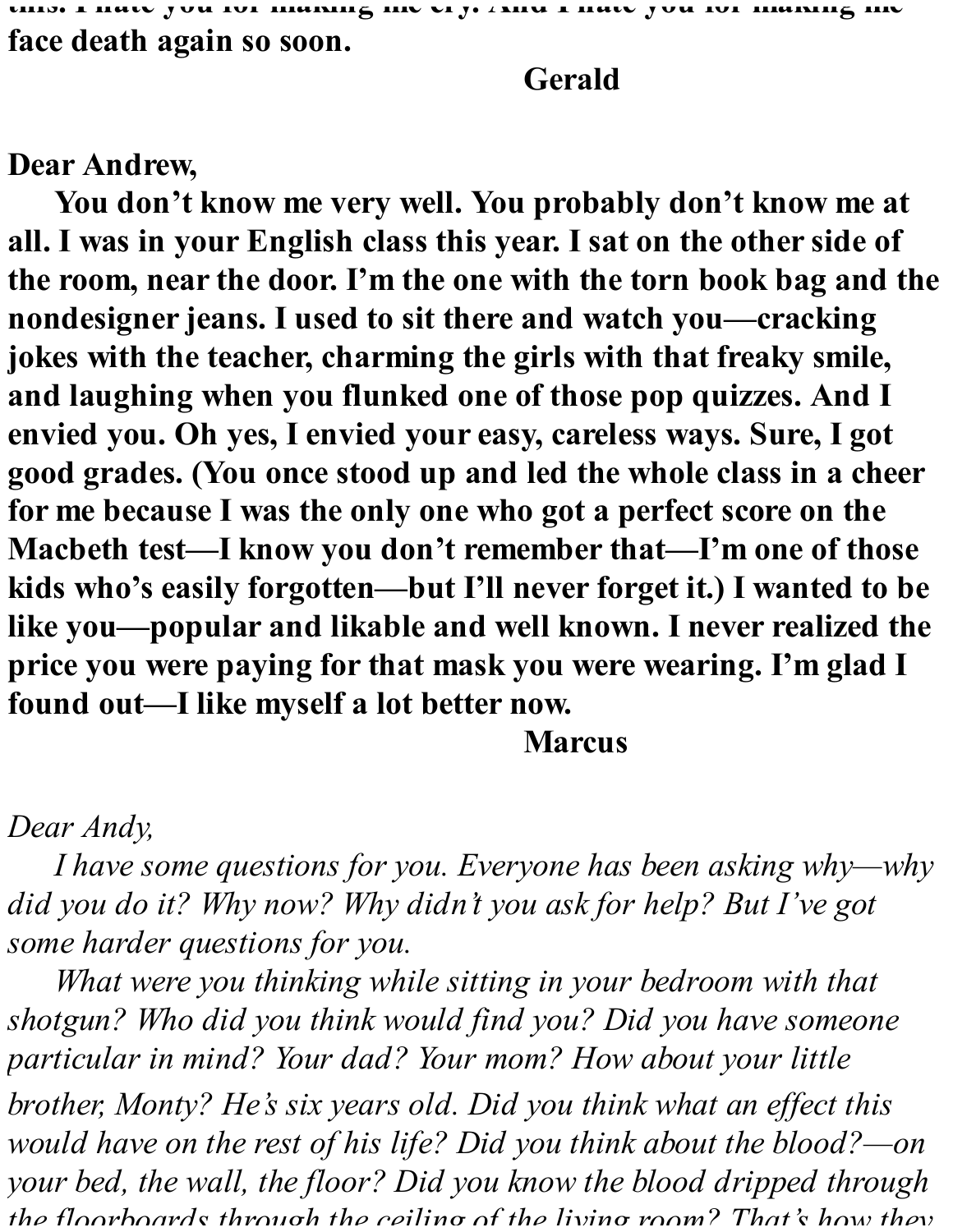**face death again so soon.**

**Gerald**

**Dear Andrew,**

**You don't know me very well. You probably don't know me at all. I was in your English class this year. I sat on the other side of the room, near the door. I'm the one with the torn book bag and the nondesigner jeans. I used to sit there and watch you—cracking jokes with the teacher, charming the girls with that freaky smile, and laughing when you flunked one of those pop quizzes. And I envied you. Oh yes, I envied your easy, careless ways. Sure, I got good grades. (You once stood up and led the whole class in a cheer for me because I was the only one who got a perfect score on the Macbeth test—I know you don't remember that—I'm one of those kids who's easily forgotten—but I'll never forget it.) I wanted to be like you—popular and likable and well known. I never realized the price you were paying for that mask you were wearing. I'm glad I found out—I like myself a lot better now.**

**Marcus**

*Dear Andy,*

*I have some questions for you. Everyone has been asking why—why did you do it? Why now? Why didn't you ask for help? But I've got some harder questions for you.*

*What were you thinking while sitting in your bedroom with that shotgun? Who did you think would find you? Did you have someone particular in mind? Your dad? Your mom? How about your little brother, Monty? He's six years old. Did you think what an effect this would have on the rest of his life? Did you think about the blood?—on your bed, the wall, the floor? Did you know the blood dripped through*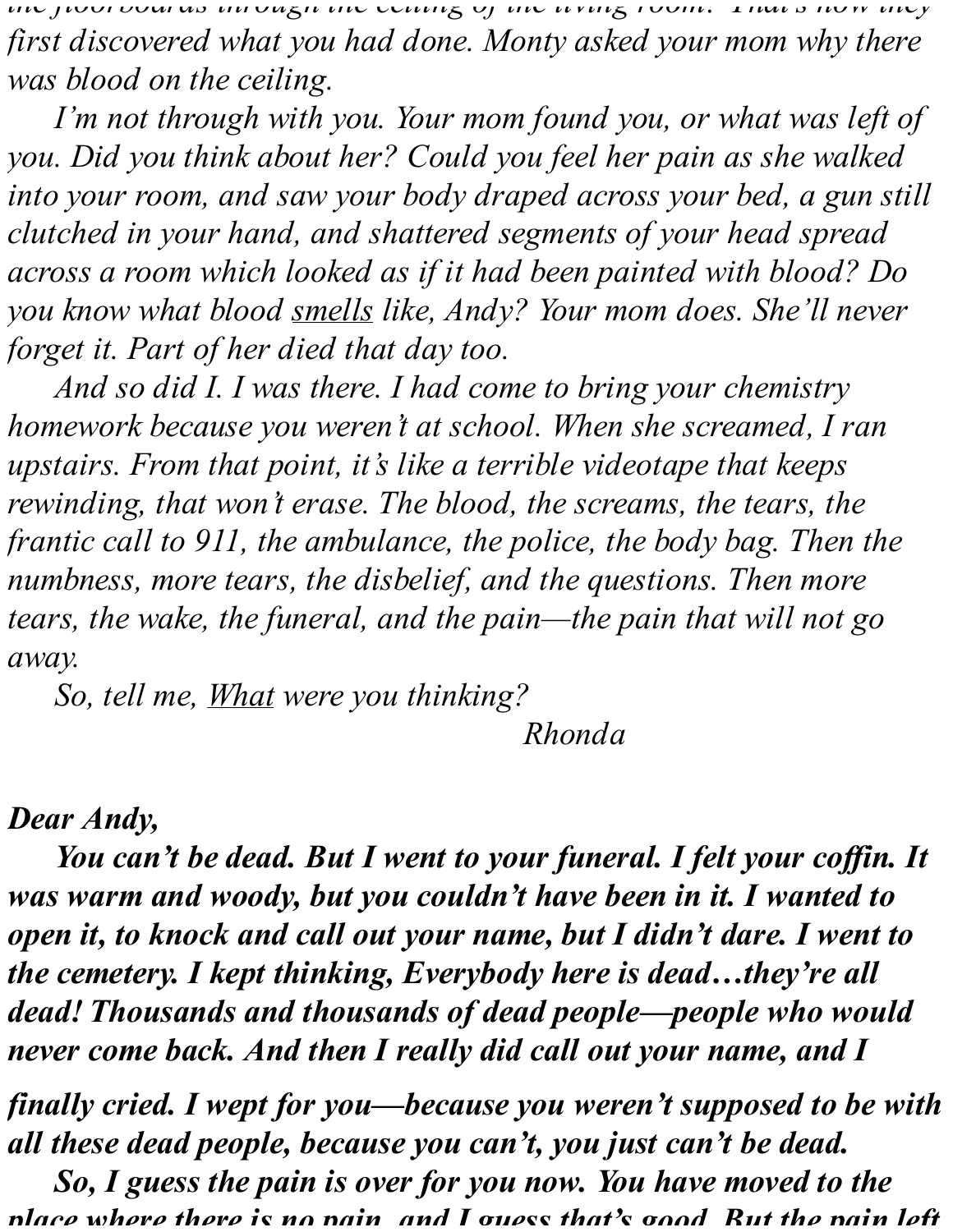*the floorboards through the ceiling of the living room. That's how they first discovered what you had done. Monty asked your mom why there was blood on the ceiling.*

*I'm not through with you. Your mom found you, or what was left of you. Did you think about her? Could you feel her pain as she walked into your room, and saw your body draped across your bed, a gun still clutched in your hand, and shattered segments of your head spread across a room which looked as if it had been painted with blood? Do you know what blood smells like, Andy? Your mom does. She'll never forget it. Part of her died that day too.*

*And so did I. I was there. I had come to bring your chemistry homework because you weren't at school. When she screamed, I ran upstairs. From that point, it's like a terrible videotape that keeps rewinding, that won't erase. The blood, the screams, the tears, the frantic call to 911, the ambulance, the police, the body bag. Then the numbness, more tears, the disbelief, and the questions. Then more tears, the wake, the funeral, and the pain—the pain that will not go away.*

*So, tell me, What were you thinking?*

*Rhonda*

***Dear Andy,***

***You can't be dead. But I went to your funeral. I felt your coffin. It was warm and woody, but you couldn't have been in it. I wanted to open it, to knock and call out your name, but I didn't dare. I went to the cemetery. I kept thinking, Everybody here is dead…they're all dead! Thousands and thousands of dead people—people who would never come back. And then I really did call out your name, and I finally cried. I wept for you—because you weren't supposed to be with all these dead people, because you can't, you just can't be dead.***

***So, I guess the pain is over for you now. You have moved to the place where there is no pain, and I guess that's good. But the pain left***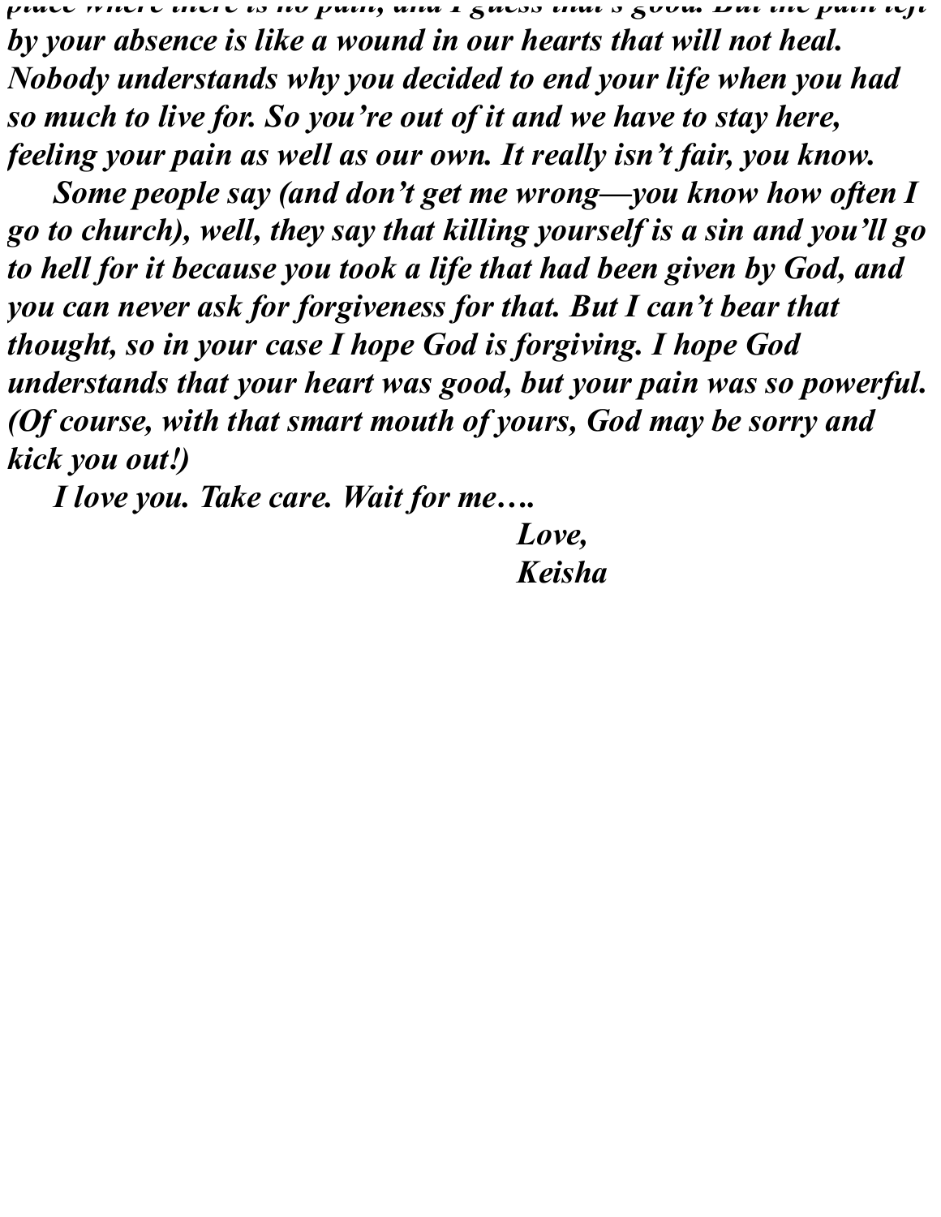*place where there is no pain, and I guess that's good. But the pain left by your absence is like a wound in our hearts that will not heal. Nobody understands why you decided to end your life when you had so much to live for. So you're out of it and we have to stay here, feeling your pain as well as our own. It really isn't fair, you know.*

*Some people say (and don't get me wrong—you know how often I go to church), well, they say that killing yourself is a sin and you'll go to hell for it because you took a life that had been given by God, and you can never ask for forgiveness for that. But I can't bear that thought, so in your case I hope God is forgiving. I hope God understands that your heart was good, but your pain was so powerful. (Of course, with that smart mouth of yours, God may be sorry and kick you out!)*

*I love you. Take care. Wait for me….*

*Love,*
*Keisha*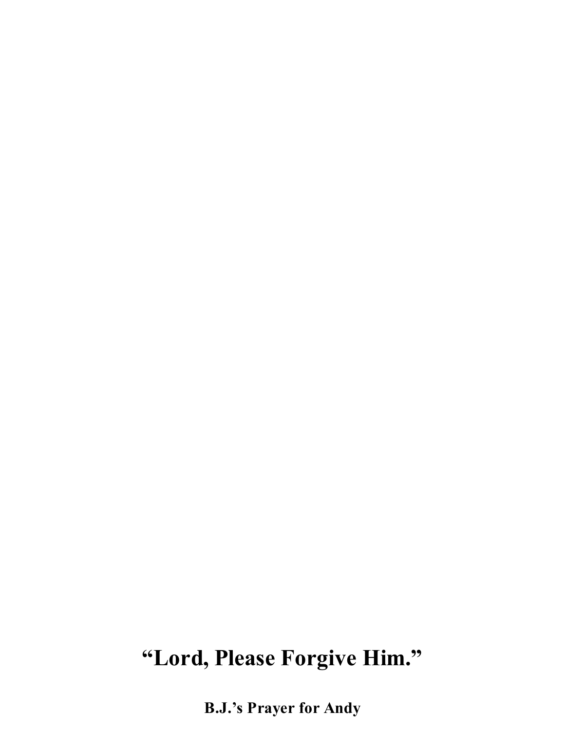# “Lord, Please Forgive Him.”

**B.J.’s Prayer for Andy**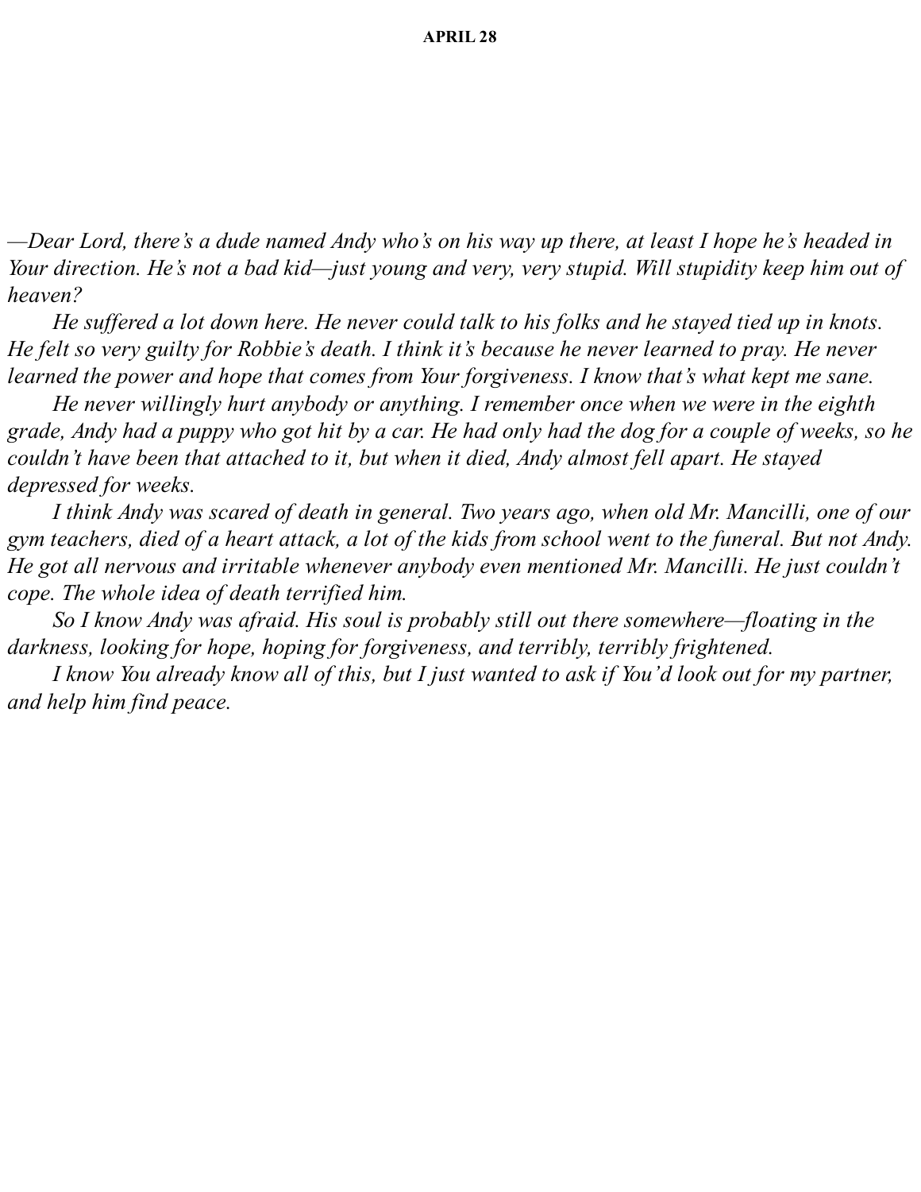**APRIL 28**

*—Dear Lord, there's a dude named Andy who's on his way up there, at least I hope he's headed in Your direction. He's not a bad kid—just young and very, very stupid. Will stupidity keep him out of heaven?*

*He suffered a lot down here. He never could talk to his folks and he stayed tied up in knots. He felt so very guilty for Robbie's death. I think it's because he never learned to pray. He never learned the power and hope that comes from Your forgiveness. I know that's what kept me sane.*

*He never willingly hurt anybody or anything. I remember once when we were in the eighth grade, Andy had a puppy who got hit by a car. He had only had the dog for a couple of weeks, so he couldn't have been that attached to it, but when it died, Andy almost fell apart. He stayed depressed for weeks.*

*I think Andy was scared of death in general. Two years ago, when old Mr. Mancilli, one of our gym teachers, died of a heart attack, a lot of the kids from school went to the funeral. But not Andy. He got all nervous and irritable whenever anybody even mentioned Mr. Mancilli. He just couldn't cope. The whole idea of death terrified him.*

*So I know Andy was afraid. His soul is probably still out there somewhere—floating in the darkness, looking for hope, hoping for forgiveness, and terribly, terribly frightened.*

*I know You already know all of this, but I just wanted to ask if You'd look out for my partner, and help him find peace.*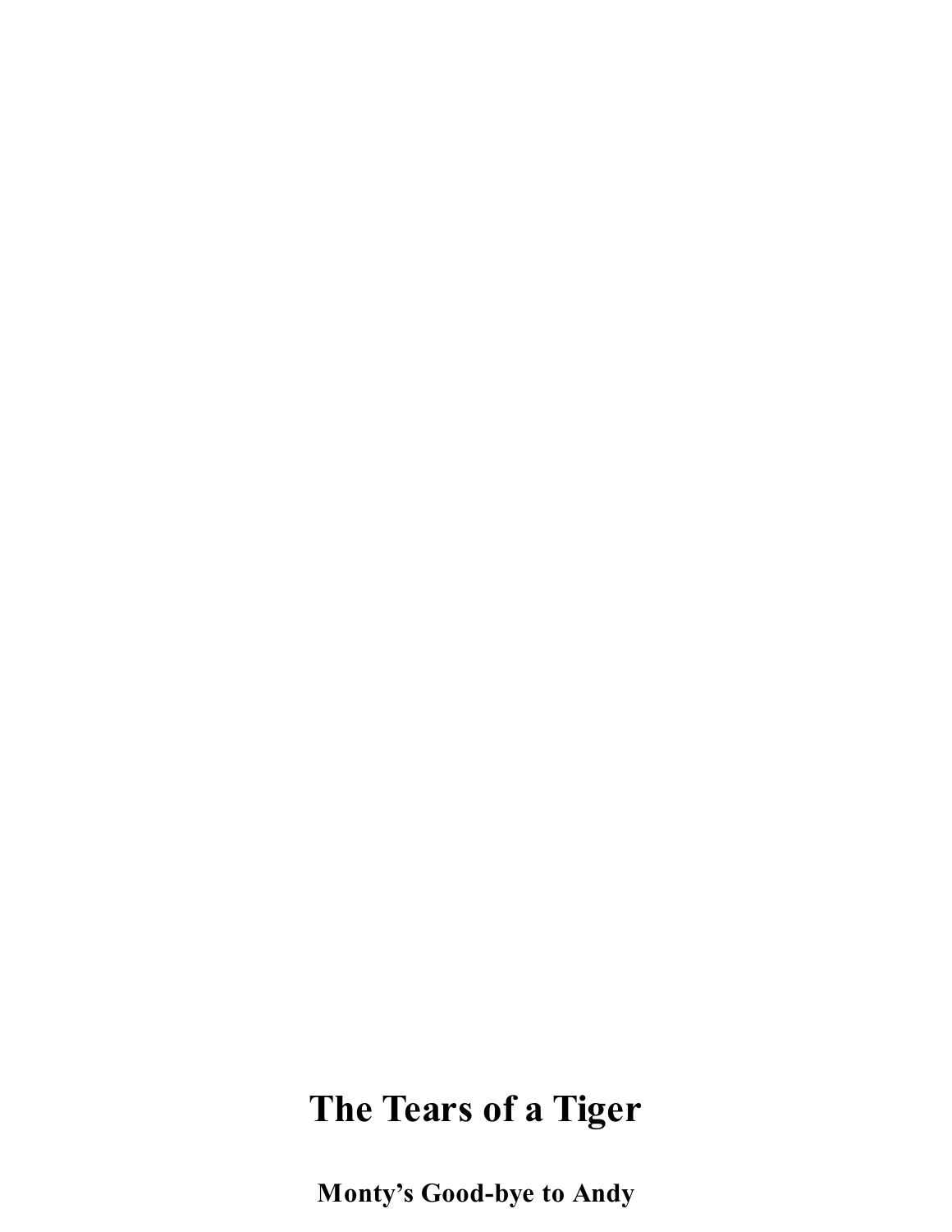# The Tears of a Tiger

**Monty's Good-bye to Andy**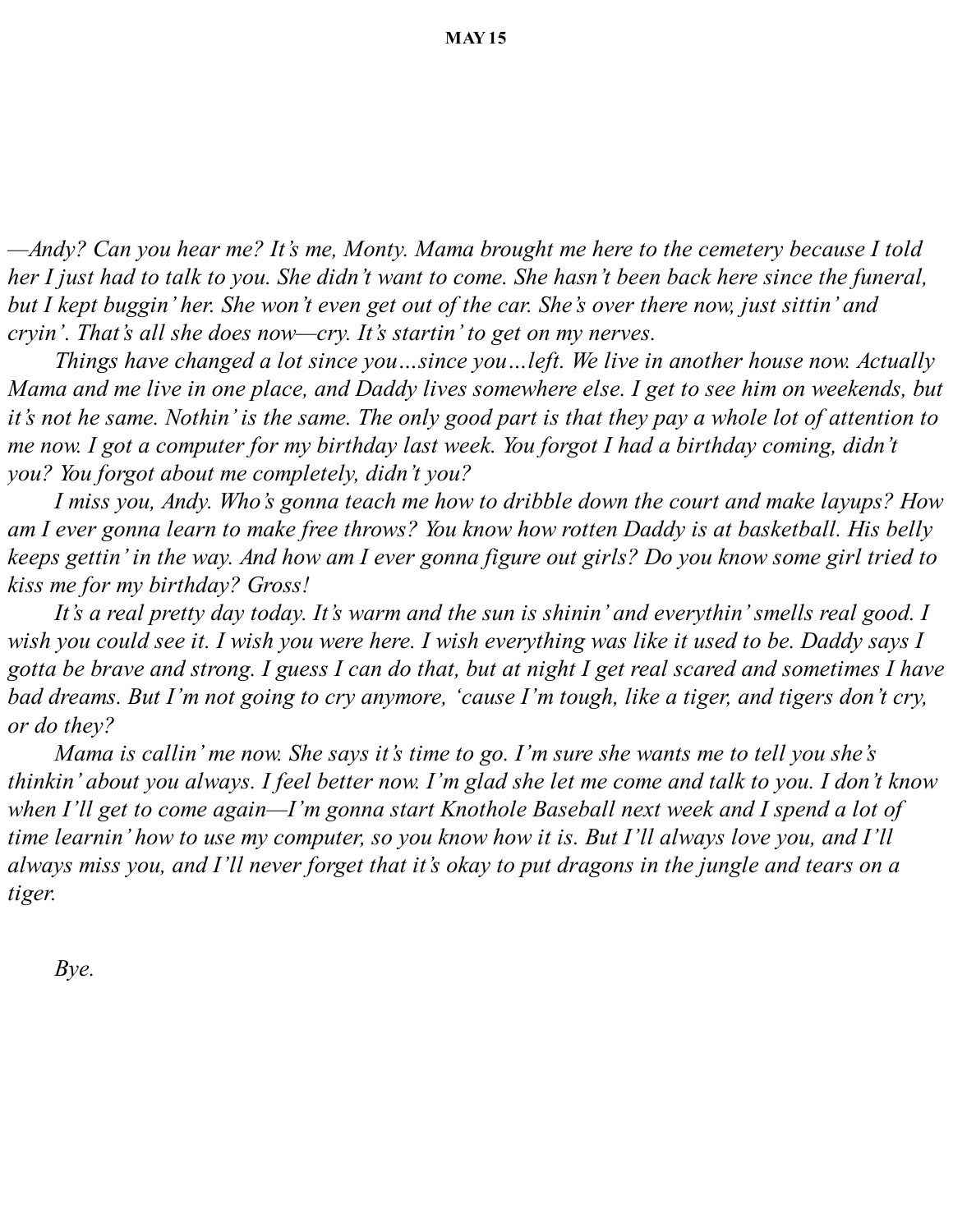**MAY 15**

*—Andy? Can you hear me? It's me, Monty. Mama brought me here to the cemetery because I told her I just had to talk to you. She didn't want to come. She hasn't been back here since the funeral, but I kept buggin' her. She won't even get out of the car. She's over there now, just sittin' and cryin'. That's all she does now—cry. It's startin' to get on my nerves.*

*Things have changed a lot since you…since you…left. We live in another house now. Actually Mama and me live in one place, and Daddy lives somewhere else. I get to see him on weekends, but it's not he same. Nothin' is the same. The only good part is that they pay a whole lot of attention to me now. I got a computer for my birthday last week. You forgot I had a birthday coming, didn't you? You forgot about me completely, didn't you?*

*I miss you, Andy. Who's gonna teach me how to dribble down the court and make layups? How am I ever gonna learn to make free throws? You know how rotten Daddy is at basketball. His belly keeps gettin' in the way. And how am I ever gonna figure out girls? Do you know some girl tried to kiss me for my birthday? Gross!*

*It's a real pretty day today. It's warm and the sun is shinin' and everythin' smells real good. I wish you could see it. I wish you were here. I wish everything was like it used to be. Daddy says I gotta be brave and strong. I guess I can do that, but at night I get real scared and sometimes I have bad dreams. But I'm not going to cry anymore, 'cause I'm tough, like a tiger, and tigers don't cry, or do they?*

*Mama is callin' me now. She says it's time to go. I'm sure she wants me to tell you she's thinkin' about you always. I feel better now. I'm glad she let me come and talk to you. I don't know when I'll get to come again—I'm gonna start Knothole Baseball next week and I spend a lot of time learnin' how to use my computer, so you know how it is. But I'll always love you, and I'll always miss you, and I'll never forget that it's okay to put dragons in the jungle and tears on a tiger.*

*Bye.*